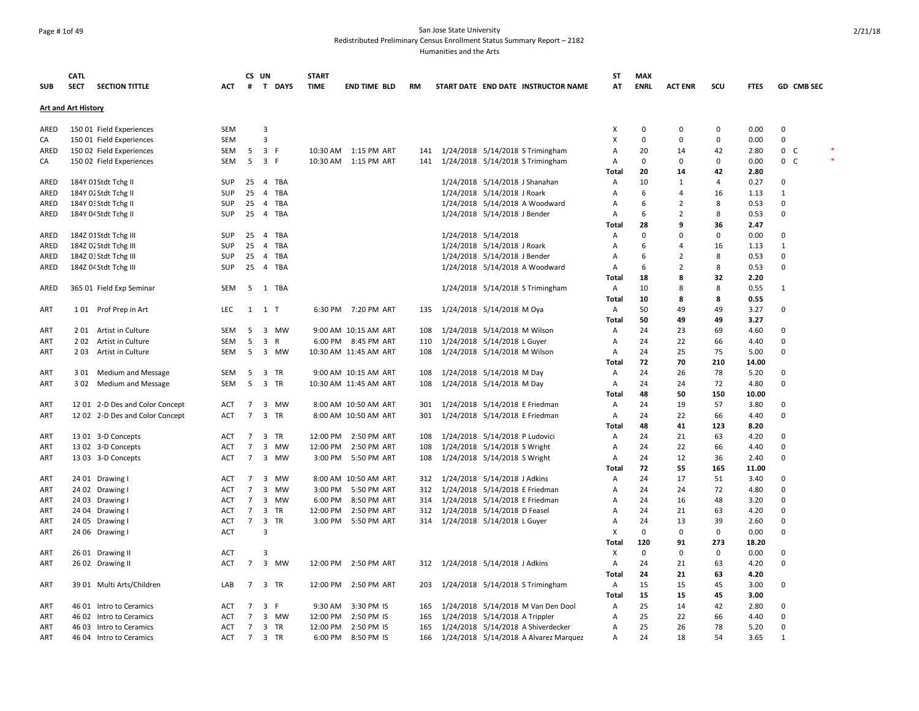San Jose State University

Redistributed Preliminary Census Enrollment Status Summary Report – 2182

Humanities and the Arts

| SUB | CATL SECT | SECTION TITTLE | ACT | CS # | UN T | DAYS | START TIME | END TIME | BLD | RM | START DATE | END DATE | INSTRUCTOR NAME | ST AT | MAX ENRL | ACT ENR | SCU | FTES | GD | CMB SEC | |
|---|---|---|---|---|---|---|---|---|---|---|---|---|---|---|---|---|---|---|---|---|---|
| **Art and Art History** | | | | | | | | | | | | | | | | | | | | | |
| ARED | 150 01 | Field Experiences | SEM | | 3 | | | | | | | | | X | 0 | 0 | 0 | 0.00 | 0 | | |
| CA | 150 01 | Field Experiences | SEM | | 3 | | | | | | | | | X | 0 | 0 | 0 | 0.00 | 0 | | |
| ARED | 150 02 | Field Experiences | SEM | 5 | 3 | F | 10:30 AM | 1:15 PM | ART | 141 | 1/24/2018 | 5/14/2018 | S Trimingham | A | 20 | 14 | 42 | 2.80 | 0 | C | * |
| CA | 150 02 | Field Experiences | SEM | 5 | 3 | F | 10:30 AM | 1:15 PM | ART | 141 | 1/24/2018 | 5/14/2018 | S Trimingham | A | 0 | 0 | 0 | 0.00 | 0 | C | * |
| | | | | | | | | | | | | | | **Total** | **20** | **14** | **42** | **2.80** | | | |
| ARED | 184Y 01 | Stdt Tchg II | SUP | 25 | 4 | TBA | | | | | 1/24/2018 | 5/14/2018 | J Shanahan | A | 10 | 1 | 4 | 0.27 | 0 | | |
| ARED | 184Y 02 | Stdt Tchg II | SUP | 25 | 4 | TBA | | | | | 1/24/2018 | 5/14/2018 | J Roark | A | 6 | 4 | 16 | 1.13 | 1 | | |
| ARED | 184Y 03 | Stdt Tchg II | SUP | 25 | 4 | TBA | | | | | 1/24/2018 | 5/14/2018 | A Woodward | A | 6 | 2 | 8 | 0.53 | 0 | | |
| ARED | 184Y 04 | Stdt Tchg II | SUP | 25 | 4 | TBA | | | | | 1/24/2018 | 5/14/2018 | J Bender | A | 6 | 2 | 8 | 0.53 | 0 | | |
| | | | | | | | | | | | | | | **Total** | **28** | **9** | **36** | **2.47** | | | |
| ARED | 184Z 01 | Stdt Tchg III | SUP | 25 | 4 | TBA | | | | | 1/24/2018 | 5/14/2018 | | A | 0 | 0 | 0 | 0.00 | 0 | | |
| ARED | 184Z 02 | Stdt Tchg III | SUP | 25 | 4 | TBA | | | | | 1/24/2018 | 5/14/2018 | J Roark | A | 6 | 4 | 16 | 1.13 | 1 | | |
| ARED | 184Z 03 | Stdt Tchg III | SUP | 25 | 4 | TBA | | | | | 1/24/2018 | 5/14/2018 | J Bender | A | 6 | 2 | 8 | 0.53 | 0 | | |
| ARED | 184Z 04 | Stdt Tchg III | SUP | 25 | 4 | TBA | | | | | 1/24/2018 | 5/14/2018 | A Woodward | A | 6 | 2 | 8 | 0.53 | 0 | | |
| | | | | | | | | | | | | | | **Total** | **18** | **8** | **32** | **2.20** | | | |
| ARED | 365 01 | Field Exp Seminar | SEM | 5 | 1 | TBA | | | | | 1/24/2018 | 5/14/2018 | S Trimingham | A | 10 | 8 | 8 | 0.55 | 1 | | |
| | | | | | | | | | | | | | | **Total** | **10** | **8** | **8** | **0.55** | | | |
| ART | 1 01 | Prof Prep in Art | LEC | 1 | 1 | T | 6:30 PM | 7:20 PM | ART | 135 | 1/24/2018 | 5/14/2018 | M Oya | A | 50 | 49 | 49 | 3.27 | 0 | | |
| | | | | | | | | | | | | | | **Total** | **50** | **49** | **49** | **3.27** | | | |
| ART | 2 01 | Artist in Culture | SEM | 5 | 3 | MW | 9:00 AM | 10:15 AM | ART | 108 | 1/24/2018 | 5/14/2018 | M Wilson | A | 24 | 23 | 69 | 4.60 | 0 | | |
| ART | 2 02 | Artist in Culture | SEM | 5 | 3 | R | 6:00 PM | 8:45 PM | ART | 110 | 1/24/2018 | 5/14/2018 | L Guyer | A | 24 | 22 | 66 | 4.40 | 0 | | |
| ART | 2 03 | Artist in Culture | SEM | 5 | 3 | MW | 10:30 AM | 11:45 AM | ART | 108 | 1/24/2018 | 5/14/2018 | M Wilson | A | 24 | 25 | 75 | 5.00 | 0 | | |
| | | | | | | | | | | | | | | **Total** | **72** | **70** | **210** | **14.00** | | | |
| ART | 3 01 | Medium and Message | SEM | 5 | 3 | TR | 9:00 AM | 10:15 AM | ART | 108 | 1/24/2018 | 5/14/2018 | M Day | A | 24 | 26 | 78 | 5.20 | 0 | | |
| ART | 3 02 | Medium and Message | SEM | 5 | 3 | TR | 10:30 AM | 11:45 AM | ART | 108 | 1/24/2018 | 5/14/2018 | M Day | A | 24 | 24 | 72 | 4.80 | 0 | | |
| | | | | | | | | | | | | | | **Total** | **48** | **50** | **150** | **10.00** | | | |
| ART | 12 01 | 2-D Des and Color Concept | ACT | 7 | 3 | MW | 8:00 AM | 10:50 AM | ART | 301 | 1/24/2018 | 5/14/2018 | E Friedman | A | 24 | 19 | 57 | 3.80 | 0 | | |
| ART | 12 02 | 2-D Des and Color Concept | ACT | 7 | 3 | TR | 8:00 AM | 10:50 AM | ART | 301 | 1/24/2018 | 5/14/2018 | E Friedman | A | 24 | 22 | 66 | 4.40 | 0 | | |
| | | | | | | | | | | | | | | **Total** | **48** | **41** | **123** | **8.20** | | | |
| ART | 13 01 | 3-D Concepts | ACT | 7 | 3 | TR | 12:00 PM | 2:50 PM | ART | 108 | 1/24/2018 | 5/14/2018 | P Ludovici | A | 24 | 21 | 63 | 4.20 | 0 | | |
| ART | 13 02 | 3-D Concepts | ACT | 7 | 3 | MW | 12:00 PM | 2:50 PM | ART | 108 | 1/24/2018 | 5/14/2018 | S Wright | A | 24 | 22 | 66 | 4.40 | 0 | | |
| ART | 13 03 | 3-D Concepts | ACT | 7 | 3 | MW | 3:00 PM | 5:50 PM | ART | 108 | 1/24/2018 | 5/14/2018 | S Wright | A | 24 | 12 | 36 | 2.40 | 0 | | |
| | | | | | | | | | | | | | | **Total** | **72** | **55** | **165** | **11.00** | | | |
| ART | 24 01 | Drawing I | ACT | 7 | 3 | MW | 8:00 AM | 10:50 AM | ART | 312 | 1/24/2018 | 5/14/2018 | J Adkins | A | 24 | 17 | 51 | 3.40 | 0 | | |
| ART | 24 02 | Drawing I | ACT | 7 | 3 | MW | 3:00 PM | 5:50 PM | ART | 312 | 1/24/2018 | 5/14/2018 | E Friedman | A | 24 | 24 | 72 | 4.80 | 0 | | |
| ART | 24 03 | Drawing I | ACT | 7 | 3 | MW | 6:00 PM | 8:50 PM | ART | 314 | 1/24/2018 | 5/14/2018 | E Friedman | A | 24 | 16 | 48 | 3.20 | 0 | | |
| ART | 24 04 | Drawing I | ACT | 7 | 3 | TR | 12:00 PM | 2:50 PM | ART | 312 | 1/24/2018 | 5/14/2018 | D Feasel | A | 24 | 21 | 63 | 4.20 | 0 | | |
| ART | 24 05 | Drawing I | ACT | 7 | 3 | TR | 3:00 PM | 5:50 PM | ART | 314 | 1/24/2018 | 5/14/2018 | L Guyer | A | 24 | 13 | 39 | 2.60 | 0 | | |
| ART | 24 06 | Drawing I | ACT | | 3 | | | | | | | | | X | 0 | 0 | 0 | 0.00 | 0 | | |
| | | | | | | | | | | | | | | **Total** | **120** | **91** | **273** | **18.20** | | | |
| ART | 26 01 | Drawing II | ACT | | 3 | | | | | | | | | X | 0 | 0 | 0 | 0.00 | 0 | | |
| ART | 26 02 | Drawing II | ACT | 7 | 3 | MW | 12:00 PM | 2:50 PM | ART | 312 | 1/24/2018 | 5/14/2018 | J Adkins | A | 24 | 21 | 63 | 4.20 | 0 | | |
| | | | | | | | | | | | | | | **Total** | **24** | **21** | **63** | **4.20** | | | |
| ART | 39 01 | Multi Arts/Children | LAB | 7 | 3 | TR | 12:00 PM | 2:50 PM | ART | 203 | 1/24/2018 | 5/14/2018 | S Trimingham | A | 15 | 15 | 45 | 3.00 | 0 | | |
| | | | | | | | | | | | | | | **Total** | **15** | **15** | **45** | **3.00** | | | |
| ART | 46 01 | Intro to Ceramics | ACT | 7 | 3 | F | 9:30 AM | 3:30 PM | IS | 165 | 1/24/2018 | 5/14/2018 | M Van Den Dool | A | 25 | 14 | 42 | 2.80 | 0 | | |
| ART | 46 02 | Intro to Ceramics | ACT | 7 | 3 | MW | 12:00 PM | 2:50 PM | IS | 165 | 1/24/2018 | 5/14/2018 | A Trippler | A | 25 | 22 | 66 | 4.40 | 0 | | |
| ART | 46 03 | Intro to Ceramics | ACT | 7 | 3 | TR | 12:00 PM | 2:50 PM | IS | 165 | 1/24/2018 | 5/14/2018 | A Shiverdecker | A | 25 | 26 | 78 | 5.20 | 0 | | |
| ART | 46 04 | Intro to Ceramics | ACT | 7 | 3 | TR | 6:00 PM | 8:50 PM | IS | 166 | 1/24/2018 | 5/14/2018 | A Alvarez Marquez | A | 24 | 18 | 54 | 3.65 | 1 | | |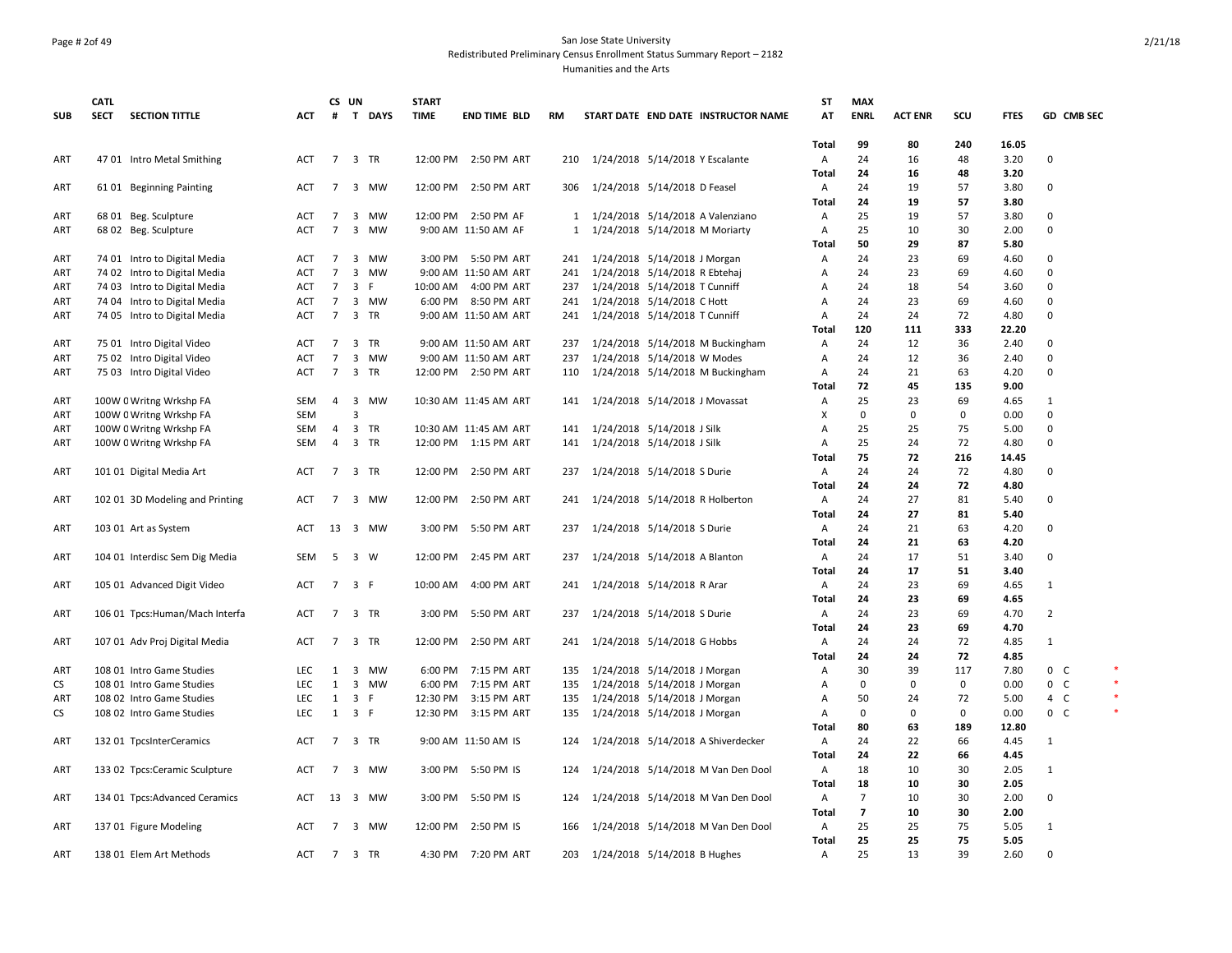# San Jose State University
## Redistributed Preliminary Census Enrollment Status Summary Report – 2182
### Humanities and the Arts

| SUB | CATL SECT | SECTION TITTLE | ACT | CS # | UN T | DAYS | START TIME | END TIME | BLD | RM | START DATE | END DATE | INSTRUCTOR NAME | ST AT | MAX ENRL | ACT ENR | SCU | FTES | GD | CMB SEC |
|---|---|---|---|---|---|---|---|---|---|---|---|---|---|---|---|---|---|---|---|---|
| | | | | | | | | | | | | | | Total | 99 | 80 | 240 | 16.05 | | |
| ART | 47 01 | Intro Metal Smithing | ACT | 7 | 3 | TR | 12:00 PM | 2:50 PM | ART | 210 | 1/24/2018 | 5/14/2018 | Y Escalante | A | 24 | 16 | 48 | 3.20 | 0 | |
| | | | | | | | | | | | | | | Total | 24 | 16 | 48 | 3.20 | | |
| ART | 61 01 | Beginning Painting | ACT | 7 | 3 | MW | 12:00 PM | 2:50 PM | ART | 306 | 1/24/2018 | 5/14/2018 | D Feasel | A | 24 | 19 | 57 | 3.80 | 0 | |
| | | | | | | | | | | | | | | Total | 24 | 19 | 57 | 3.80 | | |
| ART | 68 01 | Beg. Sculpture | ACT | 7 | 3 | MW | 12:00 PM | 2:50 PM | AF | 1 | 1/24/2018 | 5/14/2018 | A Valenziano | A | 25 | 19 | 57 | 3.80 | 0 | |
| ART | 68 02 | Beg. Sculpture | ACT | 7 | 3 | MW | 9:00 AM | 11:50 AM | AF | 1 | 1/24/2018 | 5/14/2018 | M Moriarty | A | 25 | 10 | 30 | 2.00 | 0 | |
| | | | | | | | | | | | | | | Total | 50 | 29 | 87 | 5.80 | | |
| ART | 74 01 | Intro to Digital Media | ACT | 7 | 3 | MW | 3:00 PM | 5:50 PM | ART | 241 | 1/24/2018 | 5/14/2018 | J Morgan | A | 24 | 23 | 69 | 4.60 | 0 | |
| ART | 74 02 | Intro to Digital Media | ACT | 7 | 3 | MW | 9:00 AM | 11:50 AM | ART | 241 | 1/24/2018 | 5/14/2018 | R Ebtehaj | A | 24 | 23 | 69 | 4.60 | 0 | |
| ART | 74 03 | Intro to Digital Media | ACT | 7 | 3 | F | 10:00 AM | 4:00 PM | ART | 237 | 1/24/2018 | 5/14/2018 | T Cunniff | A | 24 | 18 | 54 | 3.60 | 0 | |
| ART | 74 04 | Intro to Digital Media | ACT | 7 | 3 | MW | 6:00 PM | 8:50 PM | ART | 241 | 1/24/2018 | 5/14/2018 | C Hott | A | 24 | 23 | 69 | 4.60 | 0 | |
| ART | 74 05 | Intro to Digital Media | ACT | 7 | 3 | TR | 9:00 AM | 11:50 AM | ART | 241 | 1/24/2018 | 5/14/2018 | T Cunniff | A | 24 | 24 | 72 | 4.80 | 0 | |
| | | | | | | | | | | | | | | Total | 120 | 111 | 333 | 22.20 | | |
| ART | 75 01 | Intro Digital Video | ACT | 7 | 3 | TR | 9:00 AM | 11:50 AM | ART | 237 | 1/24/2018 | 5/14/2018 | M Buckingham | A | 24 | 12 | 36 | 2.40 | 0 | |
| ART | 75 02 | Intro Digital Video | ACT | 7 | 3 | MW | 9:00 AM | 11:50 AM | ART | 237 | 1/24/2018 | 5/14/2018 | W Modes | A | 24 | 12 | 36 | 2.40 | 0 | |
| ART | 75 03 | Intro Digital Video | ACT | 7 | 3 | TR | 12:00 PM | 2:50 PM | ART | 110 | 1/24/2018 | 5/14/2018 | M Buckingham | A | 24 | 21 | 63 | 4.20 | 0 | |
| | | | | | | | | | | | | | | Total | 72 | 45 | 135 | 9.00 | | |
| ART | 100W 0 | Writng Wrkshp FA | SEM | 4 | 3 | MW | 10:30 AM | 11:45 AM | ART | 141 | 1/24/2018 | 5/14/2018 | J Movassat | A | 25 | 23 | 69 | 4.65 | 1 | |
| ART | 100W 0 | Writng Wrkshp FA | SEM | | 3 | | | | | | | | | X | 0 | 0 | 0 | 0.00 | 0 | |
| ART | 100W 0 | Writng Wrkshp FA | SEM | 4 | 3 | TR | 10:30 AM | 11:45 AM | ART | 141 | 1/24/2018 | 5/14/2018 | J Silk | A | 25 | 25 | 75 | 5.00 | 0 | |
| ART | 100W 0 | Writng Wrkshp FA | SEM | 4 | 3 | TR | 12:00 PM | 1:15 PM | ART | 141 | 1/24/2018 | 5/14/2018 | J Silk | A | 25 | 24 | 72 | 4.80 | 0 | |
| | | | | | | | | | | | | | | Total | 75 | 72 | 216 | 14.45 | | |
| ART | 101 01 | Digital Media Art | ACT | 7 | 3 | TR | 12:00 PM | 2:50 PM | ART | 237 | 1/24/2018 | 5/14/2018 | S Durie | A | 24 | 24 | 72 | 4.80 | 0 | |
| | | | | | | | | | | | | | | Total | 24 | 24 | 72 | 4.80 | | |
| ART | 102 01 | 3D Modeling and Printing | ACT | 7 | 3 | MW | 12:00 PM | 2:50 PM | ART | 241 | 1/24/2018 | 5/14/2018 | R Holberton | A | 24 | 27 | 81 | 5.40 | 0 | |
| | | | | | | | | | | | | | | Total | 24 | 27 | 81 | 5.40 | | |
| ART | 103 01 | Art as System | ACT | 13 | 3 | MW | 3:00 PM | 5:50 PM | ART | 237 | 1/24/2018 | 5/14/2018 | S Durie | A | 24 | 21 | 63 | 4.20 | 0 | |
| | | | | | | | | | | | | | | Total | 24 | 21 | 63 | 4.20 | | |
| ART | 104 01 | Interdisc Sem Dig Media | SEM | 5 | 3 | W | 12:00 PM | 2:45 PM | ART | 237 | 1/24/2018 | 5/14/2018 | A Blanton | A | 24 | 17 | 51 | 3.40 | 0 | |
| | | | | | | | | | | | | | | Total | 24 | 17 | 51 | 3.40 | | |
| ART | 105 01 | Advanced Digit Video | ACT | 7 | 3 | F | 10:00 AM | 4:00 PM | ART | 241 | 1/24/2018 | 5/14/2018 | R Arar | A | 24 | 23 | 69 | 4.65 | 1 | |
| | | | | | | | | | | | | | | Total | 24 | 23 | 69 | 4.65 | | |
| ART | 106 01 | Tpcs:Human/Mach Interfa | ACT | 7 | 3 | TR | 3:00 PM | 5:50 PM | ART | 237 | 1/24/2018 | 5/14/2018 | S Durie | A | 24 | 23 | 69 | 4.70 | 2 | |
| | | | | | | | | | | | | | | Total | 24 | 23 | 69 | 4.70 | | |
| ART | 107 01 | Adv Proj Digital Media | ACT | 7 | 3 | TR | 12:00 PM | 2:50 PM | ART | 241 | 1/24/2018 | 5/14/2018 | G Hobbs | A | 24 | 24 | 72 | 4.85 | 1 | |
| | | | | | | | | | | | | | | Total | 24 | 24 | 72 | 4.85 | | |
| ART | 108 01 | Intro Game Studies | LEC | 1 | 3 | MW | 6:00 PM | 7:15 PM | ART | 135 | 1/24/2018 | 5/14/2018 | J Morgan | A | 30 | 39 | 117 | 7.80 | 0 | C * |
| CS | 108 01 | Intro Game Studies | LEC | 1 | 3 | MW | 6:00 PM | 7:15 PM | ART | 135 | 1/24/2018 | 5/14/2018 | J Morgan | A | 0 | 0 | 0 | 0.00 | 0 | C * |
| ART | 108 02 | Intro Game Studies | LEC | 1 | 3 | F | 12:30 PM | 3:15 PM | ART | 135 | 1/24/2018 | 5/14/2018 | J Morgan | A | 50 | 24 | 72 | 5.00 | 4 | C * |
| CS | 108 02 | Intro Game Studies | LEC | 1 | 3 | F | 12:30 PM | 3:15 PM | ART | 135 | 1/24/2018 | 5/14/2018 | J Morgan | A | 0 | 0 | 0 | 0.00 | 0 | C * |
| | | | | | | | | | | | | | | Total | 80 | 63 | 189 | 12.80 | | |
| ART | 132 01 | TpcsInterCeramics | ACT | 7 | 3 | TR | 9:00 AM | 11:50 AM | IS | 124 | 1/24/2018 | 5/14/2018 | A Shiverdecker | A | 24 | 22 | 66 | 4.45 | 1 | |
| | | | | | | | | | | | | | | Total | 24 | 22 | 66 | 4.45 | | |
| ART | 133 02 | Tpcs:Ceramic Sculpture | ACT | 7 | 3 | MW | 3:00 PM | 5:50 PM | IS | 124 | 1/24/2018 | 5/14/2018 | M Van Den Dool | A | 18 | 10 | 30 | 2.05 | 1 | |
| | | | | | | | | | | | | | | Total | 18 | 10 | 30 | 2.05 | | |
| ART | 134 01 | Tpcs:Advanced Ceramics | ACT | 13 | 3 | MW | 3:00 PM | 5:50 PM | IS | 124 | 1/24/2018 | 5/14/2018 | M Van Den Dool | A | 7 | 10 | 30 | 2.00 | 0 | |
| | | | | | | | | | | | | | | Total | 7 | 10 | 30 | 2.00 | | |
| ART | 137 01 | Figure Modeling | ACT | 7 | 3 | MW | 12:00 PM | 2:50 PM | IS | 166 | 1/24/2018 | 5/14/2018 | M Van Den Dool | A | 25 | 25 | 75 | 5.05 | 1 | |
| | | | | | | | | | | | | | | Total | 25 | 25 | 75 | 5.05 | | |
| ART | 138 01 | Elem Art Methods | ACT | 7 | 3 | TR | 4:30 PM | 7:20 PM | ART | 203 | 1/24/2018 | 5/14/2018 | B Hughes | A | 25 | 13 | 39 | 2.60 | 0 | |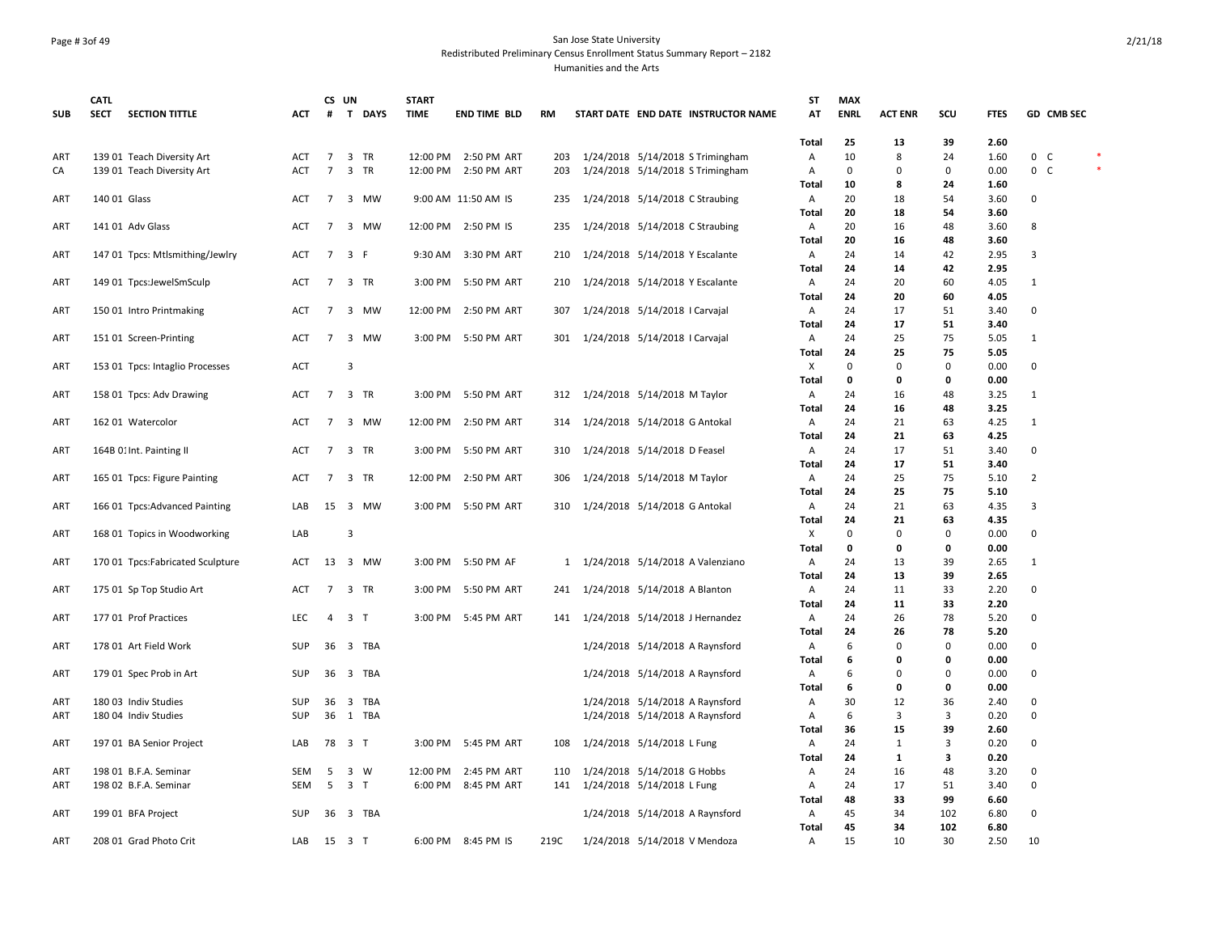San Jose State University
Redistributed Preliminary Census Enrollment Status Summary Report – 2182
Humanities and the Arts

| SUB | CATL SECT | SECTION TITTLE | ACT | CS # | UN T | DAYS | START TIME | END TIME | BLD | RM | START DATE | END DATE | INSTRUCTOR NAME | ST AT | MAX ENRL | ACT ENR | SCU | FTES | GD | CMB SEC | |
|---|---|---|---|---|---|---|---|---|---|---|---|---|---|---|---|---|---|---|---|---|---|
| | | | | | | | | | | | | | | Total | 25 | 13 | 39 | 2.60 | | | |
| ART | 139 01 | Teach Diversity Art | ACT | 7 | 3 | TR | 12:00 PM | 2:50 PM | ART | 203 | 1/24/2018 | 5/14/2018 | S Trimingham | A | 10 | 8 | 24 | 1.60 | 0 | C | * |
| CA | 139 01 | Teach Diversity Art | ACT | 7 | 3 | TR | 12:00 PM | 2:50 PM | ART | 203 | 1/24/2018 | 5/14/2018 | S Trimingham | A | 0 | 0 | 0 | 0.00 | 0 | C | * |
| | | | | | | | | | | | | | | Total | 10 | 8 | 24 | 1.60 | | | |
| ART | 140 01 | Glass | ACT | 7 | 3 | MW | 9:00 AM | 11:50 AM | IS | 235 | 1/24/2018 | 5/14/2018 | C Straubing | A | 20 | 18 | 54 | 3.60 | 0 | | |
| | | | | | | | | | | | | | | Total | 20 | 18 | 54 | 3.60 | | | |
| ART | 141 01 | Adv Glass | ACT | 7 | 3 | MW | 12:00 PM | 2:50 PM | IS | 235 | 1/24/2018 | 5/14/2018 | C Straubing | A | 20 | 16 | 48 | 3.60 | 8 | | |
| | | | | | | | | | | | | | | Total | 20 | 16 | 48 | 3.60 | | | |
| ART | 147 01 | Tpcs: Mtlsmithing/Jewlry | ACT | 7 | 3 | F | 9:30 AM | 3:30 PM | ART | 210 | 1/24/2018 | 5/14/2018 | Y Escalante | A | 24 | 14 | 42 | 2.95 | 3 | | |
| | | | | | | | | | | | | | | Total | 24 | 14 | 42 | 2.95 | | | |
| ART | 149 01 | Tpcs:JewelSmSculp | ACT | 7 | 3 | TR | 3:00 PM | 5:50 PM | ART | 210 | 1/24/2018 | 5/14/2018 | Y Escalante | A | 24 | 20 | 60 | 4.05 | 1 | | |
| | | | | | | | | | | | | | | Total | 24 | 20 | 60 | 4.05 | | | |
| ART | 150 01 | Intro Printmaking | ACT | 7 | 3 | MW | 12:00 PM | 2:50 PM | ART | 307 | 1/24/2018 | 5/14/2018 | I Carvajal | A | 24 | 17 | 51 | 3.40 | 0 | | |
| | | | | | | | | | | | | | | Total | 24 | 17 | 51 | 3.40 | | | |
| ART | 151 01 | Screen-Printing | ACT | 7 | 3 | MW | 3:00 PM | 5:50 PM | ART | 301 | 1/24/2018 | 5/14/2018 | I Carvajal | A | 24 | 25 | 75 | 5.05 | 1 | | |
| | | | | | | | | | | | | | | Total | 24 | 25 | 75 | 5.05 | | | |
| ART | 153 01 | Tpcs: Intaglio Processes | ACT | | 3 | | | | | | | | | X | 0 | 0 | 0 | 0.00 | 0 | | |
| | | | | | | | | | | | | | | Total | 0 | 0 | 0 | 0.00 | | | |
| ART | 158 01 | Tpcs: Adv Drawing | ACT | 7 | 3 | TR | 3:00 PM | 5:50 PM | ART | 312 | 1/24/2018 | 5/14/2018 | M Taylor | A | 24 | 16 | 48 | 3.25 | 1 | | |
| | | | | | | | | | | | | | | Total | 24 | 16 | 48 | 3.25 | | | |
| ART | 162 01 | Watercolor | ACT | 7 | 3 | MW | 12:00 PM | 2:50 PM | ART | 314 | 1/24/2018 | 5/14/2018 | G Antokal | A | 24 | 21 | 63 | 4.25 | 1 | | |
| | | | | | | | | | | | | | | Total | 24 | 21 | 63 | 4.25 | | | |
| ART | 164B 01 | Int. Painting II | ACT | 7 | 3 | TR | 3:00 PM | 5:50 PM | ART | 310 | 1/24/2018 | 5/14/2018 | D Feasel | A | 24 | 17 | 51 | 3.40 | 0 | | |
| | | | | | | | | | | | | | | Total | 24 | 17 | 51 | 3.40 | | | |
| ART | 165 01 | Tpcs: Figure Painting | ACT | 7 | 3 | TR | 12:00 PM | 2:50 PM | ART | 306 | 1/24/2018 | 5/14/2018 | M Taylor | A | 24 | 25 | 75 | 5.10 | 2 | | |
| | | | | | | | | | | | | | | Total | 24 | 25 | 75 | 5.10 | | | |
| ART | 166 01 | Tpcs:Advanced Painting | LAB | 15 | 3 | MW | 3:00 PM | 5:50 PM | ART | 310 | 1/24/2018 | 5/14/2018 | G Antokal | A | 24 | 21 | 63 | 4.35 | 3 | | |
| | | | | | | | | | | | | | | Total | 24 | 21 | 63 | 4.35 | | | |
| ART | 168 01 | Topics in Woodworking | LAB | | 3 | | | | | | | | | X | 0 | 0 | 0 | 0.00 | 0 | | |
| | | | | | | | | | | | | | | Total | 0 | 0 | 0 | 0.00 | | | |
| ART | 170 01 | Tpcs:Fabricated Sculpture | ACT | 13 | 3 | MW | 3:00 PM | 5:50 PM | AF | 1 | 1/24/2018 | 5/14/2018 | A Valenziano | A | 24 | 13 | 39 | 2.65 | 1 | | |
| | | | | | | | | | | | | | | Total | 24 | 13 | 39 | 2.65 | | | |
| ART | 175 01 | Sp Top Studio Art | ACT | 7 | 3 | TR | 3:00 PM | 5:50 PM | ART | 241 | 1/24/2018 | 5/14/2018 | A Blanton | A | 24 | 11 | 33 | 2.20 | 0 | | |
| | | | | | | | | | | | | | | Total | 24 | 11 | 33 | 2.20 | | | |
| ART | 177 01 | Prof Practices | LEC | 4 | 3 | T | 3:00 PM | 5:45 PM | ART | 141 | 1/24/2018 | 5/14/2018 | J Hernandez | A | 24 | 26 | 78 | 5.20 | 0 | | |
| | | | | | | | | | | | | | | Total | 24 | 26 | 78 | 5.20 | | | |
| ART | 178 01 | Art Field Work | SUP | 36 | 3 | TBA | | | | | 1/24/2018 | 5/14/2018 | A Raynsford | A | 6 | 0 | 0 | 0.00 | 0 | | |
| | | | | | | | | | | | | | | Total | 6 | 0 | 0 | 0.00 | | | |
| ART | 179 01 | Spec Prob in Art | SUP | 36 | 3 | TBA | | | | | 1/24/2018 | 5/14/2018 | A Raynsford | A | 6 | 0 | 0 | 0.00 | 0 | | |
| | | | | | | | | | | | | | | Total | 6 | 0 | 0 | 0.00 | | | |
| ART | 180 03 | Indiv Studies | SUP | 36 | 3 | TBA | | | | | 1/24/2018 | 5/14/2018 | A Raynsford | A | 30 | 12 | 36 | 2.40 | 0 | | |
| ART | 180 04 | Indiv Studies | SUP | 36 | 1 | TBA | | | | | 1/24/2018 | 5/14/2018 | A Raynsford | A | 6 | 3 | 3 | 0.20 | 0 | | |
| | | | | | | | | | | | | | | Total | 36 | 15 | 39 | 2.60 | | | |
| ART | 197 01 | BA Senior Project | LAB | 78 | 3 | T | 3:00 PM | 5:45 PM | ART | 108 | 1/24/2018 | 5/14/2018 | L Fung | A | 24 | 1 | 3 | 0.20 | 0 | | |
| | | | | | | | | | | | | | | Total | 24 | 1 | 3 | 0.20 | | | |
| ART | 198 01 | B.F.A. Seminar | SEM | 5 | 3 | W | 12:00 PM | 2:45 PM | ART | 110 | 1/24/2018 | 5/14/2018 | G Hobbs | A | 24 | 16 | 48 | 3.20 | 0 | | |
| ART | 198 02 | B.F.A. Seminar | SEM | 5 | 3 | T | 6:00 PM | 8:45 PM | ART | 141 | 1/24/2018 | 5/14/2018 | L Fung | A | 24 | 17 | 51 | 3.40 | 0 | | |
| | | | | | | | | | | | | | | Total | 48 | 33 | 99 | 6.60 | | | |
| ART | 199 01 | BFA Project | SUP | 36 | 3 | TBA | | | | | 1/24/2018 | 5/14/2018 | A Raynsford | A | 45 | 34 | 102 | 6.80 | 0 | | |
| | | | | | | | | | | | | | | Total | 45 | 34 | 102 | 6.80 | | | |
| ART | 208 01 | Grad Photo Crit | LAB | 15 | 3 | T | 6:00 PM | 8:45 PM | IS | 219C | 1/24/2018 | 5/14/2018 | V Mendoza | A | 15 | 10 | 30 | 2.50 | 10 | | |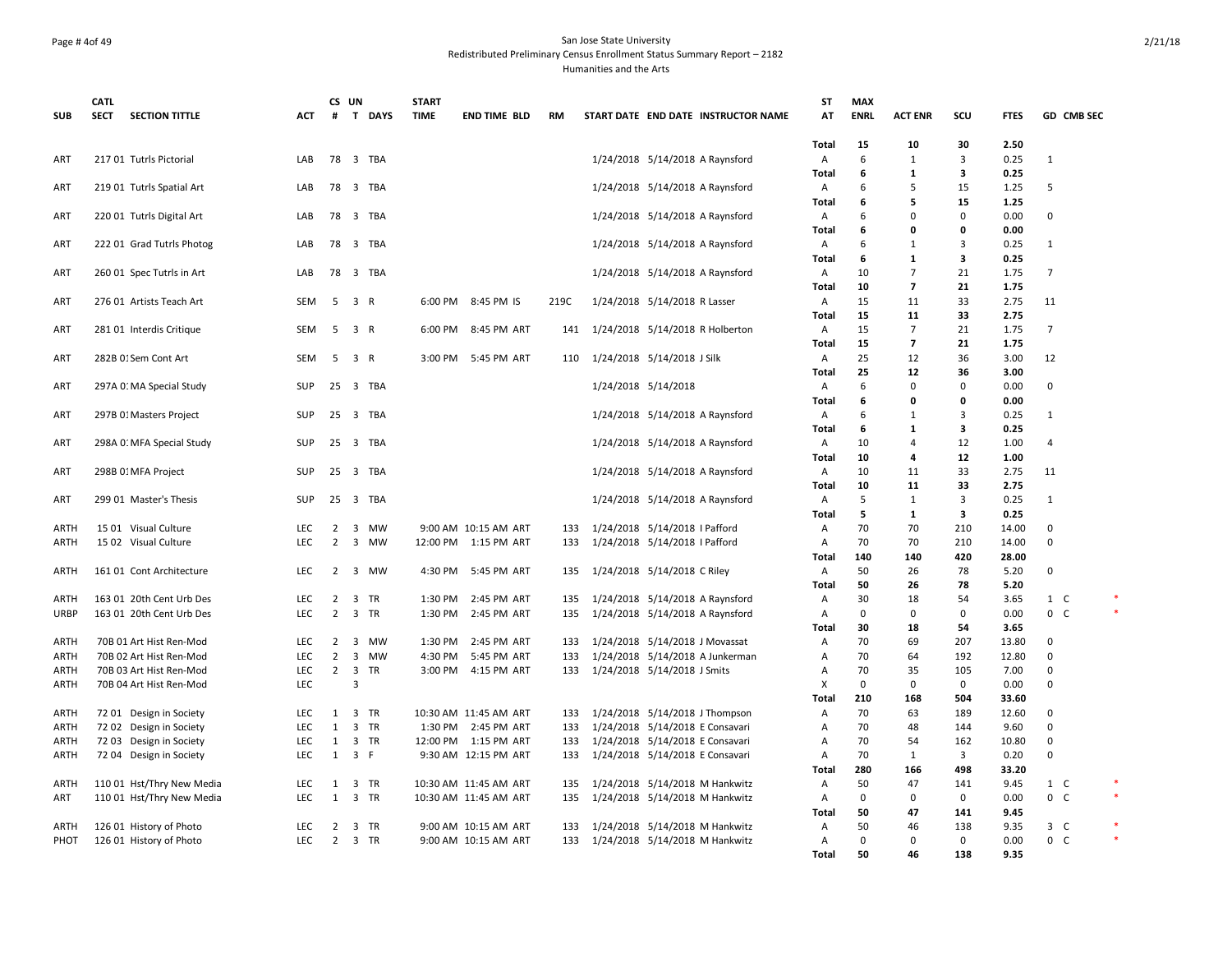San Jose State University
Redistributed Preliminary Census Enrollment Status Summary Report – 2182
Humanities and the Arts

| SUB | CATL SECT | SECTION TITTLE | ACT | CS # | UN T | DAYS | START TIME | END TIME | BLD | RM | START DATE | END DATE | INSTRUCTOR NAME | ST AT | MAX ENRL | ACT ENR | SCU | FTES | GD | CMB SEC |
|---|---|---|---|---|---|---|---|---|---|---|---|---|---|---|---|---|---|---|---|---|
| | | | | | | | | | | | | | | Total | 15 | 10 | 30 | 2.50 | | |
| ART | 217 01 | Tutrls Pictorial | LAB | 78 | 3 | TBA | | | | | 1/24/2018 | 5/14/2018 | A Raynsford | A | 6 | 1 | 3 | 0.25 | 1 | |
| | | | | | | | | | | | | | | Total | 6 | 1 | 3 | 0.25 | | |
| ART | 219 01 | Tutrls Spatial Art | LAB | 78 | 3 | TBA | | | | | 1/24/2018 | 5/14/2018 | A Raynsford | A | 6 | 5 | 15 | 1.25 | 5 | |
| | | | | | | | | | | | | | | Total | 6 | 5 | 15 | 1.25 | | |
| ART | 220 01 | Tutrls Digital Art | LAB | 78 | 3 | TBA | | | | | 1/24/2018 | 5/14/2018 | A Raynsford | A | 6 | 0 | 0 | 0.00 | 0 | |
| | | | | | | | | | | | | | | Total | 6 | 0 | 0 | 0.00 | | |
| ART | 222 01 | Grad Tutrls Photog | LAB | 78 | 3 | TBA | | | | | 1/24/2018 | 5/14/2018 | A Raynsford | A | 6 | 1 | 3 | 0.25 | 1 | |
| | | | | | | | | | | | | | | Total | 6 | 1 | 3 | 0.25 | | |
| ART | 260 01 | Spec Tutrls in Art | LAB | 78 | 3 | TBA | | | | | 1/24/2018 | 5/14/2018 | A Raynsford | A | 10 | 7 | 21 | 1.75 | 7 | |
| | | | | | | | | | | | | | | Total | 10 | 7 | 21 | 1.75 | | |
| ART | 276 01 | Artists Teach Art | SEM | 5 | 3 | R | 6:00 PM | 8:45 PM | IS | 219C | 1/24/2018 | 5/14/2018 | R Lasser | A | 15 | 11 | 33 | 2.75 | 11 | |
| | | | | | | | | | | | | | | Total | 15 | 11 | 33 | 2.75 | | |
| ART | 281 01 | Interdis Critique | SEM | 5 | 3 | R | 6:00 PM | 8:45 PM | ART | 141 | 1/24/2018 | 5/14/2018 | R Holberton | A | 15 | 7 | 21 | 1.75 | 7 | |
| | | | | | | | | | | | | | | Total | 15 | 7 | 21 | 1.75 | | |
| ART | 282B 01 | Sem Cont Art | SEM | 5 | 3 | R | 3:00 PM | 5:45 PM | ART | 110 | 1/24/2018 | 5/14/2018 | J Silk | A | 25 | 12 | 36 | 3.00 | 12 | |
| | | | | | | | | | | | | | | Total | 25 | 12 | 36 | 3.00 | | |
| ART | 297A 01 | MA Special Study | SUP | 25 | 3 | TBA | | | | | 1/24/2018 | 5/14/2018 | | A | 6 | 0 | 0 | 0.00 | 0 | |
| | | | | | | | | | | | | | | Total | 6 | 0 | 0 | 0.00 | | |
| ART | 297B 01 | Masters Project | SUP | 25 | 3 | TBA | | | | | 1/24/2018 | 5/14/2018 | A Raynsford | A | 6 | 1 | 3 | 0.25 | 1 | |
| | | | | | | | | | | | | | | Total | 6 | 1 | 3 | 0.25 | | |
| ART | 298A 01 | MFA Special Study | SUP | 25 | 3 | TBA | | | | | 1/24/2018 | 5/14/2018 | A Raynsford | A | 10 | 4 | 12 | 1.00 | 4 | |
| | | | | | | | | | | | | | | Total | 10 | 4 | 12 | 1.00 | | |
| ART | 298B 01 | MFA Project | SUP | 25 | 3 | TBA | | | | | 1/24/2018 | 5/14/2018 | A Raynsford | A | 10 | 11 | 33 | 2.75 | 11 | |
| | | | | | | | | | | | | | | Total | 10 | 11 | 33 | 2.75 | | |
| ART | 299 01 | Master's Thesis | SUP | 25 | 3 | TBA | | | | | 1/24/2018 | 5/14/2018 | A Raynsford | A | 5 | 1 | 3 | 0.25 | 1 | |
| | | | | | | | | | | | | | | Total | 5 | 1 | 3 | 0.25 | | |
| ARTH | 15 01 | Visual Culture | LEC | 2 | 3 | MW | 9:00 AM | 10:15 AM | ART | 133 | 1/24/2018 | 5/14/2018 | I Pafford | A | 70 | 70 | 210 | 14.00 | 0 | |
| ARTH | 15 02 | Visual Culture | LEC | 2 | 3 | MW | 12:00 PM | 1:15 PM | ART | 133 | 1/24/2018 | 5/14/2018 | I Pafford | A | 70 | 70 | 210 | 14.00 | 0 | |
| | | | | | | | | | | | | | | Total | 140 | 140 | 420 | 28.00 | | |
| ARTH | 161 01 | Cont Architecture | LEC | 2 | 3 | MW | 4:30 PM | 5:45 PM | ART | 135 | 1/24/2018 | 5/14/2018 | C Riley | A | 50 | 26 | 78 | 5.20 | 0 | |
| | | | | | | | | | | | | | | Total | 50 | 26 | 78 | 5.20 | | |
| ARTH | 163 01 | 20th Cent Urb Des | LEC | 2 | 3 | TR | 1:30 PM | 2:45 PM | ART | 135 | 1/24/2018 | 5/14/2018 | A Raynsford | A | 30 | 18 | 54 | 3.65 | 1 | C * |
| URBP | 163 01 | 20th Cent Urb Des | LEC | 2 | 3 | TR | 1:30 PM | 2:45 PM | ART | 135 | 1/24/2018 | 5/14/2018 | A Raynsford | A | 0 | 0 | 0 | 0.00 | 0 | C * |
| | | | | | | | | | | | | | | Total | 30 | 18 | 54 | 3.65 | | |
| ARTH | 70B 01 | Art Hist Ren-Mod | LEC | 2 | 3 | MW | 1:30 PM | 2:45 PM | ART | 133 | 1/24/2018 | 5/14/2018 | J Movassat | A | 70 | 69 | 207 | 13.80 | 0 | |
| ARTH | 70B 02 | Art Hist Ren-Mod | LEC | 2 | 3 | MW | 4:30 PM | 5:45 PM | ART | 133 | 1/24/2018 | 5/14/2018 | A Junkerman | A | 70 | 64 | 192 | 12.80 | 0 | |
| ARTH | 70B 03 | Art Hist Ren-Mod | LEC | 2 | 3 | TR | 3:00 PM | 4:15 PM | ART | 133 | 1/24/2018 | 5/14/2018 | J Smits | A | 70 | 35 | 105 | 7.00 | 0 | |
| ARTH | 70B 04 | Art Hist Ren-Mod | LEC | | 3 | | | | | | | | | X | 0 | 0 | 0 | 0.00 | 0 | |
| | | | | | | | | | | | | | | Total | 210 | 168 | 504 | 33.60 | | |
| ARTH | 72 01 | Design in Society | LEC | 1 | 3 | TR | 10:30 AM | 11:45 AM | ART | 133 | 1/24/2018 | 5/14/2018 | J Thompson | A | 70 | 63 | 189 | 12.60 | 0 | |
| ARTH | 72 02 | Design in Society | LEC | 1 | 3 | TR | 1:30 PM | 2:45 PM | ART | 133 | 1/24/2018 | 5/14/2018 | E Consavari | A | 70 | 48 | 144 | 9.60 | 0 | |
| ARTH | 72 03 | Design in Society | LEC | 1 | 3 | TR | 12:00 PM | 1:15 PM | ART | 133 | 1/24/2018 | 5/14/2018 | E Consavari | A | 70 | 54 | 162 | 10.80 | 0 | |
| ARTH | 72 04 | Design in Society | LEC | 1 | 3 | F | 9:30 AM | 12:15 PM | ART | 133 | 1/24/2018 | 5/14/2018 | E Consavari | A | 70 | 1 | 3 | 0.20 | 0 | |
| | | | | | | | | | | | | | | Total | 280 | 166 | 498 | 33.20 | | |
| ARTH | 110 01 | Hst/Thry New Media | LEC | 1 | 3 | TR | 10:30 AM | 11:45 AM | ART | 135 | 1/24/2018 | 5/14/2018 | M Hankwitz | A | 50 | 47 | 141 | 9.45 | 1 | C * |
| ART | 110 01 | Hst/Thry New Media | LEC | 1 | 3 | TR | 10:30 AM | 11:45 AM | ART | 135 | 1/24/2018 | 5/14/2018 | M Hankwitz | A | 0 | 0 | 0 | 0.00 | 0 | C * |
| | | | | | | | | | | | | | | Total | 50 | 47 | 141 | 9.45 | | |
| ARTH | 126 01 | History of Photo | LEC | 2 | 3 | TR | 9:00 AM | 10:15 AM | ART | 133 | 1/24/2018 | 5/14/2018 | M Hankwitz | A | 50 | 46 | 138 | 9.35 | 3 | C * |
| PHOT | 126 01 | History of Photo | LEC | 2 | 3 | TR | 9:00 AM | 10:15 AM | ART | 133 | 1/24/2018 | 5/14/2018 | M Hankwitz | A | 0 | 0 | 0 | 0.00 | 0 | C * |
| | | | | | | | | | | | | | | Total | 50 | 46 | 138 | 9.35 | | |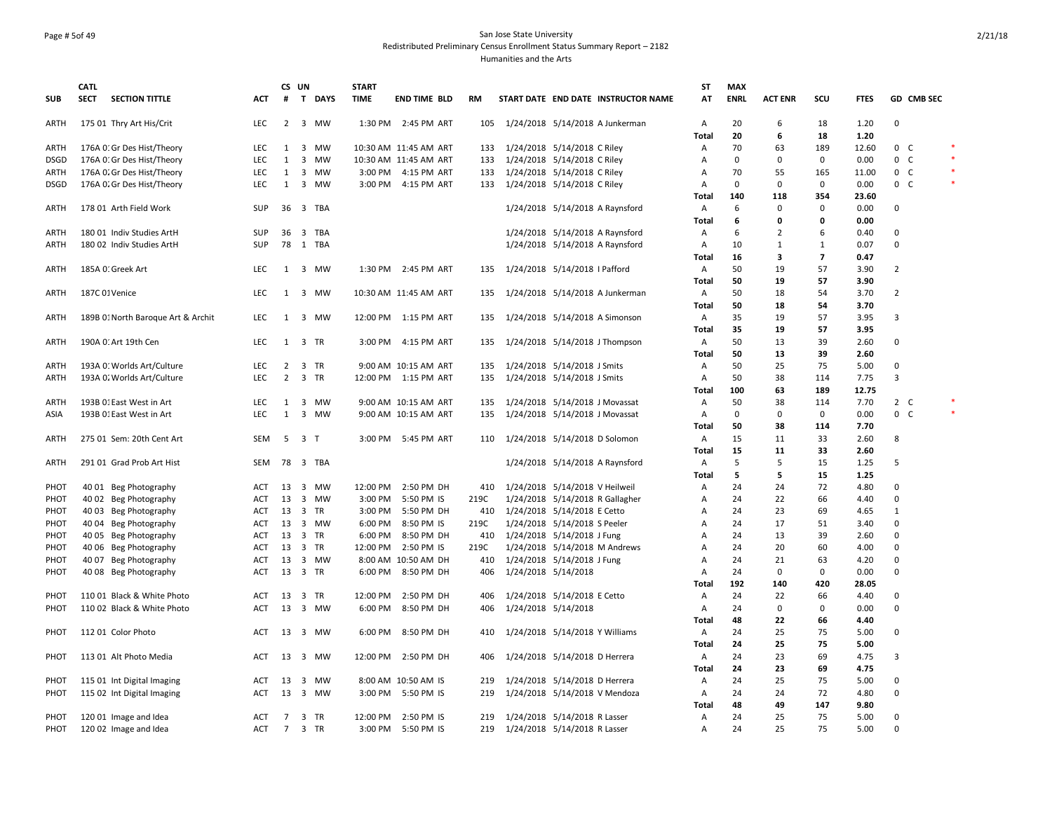San Jose State University
Redistributed Preliminary Census Enrollment Status Summary Report – 2182
Humanities and the Arts

| SUB | CATL SECT | SECTION TITTLE | ACT | CS # | UN T | DAYS | START TIME | END TIME | BLD | RM | START DATE | END DATE | INSTRUCTOR NAME | ST AT | MAX ENRL | ACT ENR | SCU | FTES | GD | CMB SEC | |
|---|---|---|---|---|---|---|---|---|---|---|---|---|---|---|---|---|---|---|---|---|---|
| ARTH | 175 01 | Thry Art His/Crit | LEC | 2 | 3 | MW | 1:30 PM | 2:45 PM | ART | 105 | 1/24/2018 | 5/14/2018 | A Junkerman | A | 20 | 6 | 18 | 1.20 | 0 | | |
| | | | | | | | | | | | | | | Total | 20 | 6 | 18 | 1.20 | | | |
| ARTH | 176A 0: | Gr Des Hist/Theory | LEC | 1 | 3 | MW | 10:30 AM | 11:45 AM | ART | 133 | 1/24/2018 | 5/14/2018 | C Riley | A | 70 | 63 | 189 | 12.60 | 0 | C | * |
| DSGD | 176A 0: | Gr Des Hist/Theory | LEC | 1 | 3 | MW | 10:30 AM | 11:45 AM | ART | 133 | 1/24/2018 | 5/14/2018 | C Riley | A | 0 | 0 | 0 | 0.00 | 0 | C | * |
| ARTH | 176A 0: | Gr Des Hist/Theory | LEC | 1 | 3 | MW | 3:00 PM | 4:15 PM | ART | 133 | 1/24/2018 | 5/14/2018 | C Riley | A | 70 | 55 | 165 | 11.00 | 0 | C | * |
| DSGD | 176A 0: | Gr Des Hist/Theory | LEC | 1 | 3 | MW | 3:00 PM | 4:15 PM | ART | 133 | 1/24/2018 | 5/14/2018 | C Riley | A | 0 | 0 | 0 | 0.00 | 0 | C | * |
| | | | | | | | | | | | | | | Total | 140 | 118 | 354 | 23.60 | | | |
| ARTH | 178 01 | Arth Field Work | SUP | 36 | 3 | TBA | | | | | 1/24/2018 | 5/14/2018 | A Raynsford | A | 6 | 0 | 0 | 0.00 | 0 | | |
| | | | | | | | | | | | | | | Total | 6 | 0 | 0 | 0.00 | | | |
| ARTH | 180 01 | Indiv Studies ArtH | SUP | 36 | 3 | TBA | | | | | 1/24/2018 | 5/14/2018 | A Raynsford | A | 6 | 2 | 6 | 0.40 | 0 | | |
| ARTH | 180 02 | Indiv Studies ArtH | SUP | 78 | 1 | TBA | | | | | 1/24/2018 | 5/14/2018 | A Raynsford | A | 10 | 1 | 1 | 0.07 | 0 | | |
| | | | | | | | | | | | | | | Total | 16 | 3 | 7 | 0.47 | | | |
| ARTH | 185A 0: | Greek Art | LEC | 1 | 3 | MW | 1:30 PM | 2:45 PM | ART | 135 | 1/24/2018 | 5/14/2018 | I Pafford | A | 50 | 19 | 57 | 3.90 | 2 | | |
| | | | | | | | | | | | | | | Total | 50 | 19 | 57 | 3.90 | | | |
| ARTH | 187C 01 | Venice | LEC | 1 | 3 | MW | 10:30 AM | 11:45 AM | ART | 135 | 1/24/2018 | 5/14/2018 | A Junkerman | A | 50 | 18 | 54 | 3.70 | 2 | | |
| | | | | | | | | | | | | | | Total | 50 | 18 | 54 | 3.70 | | | |
| ARTH | 189B 0: | North Baroque Art & Archit | LEC | 1 | 3 | MW | 12:00 PM | 1:15 PM | ART | 135 | 1/24/2018 | 5/14/2018 | A Simonson | A | 35 | 19 | 57 | 3.95 | 3 | | |
| | | | | | | | | | | | | | | Total | 35 | 19 | 57 | 3.95 | | | |
| ARTH | 190A 0: | Art 19th Cen | LEC | 1 | 3 | TR | 3:00 PM | 4:15 PM | ART | 135 | 1/24/2018 | 5/14/2018 | J Thompson | A | 50 | 13 | 39 | 2.60 | 0 | | |
| | | | | | | | | | | | | | | Total | 50 | 13 | 39 | 2.60 | | | |
| ARTH | 193A 0: | Worlds Art/Culture | LEC | 2 | 3 | TR | 9:00 AM | 10:15 AM | ART | 135 | 1/24/2018 | 5/14/2018 | J Smits | A | 50 | 25 | 75 | 5.00 | 0 | | |
| ARTH | 193A 0: | Worlds Art/Culture | LEC | 2 | 3 | TR | 12:00 PM | 1:15 PM | ART | 135 | 1/24/2018 | 5/14/2018 | J Smits | A | 50 | 38 | 114 | 7.75 | 3 | | |
| | | | | | | | | | | | | | | Total | 100 | 63 | 189 | 12.75 | | | |
| ARTH | 193B 0: | East West in Art | LEC | 1 | 3 | MW | 9:00 AM | 10:15 AM | ART | 135 | 1/24/2018 | 5/14/2018 | J Movassat | A | 50 | 38 | 114 | 7.70 | 2 | C | * |
| ASIA | 193B 0: | East West in Art | LEC | 1 | 3 | MW | 9:00 AM | 10:15 AM | ART | 135 | 1/24/2018 | 5/14/2018 | J Movassat | A | 0 | 0 | 0 | 0.00 | 0 | C | * |
| | | | | | | | | | | | | | | Total | 50 | 38 | 114 | 7.70 | | | |
| ARTH | 275 01 | Sem: 20th Cent Art | SEM | 5 | 3 | T | 3:00 PM | 5:45 PM | ART | 110 | 1/24/2018 | 5/14/2018 | D Solomon | A | 15 | 11 | 33 | 2.60 | 8 | | |
| | | | | | | | | | | | | | | Total | 15 | 11 | 33 | 2.60 | | | |
| ARTH | 291 01 | Grad Prob Art Hist | SEM | 78 | 3 | TBA | | | | | 1/24/2018 | 5/14/2018 | A Raynsford | A | 5 | 5 | 15 | 1.25 | 5 | | |
| | | | | | | | | | | | | | | Total | 5 | 5 | 15 | 1.25 | | | |
| PHOT | 40 01 | Beg Photography | ACT | 13 | 3 | MW | 12:00 PM | 2:50 PM | DH | 410 | 1/24/2018 | 5/14/2018 | V Heilweil | A | 24 | 24 | 72 | 4.80 | 0 | | |
| PHOT | 40 02 | Beg Photography | ACT | 13 | 3 | MW | 3:00 PM | 5:50 PM | IS | 219C | 1/24/2018 | 5/14/2018 | R Gallagher | A | 24 | 22 | 66 | 4.40 | 0 | | |
| PHOT | 40 03 | Beg Photography | ACT | 13 | 3 | TR | 3:00 PM | 5:50 PM | DH | 410 | 1/24/2018 | 5/14/2018 | E Cetto | A | 24 | 23 | 69 | 4.65 | 1 | | |
| PHOT | 40 04 | Beg Photography | ACT | 13 | 3 | MW | 6:00 PM | 8:50 PM | IS | 219C | 1/24/2018 | 5/14/2018 | S Peeler | A | 24 | 17 | 51 | 3.40 | 0 | | |
| PHOT | 40 05 | Beg Photography | ACT | 13 | 3 | TR | 6:00 PM | 8:50 PM | DH | 410 | 1/24/2018 | 5/14/2018 | J Fung | A | 24 | 13 | 39 | 2.60 | 0 | | |
| PHOT | 40 06 | Beg Photography | ACT | 13 | 3 | TR | 12:00 PM | 2:50 PM | IS | 219C | 1/24/2018 | 5/14/2018 | M Andrews | A | 24 | 20 | 60 | 4.00 | 0 | | |
| PHOT | 40 07 | Beg Photography | ACT | 13 | 3 | MW | 8:00 AM | 10:50 AM | DH | 410 | 1/24/2018 | 5/14/2018 | J Fung | A | 24 | 21 | 63 | 4.20 | 0 | | |
| PHOT | 40 08 | Beg Photography | ACT | 13 | 3 | TR | 6:00 PM | 8:50 PM | DH | 406 | 1/24/2018 | 5/14/2018 | | A | 24 | 0 | 0 | 0.00 | 0 | | |
| | | | | | | | | | | | | | | Total | 192 | 140 | 420 | 28.05 | | | |
| PHOT | 110 01 | Black & White Photo | ACT | 13 | 3 | TR | 12:00 PM | 2:50 PM | DH | 406 | 1/24/2018 | 5/14/2018 | E Cetto | A | 24 | 22 | 66 | 4.40 | 0 | | |
| PHOT | 110 02 | Black & White Photo | ACT | 13 | 3 | MW | 6:00 PM | 8:50 PM | DH | 406 | 1/24/2018 | 5/14/2018 | | A | 24 | 0 | 0 | 0.00 | 0 | | |
| | | | | | | | | | | | | | | Total | 48 | 22 | 66 | 4.40 | | | |
| PHOT | 112 01 | Color Photo | ACT | 13 | 3 | MW | 6:00 PM | 8:50 PM | DH | 410 | 1/24/2018 | 5/14/2018 | Y Williams | A | 24 | 25 | 75 | 5.00 | 0 | | |
| | | | | | | | | | | | | | | Total | 24 | 25 | 75 | 5.00 | | | |
| PHOT | 113 01 | Alt Photo Media | ACT | 13 | 3 | MW | 12:00 PM | 2:50 PM | DH | 406 | 1/24/2018 | 5/14/2018 | D Herrera | A | 24 | 23 | 69 | 4.75 | 3 | | |
| | | | | | | | | | | | | | | Total | 24 | 23 | 69 | 4.75 | | | |
| PHOT | 115 01 | Int Digital Imaging | ACT | 13 | 3 | MW | 8:00 AM | 10:50 AM | IS | 219 | 1/24/2018 | 5/14/2018 | D Herrera | A | 24 | 25 | 75 | 5.00 | 0 | | |
| PHOT | 115 02 | Int Digital Imaging | ACT | 13 | 3 | MW | 3:00 PM | 5:50 PM | IS | 219 | 1/24/2018 | 5/14/2018 | V Mendoza | A | 24 | 24 | 72 | 4.80 | 0 | | |
| | | | | | | | | | | | | | | Total | 48 | 49 | 147 | 9.80 | | | |
| PHOT | 120 01 | Image and Idea | ACT | 7 | 3 | TR | 12:00 PM | 2:50 PM | IS | 219 | 1/24/2018 | 5/14/2018 | R Lasser | A | 24 | 25 | 75 | 5.00 | 0 | | |
| PHOT | 120 02 | Image and Idea | ACT | 7 | 3 | TR | 3:00 PM | 5:50 PM | IS | 219 | 1/24/2018 | 5/14/2018 | R Lasser | A | 24 | 25 | 75 | 5.00 | 0 | | |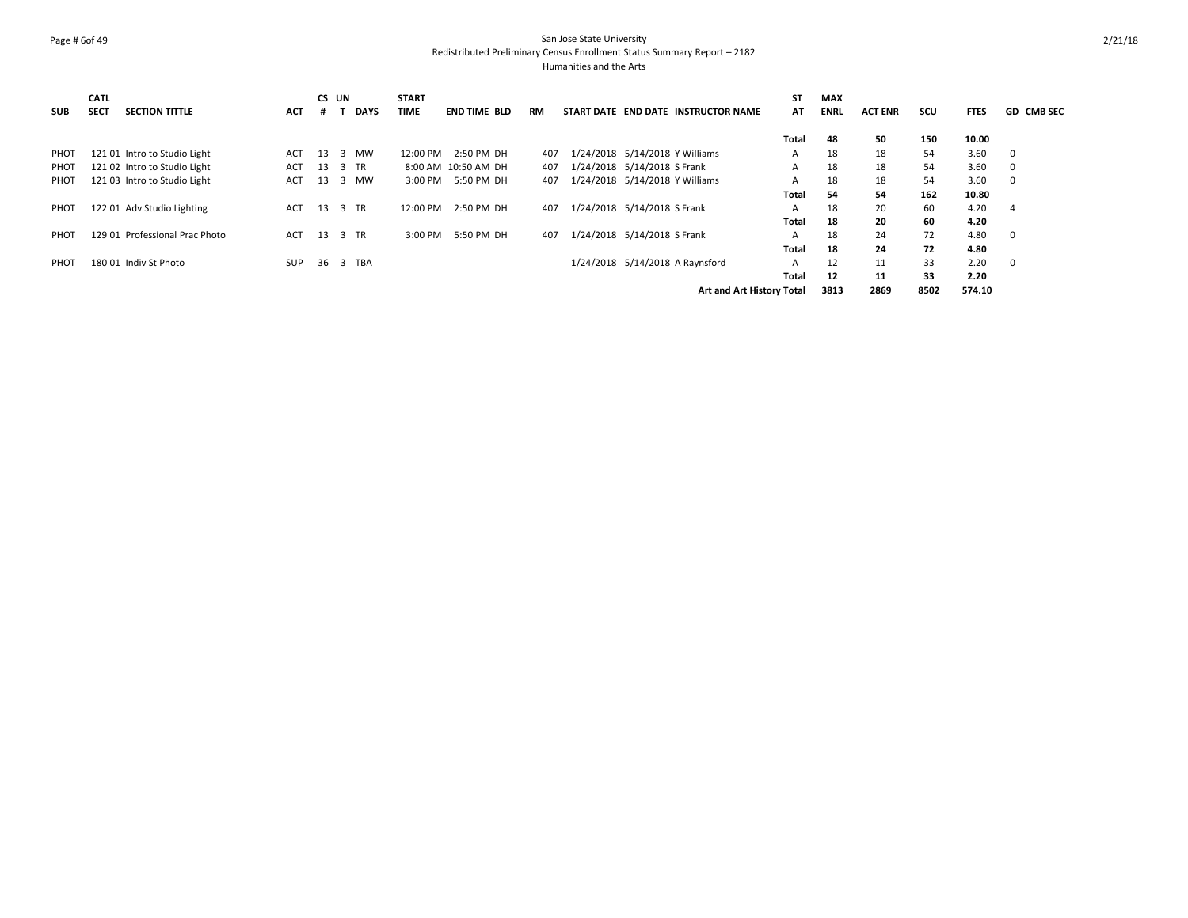| SUB | CATL SECT | SECTION TITTLE | ACT | CS # | UN T | DAYS | START TIME | END TIME | BLD | RM | START DATE | END DATE | INSTRUCTOR NAME | ST AT | MAX ENRL | ACT ENR | SCU | FTES | GD | CMB SEC |
|---|---|---|---|---|---|---|---|---|---|---|---|---|---|---|---|---|---|---|---|---|
| | | | | | | | | | | | | | | **Total** | **48** | **50** | **150** | **10.00** | | |
| PHOT | 121 01 | Intro to Studio Light | ACT | 13 | 3 | MW | 12:00 PM | 2:50 PM | DH | 407 | 1/24/2018 | 5/14/2018 | Y Williams | A | 18 | 18 | 54 | 3.60 | 0 | |
| PHOT | 121 02 | Intro to Studio Light | ACT | 13 | 3 | TR | 8:00 AM | 10:50 AM | DH | 407 | 1/24/2018 | 5/14/2018 | S Frank | A | 18 | 18 | 54 | 3.60 | 0 | |
| PHOT | 121 03 | Intro to Studio Light | ACT | 13 | 3 | MW | 3:00 PM | 5:50 PM | DH | 407 | 1/24/2018 | 5/14/2018 | Y Williams | A | 18 | 18 | 54 | 3.60 | 0 | |
| | | | | | | | | | | | | | | **Total** | **54** | **54** | **162** | **10.80** | | |
| PHOT | 122 01 | Adv Studio Lighting | ACT | 13 | 3 | TR | 12:00 PM | 2:50 PM | DH | 407 | 1/24/2018 | 5/14/2018 | S Frank | A | 18 | 20 | 60 | 4.20 | 4 | |
| | | | | | | | | | | | | | | **Total** | **18** | **20** | **60** | **4.20** | | |
| PHOT | 129 01 | Professional Prac Photo | ACT | 13 | 3 | TR | 3:00 PM | 5:50 PM | DH | 407 | 1/24/2018 | 5/14/2018 | S Frank | A | 18 | 24 | 72 | 4.80 | 0 | |
| | | | | | | | | | | | | | | **Total** | **18** | **24** | **72** | **4.80** | | |
| PHOT | 180 01 | Indiv St Photo | SUP | 36 | 3 | TBA | | | | | 1/24/2018 | 5/14/2018 | A Raynsford | A | 12 | 11 | 33 | 2.20 | 0 | |
| | | | | | | | | | | | | | | **Total** | **12** | **11** | **33** | **2.20** | | |
| | | | | | | | | | | | | | **Art and Art History Total** | | **3813** | **2869** | **8502** | **574.10** | | |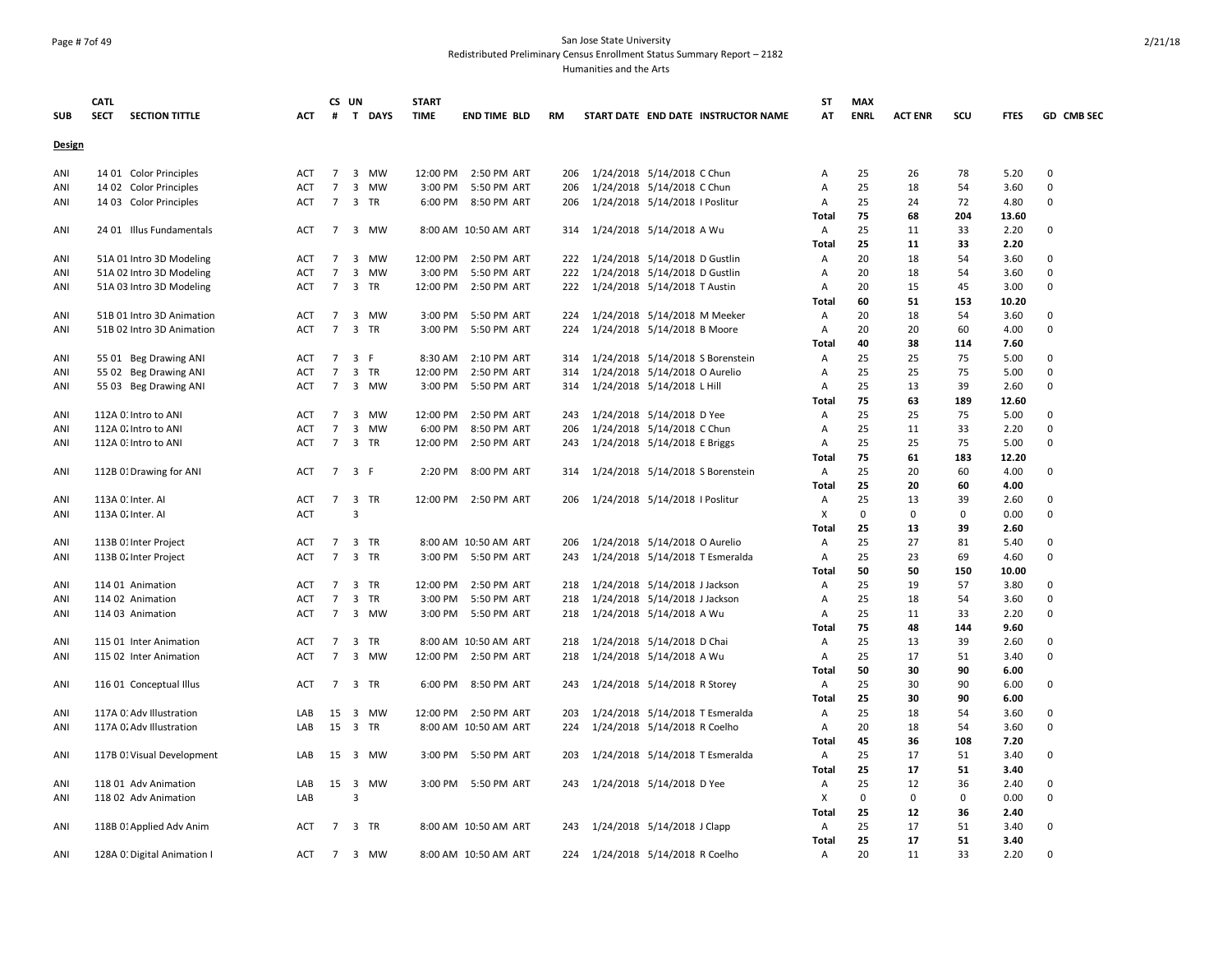San Jose State University
Redistributed Preliminary Census Enrollment Status Summary Report – 2182
Humanities and the Arts

| SUB | CATL SECT | SECTION TITTLE | ACT | CS # | UN T | DAYS | START TIME | END TIME | BLD | RM | START DATE | END DATE | INSTRUCTOR NAME | ST AT | MAX ENRL | ACT ENR | SCU | FTES | GD | CMB SEC |
|---|---|---|---|---|---|---|---|---|---|---|---|---|---|---|---|---|---|---|---|---|
| **Design** | | | | | | | | | | | | | | | | | | | | |
| ANI | 14 01 | Color Principles | ACT | 7 | 3 | MW | 12:00 PM | 2:50 PM | ART | 206 | 1/24/2018 | 5/14/2018 | C Chun | A | 25 | 26 | 78 | 5.20 | 0 | |
| ANI | 14 02 | Color Principles | ACT | 7 | 3 | MW | 3:00 PM | 5:50 PM | ART | 206 | 1/24/2018 | 5/14/2018 | C Chun | A | 25 | 18 | 54 | 3.60 | 0 | |
| ANI | 14 03 | Color Principles | ACT | 7 | 3 | TR | 6:00 PM | 8:50 PM | ART | 206 | 1/24/2018 | 5/14/2018 | I Poslitur | A | 25 | 24 | 72 | 4.80 | 0 | |
| | | | | | | | | | | | | | | **Total** | **75** | **68** | **204** | **13.60** | | |
| ANI | 24 01 | Illus Fundamentals | ACT | 7 | 3 | MW | 8:00 AM | 10:50 AM | ART | 314 | 1/24/2018 | 5/14/2018 | A Wu | A | 25 | 11 | 33 | 2.20 | 0 | |
| | | | | | | | | | | | | | | **Total** | **25** | **11** | **33** | **2.20** | | |
| ANI | 51A 01 | Intro 3D Modeling | ACT | 7 | 3 | MW | 12:00 PM | 2:50 PM | ART | 222 | 1/24/2018 | 5/14/2018 | D Gustlin | A | 20 | 18 | 54 | 3.60 | 0 | |
| ANI | 51A 02 | Intro 3D Modeling | ACT | 7 | 3 | MW | 3:00 PM | 5:50 PM | ART | 222 | 1/24/2018 | 5/14/2018 | D Gustlin | A | 20 | 18 | 54 | 3.60 | 0 | |
| ANI | 51A 03 | Intro 3D Modeling | ACT | 7 | 3 | TR | 12:00 PM | 2:50 PM | ART | 222 | 1/24/2018 | 5/14/2018 | T Austin | A | 20 | 15 | 45 | 3.00 | 0 | |
| | | | | | | | | | | | | | | **Total** | **60** | **51** | **153** | **10.20** | | |
| ANI | 51B 01 | Intro 3D Animation | ACT | 7 | 3 | MW | 3:00 PM | 5:50 PM | ART | 224 | 1/24/2018 | 5/14/2018 | M Meeker | A | 20 | 18 | 54 | 3.60 | 0 | |
| ANI | 51B 02 | Intro 3D Animation | ACT | 7 | 3 | TR | 3:00 PM | 5:50 PM | ART | 224 | 1/24/2018 | 5/14/2018 | B Moore | A | 20 | 20 | 60 | 4.00 | 0 | |
| | | | | | | | | | | | | | | **Total** | **40** | **38** | **114** | **7.60** | | |
| ANI | 55 01 | Beg Drawing ANI | ACT | 7 | 3 | F | 8:30 AM | 2:10 PM | ART | 314 | 1/24/2018 | 5/14/2018 | S Borenstein | A | 25 | 25 | 75 | 5.00 | 0 | |
| ANI | 55 02 | Beg Drawing ANI | ACT | 7 | 3 | TR | 12:00 PM | 2:50 PM | ART | 314 | 1/24/2018 | 5/14/2018 | O Aurelio | A | 25 | 25 | 75 | 5.00 | 0 | |
| ANI | 55 03 | Beg Drawing ANI | ACT | 7 | 3 | MW | 3:00 PM | 5:50 PM | ART | 314 | 1/24/2018 | 5/14/2018 | L Hill | A | 25 | 13 | 39 | 2.60 | 0 | |
| | | | | | | | | | | | | | | **Total** | **75** | **63** | **189** | **12.60** | | |
| ANI | 112A 01 | Intro to ANI | ACT | 7 | 3 | MW | 12:00 PM | 2:50 PM | ART | 243 | 1/24/2018 | 5/14/2018 | D Yee | A | 25 | 25 | 75 | 5.00 | 0 | |
| ANI | 112A 02 | Intro to ANI | ACT | 7 | 3 | MW | 6:00 PM | 8:50 PM | ART | 206 | 1/24/2018 | 5/14/2018 | C Chun | A | 25 | 11 | 33 | 2.20 | 0 | |
| ANI | 112A 03 | Intro to ANI | ACT | 7 | 3 | TR | 12:00 PM | 2:50 PM | ART | 243 | 1/24/2018 | 5/14/2018 | E Briggs | A | 25 | 25 | 75 | 5.00 | 0 | |
| | | | | | | | | | | | | | | **Total** | **75** | **61** | **183** | **12.20** | | |
| ANI | 112B 01 | Drawing for ANI | ACT | 7 | 3 | F | 2:20 PM | 8:00 PM | ART | 314 | 1/24/2018 | 5/14/2018 | S Borenstein | A | 25 | 20 | 60 | 4.00 | 0 | |
| | | | | | | | | | | | | | | **Total** | **25** | **20** | **60** | **4.00** | | |
| ANI | 113A 01 | Inter. AI | ACT | 7 | 3 | TR | 12:00 PM | 2:50 PM | ART | 206 | 1/24/2018 | 5/14/2018 | I Poslitur | A | 25 | 13 | 39 | 2.60 | 0 | |
| ANI | 113A 02 | Inter. AI | ACT | | 3 | | | | | | | | | X | 0 | 0 | 0 | 0.00 | 0 | |
| | | | | | | | | | | | | | | **Total** | **25** | **13** | **39** | **2.60** | | |
| ANI | 113B 01 | Inter Project | ACT | 7 | 3 | TR | 8:00 AM | 10:50 AM | ART | 206 | 1/24/2018 | 5/14/2018 | O Aurelio | A | 25 | 27 | 81 | 5.40 | 0 | |
| ANI | 113B 02 | Inter Project | ACT | 7 | 3 | TR | 3:00 PM | 5:50 PM | ART | 243 | 1/24/2018 | 5/14/2018 | T Esmeralda | A | 25 | 23 | 69 | 4.60 | 0 | |
| | | | | | | | | | | | | | | **Total** | **50** | **50** | **150** | **10.00** | | |
| ANI | 114 01 | Animation | ACT | 7 | 3 | TR | 12:00 PM | 2:50 PM | ART | 218 | 1/24/2018 | 5/14/2018 | J Jackson | A | 25 | 19 | 57 | 3.80 | 0 | |
| ANI | 114 02 | Animation | ACT | 7 | 3 | TR | 3:00 PM | 5:50 PM | ART | 218 | 1/24/2018 | 5/14/2018 | J Jackson | A | 25 | 18 | 54 | 3.60 | 0 | |
| ANI | 114 03 | Animation | ACT | 7 | 3 | MW | 3:00 PM | 5:50 PM | ART | 218 | 1/24/2018 | 5/14/2018 | A Wu | A | 25 | 11 | 33 | 2.20 | 0 | |
| | | | | | | | | | | | | | | **Total** | **75** | **48** | **144** | **9.60** | | |
| ANI | 115 01 | Inter Animation | ACT | 7 | 3 | TR | 8:00 AM | 10:50 AM | ART | 218 | 1/24/2018 | 5/14/2018 | D Chai | A | 25 | 13 | 39 | 2.60 | 0 | |
| ANI | 115 02 | Inter Animation | ACT | 7 | 3 | MW | 12:00 PM | 2:50 PM | ART | 218 | 1/24/2018 | 5/14/2018 | A Wu | A | 25 | 17 | 51 | 3.40 | 0 | |
| | | | | | | | | | | | | | | **Total** | **50** | **30** | **90** | **6.00** | | |
| ANI | 116 01 | Conceptual Illus | ACT | 7 | 3 | TR | 6:00 PM | 8:50 PM | ART | 243 | 1/24/2018 | 5/14/2018 | R Storey | A | 25 | 30 | 90 | 6.00 | 0 | |
| | | | | | | | | | | | | | | **Total** | **25** | **30** | **90** | **6.00** | | |
| ANI | 117A 01 | Adv Illustration | LAB | 15 | 3 | MW | 12:00 PM | 2:50 PM | ART | 203 | 1/24/2018 | 5/14/2018 | T Esmeralda | A | 25 | 18 | 54 | 3.60 | 0 | |
| ANI | 117A 02 | Adv Illustration | LAB | 15 | 3 | TR | 8:00 AM | 10:50 AM | ART | 224 | 1/24/2018 | 5/14/2018 | R Coelho | A | 20 | 18 | 54 | 3.60 | 0 | |
| | | | | | | | | | | | | | | **Total** | **45** | **36** | **108** | **7.20** | | |
| ANI | 117B 01 | Visual Development | LAB | 15 | 3 | MW | 3:00 PM | 5:50 PM | ART | 203 | 1/24/2018 | 5/14/2018 | T Esmeralda | A | 25 | 17 | 51 | 3.40 | 0 | |
| | | | | | | | | | | | | | | **Total** | **25** | **17** | **51** | **3.40** | | |
| ANI | 118 01 | Adv Animation | LAB | 15 | 3 | MW | 3:00 PM | 5:50 PM | ART | 243 | 1/24/2018 | 5/14/2018 | D Yee | A | 25 | 12 | 36 | 2.40 | 0 | |
| ANI | 118 02 | Adv Animation | LAB | | 3 | | | | | | | | | X | 0 | 0 | 0 | 0.00 | 0 | |
| | | | | | | | | | | | | | | **Total** | **25** | **12** | **36** | **2.40** | | |
| ANI | 118B 01 | Applied Adv Anim | ACT | 7 | 3 | TR | 8:00 AM | 10:50 AM | ART | 243 | 1/24/2018 | 5/14/2018 | J Clapp | A | 25 | 17 | 51 | 3.40 | 0 | |
| | | | | | | | | | | | | | | **Total** | **25** | **17** | **51** | **3.40** | | |
| ANI | 128A 01 | Digital Animation I | ACT | 7 | 3 | MW | 8:00 AM | 10:50 AM | ART | 224 | 1/24/2018 | 5/14/2018 | R Coelho | A | 20 | 11 | 33 | 2.20 | 0 | |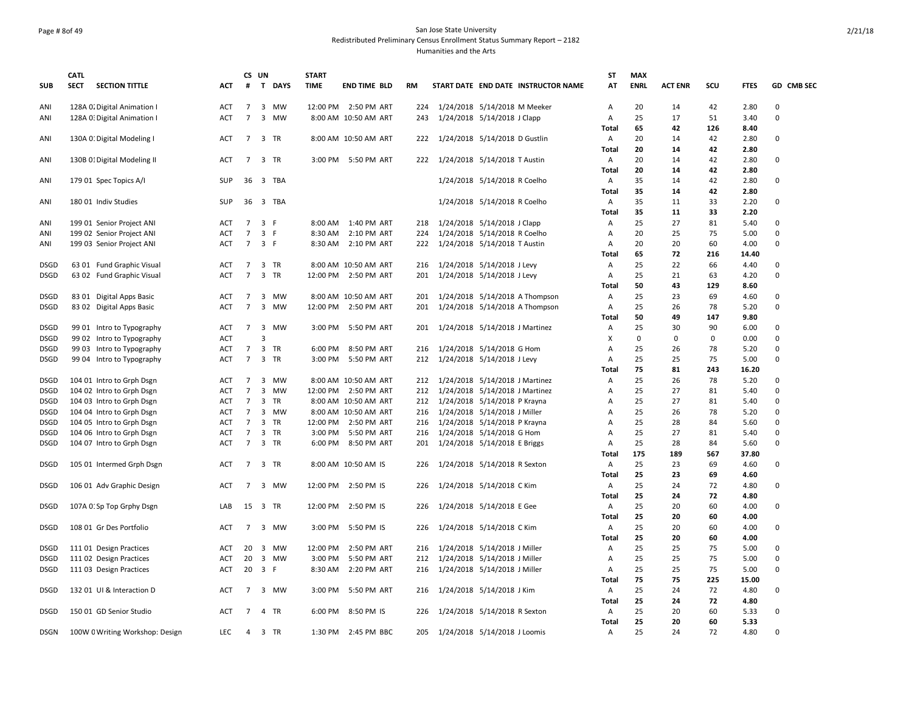San Jose State University
Redistributed Preliminary Census Enrollment Status Summary Report – 2182
Humanities and the Arts

| SUB | CATL SECT | SECTION TITTLE | ACT | CS # | UN T | DAYS | START TIME | END TIME | BLD | RM | START DATE | END DATE | INSTRUCTOR NAME | ST AT | MAX ENRL | ACT ENR | SCU | FTES | GD | CMB SEC |
|---|---|---|---|---|---|---|---|---|---|---|---|---|---|---|---|---|---|---|---|---|
| ANI | 128A 0: | Digital Animation I | ACT | 7 | 3 | MW | 12:00 PM | 2:50 PM | ART | 224 | 1/24/2018 | 5/14/2018 | M Meeker | A | 20 | 14 | 42 | 2.80 | 0 | |
| ANI | 128A 0: | Digital Animation I | ACT | 7 | 3 | MW | 8:00 AM | 10:50 AM | ART | 243 | 1/24/2018 | 5/14/2018 | J Clapp | A | 25 | 17 | 51 | 3.40 | 0 | |
| | | | | | | | | | | | | | | **Total** | **65** | **42** | **126** | **8.40** | | |
| ANI | 130A 0: | Digital Modeling I | ACT | 7 | 3 | TR | 8:00 AM | 10:50 AM | ART | 222 | 1/24/2018 | 5/14/2018 | D Gustlin | A | 20 | 14 | 42 | 2.80 | 0 | |
| | | | | | | | | | | | | | | **Total** | **20** | **14** | **42** | **2.80** | | |
| ANI | 130B 0: | Digital Modeling II | ACT | 7 | 3 | TR | 3:00 PM | 5:50 PM | ART | 222 | 1/24/2018 | 5/14/2018 | T Austin | A | 20 | 14 | 42 | 2.80 | 0 | |
| | | | | | | | | | | | | | | **Total** | **20** | **14** | **42** | **2.80** | | |
| ANI | 179 01 | Spec Topics A/I | SUP | 36 | 3 | TBA | | | | | 1/24/2018 | 5/14/2018 | R Coelho | A | 35 | 14 | 42 | 2.80 | 0 | |
| | | | | | | | | | | | | | | **Total** | **35** | **14** | **42** | **2.80** | | |
| ANI | 180 01 | Indiv Studies | SUP | 36 | 3 | TBA | | | | | 1/24/2018 | 5/14/2018 | R Coelho | A | 35 | 11 | 33 | 2.20 | 0 | |
| | | | | | | | | | | | | | | **Total** | **35** | **11** | **33** | **2.20** | | |
| ANI | 199 01 | Senior Project ANI | ACT | 7 | 3 | F | 8:00 AM | 1:40 PM | ART | 218 | 1/24/2018 | 5/14/2018 | J Clapp | A | 25 | 27 | 81 | 5.40 | 0 | |
| ANI | 199 02 | Senior Project ANI | ACT | 7 | 3 | F | 8:30 AM | 2:10 PM | ART | 224 | 1/24/2018 | 5/14/2018 | R Coelho | A | 20 | 25 | 75 | 5.00 | 0 | |
| ANI | 199 03 | Senior Project ANI | ACT | 7 | 3 | F | 8:30 AM | 2:10 PM | ART | 222 | 1/24/2018 | 5/14/2018 | T Austin | A | 20 | 20 | 60 | 4.00 | 0 | |
| | | | | | | | | | | | | | | **Total** | **65** | **72** | **216** | **14.40** | | |
| DSGD | 63 01 | Fund Graphic Visual | ACT | 7 | 3 | TR | 8:00 AM | 10:50 AM | ART | 216 | 1/24/2018 | 5/14/2018 | J Levy | A | 25 | 22 | 66 | 4.40 | 0 | |
| DSGD | 63 02 | Fund Graphic Visual | ACT | 7 | 3 | TR | 12:00 PM | 2:50 PM | ART | 201 | 1/24/2018 | 5/14/2018 | J Levy | A | 25 | 21 | 63 | 4.20 | 0 | |
| | | | | | | | | | | | | | | **Total** | **50** | **43** | **129** | **8.60** | | |
| DSGD | 83 01 | Digital Apps Basic | ACT | 7 | 3 | MW | 8:00 AM | 10:50 AM | ART | 201 | 1/24/2018 | 5/14/2018 | A Thompson | A | 25 | 23 | 69 | 4.60 | 0 | |
| DSGD | 83 02 | Digital Apps Basic | ACT | 7 | 3 | MW | 12:00 PM | 2:50 PM | ART | 201 | 1/24/2018 | 5/14/2018 | A Thompson | A | 25 | 26 | 78 | 5.20 | 0 | |
| | | | | | | | | | | | | | | **Total** | **50** | **49** | **147** | **9.80** | | |
| DSGD | 99 01 | Intro to Typography | ACT | 7 | 3 | MW | 3:00 PM | 5:50 PM | ART | 201 | 1/24/2018 | 5/14/2018 | J Martinez | A | 25 | 30 | 90 | 6.00 | 0 | |
| DSGD | 99 02 | Intro to Typography | ACT | | 3 | | | | | | | | | X | 0 | 0 | 0 | 0.00 | 0 | |
| DSGD | 99 03 | Intro to Typography | ACT | 7 | 3 | TR | 6:00 PM | 8:50 PM | ART | 216 | 1/24/2018 | 5/14/2018 | G Hom | A | 25 | 26 | 78 | 5.20 | 0 | |
| DSGD | 99 04 | Intro to Typography | ACT | 7 | 3 | TR | 3:00 PM | 5:50 PM | ART | 212 | 1/24/2018 | 5/14/2018 | J Levy | A | 25 | 25 | 75 | 5.00 | 0 | |
| | | | | | | | | | | | | | | **Total** | **75** | **81** | **243** | **16.20** | | |
| DSGD | 104 01 | Intro to Grph Dsgn | ACT | 7 | 3 | MW | 8:00 AM | 10:50 AM | ART | 212 | 1/24/2018 | 5/14/2018 | J Martinez | A | 25 | 26 | 78 | 5.20 | 0 | |
| DSGD | 104 02 | Intro to Grph Dsgn | ACT | 7 | 3 | MW | 12:00 PM | 2:50 PM | ART | 212 | 1/24/2018 | 5/14/2018 | J Martinez | A | 25 | 27 | 81 | 5.40 | 0 | |
| DSGD | 104 03 | Intro to Grph Dsgn | ACT | 7 | 3 | TR | 8:00 AM | 10:50 AM | ART | 212 | 1/24/2018 | 5/14/2018 | P Krayna | A | 25 | 27 | 81 | 5.40 | 0 | |
| DSGD | 104 04 | Intro to Grph Dsgn | ACT | 7 | 3 | MW | 8:00 AM | 10:50 AM | ART | 216 | 1/24/2018 | 5/14/2018 | J Miller | A | 25 | 26 | 78 | 5.20 | 0 | |
| DSGD | 104 05 | Intro to Grph Dsgn | ACT | 7 | 3 | TR | 12:00 PM | 2:50 PM | ART | 216 | 1/24/2018 | 5/14/2018 | P Krayna | A | 25 | 28 | 84 | 5.60 | 0 | |
| DSGD | 104 06 | Intro to Grph Dsgn | ACT | 7 | 3 | TR | 3:00 PM | 5:50 PM | ART | 216 | 1/24/2018 | 5/14/2018 | G Hom | A | 25 | 27 | 81 | 5.40 | 0 | |
| DSGD | 104 07 | Intro to Grph Dsgn | ACT | 7 | 3 | TR | 6:00 PM | 8:50 PM | ART | 201 | 1/24/2018 | 5/14/2018 | E Briggs | A | 25 | 28 | 84 | 5.60 | 0 | |
| | | | | | | | | | | | | | | **Total** | **175** | **189** | **567** | **37.80** | | |
| DSGD | 105 01 | Intermed Grph Dsgn | ACT | 7 | 3 | TR | 8:00 AM | 10:50 AM | IS | 226 | 1/24/2018 | 5/14/2018 | R Sexton | A | 25 | 23 | 69 | 4.60 | 0 | |
| | | | | | | | | | | | | | | **Total** | **25** | **23** | **69** | **4.60** | | |
| DSGD | 106 01 | Adv Graphic Design | ACT | 7 | 3 | MW | 12:00 PM | 2:50 PM | IS | 226 | 1/24/2018 | 5/14/2018 | C Kim | A | 25 | 24 | 72 | 4.80 | 0 | |
| | | | | | | | | | | | | | | **Total** | **25** | **24** | **72** | **4.80** | | |
| DSGD | 107A 0: | Sp Top Grphy Dsgn | LAB | 15 | 3 | TR | 12:00 PM | 2:50 PM | IS | 226 | 1/24/2018 | 5/14/2018 | E Gee | A | 25 | 20 | 60 | 4.00 | 0 | |
| | | | | | | | | | | | | | | **Total** | **25** | **20** | **60** | **4.00** | | |
| DSGD | 108 01 | Gr Des Portfolio | ACT | 7 | 3 | MW | 3:00 PM | 5:50 PM | IS | 226 | 1/24/2018 | 5/14/2018 | C Kim | A | 25 | 20 | 60 | 4.00 | 0 | |
| | | | | | | | | | | | | | | **Total** | **25** | **20** | **60** | **4.00** | | |
| DSGD | 111 01 | Design Practices | ACT | 20 | 3 | MW | 12:00 PM | 2:50 PM | ART | 216 | 1/24/2018 | 5/14/2018 | J Miller | A | 25 | 25 | 75 | 5.00 | 0 | |
| DSGD | 111 02 | Design Practices | ACT | 20 | 3 | MW | 3:00 PM | 5:50 PM | ART | 212 | 1/24/2018 | 5/14/2018 | J Miller | A | 25 | 25 | 75 | 5.00 | 0 | |
| DSGD | 111 03 | Design Practices | ACT | 20 | 3 | F | 8:30 AM | 2:20 PM | ART | 216 | 1/24/2018 | 5/14/2018 | J Miller | A | 25 | 25 | 75 | 5.00 | 0 | |
| | | | | | | | | | | | | | | **Total** | **75** | **75** | **225** | **15.00** | | |
| DSGD | 132 01 | UI & Interaction D | ACT | 7 | 3 | MW | 3:00 PM | 5:50 PM | ART | 216 | 1/24/2018 | 5/14/2018 | J Kim | A | 25 | 24 | 72 | 4.80 | 0 | |
| | | | | | | | | | | | | | | **Total** | **25** | **24** | **72** | **4.80** | | |
| DSGD | 150 01 | GD Senior Studio | ACT | 7 | 4 | TR | 6:00 PM | 8:50 PM | IS | 226 | 1/24/2018 | 5/14/2018 | R Sexton | A | 25 | 20 | 60 | 5.33 | 0 | |
| | | | | | | | | | | | | | | **Total** | **25** | **20** | **60** | **5.33** | | |
| DSGN | 100W 0 | Writing Workshop: Design | LEC | 4 | 3 | TR | 1:30 PM | 2:45 PM | BBC | 205 | 1/24/2018 | 5/14/2018 | J Loomis | A | 25 | 24 | 72 | 4.80 | 0 | |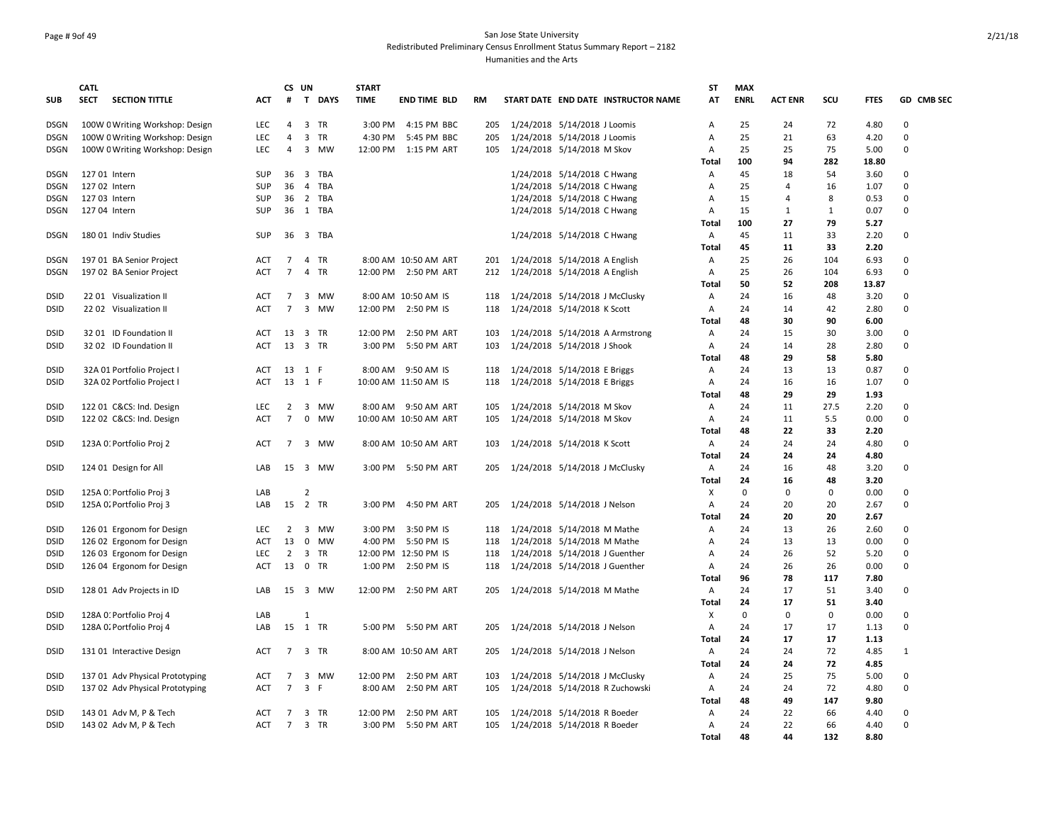| SUB | CATL SECT | SECTION TITTLE | ACT | CS # | UN T | DAYS | START TIME | END TIME | BLD | RM | START DATE | END DATE | INSTRUCTOR NAME | ST AT | MAX ENRL | ACT ENR | SCU | FTES | GD | CMB SEC |
|---|---|---|---|---|---|---|---|---|---|---|---|---|---|---|---|---|---|---|---|---|
| DSGN | 100W 0 | Writing Workshop: Design | LEC | 4 | 3 | TR | 3:00 PM | 4:15 PM | BBC | 205 | 1/24/2018 | 5/14/2018 | J Loomis | A | 25 | 24 | 72 | 4.80 | 0 | |
| DSGN | 100W 0 | Writing Workshop: Design | LEC | 4 | 3 | TR | 4:30 PM | 5:45 PM | BBC | 205 | 1/24/2018 | 5/14/2018 | J Loomis | A | 25 | 21 | 63 | 4.20 | 0 | |
| DSGN | 100W 0 | Writing Workshop: Design | LEC | 4 | 3 | MW | 12:00 PM | 1:15 PM | ART | 105 | 1/24/2018 | 5/14/2018 | M Skov | A | 25 | 25 | 75 | 5.00 | 0 | |
| | | | | | | | | | | | | | | **Total** | **100** | **94** | **282** | **18.80** | | |
| DSGN | 127 01 | Intern | SUP | 36 | 3 | TBA | | | | | 1/24/2018 | 5/14/2018 | C Hwang | A | 45 | 18 | 54 | 3.60 | 0 | |
| DSGN | 127 02 | Intern | SUP | 36 | 4 | TBA | | | | | 1/24/2018 | 5/14/2018 | C Hwang | A | 25 | 4 | 16 | 1.07 | 0 | |
| DSGN | 127 03 | Intern | SUP | 36 | 2 | TBA | | | | | 1/24/2018 | 5/14/2018 | C Hwang | A | 15 | 4 | 8 | 0.53 | 0 | |
| DSGN | 127 04 | Intern | SUP | 36 | 1 | TBA | | | | | 1/24/2018 | 5/14/2018 | C Hwang | A | 15 | 1 | 1 | 0.07 | 0 | |
| | | | | | | | | | | | | | | **Total** | **100** | **27** | **79** | **5.27** | | |
| DSGN | 180 01 | Indiv Studies | SUP | 36 | 3 | TBA | | | | | 1/24/2018 | 5/14/2018 | C Hwang | A | 45 | 11 | 33 | 2.20 | 0 | |
| | | | | | | | | | | | | | | **Total** | **45** | **11** | **33** | **2.20** | | |
| DSGN | 197 01 | BA Senior Project | ACT | 7 | 4 | TR | 8:00 AM | 10:50 AM | ART | 201 | 1/24/2018 | 5/14/2018 | A English | A | 25 | 26 | 104 | 6.93 | 0 | |
| DSGN | 197 02 | BA Senior Project | ACT | 7 | 4 | TR | 12:00 PM | 2:50 PM | ART | 212 | 1/24/2018 | 5/14/2018 | A English | A | 25 | 26 | 104 | 6.93 | 0 | |
| | | | | | | | | | | | | | | **Total** | **50** | **52** | **208** | **13.87** | | |
| DSID | 22 01 | Visualization II | ACT | 7 | 3 | MW | 8:00 AM | 10:50 AM | IS | 118 | 1/24/2018 | 5/14/2018 | J McClusky | A | 24 | 16 | 48 | 3.20 | 0 | |
| DSID | 22 02 | Visualization II | ACT | 7 | 3 | MW | 12:00 PM | 2:50 PM | IS | 118 | 1/24/2018 | 5/14/2018 | K Scott | A | 24 | 14 | 42 | 2.80 | 0 | |
| | | | | | | | | | | | | | | **Total** | **48** | **30** | **90** | **6.00** | | |
| DSID | 32 01 | ID Foundation II | ACT | 13 | 3 | TR | 12:00 PM | 2:50 PM | ART | 103 | 1/24/2018 | 5/14/2018 | A Armstrong | A | 24 | 15 | 30 | 3.00 | 0 | |
| DSID | 32 02 | ID Foundation II | ACT | 13 | 3 | TR | 3:00 PM | 5:50 PM | ART | 103 | 1/24/2018 | 5/14/2018 | J Shook | A | 24 | 14 | 28 | 2.80 | 0 | |
| | | | | | | | | | | | | | | **Total** | **48** | **29** | **58** | **5.80** | | |
| DSID | 32A 01 | Portfolio Project I | ACT | 13 | 1 | F | 8:00 AM | 9:50 AM | IS | 118 | 1/24/2018 | 5/14/2018 | E Briggs | A | 24 | 13 | 13 | 0.87 | 0 | |
| DSID | 32A 02 | Portfolio Project I | ACT | 13 | 1 | F | 10:00 AM | 11:50 AM | IS | 118 | 1/24/2018 | 5/14/2018 | E Briggs | A | 24 | 16 | 16 | 1.07 | 0 | |
| | | | | | | | | | | | | | | **Total** | **48** | **29** | **29** | **1.93** | | |
| DSID | 122 01 | C&CS: Ind. Design | LEC | 2 | 3 | MW | 8:00 AM | 9:50 AM | ART | 105 | 1/24/2018 | 5/14/2018 | M Skov | A | 24 | 11 | 27.5 | 2.20 | 0 | |
| DSID | 122 02 | C&CS: Ind. Design | ACT | 7 | 0 | MW | 10:00 AM | 10:50 AM | ART | 105 | 1/24/2018 | 5/14/2018 | M Skov | A | 24 | 11 | 5.5 | 0.00 | 0 | |
| | | | | | | | | | | | | | | **Total** | **48** | **22** | **33** | **2.20** | | |
| DSID | 123A 0 | Portfolio Proj 2 | ACT | 7 | 3 | MW | 8:00 AM | 10:50 AM | ART | 103 | 1/24/2018 | 5/14/2018 | K Scott | A | 24 | 24 | 24 | 4.80 | 0 | |
| | | | | | | | | | | | | | | **Total** | **24** | **24** | **24** | **4.80** | | |
| DSID | 124 01 | Design for All | LAB | 15 | 3 | MW | 3:00 PM | 5:50 PM | ART | 205 | 1/24/2018 | 5/14/2018 | J McClusky | A | 24 | 16 | 48 | 3.20 | 0 | |
| | | | | | | | | | | | | | | **Total** | **24** | **16** | **48** | **3.20** | | |
| DSID | 125A 0 | Portfolio Proj 3 | LAB | | 2 | | | | | | | | | X | 0 | 0 | 0 | 0.00 | 0 | |
| DSID | 125A 0 | Portfolio Proj 3 | LAB | 15 | 2 | TR | 3:00 PM | 4:50 PM | ART | 205 | 1/24/2018 | 5/14/2018 | J Nelson | A | 24 | 20 | 20 | 2.67 | 0 | |
| | | | | | | | | | | | | | | **Total** | **24** | **20** | **20** | **2.67** | | |
| DSID | 126 01 | Ergonom for Design | LEC | 2 | 3 | MW | 3:00 PM | 3:50 PM | IS | 118 | 1/24/2018 | 5/14/2018 | M Mathe | A | 24 | 13 | 26 | 2.60 | 0 | |
| DSID | 126 02 | Ergonom for Design | ACT | 13 | 0 | MW | 4:00 PM | 5:50 PM | IS | 118 | 1/24/2018 | 5/14/2018 | M Mathe | A | 24 | 13 | 13 | 0.00 | 0 | |
| DSID | 126 03 | Ergonom for Design | LEC | 2 | 3 | TR | 12:00 PM | 12:50 PM | IS | 118 | 1/24/2018 | 5/14/2018 | J Guenther | A | 24 | 26 | 52 | 5.20 | 0 | |
| DSID | 126 04 | Ergonom for Design | ACT | 13 | 0 | TR | 1:00 PM | 2:50 PM | IS | 118 | 1/24/2018 | 5/14/2018 | J Guenther | A | 24 | 26 | 26 | 0.00 | 0 | |
| | | | | | | | | | | | | | | **Total** | **96** | **78** | **117** | **7.80** | | |
| DSID | 128 01 | Adv Projects in ID | LAB | 15 | 3 | MW | 12:00 PM | 2:50 PM | ART | 205 | 1/24/2018 | 5/14/2018 | M Mathe | A | 24 | 17 | 51 | 3.40 | 0 | |
| | | | | | | | | | | | | | | **Total** | **24** | **17** | **51** | **3.40** | | |
| DSID | 128A 0 | Portfolio Proj 4 | LAB | | 1 | | | | | | | | | X | 0 | 0 | 0 | 0.00 | 0 | |
| DSID | 128A 0 | Portfolio Proj 4 | LAB | 15 | 1 | TR | 5:00 PM | 5:50 PM | ART | 205 | 1/24/2018 | 5/14/2018 | J Nelson | A | 24 | 17 | 17 | 1.13 | 0 | |
| | | | | | | | | | | | | | | **Total** | **24** | **17** | **17** | **1.13** | | |
| DSID | 131 01 | Interactive Design | ACT | 7 | 3 | TR | 8:00 AM | 10:50 AM | ART | 205 | 1/24/2018 | 5/14/2018 | J Nelson | A | 24 | 24 | 72 | 4.85 | 1 | |
| | | | | | | | | | | | | | | **Total** | **24** | **24** | **72** | **4.85** | | |
| DSID | 137 01 | Adv Physical Prototyping | ACT | 7 | 3 | MW | 12:00 PM | 2:50 PM | ART | 103 | 1/24/2018 | 5/14/2018 | J McClusky | A | 24 | 25 | 75 | 5.00 | 0 | |
| DSID | 137 02 | Adv Physical Prototyping | ACT | 7 | 3 | F | 8:00 AM | 2:50 PM | ART | 105 | 1/24/2018 | 5/14/2018 | R Zuchowski | A | 24 | 24 | 72 | 4.80 | 0 | |
| | | | | | | | | | | | | | | **Total** | **48** | **49** | **147** | **9.80** | | |
| DSID | 143 01 | Adv M, P & Tech | ACT | 7 | 3 | TR | 12:00 PM | 2:50 PM | ART | 105 | 1/24/2018 | 5/14/2018 | R Boeder | A | 24 | 22 | 66 | 4.40 | 0 | |
| DSID | 143 02 | Adv M, P & Tech | ACT | 7 | 3 | TR | 3:00 PM | 5:50 PM | ART | 105 | 1/24/2018 | 5/14/2018 | R Boeder | A | 24 | 22 | 66 | 4.40 | 0 | |
| | | | | | | | | | | | | | | **Total** | **48** | **44** | **132** | **8.80** | | |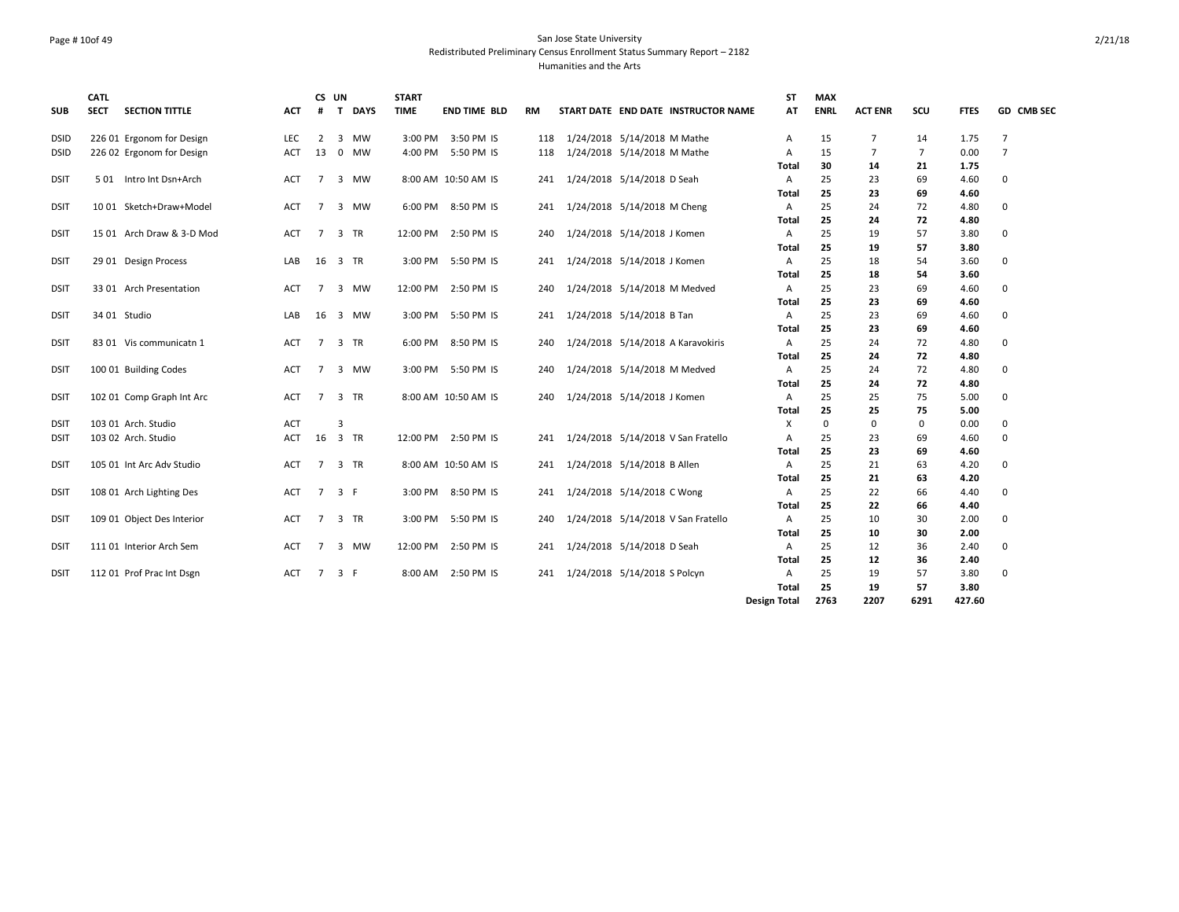San Jose State University
Redistributed Preliminary Census Enrollment Status Summary Report – 2182
Humanities and the Arts

| SUB | CATL SECT | SECTION TITTLE | ACT | CS # | UN T | DAYS | START TIME | END TIME | BLD | RM | START DATE | END DATE | INSTRUCTOR NAME | ST AT | MAX ENRL | ACT ENR | SCU | FTES | GD | CMB SEC |
|---|---|---|---|---|---|---|---|---|---|---|---|---|---|---|---|---|---|---|---|---|
| DSID | 226 01 | Ergonom for Design | LEC | 2 | 3 | MW | 3:00 PM | 3:50 PM | IS | 118 | 1/24/2018 | 5/14/2018 | M Mathe | A | 15 | 7 | 14 | 1.75 | 7 | |
| DSID | 226 02 | Ergonom for Design | ACT | 13 | 0 | MW | 4:00 PM | 5:50 PM | IS | 118 | 1/24/2018 | 5/14/2018 | M Mathe | A | 15 | 7 | 7 | 0.00 | 7 | |
| | | | | | | | | | | | | | | **Total** | **30** | **14** | **21** | **1.75** | | |
| DSIT | 5 01 | Intro Int Dsn+Arch | ACT | 7 | 3 | MW | 8:00 AM | 10:50 AM | IS | 241 | 1/24/2018 | 5/14/2018 | D Seah | A | 25 | 23 | 69 | 4.60 | 0 | |
| | | | | | | | | | | | | | | **Total** | **25** | **23** | **69** | **4.60** | | |
| DSIT | 10 01 | Sketch+Draw+Model | ACT | 7 | 3 | MW | 6:00 PM | 8:50 PM | IS | 241 | 1/24/2018 | 5/14/2018 | M Cheng | A | 25 | 24 | 72 | 4.80 | 0 | |
| | | | | | | | | | | | | | | **Total** | **25** | **24** | **72** | **4.80** | | |
| DSIT | 15 01 | Arch Draw & 3-D Mod | ACT | 7 | 3 | TR | 12:00 PM | 2:50 PM | IS | 240 | 1/24/2018 | 5/14/2018 | J Komen | A | 25 | 19 | 57 | 3.80 | 0 | |
| | | | | | | | | | | | | | | **Total** | **25** | **19** | **57** | **3.80** | | |
| DSIT | 29 01 | Design Process | LAB | 16 | 3 | TR | 3:00 PM | 5:50 PM | IS | 241 | 1/24/2018 | 5/14/2018 | J Komen | A | 25 | 18 | 54 | 3.60 | 0 | |
| | | | | | | | | | | | | | | **Total** | **25** | **18** | **54** | **3.60** | | |
| DSIT | 33 01 | Arch Presentation | ACT | 7 | 3 | MW | 12:00 PM | 2:50 PM | IS | 240 | 1/24/2018 | 5/14/2018 | M Medved | A | 25 | 23 | 69 | 4.60 | 0 | |
| | | | | | | | | | | | | | | **Total** | **25** | **23** | **69** | **4.60** | | |
| DSIT | 34 01 | Studio | LAB | 16 | 3 | MW | 3:00 PM | 5:50 PM | IS | 241 | 1/24/2018 | 5/14/2018 | B Tan | A | 25 | 23 | 69 | 4.60 | 0 | |
| | | | | | | | | | | | | | | **Total** | **25** | **23** | **69** | **4.60** | | |
| DSIT | 83 01 | Vis communicatn 1 | ACT | 7 | 3 | TR | 6:00 PM | 8:50 PM | IS | 240 | 1/24/2018 | 5/14/2018 | A Karavokiris | A | 25 | 24 | 72 | 4.80 | 0 | |
| | | | | | | | | | | | | | | **Total** | **25** | **24** | **72** | **4.80** | | |
| DSIT | 100 01 | Building Codes | ACT | 7 | 3 | MW | 3:00 PM | 5:50 PM | IS | 240 | 1/24/2018 | 5/14/2018 | M Medved | A | 25 | 24 | 72 | 4.80 | 0 | |
| | | | | | | | | | | | | | | **Total** | **25** | **24** | **72** | **4.80** | | |
| DSIT | 102 01 | Comp Graph Int Arc | ACT | 7 | 3 | TR | 8:00 AM | 10:50 AM | IS | 240 | 1/24/2018 | 5/14/2018 | J Komen | A | 25 | 25 | 75 | 5.00 | 0 | |
| | | | | | | | | | | | | | | **Total** | **25** | **25** | **75** | **5.00** | | |
| DSIT | 103 01 | Arch. Studio | ACT | | 3 | | | | | | | | | X | 0 | 0 | 0 | 0.00 | 0 | |
| DSIT | 103 02 | Arch. Studio | ACT | 16 | 3 | TR | 12:00 PM | 2:50 PM | IS | 241 | 1/24/2018 | 5/14/2018 | V San Fratello | A | 25 | 23 | 69 | 4.60 | 0 | |
| | | | | | | | | | | | | | | **Total** | **25** | **23** | **69** | **4.60** | | |
| DSIT | 105 01 | Int Arc Adv Studio | ACT | 7 | 3 | TR | 8:00 AM | 10:50 AM | IS | 241 | 1/24/2018 | 5/14/2018 | B Allen | A | 25 | 21 | 63 | 4.20 | 0 | |
| | | | | | | | | | | | | | | **Total** | **25** | **21** | **63** | **4.20** | | |
| DSIT | 108 01 | Arch Lighting Des | ACT | 7 | 3 | F | 3:00 PM | 8:50 PM | IS | 241 | 1/24/2018 | 5/14/2018 | C Wong | A | 25 | 22 | 66 | 4.40 | 0 | |
| | | | | | | | | | | | | | | **Total** | **25** | **22** | **66** | **4.40** | | |
| DSIT | 109 01 | Object Des Interior | ACT | 7 | 3 | TR | 3:00 PM | 5:50 PM | IS | 240 | 1/24/2018 | 5/14/2018 | V San Fratello | A | 25 | 10 | 30 | 2.00 | 0 | |
| | | | | | | | | | | | | | | **Total** | **25** | **10** | **30** | **2.00** | | |
| DSIT | 111 01 | Interior Arch Sem | ACT | 7 | 3 | MW | 12:00 PM | 2:50 PM | IS | 241 | 1/24/2018 | 5/14/2018 | D Seah | A | 25 | 12 | 36 | 2.40 | 0 | |
| | | | | | | | | | | | | | | **Total** | **25** | **12** | **36** | **2.40** | | |
| DSIT | 112 01 | Prof Prac Int Dsgn | ACT | 7 | 3 | F | 8:00 AM | 2:50 PM | IS | 241 | 1/24/2018 | 5/14/2018 | S Polcyn | A | 25 | 19 | 57 | 3.80 | 0 | |
| | | | | | | | | | | | | | | **Total** | **25** | **19** | **57** | **3.80** | | |
| | | | | | | | | | | | | | | **Design Total** | **2763** | **2207** | **6291** | **427.60** | | |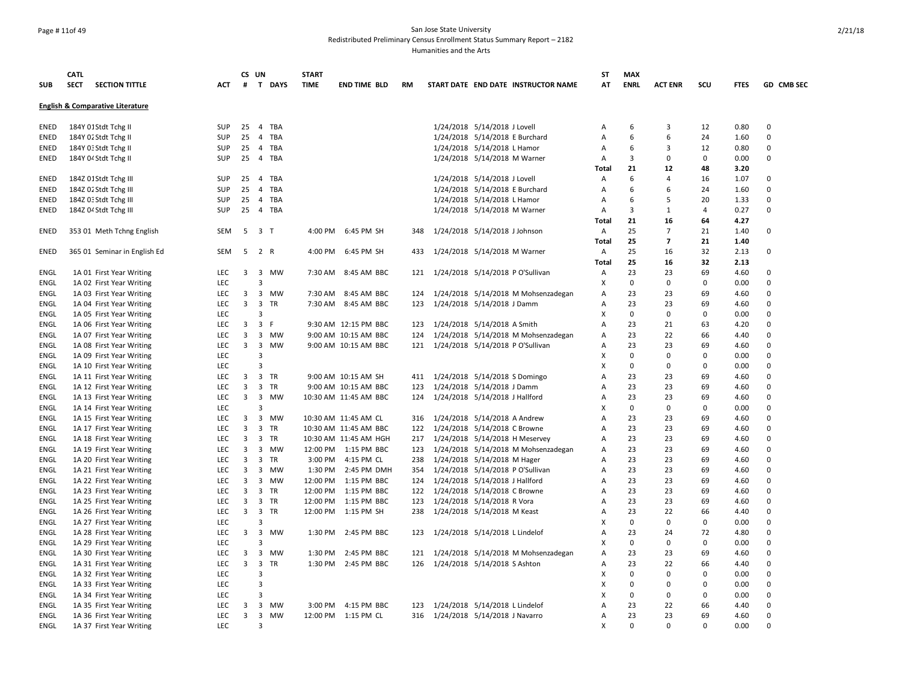San Jose State University
Redistributed Preliminary Census Enrollment Status Summary Report – 2182
Humanities and the Arts

| SUB | CATL SECT | SECTION TITTLE | ACT | CS # | UN T | DAYS | START TIME | END TIME | BLD | RM | START DATE | END DATE | INSTRUCTOR NAME | ST AT | MAX ENRL | ACT ENR | SCU | FTES | GD | CMB SEC |
|---|---|---|---|---|---|---|---|---|---|---|---|---|---|---|---|---|---|---|---|---|
| **English & Comparative Literature** | | | | | | | | | | | | | | | | | | | | |
| ENED | 184Y 01 | Stdt Tchg II | SUP | 25 | 4 | TBA | | | | | 1/24/2018 | 5/14/2018 | J Lovell | A | 6 | 3 | 12 | 0.80 | 0 | |
| ENED | 184Y 02 | Stdt Tchg II | SUP | 25 | 4 | TBA | | | | | 1/24/2018 | 5/14/2018 | E Burchard | A | 6 | 6 | 24 | 1.60 | 0 | |
| ENED | 184Y 03 | Stdt Tchg II | SUP | 25 | 4 | TBA | | | | | 1/24/2018 | 5/14/2018 | L Hamor | A | 6 | 3 | 12 | 0.80 | 0 | |
| ENED | 184Y 04 | Stdt Tchg II | SUP | 25 | 4 | TBA | | | | | 1/24/2018 | 5/14/2018 | M Warner | A | 3 | 0 | 0 | 0.00 | 0 | |
| | | | | | | | | | | | | | | **Total** | **21** | **12** | **48** | **3.20** | | |
| ENED | 184Z 01 | Stdt Tchg III | SUP | 25 | 4 | TBA | | | | | 1/24/2018 | 5/14/2018 | J Lovell | A | 6 | 4 | 16 | 1.07 | 0 | |
| ENED | 184Z 02 | Stdt Tchg III | SUP | 25 | 4 | TBA | | | | | 1/24/2018 | 5/14/2018 | E Burchard | A | 6 | 6 | 24 | 1.60 | 0 | |
| ENED | 184Z 03 | Stdt Tchg III | SUP | 25 | 4 | TBA | | | | | 1/24/2018 | 5/14/2018 | L Hamor | A | 6 | 5 | 20 | 1.33 | 0 | |
| ENED | 184Z 04 | Stdt Tchg III | SUP | 25 | 4 | TBA | | | | | 1/24/2018 | 5/14/2018 | M Warner | A | 3 | 1 | 4 | 0.27 | 0 | |
| | | | | | | | | | | | | | | **Total** | **21** | **16** | **64** | **4.27** | | |
| ENED | 353 01 | Meth Tchng English | SEM | 5 | 3 | T | 4:00 PM | 6:45 PM | SH | 348 | 1/24/2018 | 5/14/2018 | J Johnson | A | 25 | 7 | 21 | 1.40 | 0 | |
| | | | | | | | | | | | | | | **Total** | **25** | **7** | **21** | **1.40** | | |
| ENED | 365 01 | Seminar in English Ed | SEM | 5 | 2 | R | 4:00 PM | 6:45 PM | SH | 433 | 1/24/2018 | 5/14/2018 | M Warner | A | 25 | 16 | 32 | 2.13 | 0 | |
| | | | | | | | | | | | | | | **Total** | **25** | **16** | **32** | **2.13** | | |
| ENGL | 1A 01 | First Year Writing | LEC | 3 | 3 | MW | 7:30 AM | 8:45 AM | BBC | 121 | 1/24/2018 | 5/14/2018 | P O'Sullivan | A | 23 | 23 | 69 | 4.60 | 0 | |
| ENGL | 1A 02 | First Year Writing | LEC | | 3 | | | | | | | | | X | 0 | 0 | 0 | 0.00 | 0 | |
| ENGL | 1A 03 | First Year Writing | LEC | 3 | 3 | MW | 7:30 AM | 8:45 AM | BBC | 124 | 1/24/2018 | 5/14/2018 | M Mohsenzadegan | A | 23 | 23 | 69 | 4.60 | 0 | |
| ENGL | 1A 04 | First Year Writing | LEC | 3 | 3 | TR | 7:30 AM | 8:45 AM | BBC | 123 | 1/24/2018 | 5/14/2018 | J Damm | A | 23 | 23 | 69 | 4.60 | 0 | |
| ENGL | 1A 05 | First Year Writing | LEC | | 3 | | | | | | | | | X | 0 | 0 | 0 | 0.00 | 0 | |
| ENGL | 1A 06 | First Year Writing | LEC | 3 | 3 | F | 9:30 AM | 12:15 PM | BBC | 123 | 1/24/2018 | 5/14/2018 | A Smith | A | 23 | 21 | 63 | 4.20 | 0 | |
| ENGL | 1A 07 | First Year Writing | LEC | 3 | 3 | MW | 9:00 AM | 10:15 AM | BBC | 124 | 1/24/2018 | 5/14/2018 | M Mohsenzadegan | A | 23 | 22 | 66 | 4.40 | 0 | |
| ENGL | 1A 08 | First Year Writing | LEC | 3 | 3 | MW | 9:00 AM | 10:15 AM | BBC | 121 | 1/24/2018 | 5/14/2018 | P O'Sullivan | A | 23 | 23 | 69 | 4.60 | 0 | |
| ENGL | 1A 09 | First Year Writing | LEC | | 3 | | | | | | | | | X | 0 | 0 | 0 | 0.00 | 0 | |
| ENGL | 1A 10 | First Year Writing | LEC | | 3 | | | | | | | | | X | 0 | 0 | 0 | 0.00 | 0 | |
| ENGL | 1A 11 | First Year Writing | LEC | 3 | 3 | TR | 9:00 AM | 10:15 AM | SH | 411 | 1/24/2018 | 5/14/2018 | S Domingo | A | 23 | 23 | 69 | 4.60 | 0 | |
| ENGL | 1A 12 | First Year Writing | LEC | 3 | 3 | TR | 9:00 AM | 10:15 AM | BBC | 123 | 1/24/2018 | 5/14/2018 | J Damm | A | 23 | 23 | 69 | 4.60 | 0 | |
| ENGL | 1A 13 | First Year Writing | LEC | 3 | 3 | MW | 10:30 AM | 11:45 AM | BBC | 124 | 1/24/2018 | 5/14/2018 | J Hallford | A | 23 | 23 | 69 | 4.60 | 0 | |
| ENGL | 1A 14 | First Year Writing | LEC | | 3 | | | | | | | | | X | 0 | 0 | 0 | 0.00 | 0 | |
| ENGL | 1A 15 | First Year Writing | LEC | 3 | 3 | MW | 10:30 AM | 11:45 AM | CL | 316 | 1/24/2018 | 5/14/2018 | A Andrew | A | 23 | 23 | 69 | 4.60 | 0 | |
| ENGL | 1A 17 | First Year Writing | LEC | 3 | 3 | TR | 10:30 AM | 11:45 AM | BBC | 122 | 1/24/2018 | 5/14/2018 | C Browne | A | 23 | 23 | 69 | 4.60 | 0 | |
| ENGL | 1A 18 | First Year Writing | LEC | 3 | 3 | TR | 10:30 AM | 11:45 AM | HGH | 217 | 1/24/2018 | 5/14/2018 | H Meservey | A | 23 | 23 | 69 | 4.60 | 0 | |
| ENGL | 1A 19 | First Year Writing | LEC | 3 | 3 | MW | 12:00 PM | 1:15 PM | BBC | 123 | 1/24/2018 | 5/14/2018 | M Mohsenzadegan | A | 23 | 23 | 69 | 4.60 | 0 | |
| ENGL | 1A 20 | First Year Writing | LEC | 3 | 3 | TR | 3:00 PM | 4:15 PM | CL | 238 | 1/24/2018 | 5/14/2018 | M Hager | A | 23 | 23 | 69 | 4.60 | 0 | |
| ENGL | 1A 21 | First Year Writing | LEC | 3 | 3 | MW | 1:30 PM | 2:45 PM | DMH | 354 | 1/24/2018 | 5/14/2018 | P O'Sullivan | A | 23 | 23 | 69 | 4.60 | 0 | |
| ENGL | 1A 22 | First Year Writing | LEC | 3 | 3 | MW | 12:00 PM | 1:15 PM | BBC | 124 | 1/24/2018 | 5/14/2018 | J Hallford | A | 23 | 23 | 69 | 4.60 | 0 | |
| ENGL | 1A 23 | First Year Writing | LEC | 3 | 3 | TR | 12:00 PM | 1:15 PM | BBC | 122 | 1/24/2018 | 5/14/2018 | C Browne | A | 23 | 23 | 69 | 4.60 | 0 | |
| ENGL | 1A 25 | First Year Writing | LEC | 3 | 3 | TR | 12:00 PM | 1:15 PM | BBC | 123 | 1/24/2018 | 5/14/2018 | R Vora | A | 23 | 23 | 69 | 4.60 | 0 | |
| ENGL | 1A 26 | First Year Writing | LEC | 3 | 3 | TR | 12:00 PM | 1:15 PM | SH | 238 | 1/24/2018 | 5/14/2018 | M Keast | A | 23 | 22 | 66 | 4.40 | 0 | |
| ENGL | 1A 27 | First Year Writing | LEC | | 3 | | | | | | | | | X | 0 | 0 | 0 | 0.00 | 0 | |
| ENGL | 1A 28 | First Year Writing | LEC | 3 | 3 | MW | 1:30 PM | 2:45 PM | BBC | 123 | 1/24/2018 | 5/14/2018 | L Lindelof | A | 23 | 24 | 72 | 4.80 | 0 | |
| ENGL | 1A 29 | First Year Writing | LEC | | 3 | | | | | | | | | X | 0 | 0 | 0 | 0.00 | 0 | |
| ENGL | 1A 30 | First Year Writing | LEC | 3 | 3 | MW | 1:30 PM | 2:45 PM | BBC | 121 | 1/24/2018 | 5/14/2018 | M Mohsenzadegan | A | 23 | 23 | 69 | 4.60 | 0 | |
| ENGL | 1A 31 | First Year Writing | LEC | 3 | 3 | TR | 1:30 PM | 2:45 PM | BBC | 126 | 1/24/2018 | 5/14/2018 | S Ashton | A | 23 | 22 | 66 | 4.40 | 0 | |
| ENGL | 1A 32 | First Year Writing | LEC | | 3 | | | | | | | | | X | 0 | 0 | 0 | 0.00 | 0 | |
| ENGL | 1A 33 | First Year Writing | LEC | | 3 | | | | | | | | | X | 0 | 0 | 0 | 0.00 | 0 | |
| ENGL | 1A 34 | First Year Writing | LEC | | 3 | | | | | | | | | X | 0 | 0 | 0 | 0.00 | 0 | |
| ENGL | 1A 35 | First Year Writing | LEC | 3 | 3 | MW | 3:00 PM | 4:15 PM | BBC | 123 | 1/24/2018 | 5/14/2018 | L Lindelof | A | 23 | 22 | 66 | 4.40 | 0 | |
| ENGL | 1A 36 | First Year Writing | LEC | 3 | 3 | MW | 12:00 PM | 1:15 PM | CL | 316 | 1/24/2018 | 5/14/2018 | J Navarro | A | 23 | 23 | 69 | 4.60 | 0 | |
| ENGL | 1A 37 | First Year Writing | LEC | | 3 | | | | | | | | | X | 0 | 0 | 0 | 0.00 | 0 | |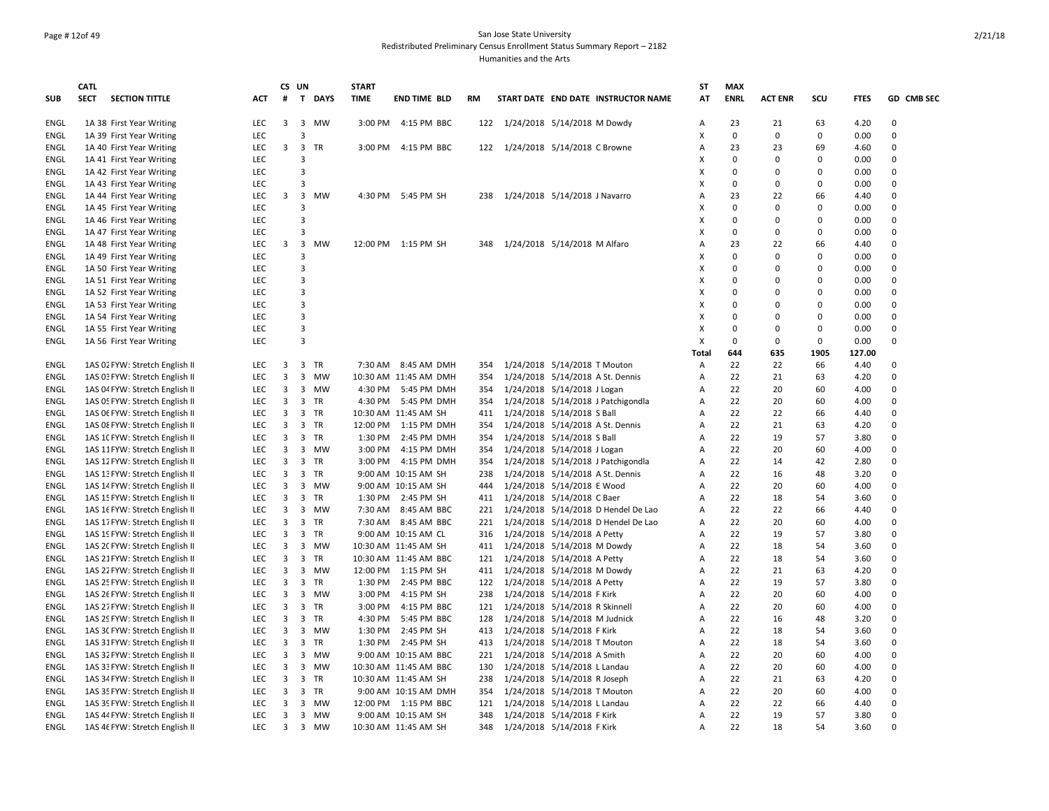San Jose State University
Redistributed Preliminary Census Enrollment Status Summary Report – 2182
Humanities and the Arts

| SUB | CATL SECT | SECTION TITTLE | ACT | CS # | UN T | DAYS | START TIME | END TIME | BLD | RM | START DATE | END DATE | INSTRUCTOR NAME | ST AT | MAX ENRL | ACT ENR | SCU | FTES | GD | CMB SEC |
|---|---|---|---|---|---|---|---|---|---|---|---|---|---|---|---|---|---|---|---|---|
| ENGL | 1A 38 | First Year Writing | LEC | 3 | 3 | MW | 3:00 PM | 4:15 PM | BBC | 122 | 1/24/2018 | 5/14/2018 | M Dowdy | A | 23 | 21 | 63 | 4.20 | 0 | |
| ENGL | 1A 39 | First Year Writing | LEC | | 3 | | | | | | | | | X | 0 | 0 | 0 | 0.00 | 0 | |
| ENGL | 1A 40 | First Year Writing | LEC | 3 | 3 | TR | 3:00 PM | 4:15 PM | BBC | 122 | 1/24/2018 | 5/14/2018 | C Browne | A | 23 | 23 | 69 | 4.60 | 0 | |
| ENGL | 1A 41 | First Year Writing | LEC | | 3 | | | | | | | | | X | 0 | 0 | 0 | 0.00 | 0 | |
| ENGL | 1A 42 | First Year Writing | LEC | | 3 | | | | | | | | | X | 0 | 0 | 0 | 0.00 | 0 | |
| ENGL | 1A 43 | First Year Writing | LEC | | 3 | | | | | | | | | X | 0 | 0 | 0 | 0.00 | 0 | |
| ENGL | 1A 44 | First Year Writing | LEC | 3 | 3 | MW | 4:30 PM | 5:45 PM | SH | 238 | 1/24/2018 | 5/14/2018 | J Navarro | A | 23 | 22 | 66 | 4.40 | 0 | |
| ENGL | 1A 45 | First Year Writing | LEC | | 3 | | | | | | | | | X | 0 | 0 | 0 | 0.00 | 0 | |
| ENGL | 1A 46 | First Year Writing | LEC | | 3 | | | | | | | | | X | 0 | 0 | 0 | 0.00 | 0 | |
| ENGL | 1A 47 | First Year Writing | LEC | | 3 | | | | | | | | | X | 0 | 0 | 0 | 0.00 | 0 | |
| ENGL | 1A 48 | First Year Writing | LEC | 3 | 3 | MW | 12:00 PM | 1:15 PM | SH | 348 | 1/24/2018 | 5/14/2018 | M Alfaro | A | 23 | 22 | 66 | 4.40 | 0 | |
| ENGL | 1A 49 | First Year Writing | LEC | | 3 | | | | | | | | | X | 0 | 0 | 0 | 0.00 | 0 | |
| ENGL | 1A 50 | First Year Writing | LEC | | 3 | | | | | | | | | X | 0 | 0 | 0 | 0.00 | 0 | |
| ENGL | 1A 51 | First Year Writing | LEC | | 3 | | | | | | | | | X | 0 | 0 | 0 | 0.00 | 0 | |
| ENGL | 1A 52 | First Year Writing | LEC | | 3 | | | | | | | | | X | 0 | 0 | 0 | 0.00 | 0 | |
| ENGL | 1A 53 | First Year Writing | LEC | | 3 | | | | | | | | | X | 0 | 0 | 0 | 0.00 | 0 | |
| ENGL | 1A 54 | First Year Writing | LEC | | 3 | | | | | | | | | X | 0 | 0 | 0 | 0.00 | 0 | |
| ENGL | 1A 55 | First Year Writing | LEC | | 3 | | | | | | | | | X | 0 | 0 | 0 | 0.00 | 0 | |
| ENGL | 1A 56 | First Year Writing | LEC | | 3 | | | | | | | | | X | 0 | 0 | 0 | 0.00 | 0 | |
| | | | | | | | | | | | | | | Total | 644 | 635 | 1905 | 127.00 | | |
| ENGL | 1AS 02 | FYW: Stretch English II | LEC | 3 | 3 | TR | 7:30 AM | 8:45 AM | DMH | 354 | 1/24/2018 | 5/14/2018 | T Mouton | A | 22 | 22 | 66 | 4.40 | 0 | |
| ENGL | 1AS 03 | FYW: Stretch English II | LEC | 3 | 3 | MW | 10:30 AM | 11:45 AM | DMH | 354 | 1/24/2018 | 5/14/2018 | A St. Dennis | A | 22 | 21 | 63 | 4.20 | 0 | |
| ENGL | 1AS 04 | FYW: Stretch English II | LEC | 3 | 3 | MW | 4:30 PM | 5:45 PM | DMH | 354 | 1/24/2018 | 5/14/2018 | J Logan | A | 22 | 20 | 60 | 4.00 | 0 | |
| ENGL | 1AS 05 | FYW: Stretch English II | LEC | 3 | 3 | TR | 4:30 PM | 5:45 PM | DMH | 354 | 1/24/2018 | 5/14/2018 | J Patchigondla | A | 22 | 20 | 60 | 4.00 | 0 | |
| ENGL | 1AS 06 | FYW: Stretch English II | LEC | 3 | 3 | TR | 10:30 AM | 11:45 AM | SH | 411 | 1/24/2018 | 5/14/2018 | S Ball | A | 22 | 22 | 66 | 4.40 | 0 | |
| ENGL | 1AS 08 | FYW: Stretch English II | LEC | 3 | 3 | TR | 12:00 PM | 1:15 PM | DMH | 354 | 1/24/2018 | 5/14/2018 | A St. Dennis | A | 22 | 21 | 63 | 4.20 | 0 | |
| ENGL | 1AS 10 | FYW: Stretch English II | LEC | 3 | 3 | TR | 1:30 PM | 2:45 PM | DMH | 354 | 1/24/2018 | 5/14/2018 | S Ball | A | 22 | 19 | 57 | 3.80 | 0 | |
| ENGL | 1AS 11 | FYW: Stretch English II | LEC | 3 | 3 | MW | 3:00 PM | 4:15 PM | DMH | 354 | 1/24/2018 | 5/14/2018 | J Logan | A | 22 | 20 | 60 | 4.00 | 0 | |
| ENGL | 1AS 12 | FYW: Stretch English II | LEC | 3 | 3 | TR | 3:00 PM | 4:15 PM | DMH | 354 | 1/24/2018 | 5/14/2018 | J Patchigondla | A | 22 | 14 | 42 | 2.80 | 0 | |
| ENGL | 1AS 13 | FYW: Stretch English II | LEC | 3 | 3 | TR | 9:00 AM | 10:15 AM | SH | 238 | 1/24/2018 | 5/14/2018 | A St. Dennis | A | 22 | 16 | 48 | 3.20 | 0 | |
| ENGL | 1AS 14 | FYW: Stretch English II | LEC | 3 | 3 | MW | 9:00 AM | 10:15 AM | SH | 444 | 1/24/2018 | 5/14/2018 | E Wood | A | 22 | 20 | 60 | 4.00 | 0 | |
| ENGL | 1AS 15 | FYW: Stretch English II | LEC | 3 | 3 | TR | 1:30 PM | 2:45 PM | SH | 411 | 1/24/2018 | 5/14/2018 | C Baer | A | 22 | 18 | 54 | 3.60 | 0 | |
| ENGL | 1AS 16 | FYW: Stretch English II | LEC | 3 | 3 | MW | 7:30 AM | 8:45 AM | BBC | 221 | 1/24/2018 | 5/14/2018 | D Hendel De Lao | A | 22 | 22 | 66 | 4.40 | 0 | |
| ENGL | 1AS 17 | FYW: Stretch English II | LEC | 3 | 3 | TR | 7:30 AM | 8:45 AM | BBC | 221 | 1/24/2018 | 5/14/2018 | D Hendel De Lao | A | 22 | 20 | 60 | 4.00 | 0 | |
| ENGL | 1AS 19 | FYW: Stretch English II | LEC | 3 | 3 | TR | 9:00 AM | 10:15 AM | CL | 316 | 1/24/2018 | 5/14/2018 | A Petty | A | 22 | 19 | 57 | 3.80 | 0 | |
| ENGL | 1AS 20 | FYW: Stretch English II | LEC | 3 | 3 | MW | 10:30 AM | 11:45 AM | SH | 411 | 1/24/2018 | 5/14/2018 | M Dowdy | A | 22 | 18 | 54 | 3.60 | 0 | |
| ENGL | 1AS 21 | FYW: Stretch English II | LEC | 3 | 3 | TR | 10:30 AM | 11:45 AM | BBC | 121 | 1/24/2018 | 5/14/2018 | A Petty | A | 22 | 18 | 54 | 3.60 | 0 | |
| ENGL | 1AS 22 | FYW: Stretch English II | LEC | 3 | 3 | MW | 12:00 PM | 1:15 PM | SH | 411 | 1/24/2018 | 5/14/2018 | M Dowdy | A | 22 | 21 | 63 | 4.20 | 0 | |
| ENGL | 1AS 25 | FYW: Stretch English II | LEC | 3 | 3 | TR | 1:30 PM | 2:45 PM | BBC | 122 | 1/24/2018 | 5/14/2018 | A Petty | A | 22 | 19 | 57 | 3.80 | 0 | |
| ENGL | 1AS 26 | FYW: Stretch English II | LEC | 3 | 3 | MW | 3:00 PM | 4:15 PM | SH | 238 | 1/24/2018 | 5/14/2018 | F Kirk | A | 22 | 20 | 60 | 4.00 | 0 | |
| ENGL | 1AS 27 | FYW: Stretch English II | LEC | 3 | 3 | TR | 3:00 PM | 4:15 PM | BBC | 121 | 1/24/2018 | 5/14/2018 | R Skinnell | A | 22 | 20 | 60 | 4.00 | 0 | |
| ENGL | 1AS 29 | FYW: Stretch English II | LEC | 3 | 3 | TR | 4:30 PM | 5:45 PM | BBC | 128 | 1/24/2018 | 5/14/2018 | M Judnick | A | 22 | 16 | 48 | 3.20 | 0 | |
| ENGL | 1AS 30 | FYW: Stretch English II | LEC | 3 | 3 | MW | 1:30 PM | 2:45 PM | SH | 413 | 1/24/2018 | 5/14/2018 | F Kirk | A | 22 | 18 | 54 | 3.60 | 0 | |
| ENGL | 1AS 31 | FYW: Stretch English II | LEC | 3 | 3 | TR | 1:30 PM | 2:45 PM | SH | 413 | 1/24/2018 | 5/14/2018 | T Mouton | A | 22 | 18 | 54 | 3.60 | 0 | |
| ENGL | 1AS 32 | FYW: Stretch English II | LEC | 3 | 3 | MW | 9:00 AM | 10:15 AM | BBC | 221 | 1/24/2018 | 5/14/2018 | A Smith | A | 22 | 20 | 60 | 4.00 | 0 | |
| ENGL | 1AS 33 | FYW: Stretch English II | LEC | 3 | 3 | MW | 10:30 AM | 11:45 AM | BBC | 130 | 1/24/2018 | 5/14/2018 | L Landau | A | 22 | 20 | 60 | 4.00 | 0 | |
| ENGL | 1AS 34 | FYW: Stretch English II | LEC | 3 | 3 | TR | 10:30 AM | 11:45 AM | SH | 238 | 1/24/2018 | 5/14/2018 | R Joseph | A | 22 | 21 | 63 | 4.20 | 0 | |
| ENGL | 1AS 35 | FYW: Stretch English II | LEC | 3 | 3 | TR | 9:00 AM | 10:15 AM | DMH | 354 | 1/24/2018 | 5/14/2018 | T Mouton | A | 22 | 20 | 60 | 4.00 | 0 | |
| ENGL | 1AS 39 | FYW: Stretch English II | LEC | 3 | 3 | MW | 12:00 PM | 1:15 PM | BBC | 121 | 1/24/2018 | 5/14/2018 | L Landau | A | 22 | 22 | 66 | 4.40 | 0 | |
| ENGL | 1AS 44 | FYW: Stretch English II | LEC | 3 | 3 | MW | 9:00 AM | 10:15 AM | SH | 348 | 1/24/2018 | 5/14/2018 | F Kirk | A | 22 | 19 | 57 | 3.80 | 0 | |
| ENGL | 1AS 46 | FYW: Stretch English II | LEC | 3 | 3 | MW | 10:30 AM | 11:45 AM | SH | 348 | 1/24/2018 | 5/14/2018 | F Kirk | A | 22 | 18 | 54 | 3.60 | 0 | |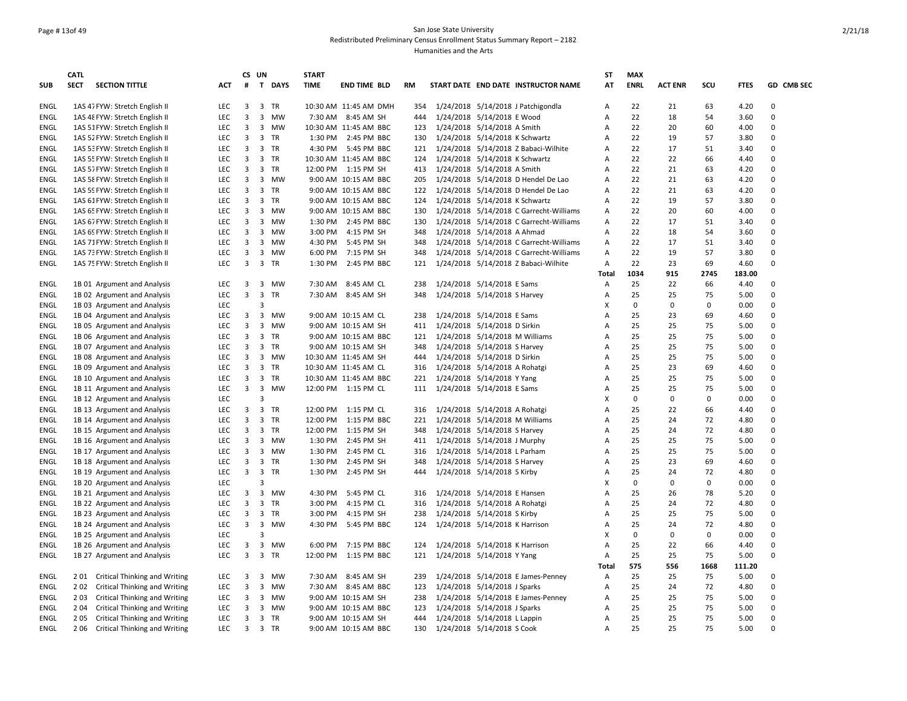San Jose State University
Redistributed Preliminary Census Enrollment Status Summary Report – 2182
Humanities and the Arts

| SUB | CATL SECT | SECTION TITTLE | ACT | CS # | UN T | DAYS | START TIME | END TIME | BLD | RM | START DATE | END DATE | INSTRUCTOR NAME | ST AT | MAX ENRL | ACT ENR | SCU | FTES | GD | CMB SEC |
|---|---|---|---|---|---|---|---|---|---|---|---|---|---|---|---|---|---|---|---|---|
| ENGL | 1AS 47 | FYW: Stretch English II | LEC | 3 | 3 | TR | 10:30 AM | 11:45 AM | DMH | 354 | 1/24/2018 | 5/14/2018 | J Patchigondla | A | 22 | 21 | 63 | 4.20 | 0 | |
| ENGL | 1AS 48 | FYW: Stretch English II | LEC | 3 | 3 | MW | 7:30 AM | 8:45 AM | SH | 444 | 1/24/2018 | 5/14/2018 | E Wood | A | 22 | 18 | 54 | 3.60 | 0 | |
| ENGL | 1AS 51 | FYW: Stretch English II | LEC | 3 | 3 | MW | 10:30 AM | 11:45 AM | BBC | 123 | 1/24/2018 | 5/14/2018 | A Smith | A | 22 | 20 | 60 | 4.00 | 0 | |
| ENGL | 1AS 52 | FYW: Stretch English II | LEC | 3 | 3 | TR | 1:30 PM | 2:45 PM | BBC | 130 | 1/24/2018 | 5/14/2018 | K Schwartz | A | 22 | 19 | 57 | 3.80 | 0 | |
| ENGL | 1AS 53 | FYW: Stretch English II | LEC | 3 | 3 | TR | 4:30 PM | 5:45 PM | BBC | 121 | 1/24/2018 | 5/14/2018 | Z Babaci-Wilhite | A | 22 | 17 | 51 | 3.40 | 0 | |
| ENGL | 1AS 55 | FYW: Stretch English II | LEC | 3 | 3 | TR | 10:30 AM | 11:45 AM | BBC | 124 | 1/24/2018 | 5/14/2018 | K Schwartz | A | 22 | 22 | 66 | 4.40 | 0 | |
| ENGL | 1AS 57 | FYW: Stretch English II | LEC | 3 | 3 | TR | 12:00 PM | 1:15 PM | SH | 413 | 1/24/2018 | 5/14/2018 | A Smith | A | 22 | 21 | 63 | 4.20 | 0 | |
| ENGL | 1AS 58 | FYW: Stretch English II | LEC | 3 | 3 | MW | 9:00 AM | 10:15 AM | BBC | 205 | 1/24/2018 | 5/14/2018 | D Hendel De Lao | A | 22 | 21 | 63 | 4.20 | 0 | |
| ENGL | 1AS 59 | FYW: Stretch English II | LEC | 3 | 3 | TR | 9:00 AM | 10:15 AM | BBC | 122 | 1/24/2018 | 5/14/2018 | D Hendel De Lao | A | 22 | 21 | 63 | 4.20 | 0 | |
| ENGL | 1AS 61 | FYW: Stretch English II | LEC | 3 | 3 | TR | 9:00 AM | 10:15 AM | BBC | 124 | 1/24/2018 | 5/14/2018 | K Schwartz | A | 22 | 19 | 57 | 3.80 | 0 | |
| ENGL | 1AS 65 | FYW: Stretch English II | LEC | 3 | 3 | MW | 9:00 AM | 10:15 AM | BBC | 130 | 1/24/2018 | 5/14/2018 | C Garrecht-Williams | A | 22 | 20 | 60 | 4.00 | 0 | |
| ENGL | 1AS 67 | FYW: Stretch English II | LEC | 3 | 3 | MW | 1:30 PM | 2:45 PM | BBC | 130 | 1/24/2018 | 5/14/2018 | C Garrecht-Williams | A | 22 | 17 | 51 | 3.40 | 0 | |
| ENGL | 1AS 69 | FYW: Stretch English II | LEC | 3 | 3 | MW | 3:00 PM | 4:15 PM | SH | 348 | 1/24/2018 | 5/14/2018 | A Ahmad | A | 22 | 18 | 54 | 3.60 | 0 | |
| ENGL | 1AS 71 | FYW: Stretch English II | LEC | 3 | 3 | MW | 4:30 PM | 5:45 PM | SH | 348 | 1/24/2018 | 5/14/2018 | C Garrecht-Williams | A | 22 | 17 | 51 | 3.40 | 0 | |
| ENGL | 1AS 73 | FYW: Stretch English II | LEC | 3 | 3 | MW | 6:00 PM | 7:15 PM | SH | 348 | 1/24/2018 | 5/14/2018 | C Garrecht-Williams | A | 22 | 19 | 57 | 3.80 | 0 | |
| ENGL | 1AS 75 | FYW: Stretch English II | LEC | 3 | 3 | TR | 1:30 PM | 2:45 PM | BBC | 121 | 1/24/2018 | 5/14/2018 | Z Babaci-Wilhite | A | 22 | 23 | 69 | 4.60 | 0 | |
| | | | | | | | | | | | | | | Total | 1034 | 915 | 2745 | 183.00 | | |
| ENGL | 1B 01 | Argument and Analysis | LEC | 3 | 3 | MW | 7:30 AM | 8:45 AM | CL | 238 | 1/24/2018 | 5/14/2018 | E Sams | A | 25 | 22 | 66 | 4.40 | 0 | |
| ENGL | 1B 02 | Argument and Analysis | LEC | 3 | 3 | TR | 7:30 AM | 8:45 AM | SH | 348 | 1/24/2018 | 5/14/2018 | S Harvey | A | 25 | 25 | 75 | 5.00 | 0 | |
| ENGL | 1B 03 | Argument and Analysis | LEC | | 3 | | | | | | | | | X | 0 | 0 | 0 | 0.00 | 0 | |
| ENGL | 1B 04 | Argument and Analysis | LEC | 3 | 3 | MW | 9:00 AM | 10:15 AM | CL | 238 | 1/24/2018 | 5/14/2018 | E Sams | A | 25 | 23 | 69 | 4.60 | 0 | |
| ENGL | 1B 05 | Argument and Analysis | LEC | 3 | 3 | MW | 9:00 AM | 10:15 AM | SH | 411 | 1/24/2018 | 5/14/2018 | D Sirkin | A | 25 | 25 | 75 | 5.00 | 0 | |
| ENGL | 1B 06 | Argument and Analysis | LEC | 3 | 3 | TR | 9:00 AM | 10:15 AM | BBC | 121 | 1/24/2018 | 5/14/2018 | M Williams | A | 25 | 25 | 75 | 5.00 | 0 | |
| ENGL | 1B 07 | Argument and Analysis | LEC | 3 | 3 | TR | 9:00 AM | 10:15 AM | SH | 348 | 1/24/2018 | 5/14/2018 | S Harvey | A | 25 | 25 | 75 | 5.00 | 0 | |
| ENGL | 1B 08 | Argument and Analysis | LEC | 3 | 3 | MW | 10:30 AM | 11:45 AM | SH | 444 | 1/24/2018 | 5/14/2018 | D Sirkin | A | 25 | 25 | 75 | 5.00 | 0 | |
| ENGL | 1B 09 | Argument and Analysis | LEC | 3 | 3 | TR | 10:30 AM | 11:45 AM | CL | 316 | 1/24/2018 | 5/14/2018 | A Rohatgi | A | 25 | 23 | 69 | 4.60 | 0 | |
| ENGL | 1B 10 | Argument and Analysis | LEC | 3 | 3 | TR | 10:30 AM | 11:45 AM | BBC | 221 | 1/24/2018 | 5/14/2018 | Y Yang | A | 25 | 25 | 75 | 5.00 | 0 | |
| ENGL | 1B 11 | Argument and Analysis | LEC | 3 | 3 | MW | 12:00 PM | 1:15 PM | CL | 111 | 1/24/2018 | 5/14/2018 | E Sams | A | 25 | 25 | 75 | 5.00 | 0 | |
| ENGL | 1B 12 | Argument and Analysis | LEC | | 3 | | | | | | | | | X | 0 | 0 | 0 | 0.00 | 0 | |
| ENGL | 1B 13 | Argument and Analysis | LEC | 3 | 3 | TR | 12:00 PM | 1:15 PM | CL | 316 | 1/24/2018 | 5/14/2018 | A Rohatgi | A | 25 | 22 | 66 | 4.40 | 0 | |
| ENGL | 1B 14 | Argument and Analysis | LEC | 3 | 3 | TR | 12:00 PM | 1:15 PM | BBC | 221 | 1/24/2018 | 5/14/2018 | M Williams | A | 25 | 24 | 72 | 4.80 | 0 | |
| ENGL | 1B 15 | Argument and Analysis | LEC | 3 | 3 | TR | 12:00 PM | 1:15 PM | SH | 348 | 1/24/2018 | 5/14/2018 | S Harvey | A | 25 | 24 | 72 | 4.80 | 0 | |
| ENGL | 1B 16 | Argument and Analysis | LEC | 3 | 3 | MW | 1:30 PM | 2:45 PM | SH | 411 | 1/24/2018 | 5/14/2018 | J Murphy | A | 25 | 25 | 75 | 5.00 | 0 | |
| ENGL | 1B 17 | Argument and Analysis | LEC | 3 | 3 | MW | 1:30 PM | 2:45 PM | CL | 316 | 1/24/2018 | 5/14/2018 | L Parham | A | 25 | 25 | 75 | 5.00 | 0 | |
| ENGL | 1B 18 | Argument and Analysis | LEC | 3 | 3 | TR | 1:30 PM | 2:45 PM | SH | 348 | 1/24/2018 | 5/14/2018 | S Harvey | A | 25 | 23 | 69 | 4.60 | 0 | |
| ENGL | 1B 19 | Argument and Analysis | LEC | 3 | 3 | TR | 1:30 PM | 2:45 PM | SH | 444 | 1/24/2018 | 5/14/2018 | S Kirby | A | 25 | 24 | 72 | 4.80 | 0 | |
| ENGL | 1B 20 | Argument and Analysis | LEC | | 3 | | | | | | | | | X | 0 | 0 | 0 | 0.00 | 0 | |
| ENGL | 1B 21 | Argument and Analysis | LEC | 3 | 3 | MW | 4:30 PM | 5:45 PM | CL | 316 | 1/24/2018 | 5/14/2018 | E Hansen | A | 25 | 26 | 78 | 5.20 | 0 | |
| ENGL | 1B 22 | Argument and Analysis | LEC | 3 | 3 | TR | 3:00 PM | 4:15 PM | CL | 316 | 1/24/2018 | 5/14/2018 | A Rohatgi | A | 25 | 24 | 72 | 4.80 | 0 | |
| ENGL | 1B 23 | Argument and Analysis | LEC | 3 | 3 | TR | 3:00 PM | 4:15 PM | SH | 238 | 1/24/2018 | 5/14/2018 | S Kirby | A | 25 | 25 | 75 | 5.00 | 0 | |
| ENGL | 1B 24 | Argument and Analysis | LEC | 3 | 3 | MW | 4:30 PM | 5:45 PM | BBC | 124 | 1/24/2018 | 5/14/2018 | K Harrison | A | 25 | 24 | 72 | 4.80 | 0 | |
| ENGL | 1B 25 | Argument and Analysis | LEC | | 3 | | | | | | | | | X | 0 | 0 | 0 | 0.00 | 0 | |
| ENGL | 1B 26 | Argument and Analysis | LEC | 3 | 3 | MW | 6:00 PM | 7:15 PM | BBC | 124 | 1/24/2018 | 5/14/2018 | K Harrison | A | 25 | 22 | 66 | 4.40 | 0 | |
| ENGL | 1B 27 | Argument and Analysis | LEC | 3 | 3 | TR | 12:00 PM | 1:15 PM | BBC | 121 | 1/24/2018 | 5/14/2018 | Y Yang | A | 25 | 25 | 75 | 5.00 | 0 | |
| | | | | | | | | | | | | | | Total | 575 | 556 | 1668 | 111.20 | | |
| ENGL | 2 01 | Critical Thinking and Writing | LEC | 3 | 3 | MW | 7:30 AM | 8:45 AM | SH | 239 | 1/24/2018 | 5/14/2018 | E James-Penney | A | 25 | 25 | 75 | 5.00 | 0 | |
| ENGL | 2 02 | Critical Thinking and Writing | LEC | 3 | 3 | MW | 7:30 AM | 8:45 AM | BBC | 123 | 1/24/2018 | 5/14/2018 | J Sparks | A | 25 | 24 | 72 | 4.80 | 0 | |
| ENGL | 2 03 | Critical Thinking and Writing | LEC | 3 | 3 | MW | 9:00 AM | 10:15 AM | SH | 238 | 1/24/2018 | 5/14/2018 | E James-Penney | A | 25 | 25 | 75 | 5.00 | 0 | |
| ENGL | 2 04 | Critical Thinking and Writing | LEC | 3 | 3 | MW | 9:00 AM | 10:15 AM | BBC | 123 | 1/24/2018 | 5/14/2018 | J Sparks | A | 25 | 25 | 75 | 5.00 | 0 | |
| ENGL | 2 05 | Critical Thinking and Writing | LEC | 3 | 3 | TR | 9:00 AM | 10:15 AM | SH | 444 | 1/24/2018 | 5/14/2018 | L Lappin | A | 25 | 25 | 75 | 5.00 | 0 | |
| ENGL | 2 06 | Critical Thinking and Writing | LEC | 3 | 3 | TR | 9:00 AM | 10:15 AM | BBC | 130 | 1/24/2018 | 5/14/2018 | S Cook | A | 25 | 25 | 75 | 5.00 | 0 | |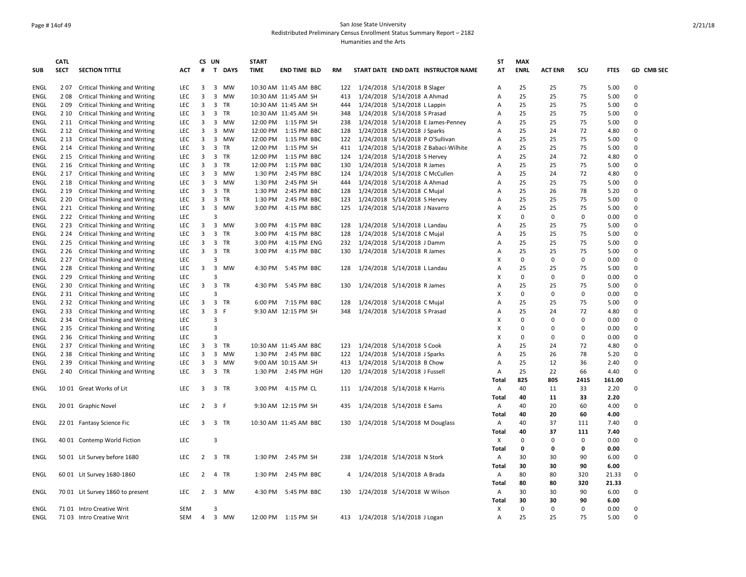San Jose State University
Redistributed Preliminary Census Enrollment Status Summary Report – 2182
Humanities and the Arts

| SUB | CATL SECT | SECTION TITTLE | ACT | CS # | UN T | DAYS | START TIME | END TIME | BLD | RM | START DATE | END DATE | INSTRUCTOR NAME | ST AT | MAX ENRL | ACT ENR | SCU | FTES | GD | CMB SEC |
|---|---|---|---|---|---|---|---|---|---|---|---|---|---|---|---|---|---|---|---|---|
| ENGL | 2 07 | Critical Thinking and Writing | LEC | 3 | 3 | MW | 10:30 AM | 11:45 AM | BBC | 122 | 1/24/2018 | 5/14/2018 | B Slager | A | 25 | 25 | 75 | 5.00 | 0 | |
| ENGL | 2 08 | Critical Thinking and Writing | LEC | 3 | 3 | MW | 10:30 AM | 11:45 AM | SH | 413 | 1/24/2018 | 5/14/2018 | A Ahmad | A | 25 | 25 | 75 | 5.00 | 0 | |
| ENGL | 2 09 | Critical Thinking and Writing | LEC | 3 | 3 | TR | 10:30 AM | 11:45 AM | SH | 444 | 1/24/2018 | 5/14/2018 | L Lappin | A | 25 | 25 | 75 | 5.00 | 0 | |
| ENGL | 2 10 | Critical Thinking and Writing | LEC | 3 | 3 | TR | 10:30 AM | 11:45 AM | SH | 348 | 1/24/2018 | 5/14/2018 | S Prasad | A | 25 | 25 | 75 | 5.00 | 0 | |
| ENGL | 2 11 | Critical Thinking and Writing | LEC | 3 | 3 | MW | 12:00 PM | 1:15 PM | SH | 238 | 1/24/2018 | 5/14/2018 | E James-Penney | A | 25 | 25 | 75 | 5.00 | 0 | |
| ENGL | 2 12 | Critical Thinking and Writing | LEC | 3 | 3 | MW | 12:00 PM | 1:15 PM | BBC | 128 | 1/24/2018 | 5/14/2018 | J Sparks | A | 25 | 24 | 72 | 4.80 | 0 | |
| ENGL | 2 13 | Critical Thinking and Writing | LEC | 3 | 3 | MW | 12:00 PM | 1:15 PM | BBC | 122 | 1/24/2018 | 5/14/2018 | P O'Sullivan | A | 25 | 25 | 75 | 5.00 | 0 | |
| ENGL | 2 14 | Critical Thinking and Writing | LEC | 3 | 3 | TR | 12:00 PM | 1:15 PM | SH | 411 | 1/24/2018 | 5/14/2018 | Z Babaci-Wilhite | A | 25 | 25 | 75 | 5.00 | 0 | |
| ENGL | 2 15 | Critical Thinking and Writing | LEC | 3 | 3 | TR | 12:00 PM | 1:15 PM | BBC | 124 | 1/24/2018 | 5/14/2018 | S Hervey | A | 25 | 24 | 72 | 4.80 | 0 | |
| ENGL | 2 16 | Critical Thinking and Writing | LEC | 3 | 3 | TR | 12:00 PM | 1:15 PM | BBC | 130 | 1/24/2018 | 5/14/2018 | R James | A | 25 | 25 | 75 | 5.00 | 0 | |
| ENGL | 2 17 | Critical Thinking and Writing | LEC | 3 | 3 | MW | 1:30 PM | 2:45 PM | BBC | 124 | 1/24/2018 | 5/14/2018 | C McCullen | A | 25 | 24 | 72 | 4.80 | 0 | |
| ENGL | 2 18 | Critical Thinking and Writing | LEC | 3 | 3 | MW | 1:30 PM | 2:45 PM | SH | 444 | 1/24/2018 | 5/14/2018 | A Ahmad | A | 25 | 25 | 75 | 5.00 | 0 | |
| ENGL | 2 19 | Critical Thinking and Writing | LEC | 3 | 3 | TR | 1:30 PM | 2:45 PM | BBC | 128 | 1/24/2018 | 5/14/2018 | C Mujal | A | 25 | 26 | 78 | 5.20 | 0 | |
| ENGL | 2 20 | Critical Thinking and Writing | LEC | 3 | 3 | TR | 1:30 PM | 2:45 PM | BBC | 123 | 1/24/2018 | 5/14/2018 | S Hervey | A | 25 | 25 | 75 | 5.00 | 0 | |
| ENGL | 2 21 | Critical Thinking and Writing | LEC | 3 | 3 | MW | 3:00 PM | 4:15 PM | BBC | 125 | 1/24/2018 | 5/14/2018 | J Navarro | A | 25 | 25 | 75 | 5.00 | 0 | |
| ENGL | 2 22 | Critical Thinking and Writing | LEC | | 3 | | | | | | | | | X | 0 | 0 | 0 | 0.00 | 0 | |
| ENGL | 2 23 | Critical Thinking and Writing | LEC | 3 | 3 | MW | 3:00 PM | 4:15 PM | BBC | 128 | 1/24/2018 | 5/14/2018 | L Landau | A | 25 | 25 | 75 | 5.00 | 0 | |
| ENGL | 2 24 | Critical Thinking and Writing | LEC | 3 | 3 | TR | 3:00 PM | 4:15 PM | BBC | 128 | 1/24/2018 | 5/14/2018 | C Mujal | A | 25 | 25 | 75 | 5.00 | 0 | |
| ENGL | 2 25 | Critical Thinking and Writing | LEC | 3 | 3 | TR | 3:00 PM | 4:15 PM | ENG | 232 | 1/24/2018 | 5/14/2018 | J Damm | A | 25 | 25 | 75 | 5.00 | 0 | |
| ENGL | 2 26 | Critical Thinking and Writing | LEC | 3 | 3 | TR | 3:00 PM | 4:15 PM | BBC | 130 | 1/24/2018 | 5/14/2018 | R James | A | 25 | 25 | 75 | 5.00 | 0 | |
| ENGL | 2 27 | Critical Thinking and Writing | LEC | | 3 | | | | | | | | | X | 0 | 0 | 0 | 0.00 | 0 | |
| ENGL | 2 28 | Critical Thinking and Writing | LEC | 3 | 3 | MW | 4:30 PM | 5:45 PM | BBC | 128 | 1/24/2018 | 5/14/2018 | L Landau | A | 25 | 25 | 75 | 5.00 | 0 | |
| ENGL | 2 29 | Critical Thinking and Writing | LEC | | 3 | | | | | | | | | X | 0 | 0 | 0 | 0.00 | 0 | |
| ENGL | 2 30 | Critical Thinking and Writing | LEC | 3 | 3 | TR | 4:30 PM | 5:45 PM | BBC | 130 | 1/24/2018 | 5/14/2018 | R James | A | 25 | 25 | 75 | 5.00 | 0 | |
| ENGL | 2 31 | Critical Thinking and Writing | LEC | | 3 | | | | | | | | | X | 0 | 0 | 0 | 0.00 | 0 | |
| ENGL | 2 32 | Critical Thinking and Writing | LEC | 3 | 3 | TR | 6:00 PM | 7:15 PM | BBC | 128 | 1/24/2018 | 5/14/2018 | C Mujal | A | 25 | 25 | 75 | 5.00 | 0 | |
| ENGL | 2 33 | Critical Thinking and Writing | LEC | 3 | 3 | F | 9:30 AM | 12:15 PM | SH | 348 | 1/24/2018 | 5/14/2018 | S Prasad | A | 25 | 24 | 72 | 4.80 | 0 | |
| ENGL | 2 34 | Critical Thinking and Writing | LEC | | 3 | | | | | | | | | X | 0 | 0 | 0 | 0.00 | 0 | |
| ENGL | 2 35 | Critical Thinking and Writing | LEC | | 3 | | | | | | | | | X | 0 | 0 | 0 | 0.00 | 0 | |
| ENGL | 2 36 | Critical Thinking and Writing | LEC | | 3 | | | | | | | | | X | 0 | 0 | 0 | 0.00 | 0 | |
| ENGL | 2 37 | Critical Thinking and Writing | LEC | 3 | 3 | TR | 10:30 AM | 11:45 AM | BBC | 123 | 1/24/2018 | 5/14/2018 | S Cook | A | 25 | 24 | 72 | 4.80 | 0 | |
| ENGL | 2 38 | Critical Thinking and Writing | LEC | 3 | 3 | MW | 1:30 PM | 2:45 PM | BBC | 122 | 1/24/2018 | 5/14/2018 | J Sparks | A | 25 | 26 | 78 | 5.20 | 0 | |
| ENGL | 2 39 | Critical Thinking and Writing | LEC | 3 | 3 | MW | 9:00 AM | 10:15 AM | SH | 413 | 1/24/2018 | 5/14/2018 | B Chow | A | 25 | 12 | 36 | 2.40 | 0 | |
| ENGL | 2 40 | Critical Thinking and Writing | LEC | 3 | 3 | TR | 1:30 PM | 2:45 PM | HGH | 120 | 1/24/2018 | 5/14/2018 | J Fussell | A | 25 | 22 | 66 | 4.40 | 0 | |
| | | | | | | | | | | | | | | **Total** | **825** | **805** | **2415** | **161.00** | | |
| ENGL | 10 01 | Great Works of Lit | LEC | 3 | 3 | TR | 3:00 PM | 4:15 PM | CL | 111 | 1/24/2018 | 5/14/2018 | K Harris | A | 40 | 11 | 33 | 2.20 | 0 | |
| | | | | | | | | | | | | | | **Total** | **40** | **11** | **33** | **2.20** | | |
| ENGL | 20 01 | Graphic Novel | LEC | 2 | 3 | F | 9:30 AM | 12:15 PM | SH | 435 | 1/24/2018 | 5/14/2018 | E Sams | A | 40 | 20 | 60 | 4.00 | 0 | |
| | | | | | | | | | | | | | | **Total** | **40** | **20** | **60** | **4.00** | | |
| ENGL | 22 01 | Fantasy Science Fic | LEC | 3 | 3 | TR | 10:30 AM | 11:45 AM | BBC | 130 | 1/24/2018 | 5/14/2018 | M Douglass | A | 40 | 37 | 111 | 7.40 | 0 | |
| | | | | | | | | | | | | | | **Total** | **40** | **37** | **111** | **7.40** | | |
| ENGL | 40 01 | Contemp World Fiction | LEC | | 3 | | | | | | | | | X | 0 | 0 | 0 | 0.00 | 0 | |
| | | | | | | | | | | | | | | **Total** | **0** | **0** | **0** | **0.00** | | |
| ENGL | 50 01 | Lit Survey before 1680 | LEC | 2 | 3 | TR | 1:30 PM | 2:45 PM | SH | 238 | 1/24/2018 | 5/14/2018 | N Stork | A | 30 | 30 | 90 | 6.00 | 0 | |
| | | | | | | | | | | | | | | **Total** | **30** | **30** | **90** | **6.00** | | |
| ENGL | 60 01 | Lit Survey 1680-1860 | LEC | 2 | 4 | TR | 1:30 PM | 2:45 PM | BBC | 4 | 1/24/2018 | 5/14/2018 | A Brada | A | 80 | 80 | 320 | 21.33 | 0 | |
| | | | | | | | | | | | | | | **Total** | **80** | **80** | **320** | **21.33** | | |
| ENGL | 70 01 | Lit Survey 1860 to present | LEC | 2 | 3 | MW | 4:30 PM | 5:45 PM | BBC | 130 | 1/24/2018 | 5/14/2018 | W Wilson | A | 30 | 30 | 90 | 6.00 | 0 | |
| | | | | | | | | | | | | | | **Total** | **30** | **30** | **90** | **6.00** | | |
| ENGL | 71 01 | Intro Creative Writ | SEM | | 3 | | | | | | | | | X | 0 | 0 | 0 | 0.00 | 0 | |
| ENGL | 71 03 | Intro Creative Writ | SEM | 4 | 3 | MW | 12:00 PM | 1:15 PM | SH | 413 | 1/24/2018 | 5/14/2018 | J Logan | A | 25 | 25 | 75 | 5.00 | 0 | |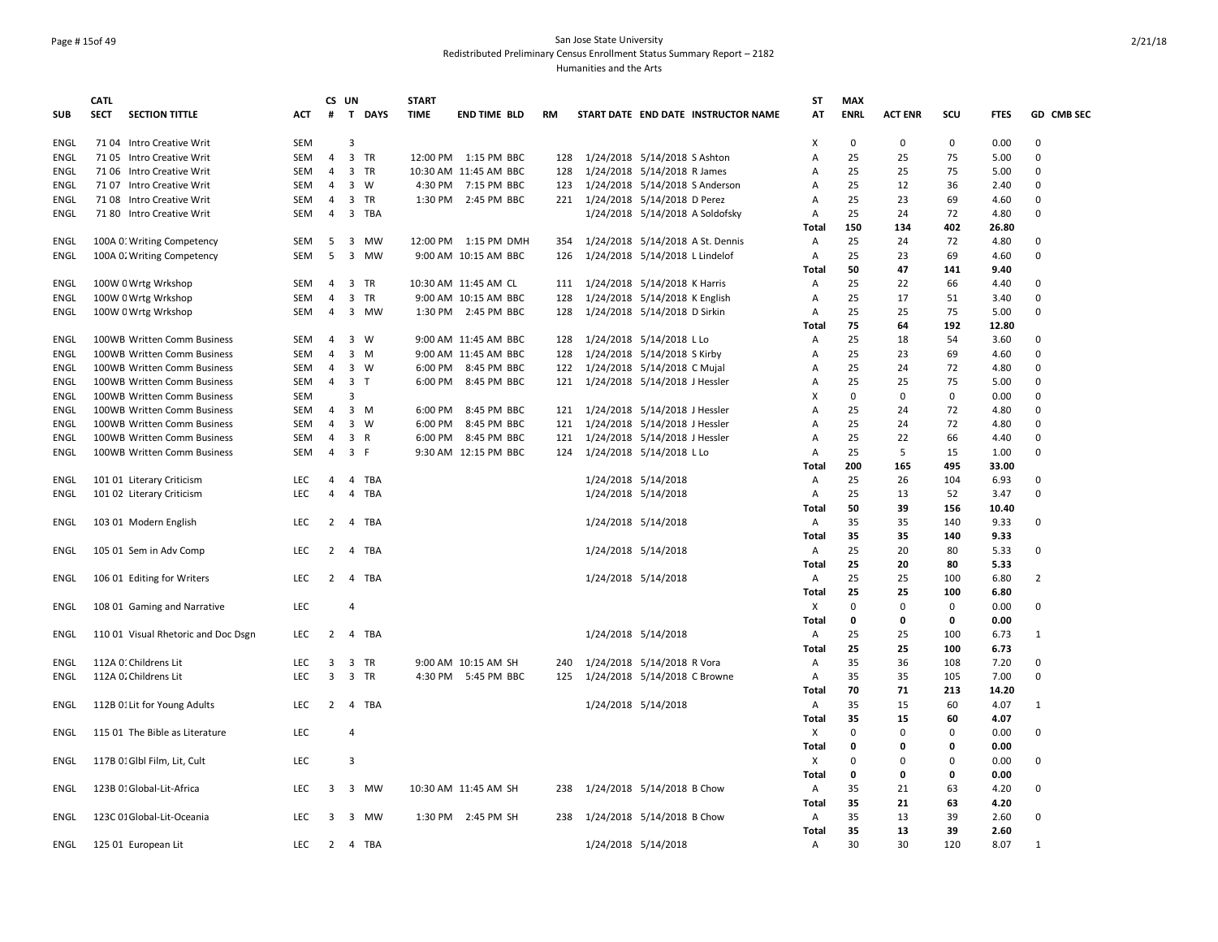# San Jose State University
## Redistributed Preliminary Census Enrollment Status Summary Report – 2182
### Humanities and the Arts

| SUB | CATL SECT | SECTION TITTLE | ACT | CS # | UN T | DAYS | START TIME | END TIME | BLD | RM | START DATE | END DATE | INSTRUCTOR NAME | ST AT | MAX ENRL | ACT ENR | SCU | FTES | GD | CMB SEC |
|---|---|---|---|---|---|---|---|---|---|---|---|---|---|---|---|---|---|---|---|---|
| ENGL | 71 04 | Intro Creative Writ | SEM | | 3 | | | | | | | | | X | 0 | 0 | 0 | 0.00 | 0 | |
| ENGL | 71 05 | Intro Creative Writ | SEM | 4 | 3 | TR | 12:00 PM | 1:15 PM | BBC | 128 | 1/24/2018 | 5/14/2018 | S Ashton | A | 25 | 25 | 75 | 5.00 | 0 | |
| ENGL | 71 06 | Intro Creative Writ | SEM | 4 | 3 | TR | 10:30 AM | 11:45 AM | BBC | 128 | 1/24/2018 | 5/14/2018 | R James | A | 25 | 25 | 75 | 5.00 | 0 | |
| ENGL | 71 07 | Intro Creative Writ | SEM | 4 | 3 | W | 4:30 PM | 7:15 PM | BBC | 123 | 1/24/2018 | 5/14/2018 | S Anderson | A | 25 | 12 | 36 | 2.40 | 0 | |
| ENGL | 71 08 | Intro Creative Writ | SEM | 4 | 3 | TR | 1:30 PM | 2:45 PM | BBC | 221 | 1/24/2018 | 5/14/2018 | D Perez | A | 25 | 23 | 69 | 4.60 | 0 | |
| ENGL | 71 80 | Intro Creative Writ | SEM | 4 | 3 | TBA | | | | | 1/24/2018 | 5/14/2018 | A Soldofsky | A | 25 | 24 | 72 | 4.80 | 0 | |
| | | | | | | | | | | | | | | Total | 150 | 134 | 402 | 26.80 | | |
| ENGL | 100A 01 | Writing Competency | SEM | 5 | 3 | MW | 12:00 PM | 1:15 PM | DMH | 354 | 1/24/2018 | 5/14/2018 | A St. Dennis | A | 25 | 24 | 72 | 4.80 | 0 | |
| ENGL | 100A 02 | Writing Competency | SEM | 5 | 3 | MW | 9:00 AM | 10:15 AM | BBC | 126 | 1/24/2018 | 5/14/2018 | L Lindelof | A | 25 | 23 | 69 | 4.60 | 0 | |
| | | | | | | | | | | | | | | Total | 50 | 47 | 141 | 9.40 | | |
| ENGL | 100W 0 | Wrtg Wrkshop | SEM | 4 | 3 | TR | 10:30 AM | 11:45 AM | CL | 111 | 1/24/2018 | 5/14/2018 | K Harris | A | 25 | 22 | 66 | 4.40 | 0 | |
| ENGL | 100W 0 | Wrtg Wrkshop | SEM | 4 | 3 | TR | 9:00 AM | 10:15 AM | BBC | 128 | 1/24/2018 | 5/14/2018 | K English | A | 25 | 17 | 51 | 3.40 | 0 | |
| ENGL | 100W 0 | Wrtg Wrkshop | SEM | 4 | 3 | MW | 1:30 PM | 2:45 PM | BBC | 128 | 1/24/2018 | 5/14/2018 | D Sirkin | A | 25 | 25 | 75 | 5.00 | 0 | |
| | | | | | | | | | | | | | | Total | 75 | 64 | 192 | 12.80 | | |
| ENGL | 100WB | Written Comm Business | SEM | 4 | 3 | W | 9:00 AM | 11:45 AM | BBC | 128 | 1/24/2018 | 5/14/2018 | L Lo | A | 25 | 18 | 54 | 3.60 | 0 | |
| ENGL | 100WB | Written Comm Business | SEM | 4 | 3 | M | 9:00 AM | 11:45 AM | BBC | 128 | 1/24/2018 | 5/14/2018 | S Kirby | A | 25 | 23 | 69 | 4.60 | 0 | |
| ENGL | 100WB | Written Comm Business | SEM | 4 | 3 | W | 6:00 PM | 8:45 PM | BBC | 122 | 1/24/2018 | 5/14/2018 | C Mujal | A | 25 | 24 | 72 | 4.80 | 0 | |
| ENGL | 100WB | Written Comm Business | SEM | 4 | 3 | T | 6:00 PM | 8:45 PM | BBC | 121 | 1/24/2018 | 5/14/2018 | J Hessler | A | 25 | 25 | 75 | 5.00 | 0 | |
| ENGL | 100WB | Written Comm Business | SEM | | 3 | | | | | | | | | X | 0 | 0 | 0 | 0.00 | 0 | |
| ENGL | 100WB | Written Comm Business | SEM | 4 | 3 | M | 6:00 PM | 8:45 PM | BBC | 121 | 1/24/2018 | 5/14/2018 | J Hessler | A | 25 | 24 | 72 | 4.80 | 0 | |
| ENGL | 100WB | Written Comm Business | SEM | 4 | 3 | W | 6:00 PM | 8:45 PM | BBC | 121 | 1/24/2018 | 5/14/2018 | J Hessler | A | 25 | 24 | 72 | 4.80 | 0 | |
| ENGL | 100WB | Written Comm Business | SEM | 4 | 3 | R | 6:00 PM | 8:45 PM | BBC | 121 | 1/24/2018 | 5/14/2018 | J Hessler | A | 25 | 22 | 66 | 4.40 | 0 | |
| ENGL | 100WB | Written Comm Business | SEM | 4 | 3 | F | 9:30 AM | 12:15 PM | BBC | 124 | 1/24/2018 | 5/14/2018 | L Lo | A | 25 | 5 | 15 | 1.00 | 0 | |
| | | | | | | | | | | | | | | Total | 200 | 165 | 495 | 33.00 | | |
| ENGL | 101 01 | Literary Criticism | LEC | 4 | 4 | TBA | | | | | 1/24/2018 | 5/14/2018 | | A | 25 | 26 | 104 | 6.93 | 0 | |
| ENGL | 101 02 | Literary Criticism | LEC | 4 | 4 | TBA | | | | | 1/24/2018 | 5/14/2018 | | A | 25 | 13 | 52 | 3.47 | 0 | |
| | | | | | | | | | | | | | | Total | 50 | 39 | 156 | 10.40 | | |
| ENGL | 103 01 | Modern English | LEC | 2 | 4 | TBA | | | | | 1/24/2018 | 5/14/2018 | | A | 35 | 35 | 140 | 9.33 | 0 | |
| | | | | | | | | | | | | | | Total | 35 | 35 | 140 | 9.33 | | |
| ENGL | 105 01 | Sem in Adv Comp | LEC | 2 | 4 | TBA | | | | | 1/24/2018 | 5/14/2018 | | A | 25 | 20 | 80 | 5.33 | 0 | |
| | | | | | | | | | | | | | | Total | 25 | 20 | 80 | 5.33 | | |
| ENGL | 106 01 | Editing for Writers | LEC | 2 | 4 | TBA | | | | | 1/24/2018 | 5/14/2018 | | A | 25 | 25 | 100 | 6.80 | 2 | |
| | | | | | | | | | | | | | | Total | 25 | 25 | 100 | 6.80 | | |
| ENGL | 108 01 | Gaming and Narrative | LEC | | 4 | | | | | | | | | X | 0 | 0 | 0 | 0.00 | 0 | |
| | | | | | | | | | | | | | | Total | 0 | 0 | 0 | 0.00 | | |
| ENGL | 110 01 | Visual Rhetoric and Doc Dsgn | LEC | 2 | 4 | TBA | | | | | 1/24/2018 | 5/14/2018 | | A | 25 | 25 | 100 | 6.73 | 1 | |
| | | | | | | | | | | | | | | Total | 25 | 25 | 100 | 6.73 | | |
| ENGL | 112A 01 | Childrens Lit | LEC | 3 | 3 | TR | 9:00 AM | 10:15 AM | SH | 240 | 1/24/2018 | 5/14/2018 | R Vora | A | 35 | 36 | 108 | 7.20 | 0 | |
| ENGL | 112A 02 | Childrens Lit | LEC | 3 | 3 | TR | 4:30 PM | 5:45 PM | BBC | 125 | 1/24/2018 | 5/14/2018 | C Browne | A | 35 | 35 | 105 | 7.00 | 0 | |
| | | | | | | | | | | | | | | Total | 70 | 71 | 213 | 14.20 | | |
| ENGL | 112B 01 | Lit for Young Adults | LEC | 2 | 4 | TBA | | | | | 1/24/2018 | 5/14/2018 | | A | 35 | 15 | 60 | 4.07 | 1 | |
| | | | | | | | | | | | | | | Total | 35 | 15 | 60 | 4.07 | | |
| ENGL | 115 01 | The Bible as Literature | LEC | | 4 | | | | | | | | | X | 0 | 0 | 0 | 0.00 | 0 | |
| | | | | | | | | | | | | | | Total | 0 | 0 | 0 | 0.00 | | |
| ENGL | 117B 01 | Glbl Film, Lit, Cult | LEC | | 3 | | | | | | | | | X | 0 | 0 | 0 | 0.00 | 0 | |
| | | | | | | | | | | | | | | Total | 0 | 0 | 0 | 0.00 | | |
| ENGL | 123B 01 | Global-Lit-Africa | LEC | 3 | 3 | MW | 10:30 AM | 11:45 AM | SH | 238 | 1/24/2018 | 5/14/2018 | B Chow | A | 35 | 21 | 63 | 4.20 | 0 | |
| | | | | | | | | | | | | | | Total | 35 | 21 | 63 | 4.20 | | |
| ENGL | 123C 01 | Global-Lit-Oceania | LEC | 3 | 3 | MW | 1:30 PM | 2:45 PM | SH | 238 | 1/24/2018 | 5/14/2018 | B Chow | A | 35 | 13 | 39 | 2.60 | 0 | |
| | | | | | | | | | | | | | | Total | 35 | 13 | 39 | 2.60 | | |
| ENGL | 125 01 | European Lit | LEC | 2 | 4 | TBA | | | | | 1/24/2018 | 5/14/2018 | | A | 30 | 30 | 120 | 8.07 | 1 | |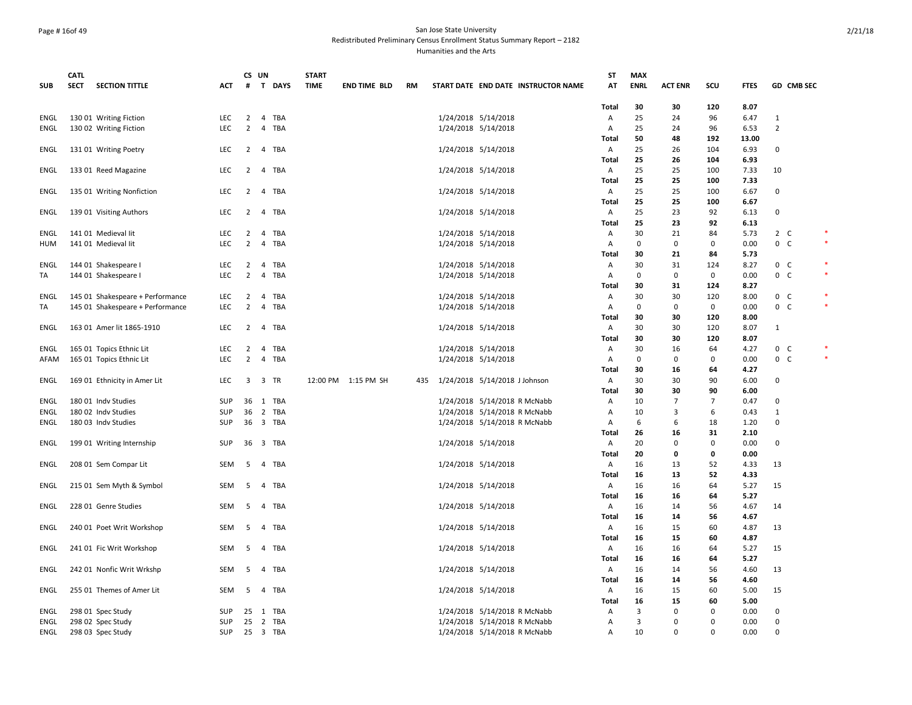San Jose State University
Redistributed Preliminary Census Enrollment Status Summary Report – 2182
Humanities and the Arts

| SUB | CATL SECT | SECTION TITTLE | ACT | CS # | UN T | DAYS | START TIME | END TIME | BLD | RM | START DATE | END DATE | INSTRUCTOR NAME | ST AT | MAX ENRL | ACT ENR | SCU | FTES | GD | CMB SEC |
|---|---|---|---|---|---|---|---|---|---|---|---|---|---|---|---|---|---|---|---|---|
| | | | | | | | | | | | | | | Total | 30 | 30 | 120 | 8.07 | | |
| ENGL | 130 01 | Writing Fiction | LEC | 2 | 4 | TBA | | | | | 1/24/2018 | 5/14/2018 | | A | 25 | 24 | 96 | 6.47 | 1 | |
| ENGL | 130 02 | Writing Fiction | LEC | 2 | 4 | TBA | | | | | 1/24/2018 | 5/14/2018 | | A | 25 | 24 | 96 | 6.53 | 2 | |
| | | | | | | | | | | | | | | Total | 50 | 48 | 192 | 13.00 | | |
| ENGL | 131 01 | Writing Poetry | LEC | 2 | 4 | TBA | | | | | 1/24/2018 | 5/14/2018 | | A | 25 | 26 | 104 | 6.93 | 0 | |
| | | | | | | | | | | | | | | Total | 25 | 26 | 104 | 6.93 | | |
| ENGL | 133 01 | Reed Magazine | LEC | 2 | 4 | TBA | | | | | 1/24/2018 | 5/14/2018 | | A | 25 | 25 | 100 | 7.33 | 10 | |
| | | | | | | | | | | | | | | Total | 25 | 25 | 100 | 7.33 | | |
| ENGL | 135 01 | Writing Nonfiction | LEC | 2 | 4 | TBA | | | | | 1/24/2018 | 5/14/2018 | | A | 25 | 25 | 100 | 6.67 | 0 | |
| | | | | | | | | | | | | | | Total | 25 | 25 | 100 | 6.67 | | |
| ENGL | 139 01 | Visiting Authors | LEC | 2 | 4 | TBA | | | | | 1/24/2018 | 5/14/2018 | | A | 25 | 23 | 92 | 6.13 | 0 | |
| | | | | | | | | | | | | | | Total | 25 | 23 | 92 | 6.13 | | |
| ENGL | 141 01 | Medieval lit | LEC | 2 | 4 | TBA | | | | | 1/24/2018 | 5/14/2018 | | A | 30 | 21 | 84 | 5.73 | 2 | C * |
| HUM | 141 01 | Medieval lit | LEC | 2 | 4 | TBA | | | | | 1/24/2018 | 5/14/2018 | | A | 0 | 0 | 0 | 0.00 | 0 | C * |
| | | | | | | | | | | | | | | Total | 30 | 21 | 84 | 5.73 | | |
| ENGL | 144 01 | Shakespeare I | LEC | 2 | 4 | TBA | | | | | 1/24/2018 | 5/14/2018 | | A | 30 | 31 | 124 | 8.27 | 0 | C * |
| TA | 144 01 | Shakespeare I | LEC | 2 | 4 | TBA | | | | | 1/24/2018 | 5/14/2018 | | A | 0 | 0 | 0 | 0.00 | 0 | C * |
| | | | | | | | | | | | | | | Total | 30 | 31 | 124 | 8.27 | | |
| ENGL | 145 01 | Shakespeare + Performance | LEC | 2 | 4 | TBA | | | | | 1/24/2018 | 5/14/2018 | | A | 30 | 30 | 120 | 8.00 | 0 | C * |
| TA | 145 01 | Shakespeare + Performance | LEC | 2 | 4 | TBA | | | | | 1/24/2018 | 5/14/2018 | | A | 0 | 0 | 0 | 0.00 | 0 | C * |
| | | | | | | | | | | | | | | Total | 30 | 30 | 120 | 8.00 | | |
| ENGL | 163 01 | Amer lit 1865-1910 | LEC | 2 | 4 | TBA | | | | | 1/24/2018 | 5/14/2018 | | A | 30 | 30 | 120 | 8.07 | 1 | |
| | | | | | | | | | | | | | | Total | 30 | 30 | 120 | 8.07 | | |
| ENGL | 165 01 | Topics Ethnic Lit | LEC | 2 | 4 | TBA | | | | | 1/24/2018 | 5/14/2018 | | A | 30 | 16 | 64 | 4.27 | 0 | C * |
| AFAM | 165 01 | Topics Ethnic Lit | LEC | 2 | 4 | TBA | | | | | 1/24/2018 | 5/14/2018 | | A | 0 | 0 | 0 | 0.00 | 0 | C * |
| | | | | | | | | | | | | | | Total | 30 | 16 | 64 | 4.27 | | |
| ENGL | 169 01 | Ethnicity in Amer Lit | LEC | 3 | 3 | TR | 12:00 PM | 1:15 PM | SH | 435 | 1/24/2018 | 5/14/2018 | J Johnson | A | 30 | 30 | 90 | 6.00 | 0 | |
| | | | | | | | | | | | | | | Total | 30 | 30 | 90 | 6.00 | | |
| ENGL | 180 01 | Indv Studies | SUP | 36 | 1 | TBA | | | | | 1/24/2018 | 5/14/2018 | R McNabb | A | 10 | 7 | 7 | 0.47 | 0 | |
| ENGL | 180 02 | Indv Studies | SUP | 36 | 2 | TBA | | | | | 1/24/2018 | 5/14/2018 | R McNabb | A | 10 | 3 | 6 | 0.43 | 1 | |
| ENGL | 180 03 | Indv Studies | SUP | 36 | 3 | TBA | | | | | 1/24/2018 | 5/14/2018 | R McNabb | A | 6 | 6 | 18 | 1.20 | 0 | |
| | | | | | | | | | | | | | | Total | 26 | 16 | 31 | 2.10 | | |
| ENGL | 199 01 | Writing Internship | SUP | 36 | 3 | TBA | | | | | 1/24/2018 | 5/14/2018 | | A | 20 | 0 | 0 | 0.00 | 0 | |
| | | | | | | | | | | | | | | Total | 20 | 0 | 0 | 0.00 | | |
| ENGL | 208 01 | Sem Compar Lit | SEM | 5 | 4 | TBA | | | | | 1/24/2018 | 5/14/2018 | | A | 16 | 13 | 52 | 4.33 | 13 | |
| | | | | | | | | | | | | | | Total | 16 | 13 | 52 | 4.33 | | |
| ENGL | 215 01 | Sem Myth & Symbol | SEM | 5 | 4 | TBA | | | | | 1/24/2018 | 5/14/2018 | | A | 16 | 16 | 64 | 5.27 | 15 | |
| | | | | | | | | | | | | | | Total | 16 | 16 | 64 | 5.27 | | |
| ENGL | 228 01 | Genre Studies | SEM | 5 | 4 | TBA | | | | | 1/24/2018 | 5/14/2018 | | A | 16 | 14 | 56 | 4.67 | 14 | |
| | | | | | | | | | | | | | | Total | 16 | 14 | 56 | 4.67 | | |
| ENGL | 240 01 | Poet Writ Workshop | SEM | 5 | 4 | TBA | | | | | 1/24/2018 | 5/14/2018 | | A | 16 | 15 | 60 | 4.87 | 13 | |
| | | | | | | | | | | | | | | Total | 16 | 15 | 60 | 4.87 | | |
| ENGL | 241 01 | Fic Writ Workshop | SEM | 5 | 4 | TBA | | | | | 1/24/2018 | 5/14/2018 | | A | 16 | 16 | 64 | 5.27 | 15 | |
| | | | | | | | | | | | | | | Total | 16 | 16 | 64 | 5.27 | | |
| ENGL | 242 01 | Nonfic Writ Wrkshp | SEM | 5 | 4 | TBA | | | | | 1/24/2018 | 5/14/2018 | | A | 16 | 14 | 56 | 4.60 | 13 | |
| | | | | | | | | | | | | | | Total | 16 | 14 | 56 | 4.60 | | |
| ENGL | 255 01 | Themes of Amer Lit | SEM | 5 | 4 | TBA | | | | | 1/24/2018 | 5/14/2018 | | A | 16 | 15 | 60 | 5.00 | 15 | |
| | | | | | | | | | | | | | | Total | 16 | 15 | 60 | 5.00 | | |
| ENGL | 298 01 | Spec Study | SUP | 25 | 1 | TBA | | | | | 1/24/2018 | 5/14/2018 | R McNabb | A | 3 | 0 | 0 | 0.00 | 0 | |
| ENGL | 298 02 | Spec Study | SUP | 25 | 2 | TBA | | | | | 1/24/2018 | 5/14/2018 | R McNabb | A | 3 | 0 | 0 | 0.00 | 0 | |
| ENGL | 298 03 | Spec Study | SUP | 25 | 3 | TBA | | | | | 1/24/2018 | 5/14/2018 | R McNabb | A | 10 | 0 | 0 | 0.00 | 0 | |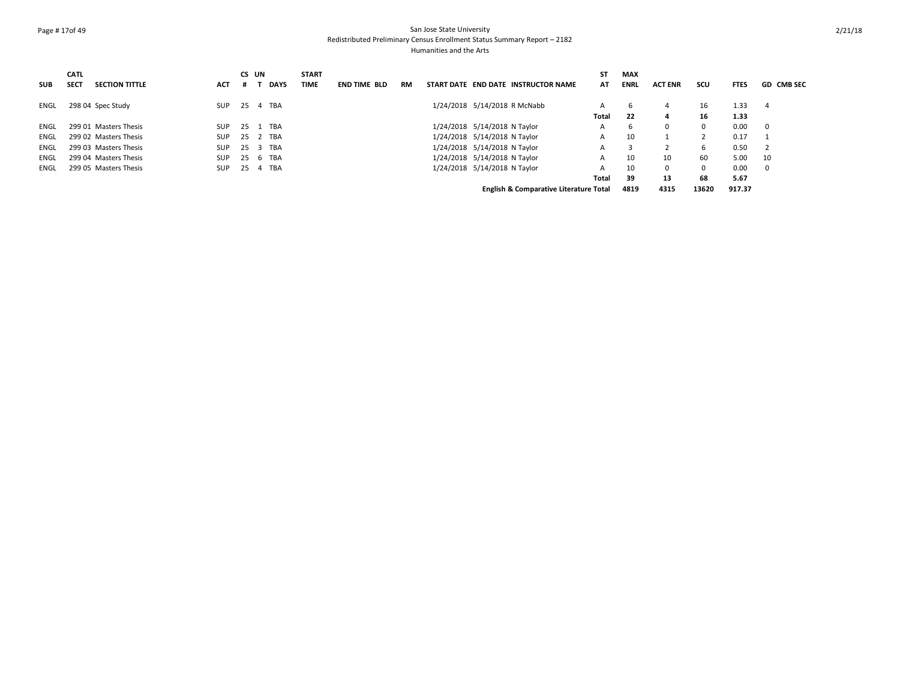San Jose State University
Redistributed Preliminary Census Enrollment Status Summary Report – 2182
Humanities and the Arts

| SUB | CATL SECT | SECTION TITTLE | ACT | CS # | UN T | DAYS | START TIME | END TIME | BLD | RM | START DATE | END DATE | INSTRUCTOR NAME | ST AT | MAX ENRL | ACT ENR | SCU | FTES | GD | CMB SEC |
|---|---|---|---|---|---|---|---|---|---|---|---|---|---|---|---|---|---|---|---|---|
| ENGL | 298 04 | Spec Study | SUP | 25 | 4 | TBA | | | | | 1/24/2018 | 5/14/2018 | R McNabb | A | 6 | 4 | 16 | 1.33 | 4 | |
| | | | | | | | | | | | | | | **Total** | **22** | **4** | **16** | **1.33** | | |
| ENGL | 299 01 | Masters Thesis | SUP | 25 | 1 | TBA | | | | | 1/24/2018 | 5/14/2018 | N Taylor | A | 6 | 0 | 0 | 0.00 | 0 | |
| ENGL | 299 02 | Masters Thesis | SUP | 25 | 2 | TBA | | | | | 1/24/2018 | 5/14/2018 | N Taylor | A | 10 | 1 | 2 | 0.17 | 1 | |
| ENGL | 299 03 | Masters Thesis | SUP | 25 | 3 | TBA | | | | | 1/24/2018 | 5/14/2018 | N Taylor | A | 3 | 2 | 6 | 0.50 | 2 | |
| ENGL | 299 04 | Masters Thesis | SUP | 25 | 6 | TBA | | | | | 1/24/2018 | 5/14/2018 | N Taylor | A | 10 | 10 | 60 | 5.00 | 10 | |
| ENGL | 299 05 | Masters Thesis | SUP | 25 | 4 | TBA | | | | | 1/24/2018 | 5/14/2018 | N Taylor | A | 10 | 0 | 0 | 0.00 | 0 | |
| | | | | | | | | | | | | | | **Total** | **39** | **13** | **68** | **5.67** | | |
| | | | | | | | | | | | | | **English & Comparative Literature Total** | | **4819** | **4315** | **13620** | **917.37** | | |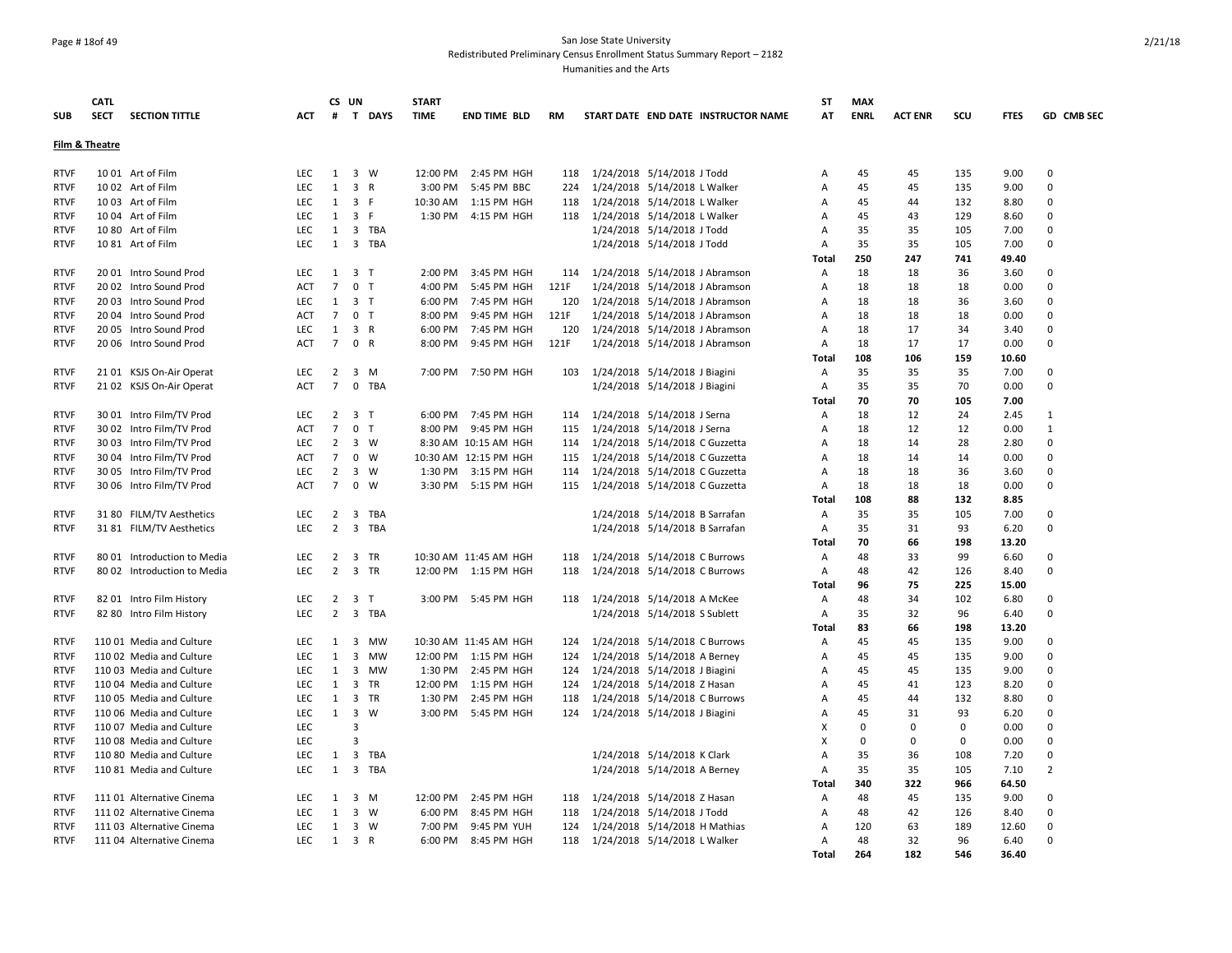San Jose State University
Redistributed Preliminary Census Enrollment Status Summary Report – 2182
Humanities and the Arts

| SUB | CATL SECT | SECTION TITTLE | ACT | CS # | UN T | DAYS | START TIME | END TIME | BLD | RM | START DATE | END DATE | INSTRUCTOR NAME | ST AT | MAX ENRL | ACT ENR | SCU | FTES | GD | CMB SEC |
|---|---|---|---|---|---|---|---|---|---|---|---|---|---|---|---|---|---|---|---|---|
| **Film & Theatre** | | | | | | | | | | | | | | | | | | | | |
| RTVF | 10 01 | Art of Film | LEC | 1 | 3 | W | 12:00 PM | 2:45 PM | HGH | 118 | 1/24/2018 | 5/14/2018 | J Todd | A | 45 | 45 | 135 | 9.00 | 0 | |
| RTVF | 10 02 | Art of Film | LEC | 1 | 3 | R | 3:00 PM | 5:45 PM | BBC | 224 | 1/24/2018 | 5/14/2018 | L Walker | A | 45 | 45 | 135 | 9.00 | 0 | |
| RTVF | 10 03 | Art of Film | LEC | 1 | 3 | F | 10:30 AM | 1:15 PM | HGH | 118 | 1/24/2018 | 5/14/2018 | L Walker | A | 45 | 44 | 132 | 8.80 | 0 | |
| RTVF | 10 04 | Art of Film | LEC | 1 | 3 | F | 1:30 PM | 4:15 PM | HGH | 118 | 1/24/2018 | 5/14/2018 | L Walker | A | 45 | 43 | 129 | 8.60 | 0 | |
| RTVF | 10 80 | Art of Film | LEC | 1 | 3 | TBA | | | | | 1/24/2018 | 5/14/2018 | J Todd | A | 35 | 35 | 105 | 7.00 | 0 | |
| RTVF | 10 81 | Art of Film | LEC | 1 | 3 | TBA | | | | | 1/24/2018 | 5/14/2018 | J Todd | A | 35 | 35 | 105 | 7.00 | 0 | |
| | | | | | | | | | | | | | | **Total** | **250** | **247** | **741** | **49.40** | | |
| RTVF | 20 01 | Intro Sound Prod | LEC | 1 | 3 | T | 2:00 PM | 3:45 PM | HGH | 114 | 1/24/2018 | 5/14/2018 | J Abramson | A | 18 | 18 | 36 | 3.60 | 0 | |
| RTVF | 20 02 | Intro Sound Prod | ACT | 7 | 0 | T | 4:00 PM | 5:45 PM | HGH | 121F | 1/24/2018 | 5/14/2018 | J Abramson | A | 18 | 18 | 18 | 0.00 | 0 | |
| RTVF | 20 03 | Intro Sound Prod | LEC | 1 | 3 | T | 6:00 PM | 7:45 PM | HGH | 120 | 1/24/2018 | 5/14/2018 | J Abramson | A | 18 | 18 | 36 | 3.60 | 0 | |
| RTVF | 20 04 | Intro Sound Prod | ACT | 7 | 0 | T | 8:00 PM | 9:45 PM | HGH | 121F | 1/24/2018 | 5/14/2018 | J Abramson | A | 18 | 18 | 18 | 0.00 | 0 | |
| RTVF | 20 05 | Intro Sound Prod | LEC | 1 | 3 | R | 6:00 PM | 7:45 PM | HGH | 120 | 1/24/2018 | 5/14/2018 | J Abramson | A | 18 | 17 | 34 | 3.40 | 0 | |
| RTVF | 20 06 | Intro Sound Prod | ACT | 7 | 0 | R | 8:00 PM | 9:45 PM | HGH | 121F | 1/24/2018 | 5/14/2018 | J Abramson | A | 18 | 17 | 17 | 0.00 | 0 | |
| | | | | | | | | | | | | | | **Total** | **108** | **106** | **159** | **10.60** | | |
| RTVF | 21 01 | KSJS On-Air Operat | LEC | 2 | 3 | M | 7:00 PM | 7:50 PM | HGH | 103 | 1/24/2018 | 5/14/2018 | J Biagini | A | 35 | 35 | 35 | 7.00 | 0 | |
| RTVF | 21 02 | KSJS On-Air Operat | ACT | 7 | 0 | TBA | | | | | 1/24/2018 | 5/14/2018 | J Biagini | A | 35 | 35 | 70 | 0.00 | 0 | |
| | | | | | | | | | | | | | | **Total** | **70** | **70** | **105** | **7.00** | | |
| RTVF | 30 01 | Intro Film/TV Prod | LEC | 2 | 3 | T | 6:00 PM | 7:45 PM | HGH | 114 | 1/24/2018 | 5/14/2018 | J Serna | A | 18 | 12 | 24 | 2.45 | 1 | |
| RTVF | 30 02 | Intro Film/TV Prod | ACT | 7 | 0 | T | 8:00 PM | 9:45 PM | HGH | 115 | 1/24/2018 | 5/14/2018 | J Serna | A | 18 | 12 | 12 | 0.00 | 1 | |
| RTVF | 30 03 | Intro Film/TV Prod | LEC | 2 | 3 | W | 8:30 AM | 10:15 AM | HGH | 114 | 1/24/2018 | 5/14/2018 | C Guzzetta | A | 18 | 14 | 28 | 2.80 | 0 | |
| RTVF | 30 04 | Intro Film/TV Prod | ACT | 7 | 0 | W | 10:30 AM | 12:15 PM | HGH | 115 | 1/24/2018 | 5/14/2018 | C Guzzetta | A | 18 | 14 | 14 | 0.00 | 0 | |
| RTVF | 30 05 | Intro Film/TV Prod | LEC | 2 | 3 | W | 1:30 PM | 3:15 PM | HGH | 114 | 1/24/2018 | 5/14/2018 | C Guzzetta | A | 18 | 18 | 36 | 3.60 | 0 | |
| RTVF | 30 06 | Intro Film/TV Prod | ACT | 7 | 0 | W | 3:30 PM | 5:15 PM | HGH | 115 | 1/24/2018 | 5/14/2018 | C Guzzetta | A | 18 | 18 | 18 | 0.00 | 0 | |
| | | | | | | | | | | | | | | **Total** | **108** | **88** | **132** | **8.85** | | |
| RTVF | 31 80 | FILM/TV Aesthetics | LEC | 2 | 3 | TBA | | | | | 1/24/2018 | 5/14/2018 | B Sarrafan | A | 35 | 35 | 105 | 7.00 | 0 | |
| RTVF | 31 81 | FILM/TV Aesthetics | LEC | 2 | 3 | TBA | | | | | 1/24/2018 | 5/14/2018 | B Sarrafan | A | 35 | 31 | 93 | 6.20 | 0 | |
| | | | | | | | | | | | | | | **Total** | **70** | **66** | **198** | **13.20** | | |
| RTVF | 80 01 | Introduction to Media | LEC | 2 | 3 | TR | 10:30 AM | 11:45 AM | HGH | 118 | 1/24/2018 | 5/14/2018 | C Burrows | A | 48 | 33 | 99 | 6.60 | 0 | |
| RTVF | 80 02 | Introduction to Media | LEC | 2 | 3 | TR | 12:00 PM | 1:15 PM | HGH | 118 | 1/24/2018 | 5/14/2018 | C Burrows | A | 48 | 42 | 126 | 8.40 | 0 | |
| | | | | | | | | | | | | | | **Total** | **96** | **75** | **225** | **15.00** | | |
| RTVF | 82 01 | Intro Film History | LEC | 2 | 3 | T | 3:00 PM | 5:45 PM | HGH | 118 | 1/24/2018 | 5/14/2018 | A McKee | A | 48 | 34 | 102 | 6.80 | 0 | |
| RTVF | 82 80 | Intro Film History | LEC | 2 | 3 | TBA | | | | | 1/24/2018 | 5/14/2018 | S Sublett | A | 35 | 32 | 96 | 6.40 | 0 | |
| | | | | | | | | | | | | | | **Total** | **83** | **66** | **198** | **13.20** | | |
| RTVF | 110 01 | Media and Culture | LEC | 1 | 3 | MW | 10:30 AM | 11:45 AM | HGH | 124 | 1/24/2018 | 5/14/2018 | C Burrows | A | 45 | 45 | 135 | 9.00 | 0 | |
| RTVF | 110 02 | Media and Culture | LEC | 1 | 3 | MW | 12:00 PM | 1:15 PM | HGH | 124 | 1/24/2018 | 5/14/2018 | A Berney | A | 45 | 45 | 135 | 9.00 | 0 | |
| RTVF | 110 03 | Media and Culture | LEC | 1 | 3 | MW | 1:30 PM | 2:45 PM | HGH | 124 | 1/24/2018 | 5/14/2018 | J Biagini | A | 45 | 45 | 135 | 9.00 | 0 | |
| RTVF | 110 04 | Media and Culture | LEC | 1 | 3 | TR | 12:00 PM | 1:15 PM | HGH | 124 | 1/24/2018 | 5/14/2018 | Z Hasan | A | 45 | 41 | 123 | 8.20 | 0 | |
| RTVF | 110 05 | Media and Culture | LEC | 1 | 3 | TR | 1:30 PM | 2:45 PM | HGH | 118 | 1/24/2018 | 5/14/2018 | C Burrows | A | 45 | 44 | 132 | 8.80 | 0 | |
| RTVF | 110 06 | Media and Culture | LEC | 1 | 3 | W | 3:00 PM | 5:45 PM | HGH | 124 | 1/24/2018 | 5/14/2018 | J Biagini | A | 45 | 31 | 93 | 6.20 | 0 | |
| RTVF | 110 07 | Media and Culture | LEC | | 3 | | | | | | | | | X | 0 | 0 | 0 | 0.00 | 0 | |
| RTVF | 110 08 | Media and Culture | LEC | | 3 | | | | | | | | | X | 0 | 0 | 0 | 0.00 | 0 | |
| RTVF | 110 80 | Media and Culture | LEC | 1 | 3 | TBA | | | | | 1/24/2018 | 5/14/2018 | K Clark | A | 35 | 36 | 108 | 7.20 | 0 | |
| RTVF | 110 81 | Media and Culture | LEC | 1 | 3 | TBA | | | | | 1/24/2018 | 5/14/2018 | A Berney | A | 35 | 35 | 105 | 7.10 | 2 | |
| | | | | | | | | | | | | | | **Total** | **340** | **322** | **966** | **64.50** | | |
| RTVF | 111 01 | Alternative Cinema | LEC | 1 | 3 | M | 12:00 PM | 2:45 PM | HGH | 118 | 1/24/2018 | 5/14/2018 | Z Hasan | A | 48 | 45 | 135 | 9.00 | 0 | |
| RTVF | 111 02 | Alternative Cinema | LEC | 1 | 3 | W | 6:00 PM | 8:45 PM | HGH | 118 | 1/24/2018 | 5/14/2018 | J Todd | A | 48 | 42 | 126 | 8.40 | 0 | |
| RTVF | 111 03 | Alternative Cinema | LEC | 1 | 3 | W | 7:00 PM | 9:45 PM | YUH | 124 | 1/24/2018 | 5/14/2018 | H Mathias | A | 120 | 63 | 189 | 12.60 | 0 | |
| RTVF | 111 04 | Alternative Cinema | LEC | 1 | 3 | R | 6:00 PM | 8:45 PM | HGH | 118 | 1/24/2018 | 5/14/2018 | L Walker | A | 48 | 32 | 96 | 6.40 | 0 | |
| | | | | | | | | | | | | | | **Total** | **264** | **182** | **546** | **36.40** | | |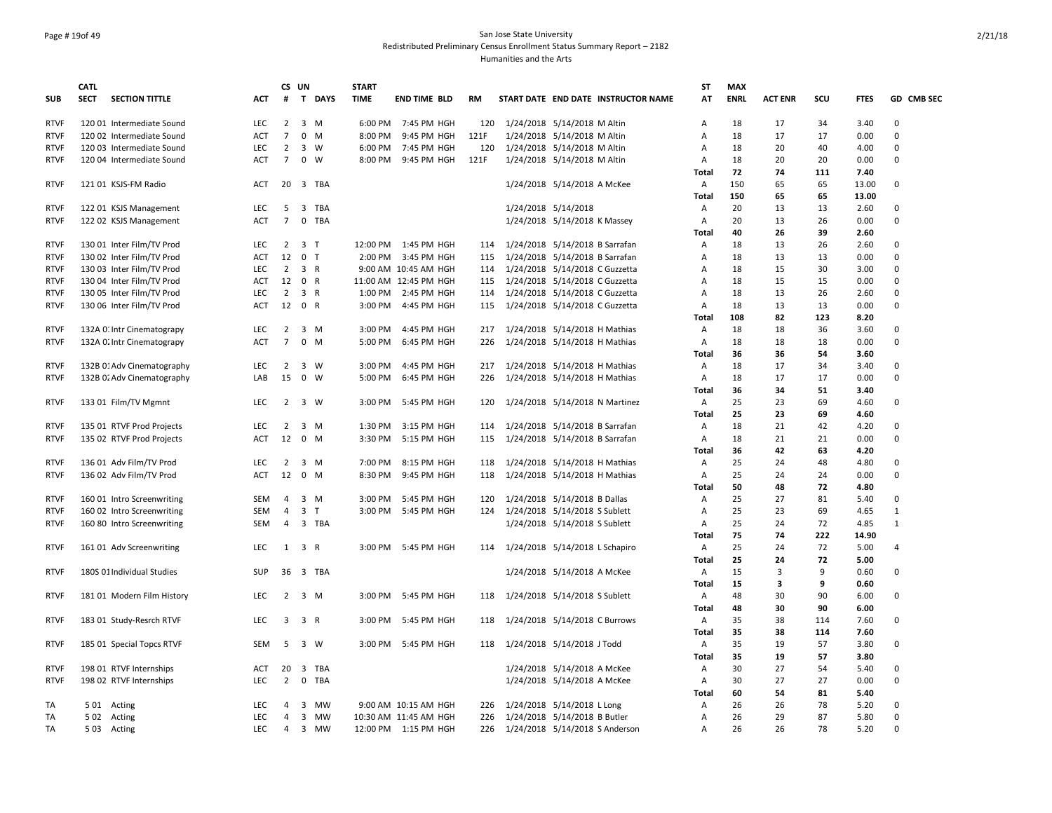San Jose State University
Redistributed Preliminary Census Enrollment Status Summary Report – 2182
Humanities and the Arts

| SUB | CATL SECT | SECTION TITTLE | ACT | CS # | UN T | DAYS | START TIME | END TIME | BLD | RM | START DATE | END DATE | INSTRUCTOR NAME | ST AT | MAX ENRL | ACT ENR | SCU | FTES | GD | CMB SEC |
|---|---|---|---|---|---|---|---|---|---|---|---|---|---|---|---|---|---|---|---|---|
| RTVF | 120 01 | Intermediate Sound | LEC | 2 | 3 | M | 6:00 PM | 7:45 PM | HGH | 120 | 1/24/2018 | 5/14/2018 | M Altin | A | 18 | 17 | 34 | 3.40 | 0 | |
| RTVF | 120 02 | Intermediate Sound | ACT | 7 | 0 | M | 8:00 PM | 9:45 PM | HGH | 121F | 1/24/2018 | 5/14/2018 | M Altin | A | 18 | 17 | 17 | 0.00 | 0 | |
| RTVF | 120 03 | Intermediate Sound | LEC | 2 | 3 | W | 6:00 PM | 7:45 PM | HGH | 120 | 1/24/2018 | 5/14/2018 | M Altin | A | 18 | 20 | 40 | 4.00 | 0 | |
| RTVF | 120 04 | Intermediate Sound | ACT | 7 | 0 | W | 8:00 PM | 9:45 PM | HGH | 121F | 1/24/2018 | 5/14/2018 | M Altin | A | 18 | 20 | 20 | 0.00 | 0 | |
| | | | | | | | | | | | | | | **Total** | **72** | **74** | **111** | **7.40** | | |
| RTVF | 121 01 | KSJS-FM Radio | ACT | 20 | 3 | TBA | | | | | 1/24/2018 | 5/14/2018 | A McKee | A | 150 | 65 | 65 | 13.00 | 0 | |
| | | | | | | | | | | | | | | **Total** | **150** | **65** | **65** | **13.00** | | |
| RTVF | 122 01 | KSJS Management | LEC | 5 | 3 | TBA | | | | | 1/24/2018 | 5/14/2018 | | A | 20 | 13 | 13 | 2.60 | 0 | |
| RTVF | 122 02 | KSJS Management | ACT | 7 | 0 | TBA | | | | | 1/24/2018 | 5/14/2018 | K Massey | A | 20 | 13 | 26 | 0.00 | 0 | |
| | | | | | | | | | | | | | | **Total** | **40** | **26** | **39** | **2.60** | | |
| RTVF | 130 01 | Inter Film/TV Prod | LEC | 2 | 3 | T | 12:00 PM | 1:45 PM | HGH | 114 | 1/24/2018 | 5/14/2018 | B Sarrafan | A | 18 | 13 | 26 | 2.60 | 0 | |
| RTVF | 130 02 | Inter Film/TV Prod | ACT | 12 | 0 | T | 2:00 PM | 3:45 PM | HGH | 115 | 1/24/2018 | 5/14/2018 | B Sarrafan | A | 18 | 13 | 13 | 0.00 | 0 | |
| RTVF | 130 03 | Inter Film/TV Prod | LEC | 2 | 3 | R | 9:00 AM | 10:45 AM | HGH | 114 | 1/24/2018 | 5/14/2018 | C Guzzetta | A | 18 | 15 | 30 | 3.00 | 0 | |
| RTVF | 130 04 | Inter Film/TV Prod | ACT | 12 | 0 | R | 11:00 AM | 12:45 PM | HGH | 115 | 1/24/2018 | 5/14/2018 | C Guzzetta | A | 18 | 15 | 15 | 0.00 | 0 | |
| RTVF | 130 05 | Inter Film/TV Prod | LEC | 2 | 3 | R | 1:00 PM | 2:45 PM | HGH | 114 | 1/24/2018 | 5/14/2018 | C Guzzetta | A | 18 | 13 | 26 | 2.60 | 0 | |
| RTVF | 130 06 | Inter Film/TV Prod | ACT | 12 | 0 | R | 3:00 PM | 4:45 PM | HGH | 115 | 1/24/2018 | 5/14/2018 | C Guzzetta | A | 18 | 13 | 13 | 0.00 | 0 | |
| | | | | | | | | | | | | | | **Total** | **108** | **82** | **123** | **8.20** | | |
| RTVF | 132A 01 | Intr Cinematograpy | LEC | 2 | 3 | M | 3:00 PM | 4:45 PM | HGH | 217 | 1/24/2018 | 5/14/2018 | H Mathias | A | 18 | 18 | 36 | 3.60 | 0 | |
| RTVF | 132A 02 | Intr Cinematograpy | ACT | 7 | 0 | M | 5:00 PM | 6:45 PM | HGH | 226 | 1/24/2018 | 5/14/2018 | H Mathias | A | 18 | 18 | 18 | 0.00 | 0 | |
| | | | | | | | | | | | | | | **Total** | **36** | **36** | **54** | **3.60** | | |
| RTVF | 132B 01 | Adv Cinematography | LEC | 2 | 3 | W | 3:00 PM | 4:45 PM | HGH | 217 | 1/24/2018 | 5/14/2018 | H Mathias | A | 18 | 17 | 34 | 3.40 | 0 | |
| RTVF | 132B 02 | Adv Cinematography | LAB | 15 | 0 | W | 5:00 PM | 6:45 PM | HGH | 226 | 1/24/2018 | 5/14/2018 | H Mathias | A | 18 | 17 | 17 | 0.00 | 0 | |
| | | | | | | | | | | | | | | **Total** | **36** | **34** | **51** | **3.40** | | |
| RTVF | 133 01 | Film/TV Mgmnt | LEC | 2 | 3 | W | 3:00 PM | 5:45 PM | HGH | 120 | 1/24/2018 | 5/14/2018 | N Martinez | A | 25 | 23 | 69 | 4.60 | 0 | |
| | | | | | | | | | | | | | | **Total** | **25** | **23** | **69** | **4.60** | | |
| RTVF | 135 01 | RTVF Prod Projects | LEC | 2 | 3 | M | 1:30 PM | 3:15 PM | HGH | 114 | 1/24/2018 | 5/14/2018 | B Sarrafan | A | 18 | 21 | 42 | 4.20 | 0 | |
| RTVF | 135 02 | RTVF Prod Projects | ACT | 12 | 0 | M | 3:30 PM | 5:15 PM | HGH | 115 | 1/24/2018 | 5/14/2018 | B Sarrafan | A | 18 | 21 | 21 | 0.00 | 0 | |
| | | | | | | | | | | | | | | **Total** | **36** | **42** | **63** | **4.20** | | |
| RTVF | 136 01 | Adv Film/TV Prod | LEC | 2 | 3 | M | 7:00 PM | 8:15 PM | HGH | 118 | 1/24/2018 | 5/14/2018 | H Mathias | A | 25 | 24 | 48 | 4.80 | 0 | |
| RTVF | 136 02 | Adv Film/TV Prod | ACT | 12 | 0 | M | 8:30 PM | 9:45 PM | HGH | 118 | 1/24/2018 | 5/14/2018 | H Mathias | A | 25 | 24 | 24 | 0.00 | 0 | |
| | | | | | | | | | | | | | | **Total** | **50** | **48** | **72** | **4.80** | | |
| RTVF | 160 01 | Intro Screenwriting | SEM | 4 | 3 | M | 3:00 PM | 5:45 PM | HGH | 120 | 1/24/2018 | 5/14/2018 | B Dallas | A | 25 | 27 | 81 | 5.40 | 0 | |
| RTVF | 160 02 | Intro Screenwriting | SEM | 4 | 3 | T | 3:00 PM | 5:45 PM | HGH | 124 | 1/24/2018 | 5/14/2018 | S Sublett | A | 25 | 23 | 69 | 4.65 | 1 | |
| RTVF | 160 80 | Intro Screenwriting | SEM | 4 | 3 | TBA | | | | | 1/24/2018 | 5/14/2018 | S Sublett | A | 25 | 24 | 72 | 4.85 | 1 | |
| | | | | | | | | | | | | | | **Total** | **75** | **74** | **222** | **14.90** | | |
| RTVF | 161 01 | Adv Screenwriting | LEC | 1 | 3 | R | 3:00 PM | 5:45 PM | HGH | 114 | 1/24/2018 | 5/14/2018 | L Schapiro | A | 25 | 24 | 72 | 5.00 | 4 | |
| | | | | | | | | | | | | | | **Total** | **25** | **24** | **72** | **5.00** | | |
| RTVF | 180S 01 | Individual Studies | SUP | 36 | 3 | TBA | | | | | 1/24/2018 | 5/14/2018 | A McKee | A | 15 | 3 | 9 | 0.60 | 0 | |
| | | | | | | | | | | | | | | **Total** | **15** | **3** | **9** | **0.60** | | |
| RTVF | 181 01 | Modern Film History | LEC | 2 | 3 | M | 3:00 PM | 5:45 PM | HGH | 118 | 1/24/2018 | 5/14/2018 | S Sublett | A | 48 | 30 | 90 | 6.00 | 0 | |
| | | | | | | | | | | | | | | **Total** | **48** | **30** | **90** | **6.00** | | |
| RTVF | 183 01 | Study-Resrch RTVF | LEC | 3 | 3 | R | 3:00 PM | 5:45 PM | HGH | 118 | 1/24/2018 | 5/14/2018 | C Burrows | A | 35 | 38 | 114 | 7.60 | 0 | |
| | | | | | | | | | | | | | | **Total** | **35** | **38** | **114** | **7.60** | | |
| RTVF | 185 01 | Special Topcs RTVF | SEM | 5 | 3 | W | 3:00 PM | 5:45 PM | HGH | 118 | 1/24/2018 | 5/14/2018 | J Todd | A | 35 | 19 | 57 | 3.80 | 0 | |
| | | | | | | | | | | | | | | **Total** | **35** | **19** | **57** | **3.80** | | |
| RTVF | 198 01 | RTVF Internships | ACT | 20 | 3 | TBA | | | | | 1/24/2018 | 5/14/2018 | A McKee | A | 30 | 27 | 54 | 5.40 | 0 | |
| RTVF | 198 02 | RTVF Internships | LEC | 2 | 0 | TBA | | | | | 1/24/2018 | 5/14/2018 | A McKee | A | 30 | 27 | 27 | 0.00 | 0 | |
| | | | | | | | | | | | | | | **Total** | **60** | **54** | **81** | **5.40** | | |
| TA | 5 01 | Acting | LEC | 4 | 3 | MW | 9:00 AM | 10:15 AM | HGH | 226 | 1/24/2018 | 5/14/2018 | L Long | A | 26 | 26 | 78 | 5.20 | 0 | |
| TA | 5 02 | Acting | LEC | 4 | 3 | MW | 10:30 AM | 11:45 AM | HGH | 226 | 1/24/2018 | 5/14/2018 | B Butler | A | 26 | 29 | 87 | 5.80 | 0 | |
| TA | 5 03 | Acting | LEC | 4 | 3 | MW | 12:00 PM | 1:15 PM | HGH | 226 | 1/24/2018 | 5/14/2018 | S Anderson | A | 26 | 26 | 78 | 5.20 | 0 | |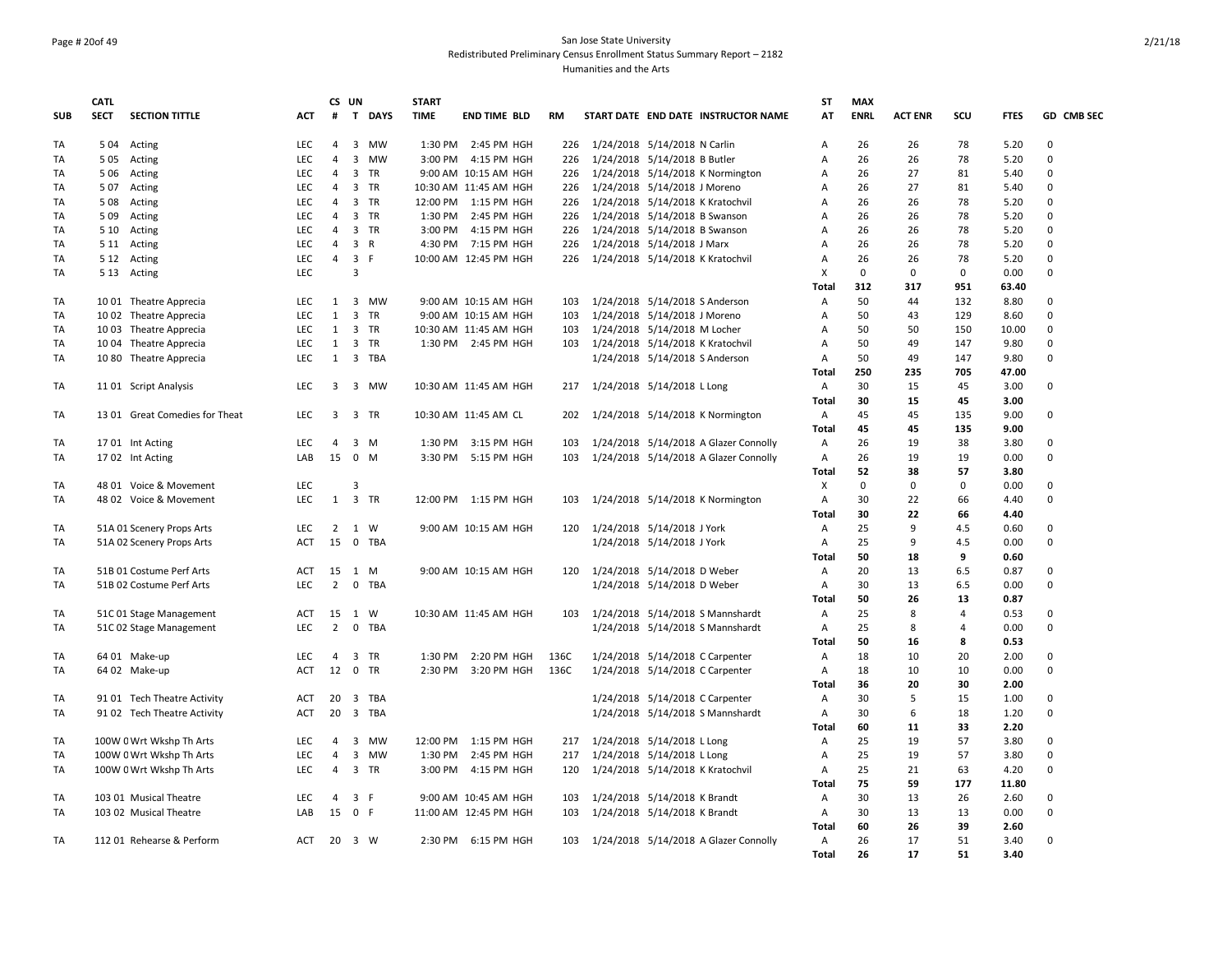San Jose State University
Redistributed Preliminary Census Enrollment Status Summary Report – 2182
Humanities and the Arts

| SUB | CATL SECT | SECTION TITTLE | ACT | CS # | UN T | DAYS | START TIME | END TIME | BLD | RM | START DATE | END DATE | INSTRUCTOR NAME | ST AT | MAX ENRL | ACT ENR | SCU | FTES | GD | CMB SEC |
|---|---|---|---|---|---|---|---|---|---|---|---|---|---|---|---|---|---|---|---|---|
| TA | 5 04 | Acting | LEC | 4 | 3 | MW | 1:30 PM | 2:45 PM | HGH | 226 | 1/24/2018 | 5/14/2018 | N Carlin | A | 26 | 26 | 78 | 5.20 | 0 | |
| TA | 5 05 | Acting | LEC | 4 | 3 | MW | 3:00 PM | 4:15 PM | HGH | 226 | 1/24/2018 | 5/14/2018 | B Butler | A | 26 | 26 | 78 | 5.20 | 0 | |
| TA | 5 06 | Acting | LEC | 4 | 3 | TR | 9:00 AM | 10:15 AM | HGH | 226 | 1/24/2018 | 5/14/2018 | K Normington | A | 26 | 27 | 81 | 5.40 | 0 | |
| TA | 5 07 | Acting | LEC | 4 | 3 | TR | 10:30 AM | 11:45 AM | HGH | 226 | 1/24/2018 | 5/14/2018 | J Moreno | A | 26 | 27 | 81 | 5.40 | 0 | |
| TA | 5 08 | Acting | LEC | 4 | 3 | TR | 12:00 PM | 1:15 PM | HGH | 226 | 1/24/2018 | 5/14/2018 | K Kratochvil | A | 26 | 26 | 78 | 5.20 | 0 | |
| TA | 5 09 | Acting | LEC | 4 | 3 | TR | 1:30 PM | 2:45 PM | HGH | 226 | 1/24/2018 | 5/14/2018 | B Swanson | A | 26 | 26 | 78 | 5.20 | 0 | |
| TA | 5 10 | Acting | LEC | 4 | 3 | TR | 3:00 PM | 4:15 PM | HGH | 226 | 1/24/2018 | 5/14/2018 | B Swanson | A | 26 | 26 | 78 | 5.20 | 0 | |
| TA | 5 11 | Acting | LEC | 4 | 3 | R | 4:30 PM | 7:15 PM | HGH | 226 | 1/24/2018 | 5/14/2018 | J Marx | A | 26 | 26 | 78 | 5.20 | 0 | |
| TA | 5 12 | Acting | LEC | 4 | 3 | F | 10:00 AM | 12:45 PM | HGH | 226 | 1/24/2018 | 5/14/2018 | K Kratochvil | A | 26 | 26 | 78 | 5.20 | 0 | |
| TA | 5 13 | Acting | LEC | | 3 | | | | | | | | | X | 0 | 0 | 0 | 0.00 | 0 | |
| | | | | | | | | | | | | | | Total | 312 | 317 | 951 | 63.40 | | |
| TA | 10 01 | Theatre Apprecia | LEC | 1 | 3 | MW | 9:00 AM | 10:15 AM | HGH | 103 | 1/24/2018 | 5/14/2018 | S Anderson | A | 50 | 44 | 132 | 8.80 | 0 | |
| TA | 10 02 | Theatre Apprecia | LEC | 1 | 3 | TR | 9:00 AM | 10:15 AM | HGH | 103 | 1/24/2018 | 5/14/2018 | J Moreno | A | 50 | 43 | 129 | 8.60 | 0 | |
| TA | 10 03 | Theatre Apprecia | LEC | 1 | 3 | TR | 10:30 AM | 11:45 AM | HGH | 103 | 1/24/2018 | 5/14/2018 | M Locher | A | 50 | 50 | 150 | 10.00 | 0 | |
| TA | 10 04 | Theatre Apprecia | LEC | 1 | 3 | TR | 1:30 PM | 2:45 PM | HGH | 103 | 1/24/2018 | 5/14/2018 | K Kratochvil | A | 50 | 49 | 147 | 9.80 | 0 | |
| TA | 10 80 | Theatre Apprecia | LEC | 1 | 3 | TBA | | | | | 1/24/2018 | 5/14/2018 | S Anderson | A | 50 | 49 | 147 | 9.80 | 0 | |
| | | | | | | | | | | | | | | Total | 250 | 235 | 705 | 47.00 | | |
| TA | 11 01 | Script Analysis | LEC | 3 | 3 | MW | 10:30 AM | 11:45 AM | HGH | 217 | 1/24/2018 | 5/14/2018 | L Long | A | 30 | 15 | 45 | 3.00 | 0 | |
| | | | | | | | | | | | | | | Total | 30 | 15 | 45 | 3.00 | | |
| TA | 13 01 | Great Comedies for Theat | LEC | 3 | 3 | TR | 10:30 AM | 11:45 AM | CL | 202 | 1/24/2018 | 5/14/2018 | K Normington | A | 45 | 45 | 135 | 9.00 | 0 | |
| | | | | | | | | | | | | | | Total | 45 | 45 | 135 | 9.00 | | |
| TA | 17 01 | Int Acting | LEC | 4 | 3 | M | 1:30 PM | 3:15 PM | HGH | 103 | 1/24/2018 | 5/14/2018 | A Glazer Connolly | A | 26 | 19 | 38 | 3.80 | 0 | |
| TA | 17 02 | Int Acting | LAB | 15 | 0 | M | 3:30 PM | 5:15 PM | HGH | 103 | 1/24/2018 | 5/14/2018 | A Glazer Connolly | A | 26 | 19 | 19 | 0.00 | 0 | |
| | | | | | | | | | | | | | | Total | 52 | 38 | 57 | 3.80 | | |
| TA | 48 01 | Voice & Movement | LEC | | 3 | | | | | | | | | X | 0 | 0 | 0 | 0.00 | 0 | |
| TA | 48 02 | Voice & Movement | LEC | 1 | 3 | TR | 12:00 PM | 1:15 PM | HGH | 103 | 1/24/2018 | 5/14/2018 | K Normington | A | 30 | 22 | 66 | 4.40 | 0 | |
| | | | | | | | | | | | | | | Total | 30 | 22 | 66 | 4.40 | | |
| TA | 51A 01 | Scenery Props Arts | LEC | 2 | 1 | W | 9:00 AM | 10:15 AM | HGH | 120 | 1/24/2018 | 5/14/2018 | J York | A | 25 | 9 | 4.5 | 0.60 | 0 | |
| TA | 51A 02 | Scenery Props Arts | ACT | 15 | 0 | TBA | | | | | 1/24/2018 | 5/14/2018 | J York | A | 25 | 9 | 4.5 | 0.00 | 0 | |
| | | | | | | | | | | | | | | Total | 50 | 18 | 9 | 0.60 | | |
| TA | 51B 01 | Costume Perf Arts | ACT | 15 | 1 | M | 9:00 AM | 10:15 AM | HGH | 120 | 1/24/2018 | 5/14/2018 | D Weber | A | 20 | 13 | 6.5 | 0.87 | 0 | |
| TA | 51B 02 | Costume Perf Arts | LEC | 2 | 0 | TBA | | | | | 1/24/2018 | 5/14/2018 | D Weber | A | 30 | 13 | 6.5 | 0.00 | 0 | |
| | | | | | | | | | | | | | | Total | 50 | 26 | 13 | 0.87 | | |
| TA | 51C 01 | Stage Management | ACT | 15 | 1 | W | 10:30 AM | 11:45 AM | HGH | 103 | 1/24/2018 | 5/14/2018 | S Mannshardt | A | 25 | 8 | 4 | 0.53 | 0 | |
| TA | 51C 02 | Stage Management | LEC | 2 | 0 | TBA | | | | | 1/24/2018 | 5/14/2018 | S Mannshardt | A | 25 | 8 | 4 | 0.00 | 0 | |
| | | | | | | | | | | | | | | Total | 50 | 16 | 8 | 0.53 | | |
| TA | 64 01 | Make-up | LEC | 4 | 3 | TR | 1:30 PM | 2:20 PM | HGH | 136C | 1/24/2018 | 5/14/2018 | C Carpenter | A | 18 | 10 | 20 | 2.00 | 0 | |
| TA | 64 02 | Make-up | ACT | 12 | 0 | TR | 2:30 PM | 3:20 PM | HGH | 136C | 1/24/2018 | 5/14/2018 | C Carpenter | A | 18 | 10 | 10 | 0.00 | 0 | |
| | | | | | | | | | | | | | | Total | 36 | 20 | 30 | 2.00 | | |
| TA | 91 01 | Tech Theatre Activity | ACT | 20 | 3 | TBA | | | | | 1/24/2018 | 5/14/2018 | C Carpenter | A | 30 | 5 | 15 | 1.00 | 0 | |
| TA | 91 02 | Tech Theatre Activity | ACT | 20 | 3 | TBA | | | | | 1/24/2018 | 5/14/2018 | S Mannshardt | A | 30 | 6 | 18 | 1.20 | 0 | |
| | | | | | | | | | | | | | | Total | 60 | 11 | 33 | 2.20 | | |
| TA | 100W 0 | Wrt Wkshp Th Arts | LEC | 4 | 3 | MW | 12:00 PM | 1:15 PM | HGH | 217 | 1/24/2018 | 5/14/2018 | L Long | A | 25 | 19 | 57 | 3.80 | 0 | |
| TA | 100W 0 | Wrt Wkshp Th Arts | LEC | 4 | 3 | MW | 1:30 PM | 2:45 PM | HGH | 217 | 1/24/2018 | 5/14/2018 | L Long | A | 25 | 19 | 57 | 3.80 | 0 | |
| TA | 100W 0 | Wrt Wkshp Th Arts | LEC | 4 | 3 | TR | 3:00 PM | 4:15 PM | HGH | 120 | 1/24/2018 | 5/14/2018 | K Kratochvil | A | 25 | 21 | 63 | 4.20 | 0 | |
| | | | | | | | | | | | | | | Total | 75 | 59 | 177 | 11.80 | | |
| TA | 103 01 | Musical Theatre | LEC | 4 | 3 | F | 9:00 AM | 10:45 AM | HGH | 103 | 1/24/2018 | 5/14/2018 | K Brandt | A | 30 | 13 | 26 | 2.60 | 0 | |
| TA | 103 02 | Musical Theatre | LAB | 15 | 0 | F | 11:00 AM | 12:45 PM | HGH | 103 | 1/24/2018 | 5/14/2018 | K Brandt | A | 30 | 13 | 13 | 0.00 | 0 | |
| | | | | | | | | | | | | | | Total | 60 | 26 | 39 | 2.60 | | |
| TA | 112 01 | Rehearse & Perform | ACT | 20 | 3 | W | 2:30 PM | 6:15 PM | HGH | 103 | 1/24/2018 | 5/14/2018 | A Glazer Connolly | A | 26 | 17 | 51 | 3.40 | 0 | |
| | | | | | | | | | | | | | | Total | 26 | 17 | 51 | 3.40 | | |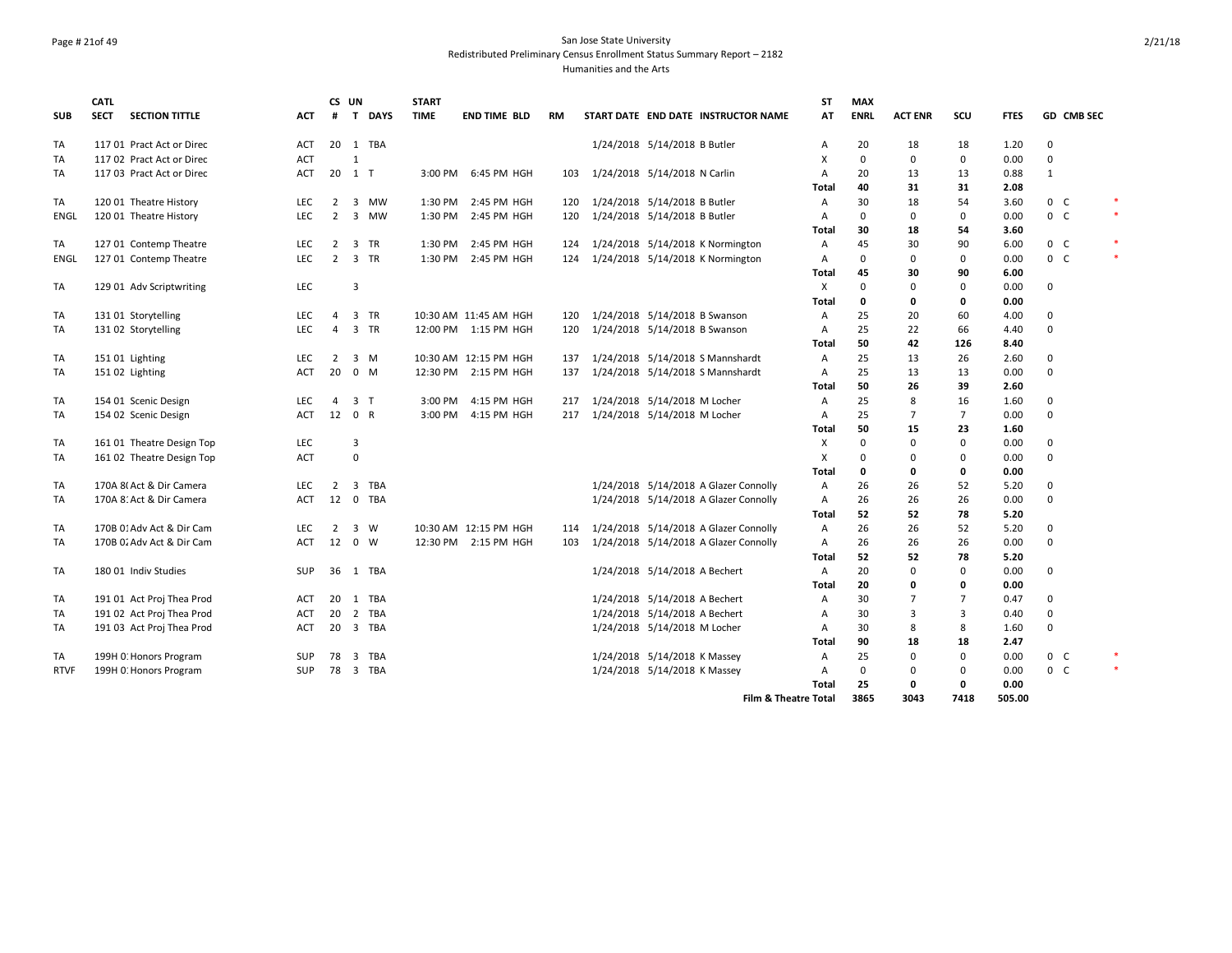San Jose State University
Redistributed Preliminary Census Enrollment Status Summary Report – 2182
Humanities and the Arts

| SUB | CATL SECT | SECTION TITTLE | ACT | CS # | UN T | DAYS | START TIME | END TIME | BLD | RM | START DATE | END DATE | INSTRUCTOR NAME | ST AT | MAX ENRL | ACT ENR | SCU | FTES | GD | CMB SEC | |
|---|---|---|---|---|---|---|---|---|---|---|---|---|---|---|---|---|---|---|---|---|---|
| TA | 117 01 | Pract Act or Direc | ACT | 20 | 1 | TBA | | | | | 1/24/2018 | 5/14/2018 | B Butler | A | 20 | 18 | 18 | 1.20 | 0 | | |
| TA | 117 02 | Pract Act or Direc | ACT | | 1 | | | | | | | | | X | 0 | 0 | 0 | 0.00 | 0 | | |
| TA | 117 03 | Pract Act or Direc | ACT | 20 | 1 | T | 3:00 PM | 6:45 PM | HGH | 103 | 1/24/2018 | 5/14/2018 | N Carlin | A | 20 | 13 | 13 | 0.88 | 1 | | |
| | | | | | | | | | | | | | | **Total** | **40** | **31** | **31** | **2.08** | | | |
| TA | 120 01 | Theatre History | LEC | 2 | 3 | MW | 1:30 PM | 2:45 PM | HGH | 120 | 1/24/2018 | 5/14/2018 | B Butler | A | 30 | 18 | 54 | 3.60 | 0 | C | * |
| ENGL | 120 01 | Theatre History | LEC | 2 | 3 | MW | 1:30 PM | 2:45 PM | HGH | 120 | 1/24/2018 | 5/14/2018 | B Butler | A | 0 | 0 | 0 | 0.00 | 0 | C | * |
| | | | | | | | | | | | | | | **Total** | **30** | **18** | **54** | **3.60** | | | |
| TA | 127 01 | Contemp Theatre | LEC | 2 | 3 | TR | 1:30 PM | 2:45 PM | HGH | 124 | 1/24/2018 | 5/14/2018 | K Normington | A | 45 | 30 | 90 | 6.00 | 0 | C | * |
| ENGL | 127 01 | Contemp Theatre | LEC | 2 | 3 | TR | 1:30 PM | 2:45 PM | HGH | 124 | 1/24/2018 | 5/14/2018 | K Normington | A | 0 | 0 | 0 | 0.00 | 0 | C | * |
| | | | | | | | | | | | | | | **Total** | **45** | **30** | **90** | **6.00** | | | |
| TA | 129 01 | Adv Scriptwriting | LEC | | 3 | | | | | | | | | X | 0 | 0 | 0 | 0.00 | 0 | | |
| | | | | | | | | | | | | | | **Total** | **0** | **0** | **0** | **0.00** | | | |
| TA | 131 01 | Storytelling | LEC | 4 | 3 | TR | 10:30 AM | 11:45 AM | HGH | 120 | 1/24/2018 | 5/14/2018 | B Swanson | A | 25 | 20 | 60 | 4.00 | 0 | | |
| TA | 131 02 | Storytelling | LEC | 4 | 3 | TR | 12:00 PM | 1:15 PM | HGH | 120 | 1/24/2018 | 5/14/2018 | B Swanson | A | 25 | 22 | 66 | 4.40 | 0 | | |
| | | | | | | | | | | | | | | **Total** | **50** | **42** | **126** | **8.40** | | | |
| TA | 151 01 | Lighting | LEC | 2 | 3 | M | 10:30 AM | 12:15 PM | HGH | 137 | 1/24/2018 | 5/14/2018 | S Mannshardt | A | 25 | 13 | 26 | 2.60 | 0 | | |
| TA | 151 02 | Lighting | ACT | 20 | 0 | M | 12:30 PM | 2:15 PM | HGH | 137 | 1/24/2018 | 5/14/2018 | S Mannshardt | A | 25 | 13 | 13 | 0.00 | 0 | | |
| | | | | | | | | | | | | | | **Total** | **50** | **26** | **39** | **2.60** | | | |
| TA | 154 01 | Scenic Design | LEC | 4 | 3 | T | 3:00 PM | 4:15 PM | HGH | 217 | 1/24/2018 | 5/14/2018 | M Locher | A | 25 | 8 | 16 | 1.60 | 0 | | |
| TA | 154 02 | Scenic Design | ACT | 12 | 0 | R | 3:00 PM | 4:15 PM | HGH | 217 | 1/24/2018 | 5/14/2018 | M Locher | A | 25 | 7 | 7 | 0.00 | 0 | | |
| | | | | | | | | | | | | | | **Total** | **50** | **15** | **23** | **1.60** | | | |
| TA | 161 01 | Theatre Design Top | LEC | | 3 | | | | | | | | | X | 0 | 0 | 0 | 0.00 | 0 | | |
| TA | 161 02 | Theatre Design Top | ACT | | 0 | | | | | | | | | X | 0 | 0 | 0 | 0.00 | 0 | | |
| | | | | | | | | | | | | | | **Total** | **0** | **0** | **0** | **0.00** | | | |
| TA | 170A 8( | Act & Dir Camera | LEC | 2 | 3 | TBA | | | | | 1/24/2018 | 5/14/2018 | A Glazer Connolly | A | 26 | 26 | 52 | 5.20 | 0 | | |
| TA | 170A 8: | Act & Dir Camera | ACT | 12 | 0 | TBA | | | | | 1/24/2018 | 5/14/2018 | A Glazer Connolly | A | 26 | 26 | 26 | 0.00 | 0 | | |
| | | | | | | | | | | | | | | **Total** | **52** | **52** | **78** | **5.20** | | | |
| TA | 170B 0: | Adv Act & Dir Cam | LEC | 2 | 3 | W | 10:30 AM | 12:15 PM | HGH | 114 | 1/24/2018 | 5/14/2018 | A Glazer Connolly | A | 26 | 26 | 52 | 5.20 | 0 | | |
| TA | 170B 0: | Adv Act & Dir Cam | ACT | 12 | 0 | W | 12:30 PM | 2:15 PM | HGH | 103 | 1/24/2018 | 5/14/2018 | A Glazer Connolly | A | 26 | 26 | 26 | 0.00 | 0 | | |
| | | | | | | | | | | | | | | **Total** | **52** | **52** | **78** | **5.20** | | | |
| TA | 180 01 | Indiv Studies | SUP | 36 | 1 | TBA | | | | | 1/24/2018 | 5/14/2018 | A Bechert | A | 20 | 0 | 0 | 0.00 | 0 | | |
| | | | | | | | | | | | | | | **Total** | **20** | **0** | **0** | **0.00** | | | |
| TA | 191 01 | Act Proj Thea Prod | ACT | 20 | 1 | TBA | | | | | 1/24/2018 | 5/14/2018 | A Bechert | A | 30 | 7 | 7 | 0.47 | 0 | | |
| TA | 191 02 | Act Proj Thea Prod | ACT | 20 | 2 | TBA | | | | | 1/24/2018 | 5/14/2018 | A Bechert | A | 30 | 3 | 3 | 0.40 | 0 | | |
| TA | 191 03 | Act Proj Thea Prod | ACT | 20 | 3 | TBA | | | | | 1/24/2018 | 5/14/2018 | M Locher | A | 30 | 8 | 8 | 1.60 | 0 | | |
| | | | | | | | | | | | | | | **Total** | **90** | **18** | **18** | **2.47** | | | |
| TA | 199H 0: | Honors Program | SUP | 78 | 3 | TBA | | | | | 1/24/2018 | 5/14/2018 | K Massey | A | 25 | 0 | 0 | 0.00 | 0 | C | * |
| RTVF | 199H 0: | Honors Program | SUP | 78 | 3 | TBA | | | | | 1/24/2018 | 5/14/2018 | K Massey | A | 0 | 0 | 0 | 0.00 | 0 | C | * |
| | | | | | | | | | | | | | | **Total** | **25** | **0** | **0** | **0.00** | | | |
| | | | | | | | | | | | | | **Film & Theatre Total** | | **3865** | **3043** | **7418** | **505.00** | | | |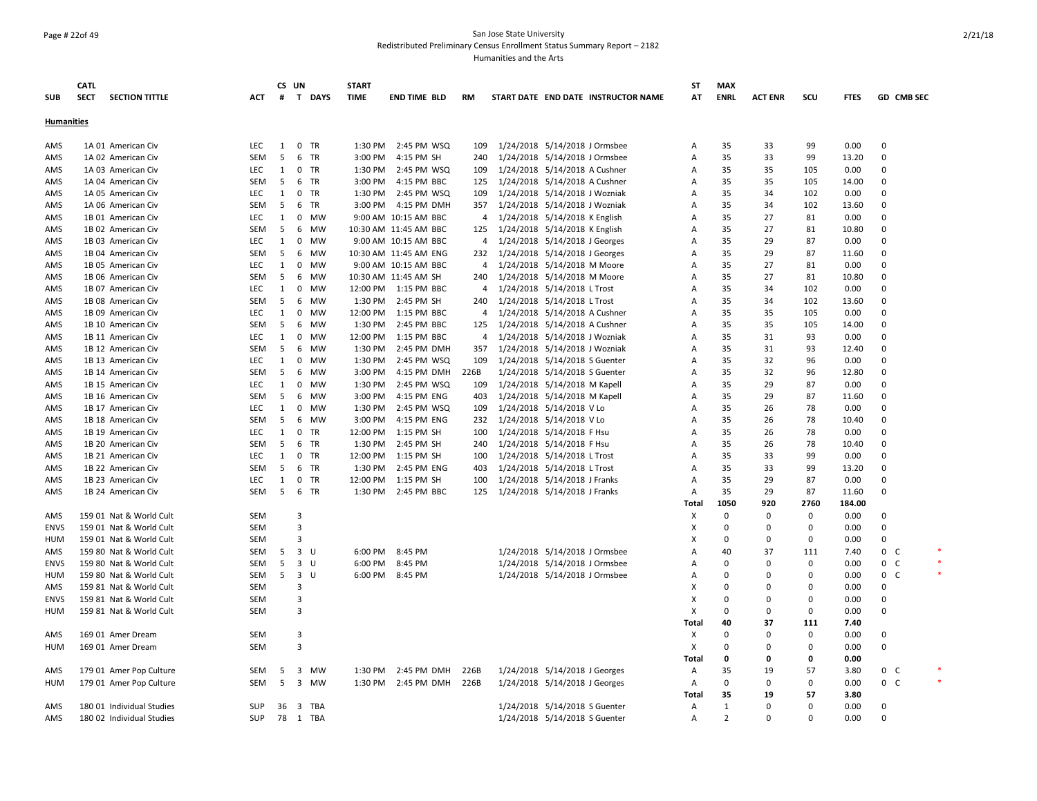# San Jose State University
## Redistributed Preliminary Census Enrollment Status Summary Report – 2182
### Humanities and the Arts

| SUB | CATL SECT | SECTION TITTLE | ACT | CS # | UN T | DAYS | START TIME | END TIME | BLD | RM | START DATE | END DATE | INSTRUCTOR NAME | ST AT | MAX ENRL | ACT ENR | SCU | FTES | GD | CMB SEC | |
|---|---|---|---|---|---|---|---|---|---|---|---|---|---|---|---|---|---|---|---|---|---|
| **Humanities** | | | | | | | | | | | | | | | | | | | | | |
| AMS | 1A 01 | American Civ | LEC | 1 | 0 | TR | 1:30 PM | 2:45 PM | WSQ | 109 | 1/24/2018 | 5/14/2018 | J Ormsbee | A | 35 | 33 | 99 | 0.00 | 0 | | |
| AMS | 1A 02 | American Civ | SEM | 5 | 6 | TR | 3:00 PM | 4:15 PM | SH | 240 | 1/24/2018 | 5/14/2018 | J Ormsbee | A | 35 | 33 | 99 | 13.20 | 0 | | |
| AMS | 1A 03 | American Civ | LEC | 1 | 0 | TR | 1:30 PM | 2:45 PM | WSQ | 109 | 1/24/2018 | 5/14/2018 | A Cushner | A | 35 | 35 | 105 | 0.00 | 0 | | |
| AMS | 1A 04 | American Civ | SEM | 5 | 6 | TR | 3:00 PM | 4:15 PM | BBC | 125 | 1/24/2018 | 5/14/2018 | A Cushner | A | 35 | 35 | 105 | 14.00 | 0 | | |
| AMS | 1A 05 | American Civ | LEC | 1 | 0 | TR | 1:30 PM | 2:45 PM | WSQ | 109 | 1/24/2018 | 5/14/2018 | J Wozniak | A | 35 | 34 | 102 | 0.00 | 0 | | |
| AMS | 1A 06 | American Civ | SEM | 5 | 6 | TR | 3:00 PM | 4:15 PM | DMH | 357 | 1/24/2018 | 5/14/2018 | J Wozniak | A | 35 | 34 | 102 | 13.60 | 0 | | |
| AMS | 1B 01 | American Civ | LEC | 1 | 0 | MW | 9:00 AM | 10:15 AM | BBC | 4 | 1/24/2018 | 5/14/2018 | K English | A | 35 | 27 | 81 | 0.00 | 0 | | |
| AMS | 1B 02 | American Civ | SEM | 5 | 6 | MW | 10:30 AM | 11:45 AM | BBC | 125 | 1/24/2018 | 5/14/2018 | K English | A | 35 | 27 | 81 | 10.80 | 0 | | |
| AMS | 1B 03 | American Civ | LEC | 1 | 0 | MW | 9:00 AM | 10:15 AM | BBC | 4 | 1/24/2018 | 5/14/2018 | J Georges | A | 35 | 29 | 87 | 0.00 | 0 | | |
| AMS | 1B 04 | American Civ | SEM | 5 | 6 | MW | 10:30 AM | 11:45 AM | ENG | 232 | 1/24/2018 | 5/14/2018 | J Georges | A | 35 | 29 | 87 | 11.60 | 0 | | |
| AMS | 1B 05 | American Civ | LEC | 1 | 0 | MW | 9:00 AM | 10:15 AM | BBC | 4 | 1/24/2018 | 5/14/2018 | M Moore | A | 35 | 27 | 81 | 0.00 | 0 | | |
| AMS | 1B 06 | American Civ | SEM | 5 | 6 | MW | 10:30 AM | 11:45 AM | SH | 240 | 1/24/2018 | 5/14/2018 | M Moore | A | 35 | 27 | 81 | 10.80 | 0 | | |
| AMS | 1B 07 | American Civ | LEC | 1 | 0 | MW | 12:00 PM | 1:15 PM | BBC | 4 | 1/24/2018 | 5/14/2018 | L Trost | A | 35 | 34 | 102 | 0.00 | 0 | | |
| AMS | 1B 08 | American Civ | SEM | 5 | 6 | MW | 1:30 PM | 2:45 PM | SH | 240 | 1/24/2018 | 5/14/2018 | L Trost | A | 35 | 34 | 102 | 13.60 | 0 | | |
| AMS | 1B 09 | American Civ | LEC | 1 | 0 | MW | 12:00 PM | 1:15 PM | BBC | 4 | 1/24/2018 | 5/14/2018 | A Cushner | A | 35 | 35 | 105 | 0.00 | 0 | | |
| AMS | 1B 10 | American Civ | SEM | 5 | 6 | MW | 1:30 PM | 2:45 PM | BBC | 125 | 1/24/2018 | 5/14/2018 | A Cushner | A | 35 | 35 | 105 | 14.00 | 0 | | |
| AMS | 1B 11 | American Civ | LEC | 1 | 0 | MW | 12:00 PM | 1:15 PM | BBC | 4 | 1/24/2018 | 5/14/2018 | J Wozniak | A | 35 | 31 | 93 | 0.00 | 0 | | |
| AMS | 1B 12 | American Civ | SEM | 5 | 6 | MW | 1:30 PM | 2:45 PM | DMH | 357 | 1/24/2018 | 5/14/2018 | J Wozniak | A | 35 | 31 | 93 | 12.40 | 0 | | |
| AMS | 1B 13 | American Civ | LEC | 1 | 0 | MW | 1:30 PM | 2:45 PM | WSQ | 109 | 1/24/2018 | 5/14/2018 | S Guenter | A | 35 | 32 | 96 | 0.00 | 0 | | |
| AMS | 1B 14 | American Civ | SEM | 5 | 6 | MW | 3:00 PM | 4:15 PM | DMH | 226B | 1/24/2018 | 5/14/2018 | S Guenter | A | 35 | 32 | 96 | 12.80 | 0 | | |
| AMS | 1B 15 | American Civ | LEC | 1 | 0 | MW | 1:30 PM | 2:45 PM | WSQ | 109 | 1/24/2018 | 5/14/2018 | M Kapell | A | 35 | 29 | 87 | 0.00 | 0 | | |
| AMS | 1B 16 | American Civ | SEM | 5 | 6 | MW | 3:00 PM | 4:15 PM | ENG | 403 | 1/24/2018 | 5/14/2018 | M Kapell | A | 35 | 29 | 87 | 11.60 | 0 | | |
| AMS | 1B 17 | American Civ | LEC | 1 | 0 | MW | 1:30 PM | 2:45 PM | WSQ | 109 | 1/24/2018 | 5/14/2018 | V Lo | A | 35 | 26 | 78 | 0.00 | 0 | | |
| AMS | 1B 18 | American Civ | SEM | 5 | 6 | MW | 3:00 PM | 4:15 PM | ENG | 232 | 1/24/2018 | 5/14/2018 | V Lo | A | 35 | 26 | 78 | 10.40 | 0 | | |
| AMS | 1B 19 | American Civ | LEC | 1 | 0 | TR | 12:00 PM | 1:15 PM | SH | 100 | 1/24/2018 | 5/14/2018 | F Hsu | A | 35 | 26 | 78 | 0.00 | 0 | | |
| AMS | 1B 20 | American Civ | SEM | 5 | 6 | TR | 1:30 PM | 2:45 PM | SH | 240 | 1/24/2018 | 5/14/2018 | F Hsu | A | 35 | 26 | 78 | 10.40 | 0 | | |
| AMS | 1B 21 | American Civ | LEC | 1 | 0 | TR | 12:00 PM | 1:15 PM | SH | 100 | 1/24/2018 | 5/14/2018 | L Trost | A | 35 | 33 | 99 | 0.00 | 0 | | |
| AMS | 1B 22 | American Civ | SEM | 5 | 6 | TR | 1:30 PM | 2:45 PM | ENG | 403 | 1/24/2018 | 5/14/2018 | L Trost | A | 35 | 33 | 99 | 13.20 | 0 | | |
| AMS | 1B 23 | American Civ | LEC | 1 | 0 | TR | 12:00 PM | 1:15 PM | SH | 100 | 1/24/2018 | 5/14/2018 | J Franks | A | 35 | 29 | 87 | 0.00 | 0 | | |
| AMS | 1B 24 | American Civ | SEM | 5 | 6 | TR | 1:30 PM | 2:45 PM | BBC | 125 | 1/24/2018 | 5/14/2018 | J Franks | A | 35 | 29 | 87 | 11.60 | 0 | | |
| | | | | | | | | | | | | | | **Total** | **1050** | **920** | **2760** | **184.00** | | | |
| AMS | 159 01 | Nat & World Cult | SEM | | 3 | | | | | | | | | X | 0 | 0 | 0 | 0.00 | 0 | | |
| ENVS | 159 01 | Nat & World Cult | SEM | | 3 | | | | | | | | | X | 0 | 0 | 0 | 0.00 | 0 | | |
| HUM | 159 01 | Nat & World Cult | SEM | | 3 | | | | | | | | | X | 0 | 0 | 0 | 0.00 | 0 | | |
| AMS | 159 80 | Nat & World Cult | SEM | 5 | 3 | U | 6:00 PM | 8:45 PM | | | 1/24/2018 | 5/14/2018 | J Ormsbee | A | 40 | 37 | 111 | 7.40 | 0 | C | * |
| ENVS | 159 80 | Nat & World Cult | SEM | 5 | 3 | U | 6:00 PM | 8:45 PM | | | 1/24/2018 | 5/14/2018 | J Ormsbee | A | 0 | 0 | 0 | 0.00 | 0 | C | * |
| HUM | 159 80 | Nat & World Cult | SEM | 5 | 3 | U | 6:00 PM | 8:45 PM | | | 1/24/2018 | 5/14/2018 | J Ormsbee | A | 0 | 0 | 0 | 0.00 | 0 | C | * |
| AMS | 159 81 | Nat & World Cult | SEM | | 3 | | | | | | | | | X | 0 | 0 | 0 | 0.00 | 0 | | |
| ENVS | 159 81 | Nat & World Cult | SEM | | 3 | | | | | | | | | X | 0 | 0 | 0 | 0.00 | 0 | | |
| HUM | 159 81 | Nat & World Cult | SEM | | 3 | | | | | | | | | X | 0 | 0 | 0 | 0.00 | 0 | | |
| | | | | | | | | | | | | | | **Total** | **40** | **37** | **111** | **7.40** | | | |
| AMS | 169 01 | Amer Dream | SEM | | 3 | | | | | | | | | X | 0 | 0 | 0 | 0.00 | 0 | | |
| HUM | 169 01 | Amer Dream | SEM | | 3 | | | | | | | | | X | 0 | 0 | 0 | 0.00 | 0 | | |
| | | | | | | | | | | | | | | **Total** | **0** | **0** | **0** | **0.00** | | | |
| AMS | 179 01 | Amer Pop Culture | SEM | 5 | 3 | MW | 1:30 PM | 2:45 PM | DMH | 226B | 1/24/2018 | 5/14/2018 | J Georges | A | 35 | 19 | 57 | 3.80 | 0 | C | * |
| HUM | 179 01 | Amer Pop Culture | SEM | 5 | 3 | MW | 1:30 PM | 2:45 PM | DMH | 226B | 1/24/2018 | 5/14/2018 | J Georges | A | 0 | 0 | 0 | 0.00 | 0 | C | * |
| | | | | | | | | | | | | | | **Total** | **35** | **19** | **57** | **3.80** | | | |
| AMS | 180 01 | Individual Studies | SUP | 36 | 3 | TBA | | | | | 1/24/2018 | 5/14/2018 | S Guenter | A | 1 | 0 | 0 | 0.00 | 0 | | |
| AMS | 180 02 | Individual Studies | SUP | 78 | 1 | TBA | | | | | 1/24/2018 | 5/14/2018 | S Guenter | A | 2 | 0 | 0 | 0.00 | 0 | | |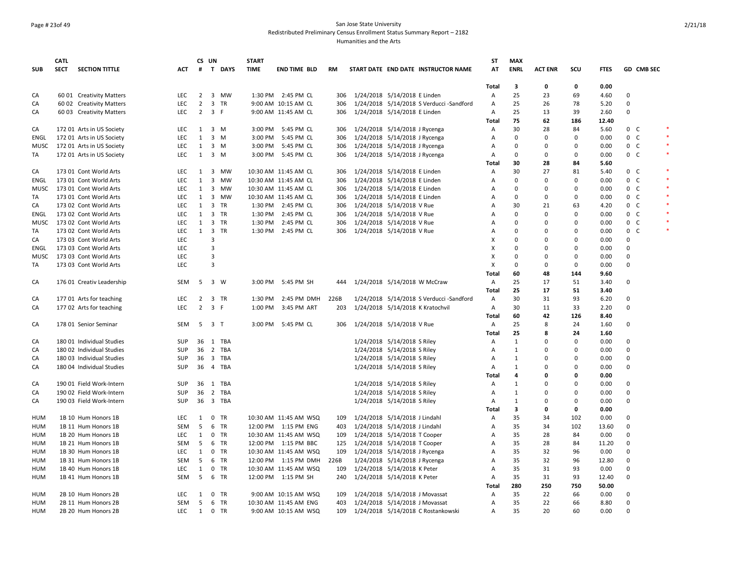San Jose State University
Redistributed Preliminary Census Enrollment Status Summary Report – 2182
Humanities and the Arts

| SUB | CATL SECT | SECTION TITTLE | ACT | CS # | UN T | DAYS | START TIME | END TIME | BLD | RM | START DATE | END DATE | INSTRUCTOR NAME | ST AT | MAX ENRL | ACT ENR | SCU | FTES | GD | CMB SEC | |
|---|---|---|---|---|---|---|---|---|---|---|---|---|---|---|---|---|---|---|---|---|---|
| | | | | | | | | | | | | | | Total | 3 | 0 | 0 | 0.00 | | | |
| CA | 60 01 | Creativity Matters | LEC | 2 | 3 | MW | 1:30 PM | 2:45 PM | CL | 306 | 1/24/2018 | 5/14/2018 | E Linden | A | 25 | 23 | 69 | 4.60 | 0 | | |
| CA | 60 02 | Creativity Matters | LEC | 2 | 3 | TR | 9:00 AM | 10:15 AM | CL | 306 | 1/24/2018 | 5/14/2018 | S Verducci -Sandford | A | 25 | 26 | 78 | 5.20 | 0 | | |
| CA | 60 03 | Creativity Matters | LEC | 2 | 3 | F | 9:00 AM | 11:45 AM | CL | 306 | 1/24/2018 | 5/14/2018 | E Linden | A | 25 | 13 | 39 | 2.60 | 0 | | |
| | | | | | | | | | | | | | | Total | 75 | 62 | 186 | 12.40 | | | |
| CA | 172 01 | Arts in US Society | LEC | 1 | 3 | M | 3:00 PM | 5:45 PM | CL | 306 | 1/24/2018 | 5/14/2018 | J Rycenga | A | 30 | 28 | 84 | 5.60 | 0 | C | * |
| ENGL | 172 01 | Arts in US Society | LEC | 1 | 3 | M | 3:00 PM | 5:45 PM | CL | 306 | 1/24/2018 | 5/14/2018 | J Rycenga | A | 0 | 0 | 0 | 0.00 | 0 | C | * |
| MUSC | 172 01 | Arts in US Society | LEC | 1 | 3 | M | 3:00 PM | 5:45 PM | CL | 306 | 1/24/2018 | 5/14/2018 | J Rycenga | A | 0 | 0 | 0 | 0.00 | 0 | C | * |
| TA | 172 01 | Arts in US Society | LEC | 1 | 3 | M | 3:00 PM | 5:45 PM | CL | 306 | 1/24/2018 | 5/14/2018 | J Rycenga | A | 0 | 0 | 0 | 0.00 | 0 | C | * |
| | | | | | | | | | | | | | | Total | 30 | 28 | 84 | 5.60 | | | |
| CA | 173 01 | Cont World Arts | LEC | 1 | 3 | MW | 10:30 AM | 11:45 AM | CL | 306 | 1/24/2018 | 5/14/2018 | E Linden | A | 30 | 27 | 81 | 5.40 | 0 | C | * |
| ENGL | 173 01 | Cont World Arts | LEC | 1 | 3 | MW | 10:30 AM | 11:45 AM | CL | 306 | 1/24/2018 | 5/14/2018 | E Linden | A | 0 | 0 | 0 | 0.00 | 0 | C | * |
| MUSC | 173 01 | Cont World Arts | LEC | 1 | 3 | MW | 10:30 AM | 11:45 AM | CL | 306 | 1/24/2018 | 5/14/2018 | E Linden | A | 0 | 0 | 0 | 0.00 | 0 | C | * |
| TA | 173 01 | Cont World Arts | LEC | 1 | 3 | MW | 10:30 AM | 11:45 AM | CL | 306 | 1/24/2018 | 5/14/2018 | E Linden | A | 0 | 0 | 0 | 0.00 | 0 | C | * |
| CA | 173 02 | Cont World Arts | LEC | 1 | 3 | TR | 1:30 PM | 2:45 PM | CL | 306 | 1/24/2018 | 5/14/2018 | V Rue | A | 30 | 21 | 63 | 4.20 | 0 | C | * |
| ENGL | 173 02 | Cont World Arts | LEC | 1 | 3 | TR | 1:30 PM | 2:45 PM | CL | 306 | 1/24/2018 | 5/14/2018 | V Rue | A | 0 | 0 | 0 | 0.00 | 0 | C | * |
| MUSC | 173 02 | Cont World Arts | LEC | 1 | 3 | TR | 1:30 PM | 2:45 PM | CL | 306 | 1/24/2018 | 5/14/2018 | V Rue | A | 0 | 0 | 0 | 0.00 | 0 | C | * |
| TA | 173 02 | Cont World Arts | LEC | 1 | 3 | TR | 1:30 PM | 2:45 PM | CL | 306 | 1/24/2018 | 5/14/2018 | V Rue | A | 0 | 0 | 0 | 0.00 | 0 | C | * |
| CA | 173 03 | Cont World Arts | LEC | | 3 | | | | | | | | | X | 0 | 0 | 0 | 0.00 | 0 | | |
| ENGL | 173 03 | Cont World Arts | LEC | | 3 | | | | | | | | | X | 0 | 0 | 0 | 0.00 | 0 | | |
| MUSC | 173 03 | Cont World Arts | LEC | | 3 | | | | | | | | | X | 0 | 0 | 0 | 0.00 | 0 | | |
| TA | 173 03 | Cont World Arts | LEC | | 3 | | | | | | | | | X | 0 | 0 | 0 | 0.00 | 0 | | |
| | | | | | | | | | | | | | | Total | 60 | 48 | 144 | 9.60 | | | |
| CA | 176 01 | Creativ Leadership | SEM | 5 | 3 | W | 3:00 PM | 5:45 PM | SH | 444 | 1/24/2018 | 5/14/2018 | W McCraw | A | 25 | 17 | 51 | 3.40 | 0 | | |
| | | | | | | | | | | | | | | Total | 25 | 17 | 51 | 3.40 | | | |
| CA | 177 01 | Arts for teaching | LEC | 2 | 3 | TR | 1:30 PM | 2:45 PM | DMH | 226B | 1/24/2018 | 5/14/2018 | S Verducci -Sandford | A | 30 | 31 | 93 | 6.20 | 0 | | |
| CA | 177 02 | Arts for teaching | LEC | 2 | 3 | F | 1:00 PM | 3:45 PM | ART | 203 | 1/24/2018 | 5/14/2018 | K Kratochvil | A | 30 | 11 | 33 | 2.20 | 0 | | |
| | | | | | | | | | | | | | | Total | 60 | 42 | 126 | 8.40 | | | |
| CA | 178 01 | Senior Seminar | SEM | 5 | 3 | T | 3:00 PM | 5:45 PM | CL | 306 | 1/24/2018 | 5/14/2018 | V Rue | A | 25 | 8 | 24 | 1.60 | 0 | | |
| | | | | | | | | | | | | | | Total | 25 | 8 | 24 | 1.60 | | | |
| CA | 180 01 | Individual Studies | SUP | 36 | 1 | TBA | | | | | 1/24/2018 | 5/14/2018 | S Riley | A | 1 | 0 | 0 | 0.00 | 0 | | |
| CA | 180 02 | Individual Studies | SUP | 36 | 2 | TBA | | | | | 1/24/2018 | 5/14/2018 | S Riley | A | 1 | 0 | 0 | 0.00 | 0 | | |
| CA | 180 03 | Individual Studies | SUP | 36 | 3 | TBA | | | | | 1/24/2018 | 5/14/2018 | S Riley | A | 1 | 0 | 0 | 0.00 | 0 | | |
| CA | 180 04 | Individual Studies | SUP | 36 | 4 | TBA | | | | | 1/24/2018 | 5/14/2018 | S Riley | A | 1 | 0 | 0 | 0.00 | 0 | | |
| | | | | | | | | | | | | | | Total | 4 | 0 | 0 | 0.00 | | | |
| CA | 190 01 | Field Work-Intern | SUP | 36 | 1 | TBA | | | | | 1/24/2018 | 5/14/2018 | S Riley | A | 1 | 0 | 0 | 0.00 | 0 | | |
| CA | 190 02 | Field Work-Intern | SUP | 36 | 2 | TBA | | | | | 1/24/2018 | 5/14/2018 | S Riley | A | 1 | 0 | 0 | 0.00 | 0 | | |
| CA | 190 03 | Field Work-Intern | SUP | 36 | 3 | TBA | | | | | 1/24/2018 | 5/14/2018 | S Riley | A | 1 | 0 | 0 | 0.00 | 0 | | |
| | | | | | | | | | | | | | | Total | 3 | 0 | 0 | 0.00 | | | |
| HUM | 1B 10 | Hum Honors 1B | LEC | 1 | 0 | TR | 10:30 AM | 11:45 AM | WSQ | 109 | 1/24/2018 | 5/14/2018 | J Lindahl | A | 35 | 34 | 102 | 0.00 | 0 | | |
| HUM | 1B 11 | Hum Honors 1B | SEM | 5 | 6 | TR | 12:00 PM | 1:15 PM | ENG | 403 | 1/24/2018 | 5/14/2018 | J Lindahl | A | 35 | 34 | 102 | 13.60 | 0 | | |
| HUM | 1B 20 | Hum Honors 1B | LEC | 1 | 0 | TR | 10:30 AM | 11:45 AM | WSQ | 109 | 1/24/2018 | 5/14/2018 | T Cooper | A | 35 | 28 | 84 | 0.00 | 0 | | |
| HUM | 1B 21 | Hum Honors 1B | SEM | 5 | 6 | TR | 12:00 PM | 1:15 PM | BBC | 125 | 1/24/2018 | 5/14/2018 | T Cooper | A | 35 | 28 | 84 | 11.20 | 0 | | |
| HUM | 1B 30 | Hum Honors 1B | LEC | 1 | 0 | TR | 10:30 AM | 11:45 AM | WSQ | 109 | 1/24/2018 | 5/14/2018 | J Rycenga | A | 35 | 32 | 96 | 0.00 | 0 | | |
| HUM | 1B 31 | Hum Honors 1B | SEM | 5 | 6 | TR | 12:00 PM | 1:15 PM | DMH | 226B | 1/24/2018 | 5/14/2018 | J Rycenga | A | 35 | 32 | 96 | 12.80 | 0 | | |
| HUM | 1B 40 | Hum Honors 1B | LEC | 1 | 0 | TR | 10:30 AM | 11:45 AM | WSQ | 109 | 1/24/2018 | 5/14/2018 | K Peter | A | 35 | 31 | 93 | 0.00 | 0 | | |
| HUM | 1B 41 | Hum Honors 1B | SEM | 5 | 6 | TR | 12:00 PM | 1:15 PM | SH | 240 | 1/24/2018 | 5/14/2018 | K Peter | A | 35 | 31 | 93 | 12.40 | 0 | | |
| | | | | | | | | | | | | | | Total | 280 | 250 | 750 | 50.00 | | | |
| HUM | 2B 10 | Hum Honors 2B | LEC | 1 | 0 | TR | 9:00 AM | 10:15 AM | WSQ | 109 | 1/24/2018 | 5/14/2018 | J Movassat | A | 35 | 22 | 66 | 0.00 | 0 | | |
| HUM | 2B 11 | Hum Honors 2B | SEM | 5 | 6 | TR | 10:30 AM | 11:45 AM | ENG | 403 | 1/24/2018 | 5/14/2018 | J Movassat | A | 35 | 22 | 66 | 8.80 | 0 | | |
| HUM | 2B 20 | Hum Honors 2B | LEC | 1 | 0 | TR | 9:00 AM | 10:15 AM | WSQ | 109 | 1/24/2018 | 5/14/2018 | C Rostankowski | A | 35 | 20 | 60 | 0.00 | 0 | | |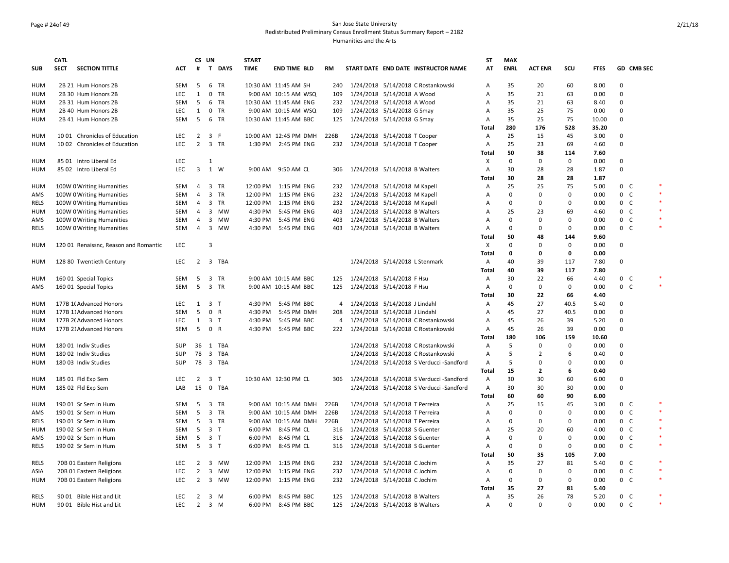San Jose State University
Redistributed Preliminary Census Enrollment Status Summary Report – 2182
Humanities and the Arts

| SUB | CATL SECT | SECTION TITTLE | ACT | CS # | UN T | DAYS | START TIME | END TIME | BLD | RM | START DATE | END DATE | INSTRUCTOR NAME | ST AT | MAX ENRL | ACT ENR | SCU | FTES | GD | CMB SEC |
|---|---|---|---|---|---|---|---|---|---|---|---|---|---|---|---|---|---|---|---|---|
| HUM | 2B 21 | Hum Honors 2B | SEM | 5 | 6 | TR | 10:30 AM | 11:45 AM | SH | 240 | 1/24/2018 | 5/14/2018 | C Rostankowski | A | 35 | 20 | 60 | 8.00 | 0 | |
| HUM | 2B 30 | Hum Honors 2B | LEC | 1 | 0 | TR | 9:00 AM | 10:15 AM | WSQ | 109 | 1/24/2018 | 5/14/2018 | A Wood | A | 35 | 21 | 63 | 0.00 | 0 | |
| HUM | 2B 31 | Hum Honors 2B | SEM | 5 | 6 | TR | 10:30 AM | 11:45 AM | ENG | 232 | 1/24/2018 | 5/14/2018 | A Wood | A | 35 | 21 | 63 | 8.40 | 0 | |
| HUM | 2B 40 | Hum Honors 2B | LEC | 1 | 0 | TR | 9:00 AM | 10:15 AM | WSQ | 109 | 1/24/2018 | 5/14/2018 | G Smay | A | 35 | 25 | 75 | 0.00 | 0 | |
| HUM | 2B 41 | Hum Honors 2B | SEM | 5 | 6 | TR | 10:30 AM | 11:45 AM | BBC | 125 | 1/24/2018 | 5/14/2018 | G Smay | A | 35 | 25 | 75 | 10.00 | 0 | |
| | | | | | | | | | | | | | | Total | 280 | 176 | 528 | 35.20 | | |
| HUM | 10 01 | Chronicles of Education | LEC | 2 | 3 | F | 10:00 AM | 12:45 PM | DMH | 226B | 1/24/2018 | 5/14/2018 | T Cooper | A | 25 | 15 | 45 | 3.00 | 0 | |
| HUM | 10 02 | Chronicles of Education | LEC | 2 | 3 | TR | 1:30 PM | 2:45 PM | ENG | 232 | 1/24/2018 | 5/14/2018 | T Cooper | A | 25 | 23 | 69 | 4.60 | 0 | |
| | | | | | | | | | | | | | | Total | 50 | 38 | 114 | 7.60 | | |
| HUM | 85 01 | Intro Liberal Ed | LEC | | 1 | | | | | | | | | X | 0 | 0 | 0 | 0.00 | 0 | |
| HUM | 85 02 | Intro Liberal Ed | LEC | 3 | 1 | W | 9:00 AM | 9:50 AM | CL | 306 | 1/24/2018 | 5/14/2018 | B Walters | A | 30 | 28 | 28 | 1.87 | 0 | |
| | | | | | | | | | | | | | | Total | 30 | 28 | 28 | 1.87 | | |
| HUM | 100W 0 | Writing Humanities | SEM | 4 | 3 | TR | 12:00 PM | 1:15 PM | ENG | 232 | 1/24/2018 | 5/14/2018 | M Kapell | A | 25 | 25 | 75 | 5.00 | 0 | C * |
| AMS | 100W 0 | Writing Humanities | SEM | 4 | 3 | TR | 12:00 PM | 1:15 PM | ENG | 232 | 1/24/2018 | 5/14/2018 | M Kapell | A | 0 | 0 | 0 | 0.00 | 0 | C * |
| RELS | 100W 0 | Writing Humanities | SEM | 4 | 3 | TR | 12:00 PM | 1:15 PM | ENG | 232 | 1/24/2018 | 5/14/2018 | M Kapell | A | 0 | 0 | 0 | 0.00 | 0 | C * |
| HUM | 100W 0 | Writing Humanities | SEM | 4 | 3 | MW | 4:30 PM | 5:45 PM | ENG | 403 | 1/24/2018 | 5/14/2018 | B Walters | A | 25 | 23 | 69 | 4.60 | 0 | C * |
| AMS | 100W 0 | Writing Humanities | SEM | 4 | 3 | MW | 4:30 PM | 5:45 PM | ENG | 403 | 1/24/2018 | 5/14/2018 | B Walters | A | 0 | 0 | 0 | 0.00 | 0 | C * |
| RELS | 100W 0 | Writing Humanities | SEM | 4 | 3 | MW | 4:30 PM | 5:45 PM | ENG | 403 | 1/24/2018 | 5/14/2018 | B Walters | A | 0 | 0 | 0 | 0.00 | 0 | C * |
| | | | | | | | | | | | | | | Total | 50 | 48 | 144 | 9.60 | | |
| HUM | 120 01 | Renaissnc, Reason and Romantic | LEC | | 3 | | | | | | | | | X | 0 | 0 | 0 | 0.00 | 0 | |
| | | | | | | | | | | | | | | Total | 0 | 0 | 0 | 0.00 | | |
| HUM | 128 80 | Twentieth Century | LEC | 2 | 3 | TBA | | | | | 1/24/2018 | 5/14/2018 | L Stenmark | A | 40 | 39 | 117 | 7.80 | 0 | |
| | | | | | | | | | | | | | | Total | 40 | 39 | 117 | 7.80 | | |
| HUM | 160 01 | Special Topics | SEM | 5 | 3 | TR | 9:00 AM | 10:15 AM | BBC | 125 | 1/24/2018 | 5/14/2018 | F Hsu | A | 30 | 22 | 66 | 4.40 | 0 | C * |
| AMS | 160 01 | Special Topics | SEM | 5 | 3 | TR | 9:00 AM | 10:15 AM | BBC | 125 | 1/24/2018 | 5/14/2018 | F Hsu | A | 0 | 0 | 0 | 0.00 | 0 | C * |
| | | | | | | | | | | | | | | Total | 30 | 22 | 66 | 4.40 | | |
| HUM | 177B 1( | Advanced Honors | LEC | 1 | 3 | T | 4:30 PM | 5:45 PM | BBC | 4 | 1/24/2018 | 5/14/2018 | J Lindahl | A | 45 | 27 | 40.5 | 5.40 | 0 | |
| HUM | 177B 1: | Advanced Honors | SEM | 5 | 0 | R | 4:30 PM | 5:45 PM | DMH | 208 | 1/24/2018 | 5/14/2018 | J Lindahl | A | 45 | 27 | 40.5 | 0.00 | 0 | |
| HUM | 177B 2( | Advanced Honors | LEC | 1 | 3 | T | 4:30 PM | 5:45 PM | BBC | 4 | 1/24/2018 | 5/14/2018 | C Rostankowski | A | 45 | 26 | 39 | 5.20 | 0 | |
| HUM | 177B 2: | Advanced Honors | SEM | 5 | 0 | R | 4:30 PM | 5:45 PM | BBC | 222 | 1/24/2018 | 5/14/2018 | C Rostankowski | A | 45 | 26 | 39 | 0.00 | 0 | |
| | | | | | | | | | | | | | | Total | 180 | 106 | 159 | 10.60 | | |
| HUM | 180 01 | Indiv Studies | SUP | 36 | 1 | TBA | | | | | 1/24/2018 | 5/14/2018 | C Rostankowski | A | 5 | 0 | 0 | 0.00 | 0 | |
| HUM | 180 02 | Indiv Studies | SUP | 78 | 3 | TBA | | | | | 1/24/2018 | 5/14/2018 | C Rostankowski | A | 5 | 2 | 6 | 0.40 | 0 | |
| HUM | 180 03 | Indiv Studies | SUP | 78 | 3 | TBA | | | | | 1/24/2018 | 5/14/2018 | S Verducci -Sandford | A | 5 | 0 | 0 | 0.00 | 0 | |
| | | | | | | | | | | | | | | Total | 15 | 2 | 6 | 0.40 | | |
| HUM | 185 01 | Fld Exp Sem | LEC | 2 | 3 | T | 10:30 AM | 12:30 PM | CL | 306 | 1/24/2018 | 5/14/2018 | S Verducci -Sandford | A | 30 | 30 | 60 | 6.00 | 0 | |
| HUM | 185 02 | Fld Exp Sem | LAB | 15 | 0 | TBA | | | | | 1/24/2018 | 5/14/2018 | S Verducci -Sandford | A | 30 | 30 | 30 | 0.00 | 0 | |
| | | | | | | | | | | | | | | Total | 60 | 60 | 90 | 6.00 | | |
| HUM | 190 01 | Sr Sem in Hum | SEM | 5 | 3 | TR | 9:00 AM | 10:15 AM | DMH | 226B | 1/24/2018 | 5/14/2018 | T Perreira | A | 25 | 15 | 45 | 3.00 | 0 | C * |
| AMS | 190 01 | Sr Sem in Hum | SEM | 5 | 3 | TR | 9:00 AM | 10:15 AM | DMH | 226B | 1/24/2018 | 5/14/2018 | T Perreira | A | 0 | 0 | 0 | 0.00 | 0 | C * |
| RELS | 190 01 | Sr Sem in Hum | SEM | 5 | 3 | TR | 9:00 AM | 10:15 AM | DMH | 226B | 1/24/2018 | 5/14/2018 | T Perreira | A | 0 | 0 | 0 | 0.00 | 0 | C * |
| HUM | 190 02 | Sr Sem in Hum | SEM | 5 | 3 | T | 6:00 PM | 8:45 PM | CL | 316 | 1/24/2018 | 5/14/2018 | S Guenter | A | 25 | 20 | 60 | 4.00 | 0 | C * |
| AMS | 190 02 | Sr Sem in Hum | SEM | 5 | 3 | T | 6:00 PM | 8:45 PM | CL | 316 | 1/24/2018 | 5/14/2018 | S Guenter | A | 0 | 0 | 0 | 0.00 | 0 | C * |
| RELS | 190 02 | Sr Sem in Hum | SEM | 5 | 3 | T | 6:00 PM | 8:45 PM | CL | 316 | 1/24/2018 | 5/14/2018 | S Guenter | A | 0 | 0 | 0 | 0.00 | 0 | C * |
| | | | | | | | | | | | | | | Total | 50 | 35 | 105 | 7.00 | | |
| RELS | 70B 01 | Eastern Religions | LEC | 2 | 3 | MW | 12:00 PM | 1:15 PM | ENG | 232 | 1/24/2018 | 5/14/2018 | C Jochim | A | 35 | 27 | 81 | 5.40 | 0 | C * |
| ASIA | 70B 01 | Eastern Religions | LEC | 2 | 3 | MW | 12:00 PM | 1:15 PM | ENG | 232 | 1/24/2018 | 5/14/2018 | C Jochim | A | 0 | 0 | 0 | 0.00 | 0 | C * |
| HUM | 70B 01 | Eastern Religions | LEC | 2 | 3 | MW | 12:00 PM | 1:15 PM | ENG | 232 | 1/24/2018 | 5/14/2018 | C Jochim | A | 0 | 0 | 0 | 0.00 | 0 | C * |
| | | | | | | | | | | | | | | Total | 35 | 27 | 81 | 5.40 | | |
| RELS | 90 01 | Bible Hist and Lit | LEC | 2 | 3 | M | 6:00 PM | 8:45 PM | BBC | 125 | 1/24/2018 | 5/14/2018 | B Walters | A | 35 | 26 | 78 | 5.20 | 0 | C * |
| HUM | 90 01 | Bible Hist and Lit | LEC | 2 | 3 | M | 6:00 PM | 8:45 PM | BBC | 125 | 1/24/2018 | 5/14/2018 | B Walters | A | 0 | 0 | 0 | 0.00 | 0 | C * |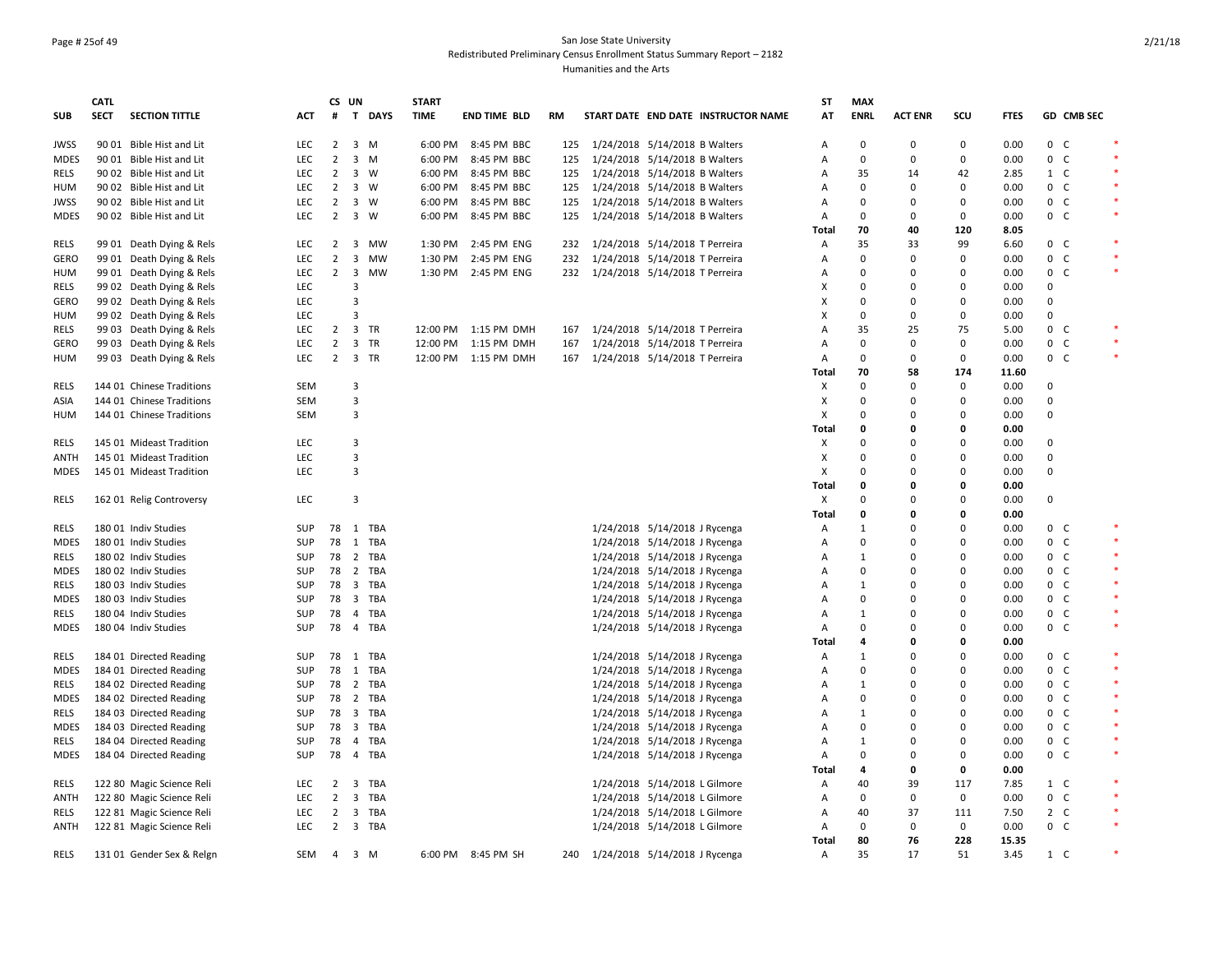San Jose State University
Redistributed Preliminary Census Enrollment Status Summary Report – 2182
Humanities and the Arts

| SUB | CATL SECT | SECTION TITTLE | ACT | CS # | UN T | DAYS | START TIME | END TIME | BLD | RM | START DATE | END DATE | INSTRUCTOR NAME | ST AT | MAX ENRL | ACT ENR | SCU | FTES | GD | CMB SEC |
|---|---|---|---|---|---|---|---|---|---|---|---|---|---|---|---|---|---|---|---|---|
| JWSS | 90 01 | Bible Hist and Lit | LEC | 2 | 3 | M | 6:00 PM | 8:45 PM | BBC | 125 | 1/24/2018 | 5/14/2018 | B Walters | A | 0 | 0 | 0 | 0.00 | 0 | C * |
| MDES | 90 01 | Bible Hist and Lit | LEC | 2 | 3 | M | 6:00 PM | 8:45 PM | BBC | 125 | 1/24/2018 | 5/14/2018 | B Walters | A | 0 | 0 | 0 | 0.00 | 0 | C * |
| RELS | 90 02 | Bible Hist and Lit | LEC | 2 | 3 | W | 6:00 PM | 8:45 PM | BBC | 125 | 1/24/2018 | 5/14/2018 | B Walters | A | 35 | 14 | 42 | 2.85 | 1 | C * |
| HUM | 90 02 | Bible Hist and Lit | LEC | 2 | 3 | W | 6:00 PM | 8:45 PM | BBC | 125 | 1/24/2018 | 5/14/2018 | B Walters | A | 0 | 0 | 0 | 0.00 | 0 | C * |
| JWSS | 90 02 | Bible Hist and Lit | LEC | 2 | 3 | W | 6:00 PM | 8:45 PM | BBC | 125 | 1/24/2018 | 5/14/2018 | B Walters | A | 0 | 0 | 0 | 0.00 | 0 | C * |
| MDES | 90 02 | Bible Hist and Lit | LEC | 2 | 3 | W | 6:00 PM | 8:45 PM | BBC | 125 | 1/24/2018 | 5/14/2018 | B Walters | A | 0 | 0 | 0 | 0.00 | 0 | C * |
| | | | | | | | | | | | | | | Total | 70 | 40 | 120 | 8.05 | | |
| RELS | 99 01 | Death Dying & Rels | LEC | 2 | 3 | MW | 1:30 PM | 2:45 PM | ENG | 232 | 1/24/2018 | 5/14/2018 | T Perreira | A | 35 | 33 | 99 | 6.60 | 0 | C * |
| GERO | 99 01 | Death Dying & Rels | LEC | 2 | 3 | MW | 1:30 PM | 2:45 PM | ENG | 232 | 1/24/2018 | 5/14/2018 | T Perreira | A | 0 | 0 | 0 | 0.00 | 0 | C * |
| HUM | 99 01 | Death Dying & Rels | LEC | 2 | 3 | MW | 1:30 PM | 2:45 PM | ENG | 232 | 1/24/2018 | 5/14/2018 | T Perreira | A | 0 | 0 | 0 | 0.00 | 0 | C * |
| RELS | 99 02 | Death Dying & Rels | LEC | | 3 | | | | | | | | | X | 0 | 0 | 0 | 0.00 | 0 | |
| GERO | 99 02 | Death Dying & Rels | LEC | | 3 | | | | | | | | | X | 0 | 0 | 0 | 0.00 | 0 | |
| HUM | 99 02 | Death Dying & Rels | LEC | | 3 | | | | | | | | | X | 0 | 0 | 0 | 0.00 | 0 | |
| RELS | 99 03 | Death Dying & Rels | LEC | 2 | 3 | TR | 12:00 PM | 1:15 PM | DMH | 167 | 1/24/2018 | 5/14/2018 | T Perreira | A | 35 | 25 | 75 | 5.00 | 0 | C * |
| GERO | 99 03 | Death Dying & Rels | LEC | 2 | 3 | TR | 12:00 PM | 1:15 PM | DMH | 167 | 1/24/2018 | 5/14/2018 | T Perreira | A | 0 | 0 | 0 | 0.00 | 0 | C * |
| HUM | 99 03 | Death Dying & Rels | LEC | 2 | 3 | TR | 12:00 PM | 1:15 PM | DMH | 167 | 1/24/2018 | 5/14/2018 | T Perreira | A | 0 | 0 | 0 | 0.00 | 0 | C * |
| | | | | | | | | | | | | | | Total | 70 | 58 | 174 | 11.60 | | |
| RELS | 144 01 | Chinese Traditions | SEM | | 3 | | | | | | | | | X | 0 | 0 | 0 | 0.00 | 0 | |
| ASIA | 144 01 | Chinese Traditions | SEM | | 3 | | | | | | | | | X | 0 | 0 | 0 | 0.00 | 0 | |
| HUM | 144 01 | Chinese Traditions | SEM | | 3 | | | | | | | | | X | 0 | 0 | 0 | 0.00 | 0 | |
| | | | | | | | | | | | | | | Total | 0 | 0 | 0 | 0.00 | | |
| RELS | 145 01 | Mideast Tradition | LEC | | 3 | | | | | | | | | X | 0 | 0 | 0 | 0.00 | 0 | |
| ANTH | 145 01 | Mideast Tradition | LEC | | 3 | | | | | | | | | X | 0 | 0 | 0 | 0.00 | 0 | |
| MDES | 145 01 | Mideast Tradition | LEC | | 3 | | | | | | | | | X | 0 | 0 | 0 | 0.00 | 0 | |
| | | | | | | | | | | | | | | Total | 0 | 0 | 0 | 0.00 | | |
| RELS | 162 01 | Relig Controversy | LEC | | 3 | | | | | | | | | X | 0 | 0 | 0 | 0.00 | 0 | |
| | | | | | | | | | | | | | | Total | 0 | 0 | 0 | 0.00 | | |
| RELS | 180 01 | Indiv Studies | SUP | 78 | 1 | TBA | | | | | 1/24/2018 | 5/14/2018 | J Rycenga | A | 1 | 0 | 0 | 0.00 | 0 | C * |
| MDES | 180 01 | Indiv Studies | SUP | 78 | 1 | TBA | | | | | 1/24/2018 | 5/14/2018 | J Rycenga | A | 0 | 0 | 0 | 0.00 | 0 | C * |
| RELS | 180 02 | Indiv Studies | SUP | 78 | 2 | TBA | | | | | 1/24/2018 | 5/14/2018 | J Rycenga | A | 1 | 0 | 0 | 0.00 | 0 | C * |
| MDES | 180 02 | Indiv Studies | SUP | 78 | 2 | TBA | | | | | 1/24/2018 | 5/14/2018 | J Rycenga | A | 0 | 0 | 0 | 0.00 | 0 | C * |
| RELS | 180 03 | Indiv Studies | SUP | 78 | 3 | TBA | | | | | 1/24/2018 | 5/14/2018 | J Rycenga | A | 1 | 0 | 0 | 0.00 | 0 | C * |
| MDES | 180 03 | Indiv Studies | SUP | 78 | 3 | TBA | | | | | 1/24/2018 | 5/14/2018 | J Rycenga | A | 0 | 0 | 0 | 0.00 | 0 | C * |
| RELS | 180 04 | Indiv Studies | SUP | 78 | 4 | TBA | | | | | 1/24/2018 | 5/14/2018 | J Rycenga | A | 1 | 0 | 0 | 0.00 | 0 | C * |
| MDES | 180 04 | Indiv Studies | SUP | 78 | 4 | TBA | | | | | 1/24/2018 | 5/14/2018 | J Rycenga | A | 0 | 0 | 0 | 0.00 | 0 | C * |
| | | | | | | | | | | | | | | Total | 4 | 0 | 0 | 0.00 | | |
| RELS | 184 01 | Directed Reading | SUP | 78 | 1 | TBA | | | | | 1/24/2018 | 5/14/2018 | J Rycenga | A | 1 | 0 | 0 | 0.00 | 0 | C * |
| MDES | 184 01 | Directed Reading | SUP | 78 | 1 | TBA | | | | | 1/24/2018 | 5/14/2018 | J Rycenga | A | 0 | 0 | 0 | 0.00 | 0 | C * |
| RELS | 184 02 | Directed Reading | SUP | 78 | 2 | TBA | | | | | 1/24/2018 | 5/14/2018 | J Rycenga | A | 1 | 0 | 0 | 0.00 | 0 | C * |
| MDES | 184 02 | Directed Reading | SUP | 78 | 2 | TBA | | | | | 1/24/2018 | 5/14/2018 | J Rycenga | A | 0 | 0 | 0 | 0.00 | 0 | C * |
| RELS | 184 03 | Directed Reading | SUP | 78 | 3 | TBA | | | | | 1/24/2018 | 5/14/2018 | J Rycenga | A | 1 | 0 | 0 | 0.00 | 0 | C * |
| MDES | 184 03 | Directed Reading | SUP | 78 | 3 | TBA | | | | | 1/24/2018 | 5/14/2018 | J Rycenga | A | 0 | 0 | 0 | 0.00 | 0 | C * |
| RELS | 184 04 | Directed Reading | SUP | 78 | 4 | TBA | | | | | 1/24/2018 | 5/14/2018 | J Rycenga | A | 1 | 0 | 0 | 0.00 | 0 | C * |
| MDES | 184 04 | Directed Reading | SUP | 78 | 4 | TBA | | | | | 1/24/2018 | 5/14/2018 | J Rycenga | A | 0 | 0 | 0 | 0.00 | 0 | C * |
| | | | | | | | | | | | | | | Total | 4 | 0 | 0 | 0.00 | | |
| RELS | 122 80 | Magic Science Reli | LEC | 2 | 3 | TBA | | | | | 1/24/2018 | 5/14/2018 | L Gilmore | A | 40 | 39 | 117 | 7.85 | 1 | C * |
| ANTH | 122 80 | Magic Science Reli | LEC | 2 | 3 | TBA | | | | | 1/24/2018 | 5/14/2018 | L Gilmore | A | 0 | 0 | 0 | 0.00 | 0 | C * |
| RELS | 122 81 | Magic Science Reli | LEC | 2 | 3 | TBA | | | | | 1/24/2018 | 5/14/2018 | L Gilmore | A | 40 | 37 | 111 | 7.50 | 2 | C * |
| ANTH | 122 81 | Magic Science Reli | LEC | 2 | 3 | TBA | | | | | 1/24/2018 | 5/14/2018 | L Gilmore | A | 0 | 0 | 0 | 0.00 | 0 | C * |
| | | | | | | | | | | | | | | Total | 80 | 76 | 228 | 15.35 | | |
| RELS | 131 01 | Gender Sex & Relgn | SEM | 4 | 3 | M | 6:00 PM | 8:45 PM | SH | 240 | 1/24/2018 | 5/14/2018 | J Rycenga | A | 35 | 17 | 51 | 3.45 | 1 | C * |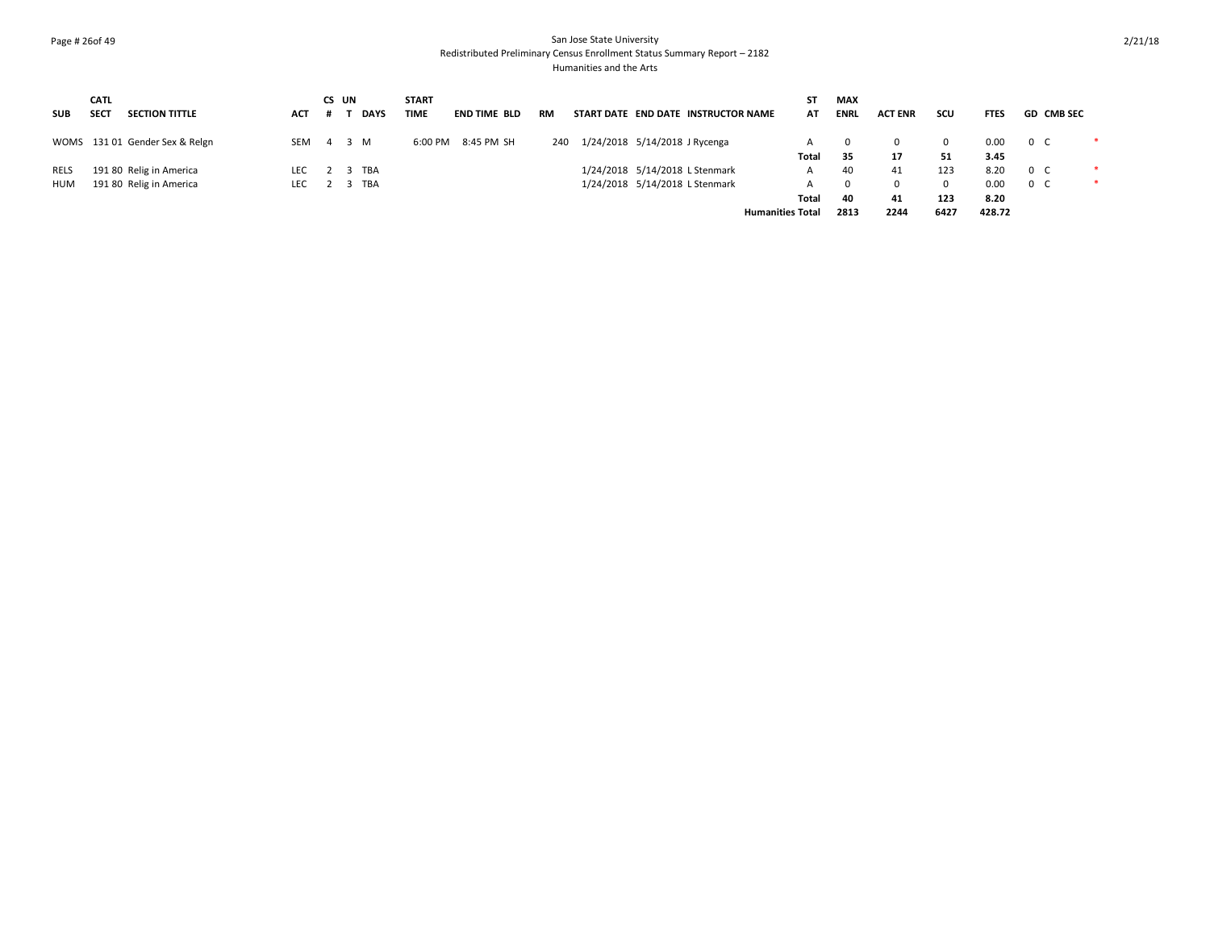| SUB | CATL SECT | SECTION TITTLE | ACT | CS # | UN T | DAYS | START TIME | END TIME | BLD | RM | START DATE | END DATE | INSTRUCTOR NAME | ST AT | MAX ENRL | ACT ENR | SCU | FTES | GD | CMB SEC | |
|---|---|---|---|---|---|---|---|---|---|---|---|---|---|---|---|---|---|---|---|---|---|
| WOMS | 131 01 | Gender Sex & Relgn | SEM | 4 | 3 | M | 6:00 PM | 8:45 PM | SH | 240 | 1/24/2018 | 5/14/2018 | J Rycenga | A | 0 | 0 | 0 | 0.00 | 0 | C | * |
| | | | | | | | | | | | | | | **Total** | **35** | **17** | **51** | **3.45** | | | |
| RELS | 191 80 | Relig in America | LEC | 2 | 3 | TBA | | | | | 1/24/2018 | 5/14/2018 | L Stenmark | A | 40 | 41 | 123 | 8.20 | 0 | C | * |
| HUM | 191 80 | Relig in America | LEC | 2 | 3 | TBA | | | | | 1/24/2018 | 5/14/2018 | L Stenmark | A | 0 | 0 | 0 | 0.00 | 0 | C | * |
| | | | | | | | | | | | | | | **Total** | **40** | **41** | **123** | **8.20** | | | |
| | | | | | | | | | | | | | **Humanities Total** | | **2813** | **2244** | **6427** | **428.72** | | | |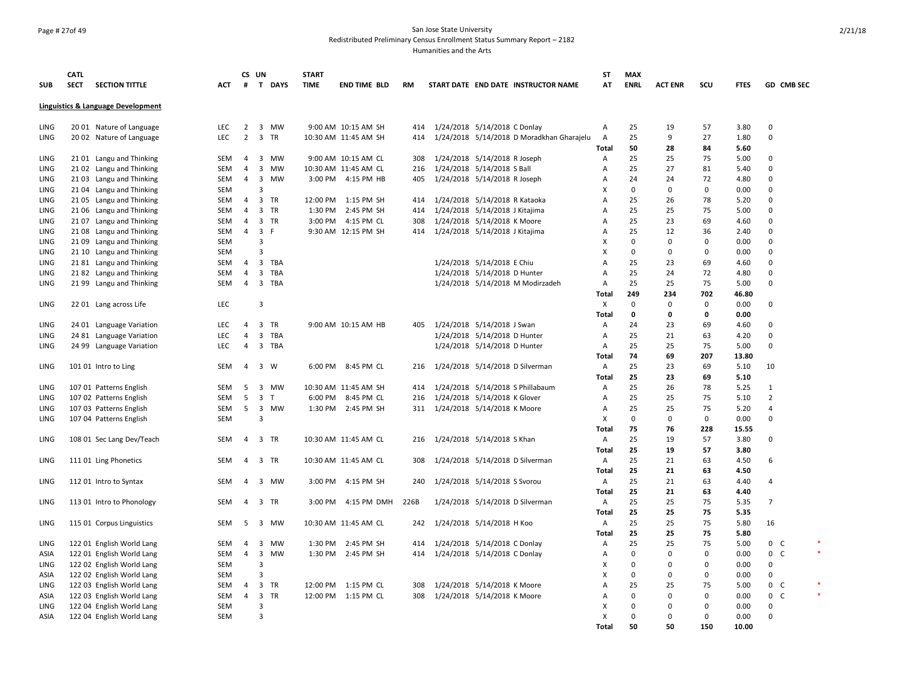San Jose State University
Redistributed Preliminary Census Enrollment Status Summary Report – 2182
Humanities and the Arts

| SUB | CATL SECT | SECTION TITTLE | ACT | CS # | UN T | DAYS | START TIME | END TIME | BLD | RM | START DATE | END DATE | INSTRUCTOR NAME | ST AT | MAX ENRL | ACT ENR | SCU | FTES | GD | CMB SEC | |
|---|---|---|---|---|---|---|---|---|---|---|---|---|---|---|---|---|---|---|---|---|---|
| **Linguistics & Language Development** | | | | | | | | | | | | | | | | | | | | | |
| LING | 20 01 | Nature of Language | LEC | 2 | 3 | MW | 9:00 AM | 10:15 AM | SH | 414 | 1/24/2018 | 5/14/2018 | C Donlay | A | 25 | 19 | 57 | 3.80 | 0 | | |
| LING | 20 02 | Nature of Language | LEC | 2 | 3 | TR | 10:30 AM | 11:45 AM | SH | 414 | 1/24/2018 | 5/14/2018 | D Moradkhan Gharajelu | A | 25 | 9 | 27 | 1.80 | 0 | | |
| | | | | | | | | | | | | | | Total | 50 | 28 | 84 | 5.60 | | | |
| LING | 21 01 | Langu and Thinking | SEM | 4 | 3 | MW | 9:00 AM | 10:15 AM | CL | 308 | 1/24/2018 | 5/14/2018 | R Joseph | A | 25 | 25 | 75 | 5.00 | 0 | | |
| LING | 21 02 | Langu and Thinking | SEM | 4 | 3 | MW | 10:30 AM | 11:45 AM | CL | 216 | 1/24/2018 | 5/14/2018 | S Ball | A | 25 | 27 | 81 | 5.40 | 0 | | |
| LING | 21 03 | Langu and Thinking | SEM | 4 | 3 | MW | 3:00 PM | 4:15 PM | HB | 405 | 1/24/2018 | 5/14/2018 | R Joseph | A | 24 | 24 | 72 | 4.80 | 0 | | |
| LING | 21 04 | Langu and Thinking | SEM | | 3 | | | | | | | | | X | 0 | 0 | 0 | 0.00 | 0 | | |
| LING | 21 05 | Langu and Thinking | SEM | 4 | 3 | TR | 12:00 PM | 1:15 PM | SH | 414 | 1/24/2018 | 5/14/2018 | R Kataoka | A | 25 | 26 | 78 | 5.20 | 0 | | |
| LING | 21 06 | Langu and Thinking | SEM | 4 | 3 | TR | 1:30 PM | 2:45 PM | SH | 414 | 1/24/2018 | 5/14/2018 | J Kitajima | A | 25 | 25 | 75 | 5.00 | 0 | | |
| LING | 21 07 | Langu and Thinking | SEM | 4 | 3 | TR | 3:00 PM | 4:15 PM | CL | 308 | 1/24/2018 | 5/14/2018 | K Moore | A | 25 | 23 | 69 | 4.60 | 0 | | |
| LING | 21 08 | Langu and Thinking | SEM | 4 | 3 | F | 9:30 AM | 12:15 PM | SH | 414 | 1/24/2018 | 5/14/2018 | J Kitajima | A | 25 | 12 | 36 | 2.40 | 0 | | |
| LING | 21 09 | Langu and Thinking | SEM | | 3 | | | | | | | | | X | 0 | 0 | 0 | 0.00 | 0 | | |
| LING | 21 10 | Langu and Thinking | SEM | | 3 | | | | | | | | | X | 0 | 0 | 0 | 0.00 | 0 | | |
| LING | 21 81 | Langu and Thinking | SEM | 4 | 3 | TBA | | | | | 1/24/2018 | 5/14/2018 | E Chiu | A | 25 | 23 | 69 | 4.60 | 0 | | |
| LING | 21 82 | Langu and Thinking | SEM | 4 | 3 | TBA | | | | | 1/24/2018 | 5/14/2018 | D Hunter | A | 25 | 24 | 72 | 4.80 | 0 | | |
| LING | 21 99 | Langu and Thinking | SEM | 4 | 3 | TBA | | | | | 1/24/2018 | 5/14/2018 | M Modirzadeh | A | 25 | 25 | 75 | 5.00 | 0 | | |
| | | | | | | | | | | | | | | Total | 249 | 234 | 702 | 46.80 | | | |
| LING | 22 01 | Lang across Life | LEC | | 3 | | | | | | | | | X | 0 | 0 | 0 | 0.00 | 0 | | |
| | | | | | | | | | | | | | | Total | 0 | 0 | 0 | 0.00 | | | |
| LING | 24 01 | Language Variation | LEC | 4 | 3 | TR | 9:00 AM | 10:15 AM | HB | 405 | 1/24/2018 | 5/14/2018 | J Swan | A | 24 | 23 | 69 | 4.60 | 0 | | |
| LING | 24 81 | Language Variation | LEC | 4 | 3 | TBA | | | | | 1/24/2018 | 5/14/2018 | D Hunter | A | 25 | 21 | 63 | 4.20 | 0 | | |
| LING | 24 99 | Language Variation | LEC | 4 | 3 | TBA | | | | | 1/24/2018 | 5/14/2018 | D Hunter | A | 25 | 25 | 75 | 5.00 | 0 | | |
| | | | | | | | | | | | | | | Total | 74 | 69 | 207 | 13.80 | | | |
| LING | 101 01 | Intro to Ling | SEM | 4 | 3 | W | 6:00 PM | 8:45 PM | CL | 216 | 1/24/2018 | 5/14/2018 | D Silverman | A | 25 | 23 | 69 | 5.10 | 10 | | |
| | | | | | | | | | | | | | | Total | 25 | 23 | 69 | 5.10 | | | |
| LING | 107 01 | Patterns English | SEM | 5 | 3 | MW | 10:30 AM | 11:45 AM | SH | 414 | 1/24/2018 | 5/14/2018 | S Phillabaum | A | 25 | 26 | 78 | 5.25 | 1 | | |
| LING | 107 02 | Patterns English | SEM | 5 | 3 | T | 6:00 PM | 8:45 PM | CL | 216 | 1/24/2018 | 5/14/2018 | K Glover | A | 25 | 25 | 75 | 5.10 | 2 | | |
| LING | 107 03 | Patterns English | SEM | 5 | 3 | MW | 1:30 PM | 2:45 PM | SH | 311 | 1/24/2018 | 5/14/2018 | K Moore | A | 25 | 25 | 75 | 5.20 | 4 | | |
| LING | 107 04 | Patterns English | SEM | | 3 | | | | | | | | | X | 0 | 0 | 0 | 0.00 | 0 | | |
| | | | | | | | | | | | | | | Total | 75 | 76 | 228 | 15.55 | | | |
| LING | 108 01 | Sec Lang Dev/Teach | SEM | 4 | 3 | TR | 10:30 AM | 11:45 AM | CL | 216 | 1/24/2018 | 5/14/2018 | S Khan | A | 25 | 19 | 57 | 3.80 | 0 | | |
| | | | | | | | | | | | | | | Total | 25 | 19 | 57 | 3.80 | | | |
| LING | 111 01 | Ling Phonetics | SEM | 4 | 3 | TR | 10:30 AM | 11:45 AM | CL | 308 | 1/24/2018 | 5/14/2018 | D Silverman | A | 25 | 21 | 63 | 4.50 | 6 | | |
| | | | | | | | | | | | | | | Total | 25 | 21 | 63 | 4.50 | | | |
| LING | 112 01 | Intro to Syntax | SEM | 4 | 3 | MW | 3:00 PM | 4:15 PM | SH | 240 | 1/24/2018 | 5/14/2018 | S Svorou | A | 25 | 21 | 63 | 4.40 | 4 | | |
| | | | | | | | | | | | | | | Total | 25 | 21 | 63 | 4.40 | | | |
| LING | 113 01 | Intro to Phonology | SEM | 4 | 3 | TR | 3:00 PM | 4:15 PM | DMH | 226B | 1/24/2018 | 5/14/2018 | D Silverman | A | 25 | 25 | 75 | 5.35 | 7 | | |
| | | | | | | | | | | | | | | Total | 25 | 25 | 75 | 5.35 | | | |
| LING | 115 01 | Corpus Linguistics | SEM | 5 | 3 | MW | 10:30 AM | 11:45 AM | CL | 242 | 1/24/2018 | 5/14/2018 | H Koo | A | 25 | 25 | 75 | 5.80 | 16 | | |
| | | | | | | | | | | | | | | Total | 25 | 25 | 75 | 5.80 | | | |
| LING | 122 01 | English World Lang | SEM | 4 | 3 | MW | 1:30 PM | 2:45 PM | SH | 414 | 1/24/2018 | 5/14/2018 | C Donlay | A | 25 | 25 | 75 | 5.00 | 0 | C | * |
| ASIA | 122 01 | English World Lang | SEM | 4 | 3 | MW | 1:30 PM | 2:45 PM | SH | 414 | 1/24/2018 | 5/14/2018 | C Donlay | A | 0 | 0 | 0 | 0.00 | 0 | C | * |
| LING | 122 02 | English World Lang | SEM | | 3 | | | | | | | | | X | 0 | 0 | 0 | 0.00 | 0 | | |
| ASIA | 122 02 | English World Lang | SEM | | 3 | | | | | | | | | X | 0 | 0 | 0 | 0.00 | 0 | | |
| LING | 122 03 | English World Lang | SEM | 4 | 3 | TR | 12:00 PM | 1:15 PM | CL | 308 | 1/24/2018 | 5/14/2018 | K Moore | A | 25 | 25 | 75 | 5.00 | 0 | C | * |
| ASIA | 122 03 | English World Lang | SEM | 4 | 3 | TR | 12:00 PM | 1:15 PM | CL | 308 | 1/24/2018 | 5/14/2018 | K Moore | A | 0 | 0 | 0 | 0.00 | 0 | C | * |
| LING | 122 04 | English World Lang | SEM | | 3 | | | | | | | | | X | 0 | 0 | 0 | 0.00 | 0 | | |
| ASIA | 122 04 | English World Lang | SEM | | 3 | | | | | | | | | X | 0 | 0 | 0 | 0.00 | 0 | | |
| | | | | | | | | | | | | | | Total | 50 | 50 | 150 | 10.00 | | | |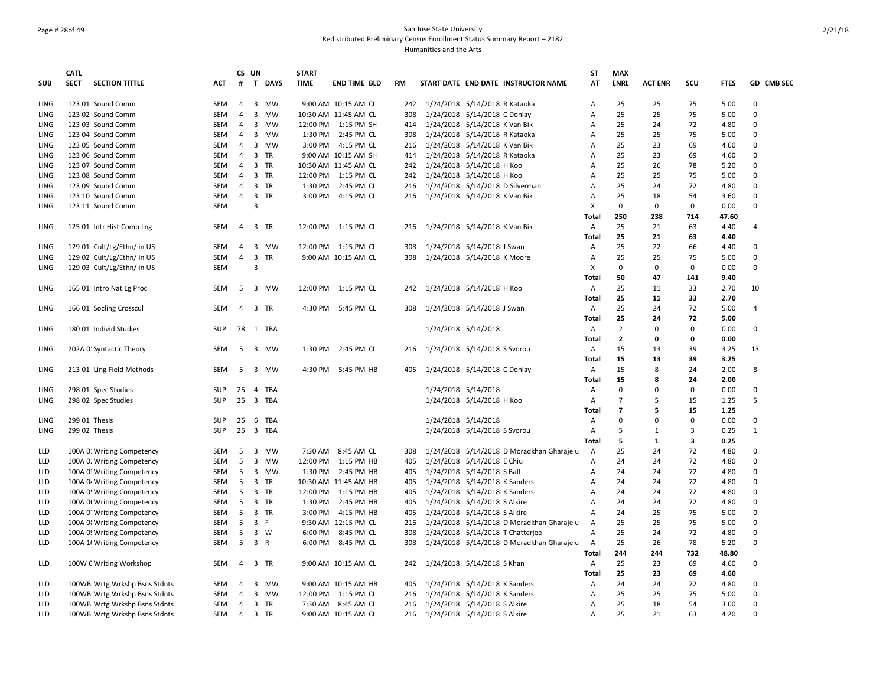San Jose State University
Redistributed Preliminary Census Enrollment Status Summary Report – 2182
Humanities and the Arts

| SUB | CATL SECT | SECTION TITTLE | ACT | CS # | UN T | DAYS | START TIME | END TIME | BLD | RM | START DATE | END DATE | INSTRUCTOR NAME | ST AT | MAX ENRL | ACT ENR | SCU | FTES | GD CMB SEC |
|---|---|---|---|---|---|---|---|---|---|---|---|---|---|---|---|---|---|---|---|
| LING | 123 01 | Sound Comm | SEM | 4 | 3 | MW | 9:00 AM | 10:15 AM | CL | 242 | 1/24/2018 | 5/14/2018 | R Kataoka | A | 25 | 25 | 75 | 5.00 | 0 |
| LING | 123 02 | Sound Comm | SEM | 4 | 3 | MW | 10:30 AM | 11:45 AM | CL | 308 | 1/24/2018 | 5/14/2018 | C Donlay | A | 25 | 25 | 75 | 5.00 | 0 |
| LING | 123 03 | Sound Comm | SEM | 4 | 3 | MW | 12:00 PM | 1:15 PM | SH | 414 | 1/24/2018 | 5/14/2018 | K Van Bik | A | 25 | 24 | 72 | 4.80 | 0 |
| LING | 123 04 | Sound Comm | SEM | 4 | 3 | MW | 1:30 PM | 2:45 PM | CL | 308 | 1/24/2018 | 5/14/2018 | R Kataoka | A | 25 | 25 | 75 | 5.00 | 0 |
| LING | 123 05 | Sound Comm | SEM | 4 | 3 | MW | 3:00 PM | 4:15 PM | CL | 216 | 1/24/2018 | 5/14/2018 | K Van Bik | A | 25 | 23 | 69 | 4.60 | 0 |
| LING | 123 06 | Sound Comm | SEM | 4 | 3 | TR | 9:00 AM | 10:15 AM | SH | 414 | 1/24/2018 | 5/14/2018 | R Kataoka | A | 25 | 23 | 69 | 4.60 | 0 |
| LING | 123 07 | Sound Comm | SEM | 4 | 3 | TR | 10:30 AM | 11:45 AM | CL | 242 | 1/24/2018 | 5/14/2018 | H Koo | A | 25 | 26 | 78 | 5.20 | 0 |
| LING | 123 08 | Sound Comm | SEM | 4 | 3 | TR | 12:00 PM | 1:15 PM | CL | 242 | 1/24/2018 | 5/14/2018 | H Koo | A | 25 | 25 | 75 | 5.00 | 0 |
| LING | 123 09 | Sound Comm | SEM | 4 | 3 | TR | 1:30 PM | 2:45 PM | CL | 216 | 1/24/2018 | 5/14/2018 | D Silverman | A | 25 | 24 | 72 | 4.80 | 0 |
| LING | 123 10 | Sound Comm | SEM | 4 | 3 | TR | 3:00 PM | 4:15 PM | CL | 216 | 1/24/2018 | 5/14/2018 | K Van Bik | A | 25 | 18 | 54 | 3.60 | 0 |
| LING | 123 11 | Sound Comm | SEM | | 3 | | | | | | | | | X | 0 | 0 | 0 | 0.00 | 0 |
| | | | | | | | | | | | | | | Total | 250 | 238 | 714 | 47.60 | |
| LING | 125 01 | Intr Hist Comp Lng | SEM | 4 | 3 | TR | 12:00 PM | 1:15 PM | CL | 216 | 1/24/2018 | 5/14/2018 | K Van Bik | A | 25 | 21 | 63 | 4.40 | 4 |
| | | | | | | | | | | | | | | Total | 25 | 21 | 63 | 4.40 | |
| LING | 129 01 | Cult/Lg/Ethn/ in US | SEM | 4 | 3 | MW | 12:00 PM | 1:15 PM | CL | 308 | 1/24/2018 | 5/14/2018 | J Swan | A | 25 | 22 | 66 | 4.40 | 0 |
| LING | 129 02 | Cult/Lg/Ethn/ in US | SEM | 4 | 3 | TR | 9:00 AM | 10:15 AM | CL | 308 | 1/24/2018 | 5/14/2018 | K Moore | A | 25 | 25 | 75 | 5.00 | 0 |
| LING | 129 03 | Cult/Lg/Ethn/ in US | SEM | | 3 | | | | | | | | | X | 0 | 0 | 0 | 0.00 | 0 |
| | | | | | | | | | | | | | | Total | 50 | 47 | 141 | 9.40 | |
| LING | 165 01 | Intro Nat Lg Proc | SEM | 5 | 3 | MW | 12:00 PM | 1:15 PM | CL | 242 | 1/24/2018 | 5/14/2018 | H Koo | A | 25 | 11 | 33 | 2.70 | 10 |
| | | | | | | | | | | | | | | Total | 25 | 11 | 33 | 2.70 | |
| LING | 166 01 | Socling Crosscul | SEM | 4 | 3 | TR | 4:30 PM | 5:45 PM | CL | 308 | 1/24/2018 | 5/14/2018 | J Swan | A | 25 | 24 | 72 | 5.00 | 4 |
| | | | | | | | | | | | | | | Total | 25 | 24 | 72 | 5.00 | |
| LING | 180 01 | Individ Studies | SUP | 78 | 1 | TBA | | | | | 1/24/2018 | 5/14/2018 | | A | 2 | 0 | 0 | 0.00 | 0 |
| | | | | | | | | | | | | | | Total | 2 | 0 | 0 | 0.00 | |
| LING | 202A 01 | Syntactic Theory | SEM | 5 | 3 | MW | 1:30 PM | 2:45 PM | CL | 216 | 1/24/2018 | 5/14/2018 | S Svorou | A | 15 | 13 | 39 | 3.25 | 13 |
| | | | | | | | | | | | | | | Total | 15 | 13 | 39 | 3.25 | |
| LING | 213 01 | Ling Field Methods | SEM | 5 | 3 | MW | 4:30 PM | 5:45 PM | HB | 405 | 1/24/2018 | 5/14/2018 | C Donlay | A | 15 | 8 | 24 | 2.00 | 8 |
| | | | | | | | | | | | | | | Total | 15 | 8 | 24 | 2.00 | |
| LING | 298 01 | Spec Studies | SUP | 25 | 4 | TBA | | | | | 1/24/2018 | 5/14/2018 | | A | 0 | 0 | 0 | 0.00 | 0 |
| LING | 298 02 | Spec Studies | SUP | 25 | 3 | TBA | | | | | 1/24/2018 | 5/14/2018 | H Koo | A | 7 | 5 | 15 | 1.25 | 5 |
| | | | | | | | | | | | | | | Total | 7 | 5 | 15 | 1.25 | |
| LING | 299 01 | Thesis | SUP | 25 | 6 | TBA | | | | | 1/24/2018 | 5/14/2018 | | A | 0 | 0 | 0 | 0.00 | 0 |
| LING | 299 02 | Thesis | SUP | 25 | 3 | TBA | | | | | 1/24/2018 | 5/14/2018 | S Svorou | A | 5 | 1 | 3 | 0.25 | 1 |
| | | | | | | | | | | | | | | Total | 5 | 1 | 3 | 0.25 | |
| LLD | 100A 01 | Writing Competency | SEM | 5 | 3 | MW | 7:30 AM | 8:45 AM | CL | 308 | 1/24/2018 | 5/14/2018 | D Moradkhan Gharajelu | A | 25 | 24 | 72 | 4.80 | 0 |
| LLD | 100A 02 | Writing Competency | SEM | 5 | 3 | MW | 12:00 PM | 1:15 PM | HB | 405 | 1/24/2018 | 5/14/2018 | E Chiu | A | 24 | 24 | 72 | 4.80 | 0 |
| LLD | 100A 03 | Writing Competency | SEM | 5 | 3 | MW | 1:30 PM | 2:45 PM | HB | 405 | 1/24/2018 | 5/14/2018 | S Ball | A | 24 | 24 | 72 | 4.80 | 0 |
| LLD | 100A 04 | Writing Competency | SEM | 5 | 3 | TR | 10:30 AM | 11:45 AM | HB | 405 | 1/24/2018 | 5/14/2018 | K Sanders | A | 24 | 24 | 72 | 4.80 | 0 |
| LLD | 100A 05 | Writing Competency | SEM | 5 | 3 | TR | 12:00 PM | 1:15 PM | HB | 405 | 1/24/2018 | 5/14/2018 | K Sanders | A | 24 | 24 | 72 | 4.80 | 0 |
| LLD | 100A 06 | Writing Competency | SEM | 5 | 3 | TR | 1:30 PM | 2:45 PM | HB | 405 | 1/24/2018 | 5/14/2018 | S Alkire | A | 24 | 24 | 72 | 4.80 | 0 |
| LLD | 100A 07 | Writing Competency | SEM | 5 | 3 | TR | 3:00 PM | 4:15 PM | HB | 405 | 1/24/2018 | 5/14/2018 | S Alkire | A | 24 | 25 | 75 | 5.00 | 0 |
| LLD | 100A 08 | Writing Competency | SEM | 5 | 3 | F | 9:30 AM | 12:15 PM | CL | 216 | 1/24/2018 | 5/14/2018 | D Moradkhan Gharajelu | A | 25 | 25 | 75 | 5.00 | 0 |
| LLD | 100A 09 | Writing Competency | SEM | 5 | 3 | W | 6:00 PM | 8:45 PM | CL | 308 | 1/24/2018 | 5/14/2018 | T Chatterjee | A | 25 | 24 | 72 | 4.80 | 0 |
| LLD | 100A 10 | Writing Competency | SEM | 5 | 3 | R | 6:00 PM | 8:45 PM | CL | 308 | 1/24/2018 | 5/14/2018 | D Moradkhan Gharajelu | A | 25 | 26 | 78 | 5.20 | 0 |
| | | | | | | | | | | | | | | Total | 244 | 244 | 732 | 48.80 | |
| LLD | 100W 01 | Writing Workshop | SEM | 4 | 3 | TR | 9:00 AM | 10:15 AM | CL | 242 | 1/24/2018 | 5/14/2018 | S Khan | A | 25 | 23 | 69 | 4.60 | 0 |
| | | | | | | | | | | | | | | Total | 25 | 23 | 69 | 4.60 | |
| LLD | 100WB | Wrtg Wrkshp Bsns Stdnts | SEM | 4 | 3 | MW | 9:00 AM | 10:15 AM | HB | 405 | 1/24/2018 | 5/14/2018 | K Sanders | A | 24 | 24 | 72 | 4.80 | 0 |
| LLD | 100WB | Wrtg Wrkshp Bsns Stdnts | SEM | 4 | 3 | MW | 12:00 PM | 1:15 PM | CL | 216 | 1/24/2018 | 5/14/2018 | K Sanders | A | 25 | 25 | 75 | 5.00 | 0 |
| LLD | 100WB | Wrtg Wrkshp Bsns Stdnts | SEM | 4 | 3 | TR | 7:30 AM | 8:45 AM | CL | 216 | 1/24/2018 | 5/14/2018 | S Alkire | A | 25 | 18 | 54 | 3.60 | 0 |
| LLD | 100WB | Wrtg Wrkshp Bsns Stdnts | SEM | 4 | 3 | TR | 9:00 AM | 10:15 AM | CL | 216 | 1/24/2018 | 5/14/2018 | S Alkire | A | 25 | 21 | 63 | 4.20 | 0 |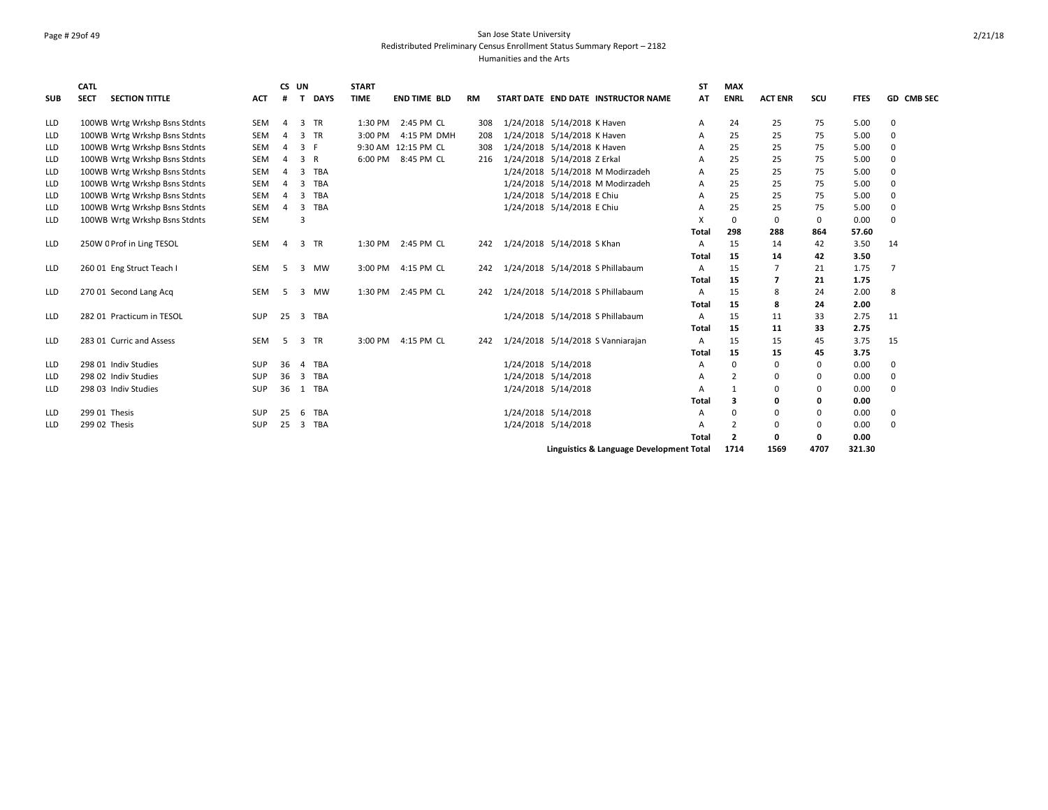San Jose State University
Redistributed Preliminary Census Enrollment Status Summary Report – 2182
Humanities and the Arts

| SUB | CATL SECT | SECTION TITTLE | ACT | CS # | UN T | DAYS | START TIME | END TIME | BLD | RM | START DATE | END DATE | INSTRUCTOR NAME | ST AT | MAX ENRL | ACT ENR | SCU | FTES | GD | CMB SEC |
|---|---|---|---|---|---|---|---|---|---|---|---|---|---|---|---|---|---|---|---|---|
| LLD | 100WB | Wrtg Wrkshp Bsns Stdnts | SEM | 4 | 3 | TR | 1:30 PM | 2:45 PM | CL | 308 | 1/24/2018 | 5/14/2018 | K Haven | A | 24 | 25 | 75 | 5.00 | 0 | |
| LLD | 100WB | Wrtg Wrkshp Bsns Stdnts | SEM | 4 | 3 | TR | 3:00 PM | 4:15 PM | DMH | 208 | 1/24/2018 | 5/14/2018 | K Haven | A | 25 | 25 | 75 | 5.00 | 0 | |
| LLD | 100WB | Wrtg Wrkshp Bsns Stdnts | SEM | 4 | 3 | F | 9:30 AM | 12:15 PM | CL | 308 | 1/24/2018 | 5/14/2018 | K Haven | A | 25 | 25 | 75 | 5.00 | 0 | |
| LLD | 100WB | Wrtg Wrkshp Bsns Stdnts | SEM | 4 | 3 | R | 6:00 PM | 8:45 PM | CL | 216 | 1/24/2018 | 5/14/2018 | Z Erkal | A | 25 | 25 | 75 | 5.00 | 0 | |
| LLD | 100WB | Wrtg Wrkshp Bsns Stdnts | SEM | 4 | 3 | TBA | | | | | 1/24/2018 | 5/14/2018 | M Modirzadeh | A | 25 | 25 | 75 | 5.00 | 0 | |
| LLD | 100WB | Wrtg Wrkshp Bsns Stdnts | SEM | 4 | 3 | TBA | | | | | 1/24/2018 | 5/14/2018 | M Modirzadeh | A | 25 | 25 | 75 | 5.00 | 0 | |
| LLD | 100WB | Wrtg Wrkshp Bsns Stdnts | SEM | 4 | 3 | TBA | | | | | 1/24/2018 | 5/14/2018 | E Chiu | A | 25 | 25 | 75 | 5.00 | 0 | |
| LLD | 100WB | Wrtg Wrkshp Bsns Stdnts | SEM | 4 | 3 | TBA | | | | | 1/24/2018 | 5/14/2018 | E Chiu | A | 25 | 25 | 75 | 5.00 | 0 | |
| LLD | 100WB | Wrtg Wrkshp Bsns Stdnts | SEM | | 3 | | | | | | | | | X | 0 | 0 | 0 | 0.00 | 0 | |
| | | | | | | | | | | | | | | **Total** | **298** | **288** | **864** | **57.60** | | |
| LLD | 250W 0 | Prof in Ling TESOL | SEM | 4 | 3 | TR | 1:30 PM | 2:45 PM | CL | 242 | 1/24/2018 | 5/14/2018 | S Khan | A | 15 | 14 | 42 | 3.50 | 14 | |
| | | | | | | | | | | | | | | **Total** | **15** | **14** | **42** | **3.50** | | |
| LLD | 260 01 | Eng Struct Teach I | SEM | 5 | 3 | MW | 3:00 PM | 4:15 PM | CL | 242 | 1/24/2018 | 5/14/2018 | S Phillabaum | A | 15 | 7 | 21 | 1.75 | 7 | |
| | | | | | | | | | | | | | | **Total** | **15** | **7** | **21** | **1.75** | | |
| LLD | 270 01 | Second Lang Acq | SEM | 5 | 3 | MW | 1:30 PM | 2:45 PM | CL | 242 | 1/24/2018 | 5/14/2018 | S Phillabaum | A | 15 | 8 | 24 | 2.00 | 8 | |
| | | | | | | | | | | | | | | **Total** | **15** | **8** | **24** | **2.00** | | |
| LLD | 282 01 | Practicum in TESOL | SUP | 25 | 3 | TBA | | | | | 1/24/2018 | 5/14/2018 | S Phillabaum | A | 15 | 11 | 33 | 2.75 | 11 | |
| | | | | | | | | | | | | | | **Total** | **15** | **11** | **33** | **2.75** | | |
| LLD | 283 01 | Curric and Assess | SEM | 5 | 3 | TR | 3:00 PM | 4:15 PM | CL | 242 | 1/24/2018 | 5/14/2018 | S Vanniarajan | A | 15 | 15 | 45 | 3.75 | 15 | |
| | | | | | | | | | | | | | | **Total** | **15** | **15** | **45** | **3.75** | | |
| LLD | 298 01 | Indiv Studies | SUP | 36 | 4 | TBA | | | | | 1/24/2018 | 5/14/2018 | | A | 0 | 0 | 0 | 0.00 | 0 | |
| LLD | 298 02 | Indiv Studies | SUP | 36 | 3 | TBA | | | | | 1/24/2018 | 5/14/2018 | | A | 2 | 0 | 0 | 0.00 | 0 | |
| LLD | 298 03 | Indiv Studies | SUP | 36 | 1 | TBA | | | | | 1/24/2018 | 5/14/2018 | | A | 1 | 0 | 0 | 0.00 | 0 | |
| | | | | | | | | | | | | | | **Total** | **3** | **0** | **0** | **0.00** | | |
| LLD | 299 01 | Thesis | SUP | 25 | 6 | TBA | | | | | 1/24/2018 | 5/14/2018 | | A | 0 | 0 | 0 | 0.00 | 0 | |
| LLD | 299 02 | Thesis | SUP | 25 | 3 | TBA | | | | | 1/24/2018 | 5/14/2018 | | A | 2 | 0 | 0 | 0.00 | 0 | |
| | | | | | | | | | | | | | | **Total** | **2** | **0** | **0** | **0.00** | | |
| | | | | | | | | | | | | | **Linguistics & Language Development Total** | | **1714** | **1569** | **4707** | **321.30** | | |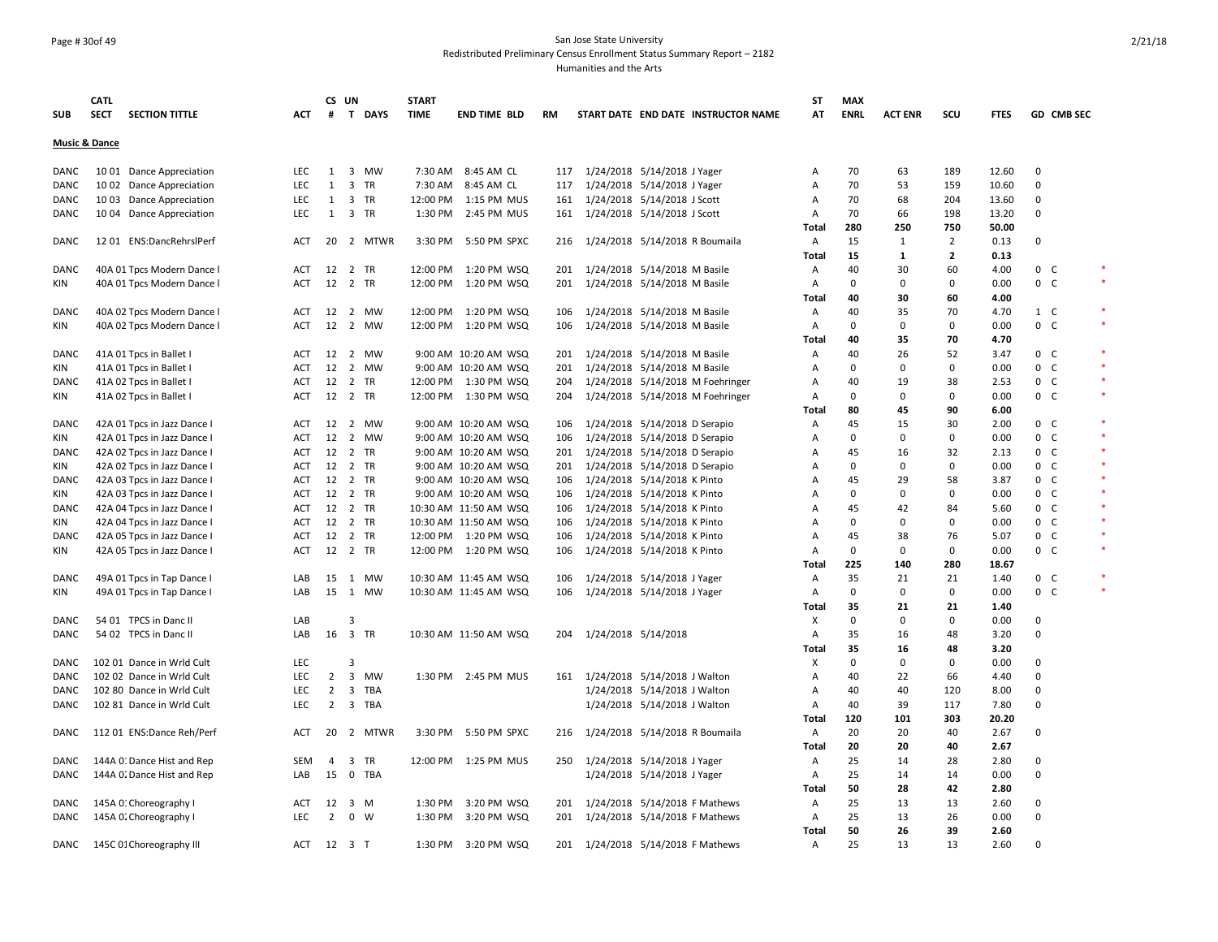San Jose State University
Redistributed Preliminary Census Enrollment Status Summary Report – 2182
Humanities and the Arts

| SUB | CATL SECT | SECTION TITTLE | ACT | CS # | UN T | DAYS | START TIME | END TIME | BLD | RM | START DATE | END DATE | INSTRUCTOR NAME | ST AT | MAX ENRL | ACT ENR | SCU | FTES | GD | CMB SEC |
|---|---|---|---|---|---|---|---|---|---|---|---|---|---|---|---|---|---|---|---|---|
| **Music & Dance** | | | | | | | | | | | | | | | | | | | | |
| DANC | 10 01 | Dance Appreciation | LEC | 1 | 3 | MW | 7:30 AM | 8:45 AM | CL | 117 | 1/24/2018 | 5/14/2018 | J Yager | A | 70 | 63 | 189 | 12.60 | 0 | |
| DANC | 10 02 | Dance Appreciation | LEC | 1 | 3 | TR | 7:30 AM | 8:45 AM | CL | 117 | 1/24/2018 | 5/14/2018 | J Yager | A | 70 | 53 | 159 | 10.60 | 0 | |
| DANC | 10 03 | Dance Appreciation | LEC | 1 | 3 | TR | 12:00 PM | 1:15 PM | MUS | 161 | 1/24/2018 | 5/14/2018 | J Scott | A | 70 | 68 | 204 | 13.60 | 0 | |
| DANC | 10 04 | Dance Appreciation | LEC | 1 | 3 | TR | 1:30 PM | 2:45 PM | MUS | 161 | 1/24/2018 | 5/14/2018 | J Scott | A | 70 | 66 | 198 | 13.20 | 0 | |
| | | | | | | | | | | | | | | Total | 280 | 250 | 750 | 50.00 | | |
| DANC | 12 01 | ENS:DancRehrslPerf | ACT | 20 | 2 | MTWR | 3:30 PM | 5:50 PM | SPXC | 216 | 1/24/2018 | 5/14/2018 | R Boumaila | A | 15 | 1 | 2 | 0.13 | 0 | |
| | | | | | | | | | | | | | | Total | 15 | 1 | 2 | 0.13 | | |
| DANC | 40A 01 | Tpcs Modern Dance I | ACT | 12 | 2 | TR | 12:00 PM | 1:20 PM | WSQ | 201 | 1/24/2018 | 5/14/2018 | M Basile | A | 40 | 30 | 60 | 4.00 | 0 | C * |
| KIN | 40A 01 | Tpcs Modern Dance I | ACT | 12 | 2 | TR | 12:00 PM | 1:20 PM | WSQ | 201 | 1/24/2018 | 5/14/2018 | M Basile | A | 0 | 0 | 0 | 0.00 | 0 | C * |
| | | | | | | | | | | | | | | Total | 40 | 30 | 60 | 4.00 | | |
| DANC | 40A 02 | Tpcs Modern Dance I | ACT | 12 | 2 | MW | 12:00 PM | 1:20 PM | WSQ | 106 | 1/24/2018 | 5/14/2018 | M Basile | A | 40 | 35 | 70 | 4.70 | 1 | C * |
| KIN | 40A 02 | Tpcs Modern Dance I | ACT | 12 | 2 | MW | 12:00 PM | 1:20 PM | WSQ | 106 | 1/24/2018 | 5/14/2018 | M Basile | A | 0 | 0 | 0 | 0.00 | 0 | C * |
| | | | | | | | | | | | | | | Total | 40 | 35 | 70 | 4.70 | | |
| DANC | 41A 01 | Tpcs in Ballet I | ACT | 12 | 2 | MW | 9:00 AM | 10:20 AM | WSQ | 201 | 1/24/2018 | 5/14/2018 | M Basile | A | 40 | 26 | 52 | 3.47 | 0 | C * |
| KIN | 41A 01 | Tpcs in Ballet I | ACT | 12 | 2 | MW | 9:00 AM | 10:20 AM | WSQ | 201 | 1/24/2018 | 5/14/2018 | M Basile | A | 0 | 0 | 0 | 0.00 | 0 | C * |
| DANC | 41A 02 | Tpcs in Ballet I | ACT | 12 | 2 | TR | 12:00 PM | 1:30 PM | WSQ | 204 | 1/24/2018 | 5/14/2018 | M Foehringer | A | 40 | 19 | 38 | 2.53 | 0 | C * |
| KIN | 41A 02 | Tpcs in Ballet I | ACT | 12 | 2 | TR | 12:00 PM | 1:30 PM | WSQ | 204 | 1/24/2018 | 5/14/2018 | M Foehringer | A | 0 | 0 | 0 | 0.00 | 0 | C * |
| | | | | | | | | | | | | | | Total | 80 | 45 | 90 | 6.00 | | |
| DANC | 42A 01 | Tpcs in Jazz Dance I | ACT | 12 | 2 | MW | 9:00 AM | 10:20 AM | WSQ | 106 | 1/24/2018 | 5/14/2018 | D Serapio | A | 45 | 15 | 30 | 2.00 | 0 | C * |
| KIN | 42A 01 | Tpcs in Jazz Dance I | ACT | 12 | 2 | MW | 9:00 AM | 10:20 AM | WSQ | 106 | 1/24/2018 | 5/14/2018 | D Serapio | A | 0 | 0 | 0 | 0.00 | 0 | C * |
| DANC | 42A 02 | Tpcs in Jazz Dance I | ACT | 12 | 2 | TR | 9:00 AM | 10:20 AM | WSQ | 201 | 1/24/2018 | 5/14/2018 | D Serapio | A | 45 | 16 | 32 | 2.13 | 0 | C * |
| KIN | 42A 02 | Tpcs in Jazz Dance I | ACT | 12 | 2 | TR | 9:00 AM | 10:20 AM | WSQ | 201 | 1/24/2018 | 5/14/2018 | D Serapio | A | 0 | 0 | 0 | 0.00 | 0 | C * |
| DANC | 42A 03 | Tpcs in Jazz Dance I | ACT | 12 | 2 | TR | 9:00 AM | 10:20 AM | WSQ | 106 | 1/24/2018 | 5/14/2018 | K Pinto | A | 45 | 29 | 58 | 3.87 | 0 | C * |
| KIN | 42A 03 | Tpcs in Jazz Dance I | ACT | 12 | 2 | TR | 9:00 AM | 10:20 AM | WSQ | 106 | 1/24/2018 | 5/14/2018 | K Pinto | A | 0 | 0 | 0 | 0.00 | 0 | C * |
| DANC | 42A 04 | Tpcs in Jazz Dance I | ACT | 12 | 2 | TR | 10:30 AM | 11:50 AM | WSQ | 106 | 1/24/2018 | 5/14/2018 | K Pinto | A | 45 | 42 | 84 | 5.60 | 0 | C * |
| KIN | 42A 04 | Tpcs in Jazz Dance I | ACT | 12 | 2 | TR | 10:30 AM | 11:50 AM | WSQ | 106 | 1/24/2018 | 5/14/2018 | K Pinto | A | 0 | 0 | 0 | 0.00 | 0 | C * |
| DANC | 42A 05 | Tpcs in Jazz Dance I | ACT | 12 | 2 | TR | 12:00 PM | 1:20 PM | WSQ | 106 | 1/24/2018 | 5/14/2018 | K Pinto | A | 45 | 38 | 76 | 5.07 | 0 | C * |
| KIN | 42A 05 | Tpcs in Jazz Dance I | ACT | 12 | 2 | TR | 12:00 PM | 1:20 PM | WSQ | 106 | 1/24/2018 | 5/14/2018 | K Pinto | A | 0 | 0 | 0 | 0.00 | 0 | C * |
| | | | | | | | | | | | | | | Total | 225 | 140 | 280 | 18.67 | | |
| DANC | 49A 01 | Tpcs in Tap Dance I | LAB | 15 | 1 | MW | 10:30 AM | 11:45 AM | WSQ | 106 | 1/24/2018 | 5/14/2018 | J Yager | A | 35 | 21 | 21 | 1.40 | 0 | C * |
| KIN | 49A 01 | Tpcs in Tap Dance I | LAB | 15 | 1 | MW | 10:30 AM | 11:45 AM | WSQ | 106 | 1/24/2018 | 5/14/2018 | J Yager | A | 0 | 0 | 0 | 0.00 | 0 | C * |
| | | | | | | | | | | | | | | Total | 35 | 21 | 21 | 1.40 | | |
| DANC | 54 01 | TPCS in Danc II | LAB | | 3 | | | | | | | | | X | 0 | 0 | 0 | 0.00 | 0 | |
| DANC | 54 02 | TPCS in Danc II | LAB | 16 | 3 | TR | 10:30 AM | 11:50 AM | WSQ | 204 | 1/24/2018 | 5/14/2018 | | A | 35 | 16 | 48 | 3.20 | 0 | |
| | | | | | | | | | | | | | | Total | 35 | 16 | 48 | 3.20 | | |
| DANC | 102 01 | Dance in Wrld Cult | LEC | | 3 | | | | | | | | | X | 0 | 0 | 0 | 0.00 | 0 | |
| DANC | 102 02 | Dance in Wrld Cult | LEC | 2 | 3 | MW | 1:30 PM | 2:45 PM | MUS | 161 | 1/24/2018 | 5/14/2018 | J Walton | A | 40 | 22 | 66 | 4.40 | 0 | |
| DANC | 102 80 | Dance in Wrld Cult | LEC | 2 | 3 | TBA | | | | | 1/24/2018 | 5/14/2018 | J Walton | A | 40 | 40 | 120 | 8.00 | 0 | |
| DANC | 102 81 | Dance in Wrld Cult | LEC | 2 | 3 | TBA | | | | | 1/24/2018 | 5/14/2018 | J Walton | A | 40 | 39 | 117 | 7.80 | 0 | |
| | | | | | | | | | | | | | | Total | 120 | 101 | 303 | 20.20 | | |
| DANC | 112 01 | ENS:Dance Reh/Perf | ACT | 20 | 2 | MTWR | 3:30 PM | 5:50 PM | SPXC | 216 | 1/24/2018 | 5/14/2018 | R Boumaila | A | 20 | 20 | 40 | 2.67 | 0 | |
| | | | | | | | | | | | | | | Total | 20 | 20 | 40 | 2.67 | | |
| DANC | 144A 01 | Dance Hist and Rep | SEM | 4 | 3 | TR | 12:00 PM | 1:25 PM | MUS | 250 | 1/24/2018 | 5/14/2018 | J Yager | A | 25 | 14 | 28 | 2.80 | 0 | |
| DANC | 144A 02 | Dance Hist and Rep | LAB | 15 | 0 | TBA | | | | | 1/24/2018 | 5/14/2018 | J Yager | A | 25 | 14 | 14 | 0.00 | 0 | |
| | | | | | | | | | | | | | | Total | 50 | 28 | 42 | 2.80 | | |
| DANC | 145A 01 | Choreography I | ACT | 12 | 3 | M | 1:30 PM | 3:20 PM | WSQ | 201 | 1/24/2018 | 5/14/2018 | F Mathews | A | 25 | 13 | 13 | 2.60 | 0 | |
| DANC | 145A 02 | Choreography I | LEC | 2 | 0 | W | 1:30 PM | 3:20 PM | WSQ | 201 | 1/24/2018 | 5/14/2018 | F Mathews | A | 25 | 13 | 26 | 0.00 | 0 | |
| | | | | | | | | | | | | | | Total | 50 | 26 | 39 | 2.60 | | |
| DANC | 145C 01 | Choreography III | ACT | 12 | 3 | T | 1:30 PM | 3:20 PM | WSQ | 201 | 1/24/2018 | 5/14/2018 | F Mathews | A | 25 | 13 | 13 | 2.60 | 0 | |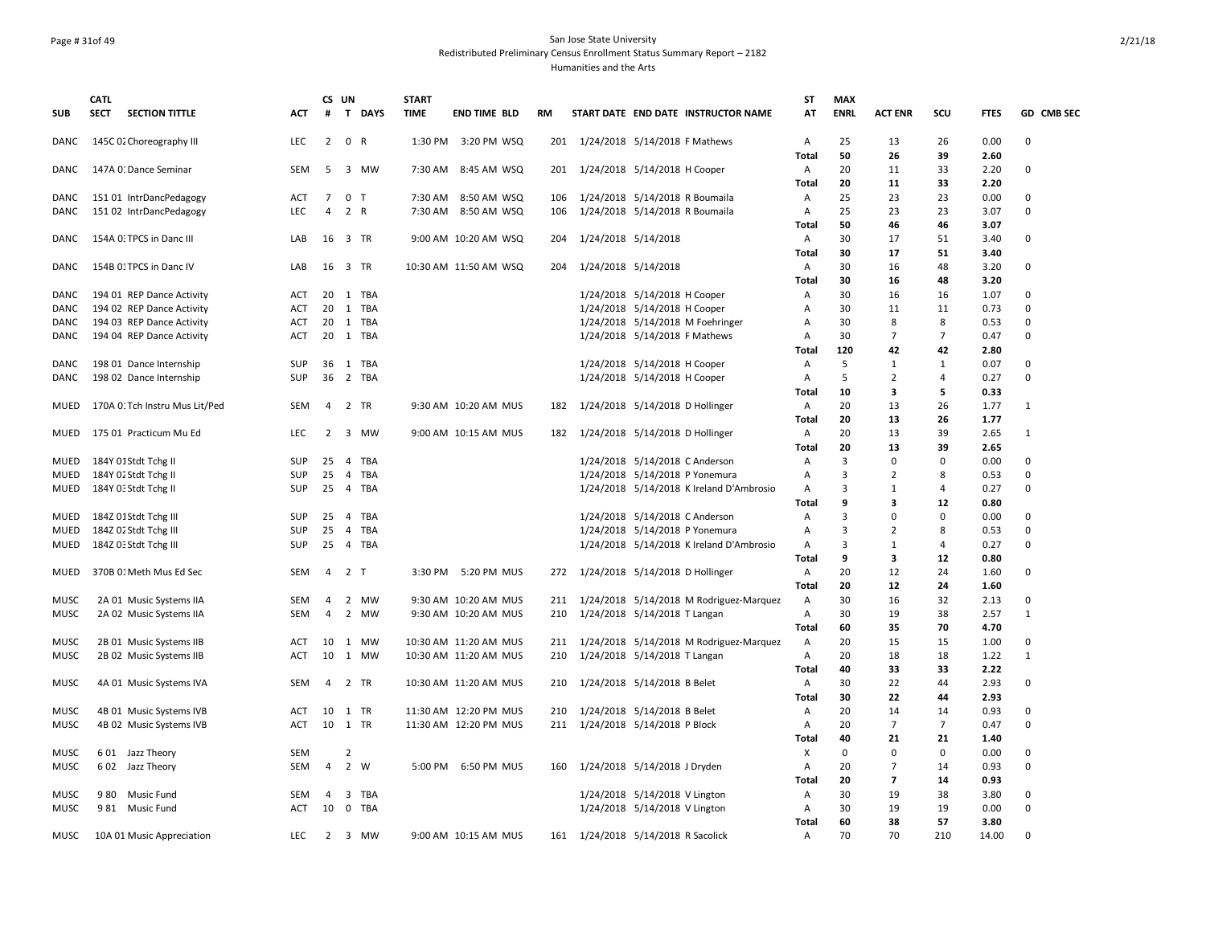San Jose State University
Redistributed Preliminary Census Enrollment Status Summary Report – 2182
Humanities and the Arts

| SUB | CATL SECT | SECTION TITTLE | ACT | CS # | UN T | DAYS | START TIME | END TIME | BLD | RM | START DATE | END DATE | INSTRUCTOR NAME | ST AT | MAX ENRL | ACT ENR | SCU | FTES | GD | CMB SEC |
|---|---|---|---|---|---|---|---|---|---|---|---|---|---|---|---|---|---|---|---|---|
| DANC | 145C 02 | Choreography III | LEC | 2 | 0 | R | 1:30 PM | 3:20 PM | WSQ | 201 | 1/24/2018 | 5/14/2018 | F Mathews | A | 25 | 13 | 26 | 0.00 | 0 | |
| | | | | | | | | | | | | | | Total | 50 | 26 | 39 | 2.60 | | |
| DANC | 147A 01 | Dance Seminar | SEM | 5 | 3 | MW | 7:30 AM | 8:45 AM | WSQ | 201 | 1/24/2018 | 5/14/2018 | H Cooper | A | 20 | 11 | 33 | 2.20 | 0 | |
| | | | | | | | | | | | | | | Total | 20 | 11 | 33 | 2.20 | | |
| DANC | 151 01 | IntrDancPedagogy | ACT | 7 | 0 | T | 7:30 AM | 8:50 AM | WSQ | 106 | 1/24/2018 | 5/14/2018 | R Boumaila | A | 25 | 23 | 23 | 0.00 | 0 | |
| DANC | 151 02 | IntrDancPedagogy | LEC | 4 | 2 | R | 7:30 AM | 8:50 AM | WSQ | 106 | 1/24/2018 | 5/14/2018 | R Boumaila | A | 25 | 23 | 23 | 3.07 | 0 | |
| | | | | | | | | | | | | | | Total | 50 | 46 | 46 | 3.07 | | |
| DANC | 154A 01 | TPCS in Danc III | LAB | 16 | 3 | TR | 9:00 AM | 10:20 AM | WSQ | 204 | 1/24/2018 | 5/14/2018 | | A | 30 | 17 | 51 | 3.40 | 0 | |
| | | | | | | | | | | | | | | Total | 30 | 17 | 51 | 3.40 | | |
| DANC | 154B 01 | TPCS in Danc IV | LAB | 16 | 3 | TR | 10:30 AM | 11:50 AM | WSQ | 204 | 1/24/2018 | 5/14/2018 | | A | 30 | 16 | 48 | 3.20 | 0 | |
| | | | | | | | | | | | | | | Total | 30 | 16 | 48 | 3.20 | | |
| DANC | 194 01 | REP Dance Activity | ACT | 20 | 1 | TBA | | | | | 1/24/2018 | 5/14/2018 | H Cooper | A | 30 | 16 | 16 | 1.07 | 0 | |
| DANC | 194 02 | REP Dance Activity | ACT | 20 | 1 | TBA | | | | | 1/24/2018 | 5/14/2018 | H Cooper | A | 30 | 11 | 11 | 0.73 | 0 | |
| DANC | 194 03 | REP Dance Activity | ACT | 20 | 1 | TBA | | | | | 1/24/2018 | 5/14/2018 | M Foehringer | A | 30 | 8 | 8 | 0.53 | 0 | |
| DANC | 194 04 | REP Dance Activity | ACT | 20 | 1 | TBA | | | | | 1/24/2018 | 5/14/2018 | F Mathews | A | 30 | 7 | 7 | 0.47 | 0 | |
| | | | | | | | | | | | | | | Total | 120 | 42 | 42 | 2.80 | | |
| DANC | 198 01 | Dance Internship | SUP | 36 | 1 | TBA | | | | | 1/24/2018 | 5/14/2018 | H Cooper | A | 5 | 1 | 1 | 0.07 | 0 | |
| DANC | 198 02 | Dance Internship | SUP | 36 | 2 | TBA | | | | | 1/24/2018 | 5/14/2018 | H Cooper | A | 5 | 2 | 4 | 0.27 | 0 | |
| | | | | | | | | | | | | | | Total | 10 | 3 | 5 | 0.33 | | |
| MUED | 170A 01 | Tch Instru Mus Lit/Ped | SEM | 4 | 2 | TR | 9:30 AM | 10:20 AM | MUS | 182 | 1/24/2018 | 5/14/2018 | D Hollinger | A | 20 | 13 | 26 | 1.77 | 1 | |
| | | | | | | | | | | | | | | Total | 20 | 13 | 26 | 1.77 | | |
| MUED | 175 01 | Practicum Mu Ed | LEC | 2 | 3 | MW | 9:00 AM | 10:15 AM | MUS | 182 | 1/24/2018 | 5/14/2018 | D Hollinger | A | 20 | 13 | 39 | 2.65 | 1 | |
| | | | | | | | | | | | | | | Total | 20 | 13 | 39 | 2.65 | | |
| MUED | 184Y 01 | Stdt Tchg II | SUP | 25 | 4 | TBA | | | | | 1/24/2018 | 5/14/2018 | C Anderson | A | 3 | 0 | 0 | 0.00 | 0 | |
| MUED | 184Y 02 | Stdt Tchg II | SUP | 25 | 4 | TBA | | | | | 1/24/2018 | 5/14/2018 | P Yonemura | A | 3 | 2 | 8 | 0.53 | 0 | |
| MUED | 184Y 03 | Stdt Tchg II | SUP | 25 | 4 | TBA | | | | | 1/24/2018 | 5/14/2018 | K Ireland D'Ambrosio | A | 3 | 1 | 4 | 0.27 | 0 | |
| | | | | | | | | | | | | | | Total | 9 | 3 | 12 | 0.80 | | |
| MUED | 184Z 01 | Stdt Tchg III | SUP | 25 | 4 | TBA | | | | | 1/24/2018 | 5/14/2018 | C Anderson | A | 3 | 0 | 0 | 0.00 | 0 | |
| MUED | 184Z 02 | Stdt Tchg III | SUP | 25 | 4 | TBA | | | | | 1/24/2018 | 5/14/2018 | P Yonemura | A | 3 | 2 | 8 | 0.53 | 0 | |
| MUED | 184Z 03 | Stdt Tchg III | SUP | 25 | 4 | TBA | | | | | 1/24/2018 | 5/14/2018 | K Ireland D'Ambrosio | A | 3 | 1 | 4 | 0.27 | 0 | |
| | | | | | | | | | | | | | | Total | 9 | 3 | 12 | 0.80 | | |
| MUED | 370B 01 | Meth Mus Ed Sec | SEM | 4 | 2 | T | 3:30 PM | 5:20 PM | MUS | 272 | 1/24/2018 | 5/14/2018 | D Hollinger | A | 20 | 12 | 24 | 1.60 | 0 | |
| | | | | | | | | | | | | | | Total | 20 | 12 | 24 | 1.60 | | |
| MUSC | 2A 01 | Music Systems IIA | SEM | 4 | 2 | MW | 9:30 AM | 10:20 AM | MUS | 211 | 1/24/2018 | 5/14/2018 | M Rodriguez-Marquez | A | 30 | 16 | 32 | 2.13 | 0 | |
| MUSC | 2A 02 | Music Systems IIA | SEM | 4 | 2 | MW | 9:30 AM | 10:20 AM | MUS | 210 | 1/24/2018 | 5/14/2018 | T Langan | A | 30 | 19 | 38 | 2.57 | 1 | |
| | | | | | | | | | | | | | | Total | 60 | 35 | 70 | 4.70 | | |
| MUSC | 2B 01 | Music Systems IIB | ACT | 10 | 1 | MW | 10:30 AM | 11:20 AM | MUS | 211 | 1/24/2018 | 5/14/2018 | M Rodriguez-Marquez | A | 20 | 15 | 15 | 1.00 | 0 | |
| MUSC | 2B 02 | Music Systems IIB | ACT | 10 | 1 | MW | 10:30 AM | 11:20 AM | MUS | 210 | 1/24/2018 | 5/14/2018 | T Langan | A | 20 | 18 | 18 | 1.22 | 1 | |
| | | | | | | | | | | | | | | Total | 40 | 33 | 33 | 2.22 | | |
| MUSC | 4A 01 | Music Systems IVA | SEM | 4 | 2 | TR | 10:30 AM | 11:20 AM | MUS | 210 | 1/24/2018 | 5/14/2018 | B Belet | A | 30 | 22 | 44 | 2.93 | 0 | |
| | | | | | | | | | | | | | | Total | 30 | 22 | 44 | 2.93 | | |
| MUSC | 4B 01 | Music Systems IVB | ACT | 10 | 1 | TR | 11:30 AM | 12:20 PM | MUS | 210 | 1/24/2018 | 5/14/2018 | B Belet | A | 20 | 14 | 14 | 0.93 | 0 | |
| MUSC | 4B 02 | Music Systems IVB | ACT | 10 | 1 | TR | 11:30 AM | 12:20 PM | MUS | 211 | 1/24/2018 | 5/14/2018 | P Block | A | 20 | 7 | 7 | 0.47 | 0 | |
| | | | | | | | | | | | | | | Total | 40 | 21 | 21 | 1.40 | | |
| MUSC | 6 01 | Jazz Theory | SEM | | 2 | | | | | | | | | X | 0 | 0 | 0 | 0.00 | 0 | |
| MUSC | 6 02 | Jazz Theory | SEM | 4 | 2 | W | 5:00 PM | 6:50 PM | MUS | 160 | 1/24/2018 | 5/14/2018 | J Dryden | A | 20 | 7 | 14 | 0.93 | 0 | |
| | | | | | | | | | | | | | | Total | 20 | 7 | 14 | 0.93 | | |
| MUSC | 9 80 | Music Fund | SEM | 4 | 3 | TBA | | | | | 1/24/2018 | 5/14/2018 | V Lington | A | 30 | 19 | 38 | 3.80 | 0 | |
| MUSC | 9 81 | Music Fund | ACT | 10 | 0 | TBA | | | | | 1/24/2018 | 5/14/2018 | V Lington | A | 30 | 19 | 19 | 0.00 | 0 | |
| | | | | | | | | | | | | | | Total | 60 | 38 | 57 | 3.80 | | |
| MUSC | 10A 01 | Music Appreciation | LEC | 2 | 3 | MW | 9:00 AM | 10:15 AM | MUS | 161 | 1/24/2018 | 5/14/2018 | R Sacolick | A | 70 | 70 | 210 | 14.00 | 0 | |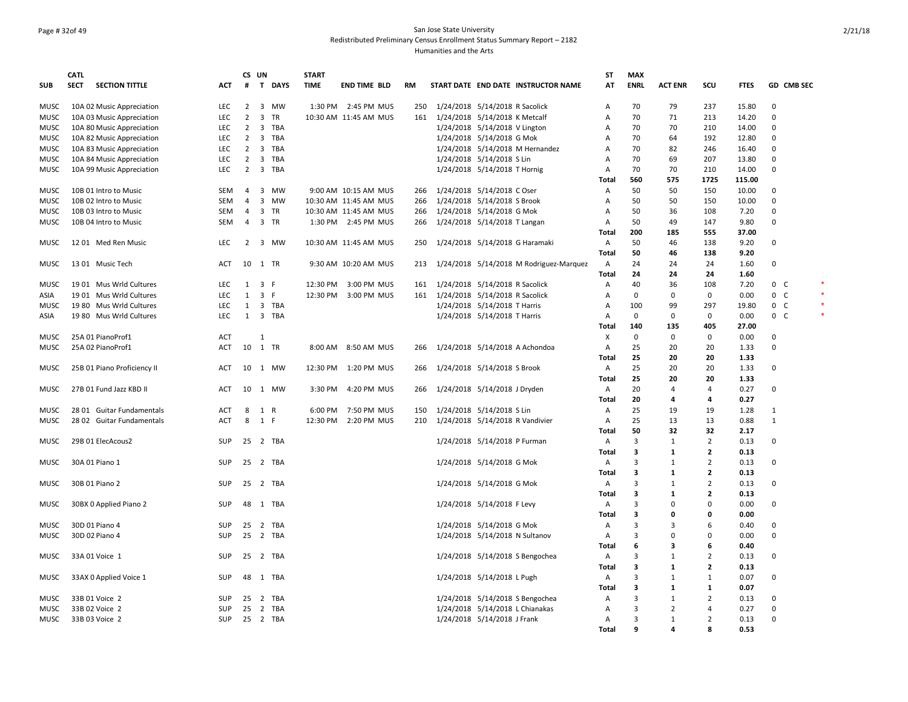# San Jose State University
## Redistributed Preliminary Census Enrollment Status Summary Report – 2182
### Humanities and the Arts

| SUB | CATL SECT | SECTION TITTLE | ACT | CS # | UN T | DAYS | START TIME | END TIME | BLD | RM | START DATE | END DATE | INSTRUCTOR NAME | ST AT | MAX ENRL | ACT ENR | SCU | FTES | GD | CMB SEC | |
|---|---|---|---|---|---|---|---|---|---|---|---|---|---|---|---|---|---|---|---|---|---|
| MUSC | 10A 02 | Music Appreciation | LEC | 2 | 3 | MW | 1:30 PM | 2:45 PM | MUS | 250 | 1/24/2018 | 5/14/2018 | R Sacolick | A | 70 | 79 | 237 | 15.80 | 0 | | |
| MUSC | 10A 03 | Music Appreciation | LEC | 2 | 3 | TR | 10:30 AM | 11:45 AM | MUS | 161 | 1/24/2018 | 5/14/2018 | K Metcalf | A | 70 | 71 | 213 | 14.20 | 0 | | |
| MUSC | 10A 80 | Music Appreciation | LEC | 2 | 3 | TBA | | | | | 1/24/2018 | 5/14/2018 | V Lington | A | 70 | 70 | 210 | 14.00 | 0 | | |
| MUSC | 10A 82 | Music Appreciation | LEC | 2 | 3 | TBA | | | | | 1/24/2018 | 5/14/2018 | G Mok | A | 70 | 64 | 192 | 12.80 | 0 | | |
| MUSC | 10A 83 | Music Appreciation | LEC | 2 | 3 | TBA | | | | | 1/24/2018 | 5/14/2018 | M Hernandez | A | 70 | 82 | 246 | 16.40 | 0 | | |
| MUSC | 10A 84 | Music Appreciation | LEC | 2 | 3 | TBA | | | | | 1/24/2018 | 5/14/2018 | S Lin | A | 70 | 69 | 207 | 13.80 | 0 | | |
| MUSC | 10A 99 | Music Appreciation | LEC | 2 | 3 | TBA | | | | | 1/24/2018 | 5/14/2018 | T Hornig | A | 70 | 70 | 210 | 14.00 | 0 | | |
| | | | | | | | | | | | | | | **Total** | **560** | **575** | **1725** | **115.00** | | | |
| MUSC | 10B 01 | Intro to Music | SEM | 4 | 3 | MW | 9:00 AM | 10:15 AM | MUS | 266 | 1/24/2018 | 5/14/2018 | C Oser | A | 50 | 50 | 150 | 10.00 | 0 | | |
| MUSC | 10B 02 | Intro to Music | SEM | 4 | 3 | MW | 10:30 AM | 11:45 AM | MUS | 266 | 1/24/2018 | 5/14/2018 | S Brook | A | 50 | 50 | 150 | 10.00 | 0 | | |
| MUSC | 10B 03 | Intro to Music | SEM | 4 | 3 | TR | 10:30 AM | 11:45 AM | MUS | 266 | 1/24/2018 | 5/14/2018 | G Mok | A | 50 | 36 | 108 | 7.20 | 0 | | |
| MUSC | 10B 04 | Intro to Music | SEM | 4 | 3 | TR | 1:30 PM | 2:45 PM | MUS | 266 | 1/24/2018 | 5/14/2018 | T Langan | A | 50 | 49 | 147 | 9.80 | 0 | | |
| | | | | | | | | | | | | | | **Total** | **200** | **185** | **555** | **37.00** | | | |
| MUSC | 12 01 | Med Ren Music | LEC | 2 | 3 | MW | 10:30 AM | 11:45 AM | MUS | 250 | 1/24/2018 | 5/14/2018 | G Haramaki | A | 50 | 46 | 138 | 9.20 | 0 | | |
| | | | | | | | | | | | | | | **Total** | **50** | **46** | **138** | **9.20** | | | |
| MUSC | 13 01 | Music Tech | ACT | 10 | 1 | TR | 9:30 AM | 10:20 AM | MUS | 213 | 1/24/2018 | 5/14/2018 | M Rodriguez-Marquez | A | 24 | 24 | 24 | 1.60 | 0 | | |
| | | | | | | | | | | | | | | **Total** | **24** | **24** | **24** | **1.60** | | | |
| MUSC | 19 01 | Mus Wrld Cultures | LEC | 1 | 3 | F | 12:30 PM | 3:00 PM | MUS | 161 | 1/24/2018 | 5/14/2018 | R Sacolick | A | 40 | 36 | 108 | 7.20 | 0 | C | * |
| ASIA | 19 01 | Mus Wrld Cultures | LEC | 1 | 3 | F | 12:30 PM | 3:00 PM | MUS | 161 | 1/24/2018 | 5/14/2018 | R Sacolick | A | 0 | 0 | 0 | 0.00 | 0 | C | * |
| MUSC | 19 80 | Mus Wrld Cultures | LEC | 1 | 3 | TBA | | | | | 1/24/2018 | 5/14/2018 | T Harris | A | 100 | 99 | 297 | 19.80 | 0 | C | * |
| ASIA | 19 80 | Mus Wrld Cultures | LEC | 1 | 3 | TBA | | | | | 1/24/2018 | 5/14/2018 | T Harris | A | 0 | 0 | 0 | 0.00 | 0 | C | * |
| | | | | | | | | | | | | | | **Total** | **140** | **135** | **405** | **27.00** | | | |
| MUSC | 25A 01 | PianoProf1 | ACT | | 1 | | | | | | | | | X | 0 | 0 | 0 | 0.00 | 0 | | |
| MUSC | 25A 02 | PianoProf1 | ACT | 10 | 1 | TR | 8:00 AM | 8:50 AM | MUS | 266 | 1/24/2018 | 5/14/2018 | A Achondoa | A | 25 | 20 | 20 | 1.33 | 0 | | |
| | | | | | | | | | | | | | | **Total** | **25** | **20** | **20** | **1.33** | | | |
| MUSC | 25B 01 | Piano Proficiency II | ACT | 10 | 1 | MW | 12:30 PM | 1:20 PM | MUS | 266 | 1/24/2018 | 5/14/2018 | S Brook | A | 25 | 20 | 20 | 1.33 | 0 | | |
| | | | | | | | | | | | | | | **Total** | **25** | **20** | **20** | **1.33** | | | |
| MUSC | 27B 01 | Fund Jazz KBD II | ACT | 10 | 1 | MW | 3:30 PM | 4:20 PM | MUS | 266 | 1/24/2018 | 5/14/2018 | J Dryden | A | 20 | 4 | 4 | 0.27 | 0 | | |
| | | | | | | | | | | | | | | **Total** | **20** | **4** | **4** | **0.27** | | | |
| MUSC | 28 01 | Guitar Fundamentals | ACT | 8 | 1 | R | 6:00 PM | 7:50 PM | MUS | 150 | 1/24/2018 | 5/14/2018 | S Lin | A | 25 | 19 | 19 | 1.28 | 1 | | |
| MUSC | 28 02 | Guitar Fundamentals | ACT | 8 | 1 | F | 12:30 PM | 2:20 PM | MUS | 210 | 1/24/2018 | 5/14/2018 | R Vandivier | A | 25 | 13 | 13 | 0.88 | 1 | | |
| | | | | | | | | | | | | | | **Total** | **50** | **32** | **32** | **2.17** | | | |
| MUSC | 29B 01 | ElecAcous2 | SUP | 25 | 2 | TBA | | | | | 1/24/2018 | 5/14/2018 | P Furman | A | 3 | 1 | 2 | 0.13 | 0 | | |
| | | | | | | | | | | | | | | **Total** | **3** | **1** | **2** | **0.13** | | | |
| MUSC | 30A 01 | Piano 1 | SUP | 25 | 2 | TBA | | | | | 1/24/2018 | 5/14/2018 | G Mok | A | 3 | 1 | 2 | 0.13 | 0 | | |
| | | | | | | | | | | | | | | **Total** | **3** | **1** | **2** | **0.13** | | | |
| MUSC | 30B 01 | Piano 2 | SUP | 25 | 2 | TBA | | | | | 1/24/2018 | 5/14/2018 | G Mok | A | 3 | 1 | 2 | 0.13 | 0 | | |
| | | | | | | | | | | | | | | **Total** | **3** | **1** | **2** | **0.13** | | | |
| MUSC | 30BX 0 | Applied Piano 2 | SUP | 48 | 1 | TBA | | | | | 1/24/2018 | 5/14/2018 | F Levy | A | 3 | 0 | 0 | 0.00 | 0 | | |
| | | | | | | | | | | | | | | **Total** | **3** | **0** | **0** | **0.00** | | | |
| MUSC | 30D 01 | Piano 4 | SUP | 25 | 2 | TBA | | | | | 1/24/2018 | 5/14/2018 | G Mok | A | 3 | 3 | 6 | 0.40 | 0 | | |
| MUSC | 30D 02 | Piano 4 | SUP | 25 | 2 | TBA | | | | | 1/24/2018 | 5/14/2018 | N Sultanov | A | 3 | 0 | 0 | 0.00 | 0 | | |
| | | | | | | | | | | | | | | **Total** | **6** | **3** | **6** | **0.40** | | | |
| MUSC | 33A 01 | Voice 1 | SUP | 25 | 2 | TBA | | | | | 1/24/2018 | 5/14/2018 | S Bengochea | A | 3 | 1 | 2 | 0.13 | 0 | | |
| | | | | | | | | | | | | | | **Total** | **3** | **1** | **2** | **0.13** | | | |
| MUSC | 33AX 0 | Applied Voice 1 | SUP | 48 | 1 | TBA | | | | | 1/24/2018 | 5/14/2018 | L Pugh | A | 3 | 1 | 1 | 0.07 | 0 | | |
| | | | | | | | | | | | | | | **Total** | **3** | **1** | **1** | **0.07** | | | |
| MUSC | 33B 01 | Voice 2 | SUP | 25 | 2 | TBA | | | | | 1/24/2018 | 5/14/2018 | S Bengochea | A | 3 | 1 | 2 | 0.13 | 0 | | |
| MUSC | 33B 02 | Voice 2 | SUP | 25 | 2 | TBA | | | | | 1/24/2018 | 5/14/2018 | L Chianakas | A | 3 | 2 | 4 | 0.27 | 0 | | |
| MUSC | 33B 03 | Voice 2 | SUP | 25 | 2 | TBA | | | | | 1/24/2018 | 5/14/2018 | J Frank | A | 3 | 1 | 2 | 0.13 | 0 | | |
| | | | | | | | | | | | | | | **Total** | **9** | **4** | **8** | **0.53** | | | |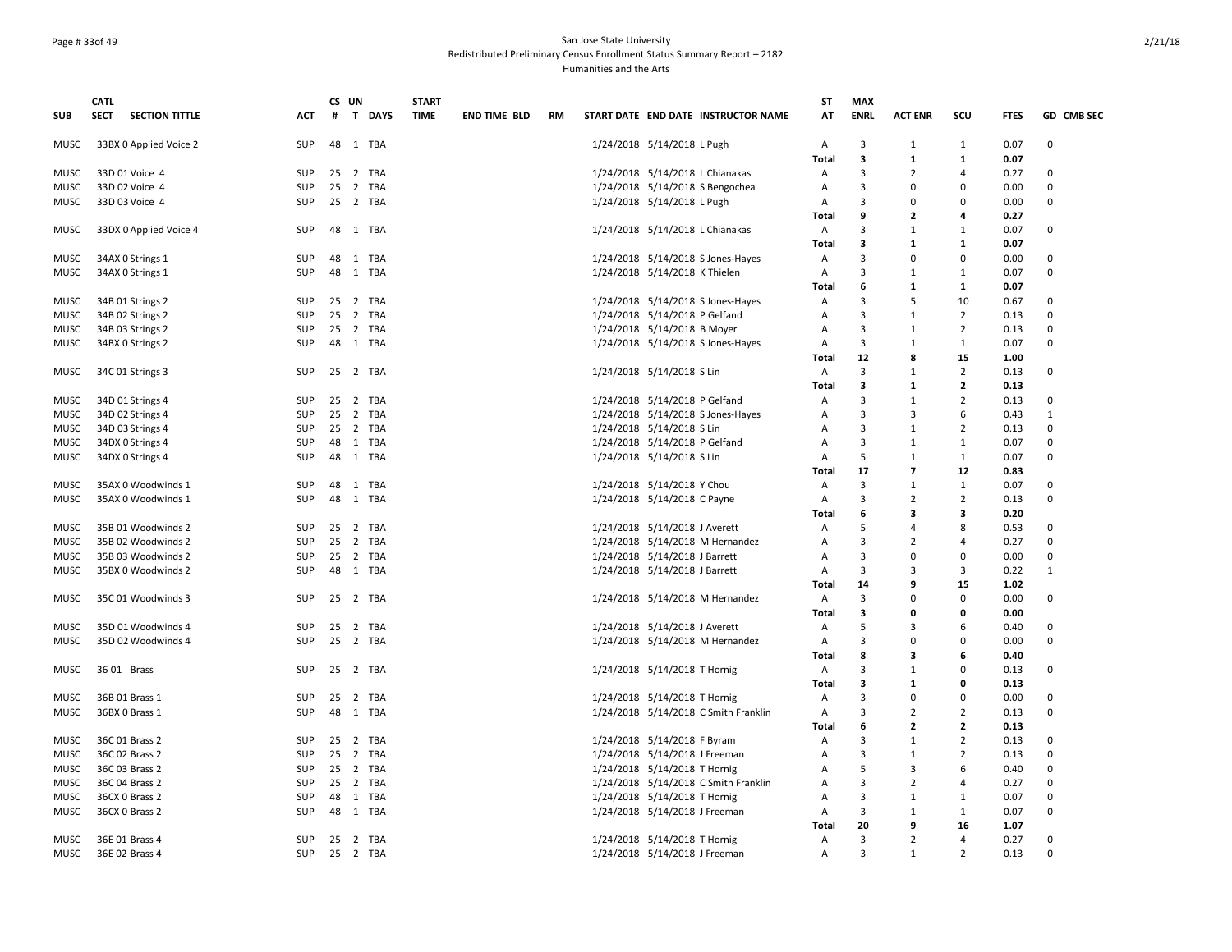| SUB | CATL SECT | SECTION TITTLE | ACT | CS # | UN T | DAYS | START TIME | END TIME | BLD | RM | START DATE | END DATE | INSTRUCTOR NAME | ST AT | MAX ENRL | ACT ENR | SCU | FTES | GD | CMB SEC |
|---|---|---|---|---|---|---|---|---|---|---|---|---|---|---|---|---|---|---|---|---|
| MUSC | 33BX 0 | Applied Voice 2 | SUP | 48 | 1 | TBA | | | | | 1/24/2018 | 5/14/2018 | L Pugh | A | 3 | 1 | 1 | 0.07 | 0 | |
| | | | | | | | | | | | | | | Total | 3 | 1 | 1 | 0.07 | | |
| MUSC | 33D 01 | Voice 4 | SUP | 25 | 2 | TBA | | | | | 1/24/2018 | 5/14/2018 | L Chianakas | A | 3 | 2 | 4 | 0.27 | 0 | |
| MUSC | 33D 02 | Voice 4 | SUP | 25 | 2 | TBA | | | | | 1/24/2018 | 5/14/2018 | S Bengochea | A | 3 | 0 | 0 | 0.00 | 0 | |
| MUSC | 33D 03 | Voice 4 | SUP | 25 | 2 | TBA | | | | | 1/24/2018 | 5/14/2018 | L Pugh | A | 3 | 0 | 0 | 0.00 | 0 | |
| | | | | | | | | | | | | | | Total | 9 | 2 | 4 | 0.27 | | |
| MUSC | 33DX 0 | Applied Voice 4 | SUP | 48 | 1 | TBA | | | | | 1/24/2018 | 5/14/2018 | L Chianakas | A | 3 | 1 | 1 | 0.07 | 0 | |
| | | | | | | | | | | | | | | Total | 3 | 1 | 1 | 0.07 | | |
| MUSC | 34AX 0 | Strings 1 | SUP | 48 | 1 | TBA | | | | | 1/24/2018 | 5/14/2018 | S Jones-Hayes | A | 3 | 0 | 0 | 0.00 | 0 | |
| MUSC | 34AX 0 | Strings 1 | SUP | 48 | 1 | TBA | | | | | 1/24/2018 | 5/14/2018 | K Thielen | A | 3 | 1 | 1 | 0.07 | 0 | |
| | | | | | | | | | | | | | | Total | 6 | 1 | 1 | 0.07 | | |
| MUSC | 34B 01 | Strings 2 | SUP | 25 | 2 | TBA | | | | | 1/24/2018 | 5/14/2018 | S Jones-Hayes | A | 3 | 5 | 10 | 0.67 | 0 | |
| MUSC | 34B 02 | Strings 2 | SUP | 25 | 2 | TBA | | | | | 1/24/2018 | 5/14/2018 | P Gelfand | A | 3 | 1 | 2 | 0.13 | 0 | |
| MUSC | 34B 03 | Strings 2 | SUP | 25 | 2 | TBA | | | | | 1/24/2018 | 5/14/2018 | B Moyer | A | 3 | 1 | 2 | 0.13 | 0 | |
| MUSC | 34BX 0 | Strings 2 | SUP | 48 | 1 | TBA | | | | | 1/24/2018 | 5/14/2018 | S Jones-Hayes | A | 3 | 1 | 1 | 0.07 | 0 | |
| | | | | | | | | | | | | | | Total | 12 | 8 | 15 | 1.00 | | |
| MUSC | 34C 01 | Strings 3 | SUP | 25 | 2 | TBA | | | | | 1/24/2018 | 5/14/2018 | S Lin | A | 3 | 1 | 2 | 0.13 | 0 | |
| | | | | | | | | | | | | | | Total | 3 | 1 | 2 | 0.13 | | |
| MUSC | 34D 01 | Strings 4 | SUP | 25 | 2 | TBA | | | | | 1/24/2018 | 5/14/2018 | P Gelfand | A | 3 | 1 | 2 | 0.13 | 0 | |
| MUSC | 34D 02 | Strings 4 | SUP | 25 | 2 | TBA | | | | | 1/24/2018 | 5/14/2018 | S Jones-Hayes | A | 3 | 3 | 6 | 0.43 | 1 | |
| MUSC | 34D 03 | Strings 4 | SUP | 25 | 2 | TBA | | | | | 1/24/2018 | 5/14/2018 | S Lin | A | 3 | 1 | 2 | 0.13 | 0 | |
| MUSC | 34DX 0 | Strings 4 | SUP | 48 | 1 | TBA | | | | | 1/24/2018 | 5/14/2018 | P Gelfand | A | 3 | 1 | 1 | 0.07 | 0 | |
| MUSC | 34DX 0 | Strings 4 | SUP | 48 | 1 | TBA | | | | | 1/24/2018 | 5/14/2018 | S Lin | A | 5 | 1 | 1 | 0.07 | 0 | |
| | | | | | | | | | | | | | | Total | 17 | 7 | 12 | 0.83 | | |
| MUSC | 35AX 0 | Woodwinds 1 | SUP | 48 | 1 | TBA | | | | | 1/24/2018 | 5/14/2018 | Y Chou | A | 3 | 1 | 1 | 0.07 | 0 | |
| MUSC | 35AX 0 | Woodwinds 1 | SUP | 48 | 1 | TBA | | | | | 1/24/2018 | 5/14/2018 | C Payne | A | 3 | 2 | 2 | 0.13 | 0 | |
| | | | | | | | | | | | | | | Total | 6 | 3 | 3 | 0.20 | | |
| MUSC | 35B 01 | Woodwinds 2 | SUP | 25 | 2 | TBA | | | | | 1/24/2018 | 5/14/2018 | J Averett | A | 5 | 4 | 8 | 0.53 | 0 | |
| MUSC | 35B 02 | Woodwinds 2 | SUP | 25 | 2 | TBA | | | | | 1/24/2018 | 5/14/2018 | M Hernandez | A | 3 | 2 | 4 | 0.27 | 0 | |
| MUSC | 35B 03 | Woodwinds 2 | SUP | 25 | 2 | TBA | | | | | 1/24/2018 | 5/14/2018 | J Barrett | A | 3 | 0 | 0 | 0.00 | 0 | |
| MUSC | 35BX 0 | Woodwinds 2 | SUP | 48 | 1 | TBA | | | | | 1/24/2018 | 5/14/2018 | J Barrett | A | 3 | 3 | 3 | 0.22 | 1 | |
| | | | | | | | | | | | | | | Total | 14 | 9 | 15 | 1.02 | | |
| MUSC | 35C 01 | Woodwinds 3 | SUP | 25 | 2 | TBA | | | | | 1/24/2018 | 5/14/2018 | M Hernandez | A | 3 | 0 | 0 | 0.00 | 0 | |
| | | | | | | | | | | | | | | Total | 3 | 0 | 0 | 0.00 | | |
| MUSC | 35D 01 | Woodwinds 4 | SUP | 25 | 2 | TBA | | | | | 1/24/2018 | 5/14/2018 | J Averett | A | 5 | 3 | 6 | 0.40 | 0 | |
| MUSC | 35D 02 | Woodwinds 4 | SUP | 25 | 2 | TBA | | | | | 1/24/2018 | 5/14/2018 | M Hernandez | A | 3 | 0 | 0 | 0.00 | 0 | |
| | | | | | | | | | | | | | | Total | 8 | 3 | 6 | 0.40 | | |
| MUSC | 36 01 | Brass | SUP | 25 | 2 | TBA | | | | | 1/24/2018 | 5/14/2018 | T Hornig | A | 3 | 1 | 0 | 0.13 | 0 | |
| | | | | | | | | | | | | | | Total | 3 | 1 | 0 | 0.13 | | |
| MUSC | 36B 01 | Brass 1 | SUP | 25 | 2 | TBA | | | | | 1/24/2018 | 5/14/2018 | T Hornig | A | 3 | 0 | 0 | 0.00 | 0 | |
| MUSC | 36BX 0 | Brass 1 | SUP | 48 | 1 | TBA | | | | | 1/24/2018 | 5/14/2018 | C Smith Franklin | A | 3 | 2 | 2 | 0.13 | 0 | |
| | | | | | | | | | | | | | | Total | 6 | 2 | 2 | 0.13 | | |
| MUSC | 36C 01 | Brass 2 | SUP | 25 | 2 | TBA | | | | | 1/24/2018 | 5/14/2018 | F Byram | A | 3 | 1 | 2 | 0.13 | 0 | |
| MUSC | 36C 02 | Brass 2 | SUP | 25 | 2 | TBA | | | | | 1/24/2018 | 5/14/2018 | J Freeman | A | 3 | 1 | 2 | 0.13 | 0 | |
| MUSC | 36C 03 | Brass 2 | SUP | 25 | 2 | TBA | | | | | 1/24/2018 | 5/14/2018 | T Hornig | A | 5 | 3 | 6 | 0.40 | 0 | |
| MUSC | 36C 04 | Brass 2 | SUP | 25 | 2 | TBA | | | | | 1/24/2018 | 5/14/2018 | C Smith Franklin | A | 3 | 2 | 4 | 0.27 | 0 | |
| MUSC | 36CX 0 | Brass 2 | SUP | 48 | 1 | TBA | | | | | 1/24/2018 | 5/14/2018 | T Hornig | A | 3 | 1 | 1 | 0.07 | 0 | |
| MUSC | 36CX 0 | Brass 2 | SUP | 48 | 1 | TBA | | | | | 1/24/2018 | 5/14/2018 | J Freeman | A | 3 | 1 | 1 | 0.07 | 0 | |
| | | | | | | | | | | | | | | Total | 20 | 9 | 16 | 1.07 | | |
| MUSC | 36E 01 | Brass 4 | SUP | 25 | 2 | TBA | | | | | 1/24/2018 | 5/14/2018 | T Hornig | A | 3 | 2 | 4 | 0.27 | 0 | |
| MUSC | 36E 02 | Brass 4 | SUP | 25 | 2 | TBA | | | | | 1/24/2018 | 5/14/2018 | J Freeman | A | 3 | 1 | 2 | 0.13 | 0 | |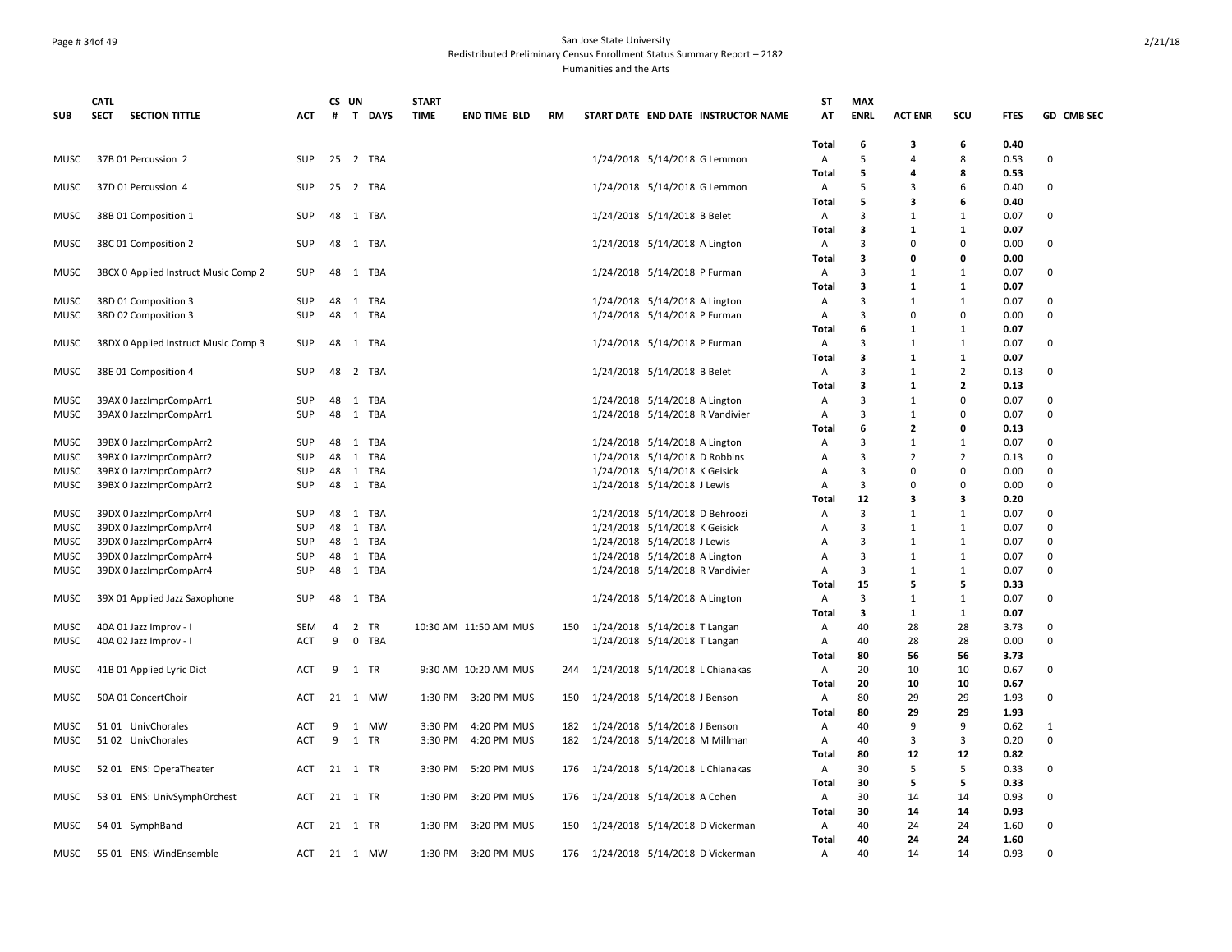San Jose State University
Redistributed Preliminary Census Enrollment Status Summary Report – 2182
Humanities and the Arts

| SUB | CATL SECT | SECTION TITTLE | ACT | CS # | UN T | DAYS | START TIME | END TIME | BLD | RM | START DATE | END DATE | INSTRUCTOR NAME | ST AT | MAX ENRL | ACT ENR | SCU | FTES | GD | CMB SEC |
|---|---|---|---|---|---|---|---|---|---|---|---|---|---|---|---|---|---|---|---|---|
| | | | | | | | | | | | | | | **Total** | **6** | **3** | **6** | **0.40** | | |
| MUSC | 37B 01 | Percussion 2 | SUP | 25 | 2 | TBA | | | | | 1/24/2018 | 5/14/2018 | G Lemmon | A | 5 | 4 | 8 | 0.53 | 0 | |
| | | | | | | | | | | | | | | **Total** | **5** | **4** | **8** | **0.53** | | |
| MUSC | 37D 01 | Percussion 4 | SUP | 25 | 2 | TBA | | | | | 1/24/2018 | 5/14/2018 | G Lemmon | A | 5 | 3 | 6 | 0.40 | 0 | |
| | | | | | | | | | | | | | | **Total** | **5** | **3** | **6** | **0.40** | | |
| MUSC | 38B 01 | Composition 1 | SUP | 48 | 1 | TBA | | | | | 1/24/2018 | 5/14/2018 | B Belet | A | 3 | 1 | 1 | 0.07 | 0 | |
| | | | | | | | | | | | | | | **Total** | **3** | **1** | **1** | **0.07** | | |
| MUSC | 38C 01 | Composition 2 | SUP | 48 | 1 | TBA | | | | | 1/24/2018 | 5/14/2018 | A Lington | A | 3 | 0 | 0 | 0.00 | 0 | |
| | | | | | | | | | | | | | | **Total** | **3** | **0** | **0** | **0.00** | | |
| MUSC | 38CX 0 | Applied Instruct Music Comp 2 | SUP | 48 | 1 | TBA | | | | | 1/24/2018 | 5/14/2018 | P Furman | A | 3 | 1 | 1 | 0.07 | 0 | |
| | | | | | | | | | | | | | | **Total** | **3** | **1** | **1** | **0.07** | | |
| MUSC | 38D 01 | Composition 3 | SUP | 48 | 1 | TBA | | | | | 1/24/2018 | 5/14/2018 | A Lington | A | 3 | 1 | 1 | 0.07 | 0 | |
| MUSC | 38D 02 | Composition 3 | SUP | 48 | 1 | TBA | | | | | 1/24/2018 | 5/14/2018 | P Furman | A | 3 | 0 | 0 | 0.00 | 0 | |
| | | | | | | | | | | | | | | **Total** | **6** | **1** | **1** | **0.07** | | |
| MUSC | 38DX 0 | Applied Instruct Music Comp 3 | SUP | 48 | 1 | TBA | | | | | 1/24/2018 | 5/14/2018 | P Furman | A | 3 | 1 | 1 | 0.07 | 0 | |
| | | | | | | | | | | | | | | **Total** | **3** | **1** | **1** | **0.07** | | |
| MUSC | 38E 01 | Composition 4 | SUP | 48 | 2 | TBA | | | | | 1/24/2018 | 5/14/2018 | B Belet | A | 3 | 1 | 2 | 0.13 | 0 | |
| | | | | | | | | | | | | | | **Total** | **3** | **1** | **2** | **0.13** | | |
| MUSC | 39AX 0 | JazzImprCompArr1 | SUP | 48 | 1 | TBA | | | | | 1/24/2018 | 5/14/2018 | A Lington | A | 3 | 1 | 0 | 0.07 | 0 | |
| MUSC | 39AX 0 | JazzImprCompArr1 | SUP | 48 | 1 | TBA | | | | | 1/24/2018 | 5/14/2018 | R Vandivier | A | 3 | 1 | 0 | 0.07 | 0 | |
| | | | | | | | | | | | | | | **Total** | **6** | **2** | **0** | **0.13** | | |
| MUSC | 39BX 0 | JazzImprCompArr2 | SUP | 48 | 1 | TBA | | | | | 1/24/2018 | 5/14/2018 | A Lington | A | 3 | 1 | 1 | 0.07 | 0 | |
| MUSC | 39BX 0 | JazzImprCompArr2 | SUP | 48 | 1 | TBA | | | | | 1/24/2018 | 5/14/2018 | D Robbins | A | 3 | 2 | 2 | 0.13 | 0 | |
| MUSC | 39BX 0 | JazzImprCompArr2 | SUP | 48 | 1 | TBA | | | | | 1/24/2018 | 5/14/2018 | K Geisick | A | 3 | 0 | 0 | 0.00 | 0 | |
| MUSC | 39BX 0 | JazzImprCompArr2 | SUP | 48 | 1 | TBA | | | | | 1/24/2018 | 5/14/2018 | J Lewis | A | 3 | 0 | 0 | 0.00 | 0 | |
| | | | | | | | | | | | | | | **Total** | **12** | **3** | **3** | **0.20** | | |
| MUSC | 39DX 0 | JazzImprCompArr4 | SUP | 48 | 1 | TBA | | | | | 1/24/2018 | 5/14/2018 | D Behroozi | A | 3 | 1 | 1 | 0.07 | 0 | |
| MUSC | 39DX 0 | JazzImprCompArr4 | SUP | 48 | 1 | TBA | | | | | 1/24/2018 | 5/14/2018 | K Geisick | A | 3 | 1 | 1 | 0.07 | 0 | |
| MUSC | 39DX 0 | JazzImprCompArr4 | SUP | 48 | 1 | TBA | | | | | 1/24/2018 | 5/14/2018 | J Lewis | A | 3 | 1 | 1 | 0.07 | 0 | |
| MUSC | 39DX 0 | JazzImprCompArr4 | SUP | 48 | 1 | TBA | | | | | 1/24/2018 | 5/14/2018 | A Lington | A | 3 | 1 | 1 | 0.07 | 0 | |
| MUSC | 39DX 0 | JazzImprCompArr4 | SUP | 48 | 1 | TBA | | | | | 1/24/2018 | 5/14/2018 | R Vandivier | A | 3 | 1 | 1 | 0.07 | 0 | |
| | | | | | | | | | | | | | | **Total** | **15** | **5** | **5** | **0.33** | | |
| MUSC | 39X 01 | Applied Jazz Saxophone | SUP | 48 | 1 | TBA | | | | | 1/24/2018 | 5/14/2018 | A Lington | A | 3 | 1 | 1 | 0.07 | 0 | |
| | | | | | | | | | | | | | | **Total** | **3** | **1** | **1** | **0.07** | | |
| MUSC | 40A 01 | Jazz Improv - I | SEM | 4 | 2 | TR | 10:30 AM | 11:50 AM | MUS | 150 | 1/24/2018 | 5/14/2018 | T Langan | A | 40 | 28 | 28 | 3.73 | 0 | |
| MUSC | 40A 02 | Jazz Improv - I | ACT | 9 | 0 | TBA | | | | | 1/24/2018 | 5/14/2018 | T Langan | A | 40 | 28 | 28 | 0.00 | 0 | |
| | | | | | | | | | | | | | | **Total** | **80** | **56** | **56** | **3.73** | | |
| MUSC | 41B 01 | Applied Lyric Dict | ACT | 9 | 1 | TR | 9:30 AM | 10:20 AM | MUS | 244 | 1/24/2018 | 5/14/2018 | L Chianakas | A | 20 | 10 | 10 | 0.67 | 0 | |
| | | | | | | | | | | | | | | **Total** | **20** | **10** | **10** | **0.67** | | |
| MUSC | 50A 01 | ConcertChoir | ACT | 21 | 1 | MW | 1:30 PM | 3:20 PM | MUS | 150 | 1/24/2018 | 5/14/2018 | J Benson | A | 80 | 29 | 29 | 1.93 | 0 | |
| | | | | | | | | | | | | | | **Total** | **80** | **29** | **29** | **1.93** | | |
| MUSC | 51 01 | UnivChorales | ACT | 9 | 1 | MW | 3:30 PM | 4:20 PM | MUS | 182 | 1/24/2018 | 5/14/2018 | J Benson | A | 40 | 9 | 9 | 0.62 | 1 | |
| MUSC | 51 02 | UnivChorales | ACT | 9 | 1 | TR | 3:30 PM | 4:20 PM | MUS | 182 | 1/24/2018 | 5/14/2018 | M Millman | A | 40 | 3 | 3 | 0.20 | 0 | |
| | | | | | | | | | | | | | | **Total** | **80** | **12** | **12** | **0.82** | | |
| MUSC | 52 01 | ENS: OperaTheater | ACT | 21 | 1 | TR | 3:30 PM | 5:20 PM | MUS | 176 | 1/24/2018 | 5/14/2018 | L Chianakas | A | 30 | 5 | 5 | 0.33 | 0 | |
| | | | | | | | | | | | | | | **Total** | **30** | **5** | **5** | **0.33** | | |
| MUSC | 53 01 | ENS: UnivSymphOrchest | ACT | 21 | 1 | TR | 1:30 PM | 3:20 PM | MUS | 176 | 1/24/2018 | 5/14/2018 | A Cohen | A | 30 | 14 | 14 | 0.93 | 0 | |
| | | | | | | | | | | | | | | **Total** | **30** | **14** | **14** | **0.93** | | |
| MUSC | 54 01 | SymphBand | ACT | 21 | 1 | TR | 1:30 PM | 3:20 PM | MUS | 150 | 1/24/2018 | 5/14/2018 | D Vickerman | A | 40 | 24 | 24 | 1.60 | 0 | |
| | | | | | | | | | | | | | | **Total** | **40** | **24** | **24** | **1.60** | | |
| MUSC | 55 01 | ENS: WindEnsemble | ACT | 21 | 1 | MW | 1:30 PM | 3:20 PM | MUS | 176 | 1/24/2018 | 5/14/2018 | D Vickerman | A | 40 | 14 | 14 | 0.93 | 0 | |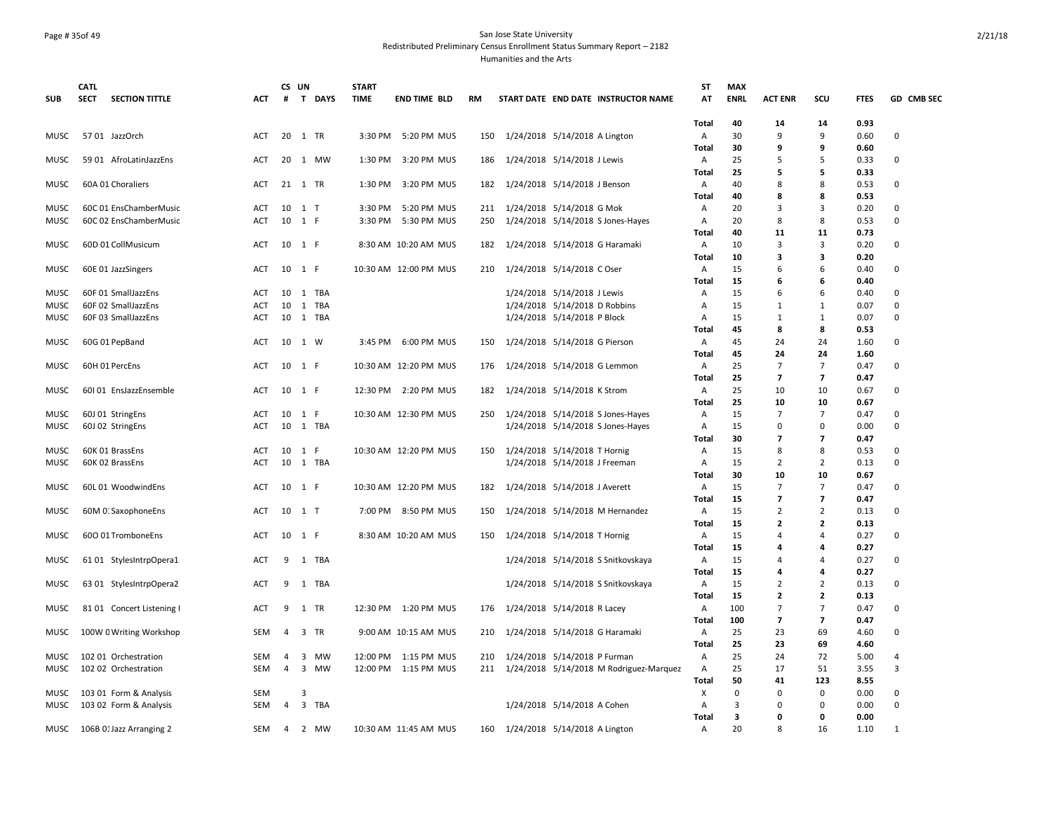San Jose State University
Redistributed Preliminary Census Enrollment Status Summary Report – 2182
Humanities and the Arts

| SUB | CATL SECT | SECTION TITTLE | ACT | CS # | UN T | DAYS | START TIME | END TIME | BLD | RM | START DATE | END DATE | INSTRUCTOR NAME | ST AT | MAX ENRL | ACT ENR | SCU | FTES | GD | CMB SEC |
|---|---|---|---|---|---|---|---|---|---|---|---|---|---|---|---|---|---|---|---|---|
| | | | | | | | | | | | | | | **Total** | **40** | **14** | **14** | **0.93** | | |
| MUSC | 57 01 | JazzOrch | ACT | 20 | 1 | TR | 3:30 PM | 5:20 PM | MUS | 150 | 1/24/2018 | 5/14/2018 | A Lington | A | 30 | 9 | 9 | 0.60 | 0 | |
| | | | | | | | | | | | | | | **Total** | **30** | **9** | **9** | **0.60** | | |
| MUSC | 59 01 | AfroLatinJazzEns | ACT | 20 | 1 | MW | 1:30 PM | 3:20 PM | MUS | 186 | 1/24/2018 | 5/14/2018 | J Lewis | A | 25 | 5 | 5 | 0.33 | 0 | |
| | | | | | | | | | | | | | | **Total** | **25** | **5** | **5** | **0.33** | | |
| MUSC | 60A 01 | Choraliers | ACT | 21 | 1 | TR | 1:30 PM | 3:20 PM | MUS | 182 | 1/24/2018 | 5/14/2018 | J Benson | A | 40 | 8 | 8 | 0.53 | 0 | |
| | | | | | | | | | | | | | | **Total** | **40** | **8** | **8** | **0.53** | | |
| MUSC | 60C 01 | EnsChamberMusic | ACT | 10 | 1 | T | 3:30 PM | 5:20 PM | MUS | 211 | 1/24/2018 | 5/14/2018 | G Mok | A | 20 | 3 | 3 | 0.20 | 0 | |
| MUSC | 60C 02 | EnsChamberMusic | ACT | 10 | 1 | F | 3:30 PM | 5:30 PM | MUS | 250 | 1/24/2018 | 5/14/2018 | S Jones-Hayes | A | 20 | 8 | 8 | 0.53 | 0 | |
| | | | | | | | | | | | | | | **Total** | **40** | **11** | **11** | **0.73** | | |
| MUSC | 60D 01 | CollMusicum | ACT | 10 | 1 | F | 8:30 AM | 10:20 AM | MUS | 182 | 1/24/2018 | 5/14/2018 | G Haramaki | A | 10 | 3 | 3 | 0.20 | 0 | |
| | | | | | | | | | | | | | | **Total** | **10** | **3** | **3** | **0.20** | | |
| MUSC | 60E 01 | JazzSingers | ACT | 10 | 1 | F | 10:30 AM | 12:00 PM | MUS | 210 | 1/24/2018 | 5/14/2018 | C Oser | A | 15 | 6 | 6 | 0.40 | 0 | |
| | | | | | | | | | | | | | | **Total** | **15** | **6** | **6** | **0.40** | | |
| MUSC | 60F 01 | SmallJazzEns | ACT | 10 | 1 | TBA | | | | | 1/24/2018 | 5/14/2018 | J Lewis | A | 15 | 6 | 6 | 0.40 | 0 | |
| MUSC | 60F 02 | SmallJazzEns | ACT | 10 | 1 | TBA | | | | | 1/24/2018 | 5/14/2018 | D Robbins | A | 15 | 1 | 1 | 0.07 | 0 | |
| MUSC | 60F 03 | SmallJazzEns | ACT | 10 | 1 | TBA | | | | | 1/24/2018 | 5/14/2018 | P Block | A | 15 | 1 | 1 | 0.07 | 0 | |
| | | | | | | | | | | | | | | **Total** | **45** | **8** | **8** | **0.53** | | |
| MUSC | 60G 01 | PepBand | ACT | 10 | 1 | W | 3:45 PM | 6:00 PM | MUS | 150 | 1/24/2018 | 5/14/2018 | G Pierson | A | 45 | 24 | 24 | 1.60 | 0 | |
| | | | | | | | | | | | | | | **Total** | **45** | **24** | **24** | **1.60** | | |
| MUSC | 60H 01 | PercEns | ACT | 10 | 1 | F | 10:30 AM | 12:20 PM | MUS | 176 | 1/24/2018 | 5/14/2018 | G Lemmon | A | 25 | 7 | 7 | 0.47 | 0 | |
| | | | | | | | | | | | | | | **Total** | **25** | **7** | **7** | **0.47** | | |
| MUSC | 60I 01 | EnsJazzEnsemble | ACT | 10 | 1 | F | 12:30 PM | 2:20 PM | MUS | 182 | 1/24/2018 | 5/14/2018 | K Strom | A | 25 | 10 | 10 | 0.67 | 0 | |
| | | | | | | | | | | | | | | **Total** | **25** | **10** | **10** | **0.67** | | |
| MUSC | 60J 01 | StringEns | ACT | 10 | 1 | F | 10:30 AM | 12:30 PM | MUS | 250 | 1/24/2018 | 5/14/2018 | S Jones-Hayes | A | 15 | 7 | 7 | 0.47 | 0 | |
| MUSC | 60J 02 | StringEns | ACT | 10 | 1 | TBA | | | | | 1/24/2018 | 5/14/2018 | S Jones-Hayes | A | 15 | 0 | 0 | 0.00 | 0 | |
| | | | | | | | | | | | | | | **Total** | **30** | **7** | **7** | **0.47** | | |
| MUSC | 60K 01 | BrassEns | ACT | 10 | 1 | F | 10:30 AM | 12:20 PM | MUS | 150 | 1/24/2018 | 5/14/2018 | T Hornig | A | 15 | 8 | 8 | 0.53 | 0 | |
| MUSC | 60K 02 | BrassEns | ACT | 10 | 1 | TBA | | | | | 1/24/2018 | 5/14/2018 | J Freeman | A | 15 | 2 | 2 | 0.13 | 0 | |
| | | | | | | | | | | | | | | **Total** | **30** | **10** | **10** | **0.67** | | |
| MUSC | 60L 01 | WoodwindEns | ACT | 10 | 1 | F | 10:30 AM | 12:20 PM | MUS | 182 | 1/24/2018 | 5/14/2018 | J Averett | A | 15 | 7 | 7 | 0.47 | 0 | |
| | | | | | | | | | | | | | | **Total** | **15** | **7** | **7** | **0.47** | | |
| MUSC | 60M 01 | SaxophoneEns | ACT | 10 | 1 | T | 7:00 PM | 8:50 PM | MUS | 150 | 1/24/2018 | 5/14/2018 | M Hernandez | A | 15 | 2 | 2 | 0.13 | 0 | |
| | | | | | | | | | | | | | | **Total** | **15** | **2** | **2** | **0.13** | | |
| MUSC | 60O 01 | TromboneEns | ACT | 10 | 1 | F | 8:30 AM | 10:20 AM | MUS | 150 | 1/24/2018 | 5/14/2018 | T Hornig | A | 15 | 4 | 4 | 0.27 | 0 | |
| | | | | | | | | | | | | | | **Total** | **15** | **4** | **4** | **0.27** | | |
| MUSC | 61 01 | StylesIntrpOpera1 | ACT | 9 | 1 | TBA | | | | | 1/24/2018 | 5/14/2018 | S Snitkovskaya | A | 15 | 4 | 4 | 0.27 | 0 | |
| | | | | | | | | | | | | | | **Total** | **15** | **4** | **4** | **0.27** | | |
| MUSC | 63 01 | StylesIntrpOpera2 | ACT | 9 | 1 | TBA | | | | | 1/24/2018 | 5/14/2018 | S Snitkovskaya | A | 15 | 2 | 2 | 0.13 | 0 | |
| | | | | | | | | | | | | | | **Total** | **15** | **2** | **2** | **0.13** | | |
| MUSC | 81 01 | Concert Listening I | ACT | 9 | 1 | TR | 12:30 PM | 1:20 PM | MUS | 176 | 1/24/2018 | 5/14/2018 | R Lacey | A | 100 | 7 | 7 | 0.47 | 0 | |
| | | | | | | | | | | | | | | **Total** | **100** | **7** | **7** | **0.47** | | |
| MUSC | 100W 01 | Writing Workshop | SEM | 4 | 3 | TR | 9:00 AM | 10:15 AM | MUS | 210 | 1/24/2018 | 5/14/2018 | G Haramaki | A | 25 | 23 | 69 | 4.60 | 0 | |
| | | | | | | | | | | | | | | **Total** | **25** | **23** | **69** | **4.60** | | |
| MUSC | 102 01 | Orchestration | SEM | 4 | 3 | MW | 12:00 PM | 1:15 PM | MUS | 210 | 1/24/2018 | 5/14/2018 | P Furman | A | 25 | 24 | 72 | 5.00 | 4 | |
| MUSC | 102 02 | Orchestration | SEM | 4 | 3 | MW | 12:00 PM | 1:15 PM | MUS | 211 | 1/24/2018 | 5/14/2018 | M Rodriguez-Marquez | A | 25 | 17 | 51 | 3.55 | 3 | |
| | | | | | | | | | | | | | | **Total** | **50** | **41** | **123** | **8.55** | | |
| MUSC | 103 01 | Form & Analysis | SEM | | 3 | | | | | | | | | X | 0 | 0 | 0 | 0.00 | 0 | |
| MUSC | 103 02 | Form & Analysis | SEM | 4 | 3 | TBA | | | | | 1/24/2018 | 5/14/2018 | A Cohen | A | 3 | 0 | 0 | 0.00 | 0 | |
| | | | | | | | | | | | | | | **Total** | **3** | **0** | **0** | **0.00** | | |
| MUSC | 106B 01 | Jazz Arranging 2 | SEM | 4 | 2 | MW | 10:30 AM | 11:45 AM | MUS | 160 | 1/24/2018 | 5/14/2018 | A Lington | A | 20 | 8 | 16 | 1.10 | 1 | |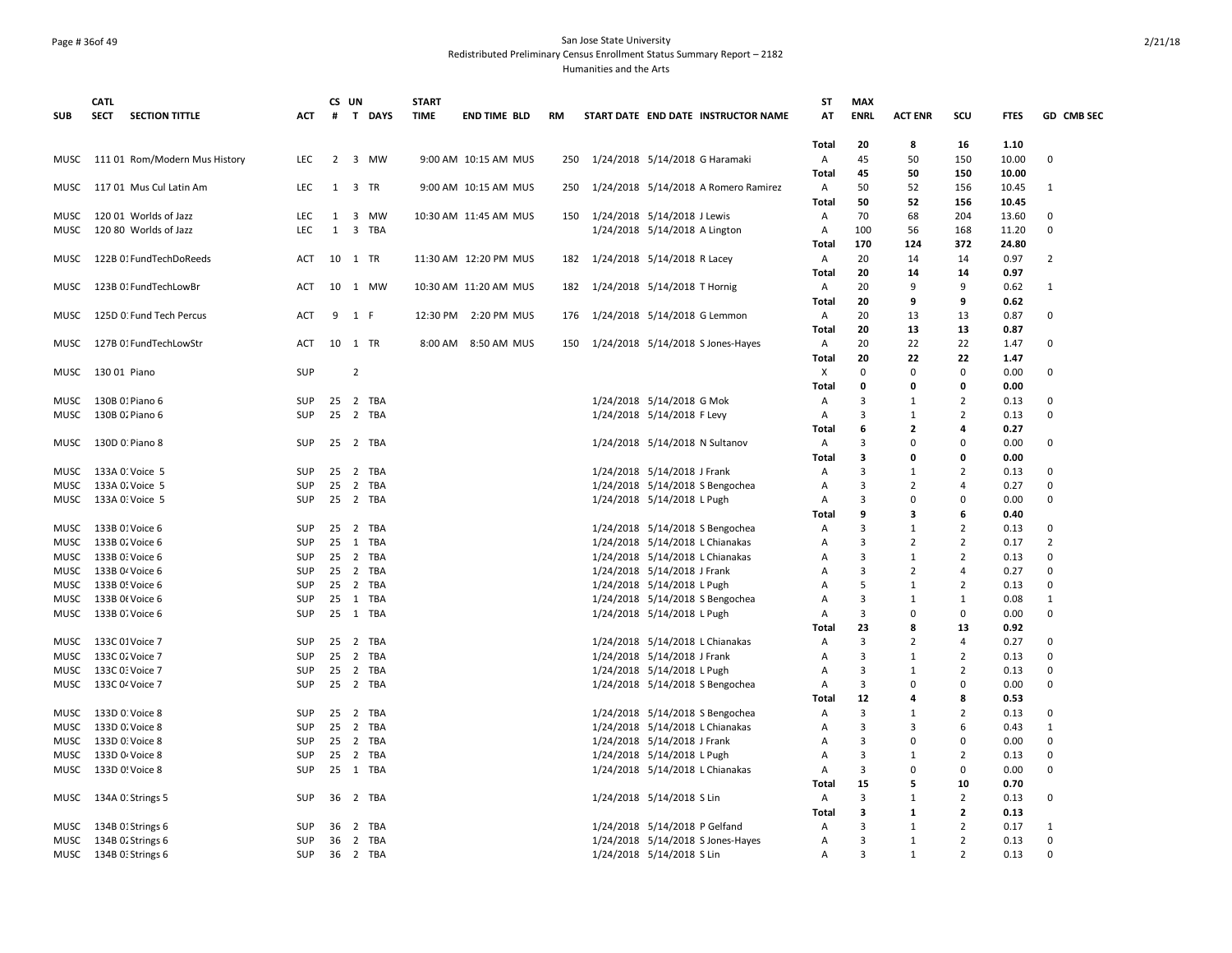# San Jose State University
## Redistributed Preliminary Census Enrollment Status Summary Report – 2182
### Humanities and the Arts

| SUB | CATL SECT | SECTION TITTLE | ACT | CS # | UN T | DAYS | START TIME | END TIME | BLD | RM | START DATE | END DATE | INSTRUCTOR NAME | ST AT | MAX ENRL | ACT ENR | SCU | FTES | GD CMB SEC |
|---|---|---|---|---|---|---|---|---|---|---|---|---|---|---|---|---|---|---|---|
| | | | | | | | | | | | | | | Total | 20 | 8 | 16 | 1.10 | |
| MUSC | 111 01 | Rom/Modern Mus History | LEC | 2 | 3 | MW | 9:00 AM | 10:15 AM | MUS | 250 | 1/24/2018 | 5/14/2018 | G Haramaki | A | 45 | 50 | 150 | 10.00 | 0 |
| | | | | | | | | | | | | | | Total | 45 | 50 | 150 | 10.00 | |
| MUSC | 117 01 | Mus Cul Latin Am | LEC | 1 | 3 | TR | 9:00 AM | 10:15 AM | MUS | 250 | 1/24/2018 | 5/14/2018 | A Romero Ramirez | A | 50 | 52 | 156 | 10.45 | 1 |
| | | | | | | | | | | | | | | Total | 50 | 52 | 156 | 10.45 | |
| MUSC | 120 01 | Worlds of Jazz | LEC | 1 | 3 | MW | 10:30 AM | 11:45 AM | MUS | 150 | 1/24/2018 | 5/14/2018 | J Lewis | A | 70 | 68 | 204 | 13.60 | 0 |
| MUSC | 120 80 | Worlds of Jazz | LEC | 1 | 3 | TBA | | | | | 1/24/2018 | 5/14/2018 | A Lington | A | 100 | 56 | 168 | 11.20 | 0 |
| | | | | | | | | | | | | | | Total | 170 | 124 | 372 | 24.80 | |
| MUSC | 122B 01 | FundTechDoReeds | ACT | 10 | 1 | TR | 11:30 AM | 12:20 PM | MUS | 182 | 1/24/2018 | 5/14/2018 | R Lacey | A | 20 | 14 | 14 | 0.97 | 2 |
| | | | | | | | | | | | | | | Total | 20 | 14 | 14 | 0.97 | |
| MUSC | 123B 01 | FundTechLowBr | ACT | 10 | 1 | MW | 10:30 AM | 11:20 AM | MUS | 182 | 1/24/2018 | 5/14/2018 | T Hornig | A | 20 | 9 | 9 | 0.62 | 1 |
| | | | | | | | | | | | | | | Total | 20 | 9 | 9 | 0.62 | |
| MUSC | 125D 01 | Fund Tech Percus | ACT | 9 | 1 | F | 12:30 PM | 2:20 PM | MUS | 176 | 1/24/2018 | 5/14/2018 | G Lemmon | A | 20 | 13 | 13 | 0.87 | 0 |
| | | | | | | | | | | | | | | Total | 20 | 13 | 13 | 0.87 | |
| MUSC | 127B 01 | FundTechLowStr | ACT | 10 | 1 | TR | 8:00 AM | 8:50 AM | MUS | 150 | 1/24/2018 | 5/14/2018 | S Jones-Hayes | A | 20 | 22 | 22 | 1.47 | 0 |
| | | | | | | | | | | | | | | Total | 20 | 22 | 22 | 1.47 | |
| MUSC | 130 01 | Piano | SUP | | 2 | | | | | | | | | X | 0 | 0 | 0 | 0.00 | 0 |
| | | | | | | | | | | | | | | Total | 0 | 0 | 0 | 0.00 | |
| MUSC | 130B 01 | Piano 6 | SUP | 25 | 2 | TBA | | | | | 1/24/2018 | 5/14/2018 | G Mok | A | 3 | 1 | 2 | 0.13 | 0 |
| MUSC | 130B 02 | Piano 6 | SUP | 25 | 2 | TBA | | | | | 1/24/2018 | 5/14/2018 | F Levy | A | 3 | 1 | 2 | 0.13 | 0 |
| | | | | | | | | | | | | | | Total | 6 | 2 | 4 | 0.27 | |
| MUSC | 130D 01 | Piano 8 | SUP | 25 | 2 | TBA | | | | | 1/24/2018 | 5/14/2018 | N Sultanov | A | 3 | 0 | 0 | 0.00 | 0 |
| | | | | | | | | | | | | | | Total | 3 | 0 | 0 | 0.00 | |
| MUSC | 133A 01 | Voice 5 | SUP | 25 | 2 | TBA | | | | | 1/24/2018 | 5/14/2018 | J Frank | A | 3 | 1 | 2 | 0.13 | 0 |
| MUSC | 133A 02 | Voice 5 | SUP | 25 | 2 | TBA | | | | | 1/24/2018 | 5/14/2018 | S Bengochea | A | 3 | 2 | 4 | 0.27 | 0 |
| MUSC | 133A 03 | Voice 5 | SUP | 25 | 2 | TBA | | | | | 1/24/2018 | 5/14/2018 | L Pugh | A | 3 | 0 | 0 | 0.00 | 0 |
| | | | | | | | | | | | | | | Total | 9 | 3 | 6 | 0.40 | |
| MUSC | 133B 01 | Voice 6 | SUP | 25 | 2 | TBA | | | | | 1/24/2018 | 5/14/2018 | S Bengochea | A | 3 | 1 | 2 | 0.13 | 0 |
| MUSC | 133B 02 | Voice 6 | SUP | 25 | 1 | TBA | | | | | 1/24/2018 | 5/14/2018 | L Chianakas | A | 3 | 2 | 2 | 0.17 | 2 |
| MUSC | 133B 03 | Voice 6 | SUP | 25 | 2 | TBA | | | | | 1/24/2018 | 5/14/2018 | L Chianakas | A | 3 | 1 | 2 | 0.13 | 0 |
| MUSC | 133B 04 | Voice 6 | SUP | 25 | 2 | TBA | | | | | 1/24/2018 | 5/14/2018 | J Frank | A | 3 | 2 | 4 | 0.27 | 0 |
| MUSC | 133B 05 | Voice 6 | SUP | 25 | 2 | TBA | | | | | 1/24/2018 | 5/14/2018 | L Pugh | A | 5 | 1 | 2 | 0.13 | 0 |
| MUSC | 133B 06 | Voice 6 | SUP | 25 | 1 | TBA | | | | | 1/24/2018 | 5/14/2018 | S Bengochea | A | 3 | 1 | 1 | 0.08 | 1 |
| MUSC | 133B 07 | Voice 6 | SUP | 25 | 1 | TBA | | | | | 1/24/2018 | 5/14/2018 | L Pugh | A | 3 | 0 | 0 | 0.00 | 0 |
| | | | | | | | | | | | | | | Total | 23 | 8 | 13 | 0.92 | |
| MUSC | 133C 01 | Voice 7 | SUP | 25 | 2 | TBA | | | | | 1/24/2018 | 5/14/2018 | L Chianakas | A | 3 | 2 | 4 | 0.27 | 0 |
| MUSC | 133C 02 | Voice 7 | SUP | 25 | 2 | TBA | | | | | 1/24/2018 | 5/14/2018 | J Frank | A | 3 | 1 | 2 | 0.13 | 0 |
| MUSC | 133C 03 | Voice 7 | SUP | 25 | 2 | TBA | | | | | 1/24/2018 | 5/14/2018 | L Pugh | A | 3 | 1 | 2 | 0.13 | 0 |
| MUSC | 133C 04 | Voice 7 | SUP | 25 | 2 | TBA | | | | | 1/24/2018 | 5/14/2018 | S Bengochea | A | 3 | 0 | 0 | 0.00 | 0 |
| | | | | | | | | | | | | | | Total | 12 | 4 | 8 | 0.53 | |
| MUSC | 133D 01 | Voice 8 | SUP | 25 | 2 | TBA | | | | | 1/24/2018 | 5/14/2018 | S Bengochea | A | 3 | 1 | 2 | 0.13 | 0 |
| MUSC | 133D 02 | Voice 8 | SUP | 25 | 2 | TBA | | | | | 1/24/2018 | 5/14/2018 | L Chianakas | A | 3 | 3 | 6 | 0.43 | 1 |
| MUSC | 133D 03 | Voice 8 | SUP | 25 | 2 | TBA | | | | | 1/24/2018 | 5/14/2018 | J Frank | A | 3 | 0 | 0 | 0.00 | 0 |
| MUSC | 133D 04 | Voice 8 | SUP | 25 | 2 | TBA | | | | | 1/24/2018 | 5/14/2018 | L Pugh | A | 3 | 1 | 2 | 0.13 | 0 |
| MUSC | 133D 05 | Voice 8 | SUP | 25 | 1 | TBA | | | | | 1/24/2018 | 5/14/2018 | L Chianakas | A | 3 | 0 | 0 | 0.00 | 0 |
| | | | | | | | | | | | | | | Total | 15 | 5 | 10 | 0.70 | |
| MUSC | 134A 01 | Strings 5 | SUP | 36 | 2 | TBA | | | | | 1/24/2018 | 5/14/2018 | S Lin | A | 3 | 1 | 2 | 0.13 | 0 |
| | | | | | | | | | | | | | | Total | 3 | 1 | 2 | 0.13 | |
| MUSC | 134B 01 | Strings 6 | SUP | 36 | 2 | TBA | | | | | 1/24/2018 | 5/14/2018 | P Gelfand | A | 3 | 1 | 2 | 0.17 | 1 |
| MUSC | 134B 02 | Strings 6 | SUP | 36 | 2 | TBA | | | | | 1/24/2018 | 5/14/2018 | S Jones-Hayes | A | 3 | 1 | 2 | 0.13 | 0 |
| MUSC | 134B 03 | Strings 6 | SUP | 36 | 2 | TBA | | | | | 1/24/2018 | 5/14/2018 | S Lin | A | 3 | 1 | 2 | 0.13 | 0 |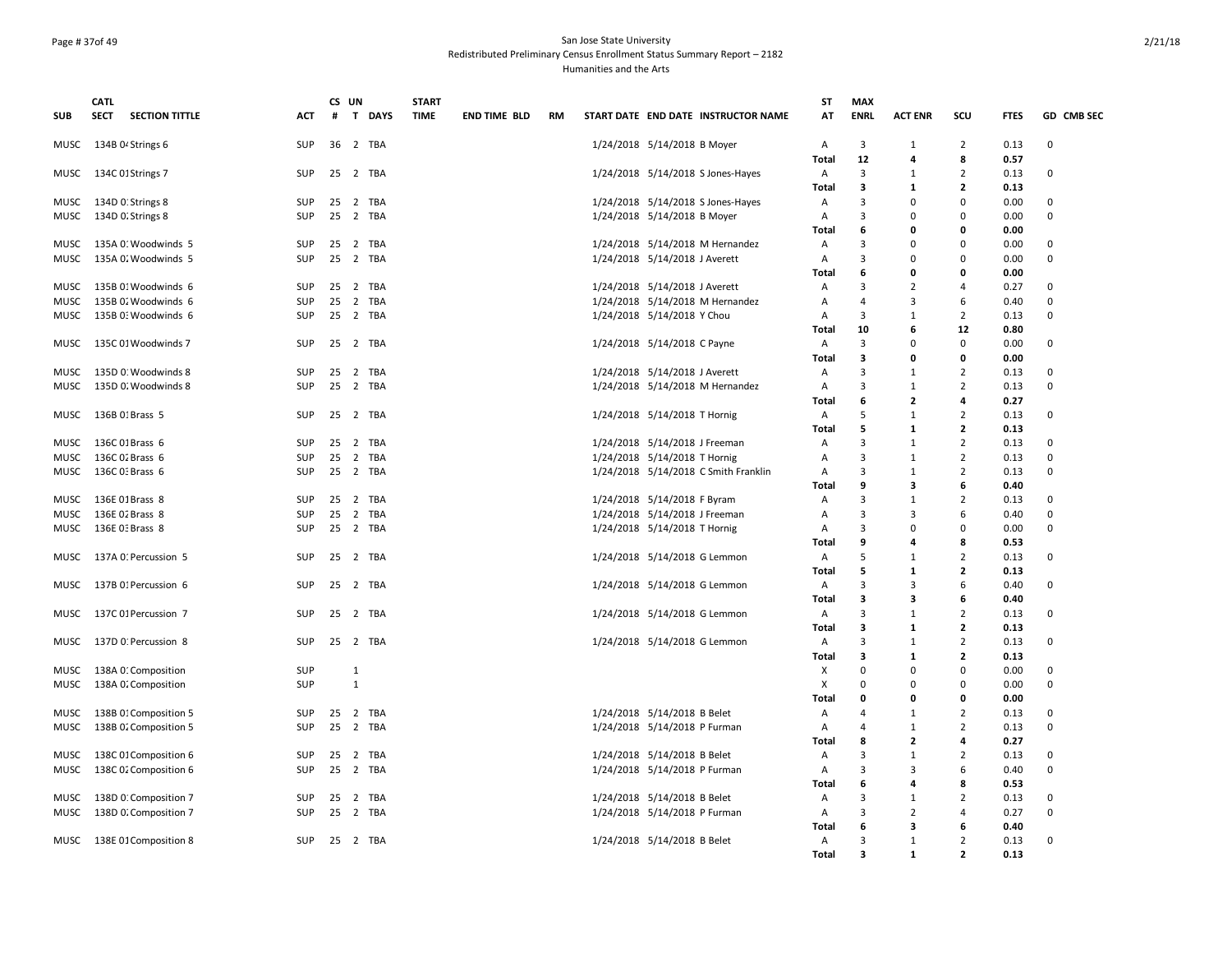| SUB | CATL SECT | SECTION TITTLE | ACT | CS # | UN T | DAYS | START TIME | END TIME | BLD | RM | START DATE | END DATE | INSTRUCTOR NAME | ST AT | MAX ENRL | ACT ENR | SCU | FTES | GD | CMB SEC |
|---|---|---|---|---|---|---|---|---|---|---|---|---|---|---|---|---|---|---|---|---|
| MUSC | 134B 04 | Strings 6 | SUP | 36 | 2 | TBA | | | | | 1/24/2018 | 5/14/2018 | B Moyer | A | 3 | 1 | 2 | 0.13 | 0 | |
| | | | | | | | | | | | | | | Total | 12 | 4 | 8 | 0.57 | | |
| MUSC | 134C 01 | Strings 7 | SUP | 25 | 2 | TBA | | | | | 1/24/2018 | 5/14/2018 | S Jones-Hayes | A | 3 | 1 | 2 | 0.13 | 0 | |
| | | | | | | | | | | | | | | Total | 3 | 1 | 2 | 0.13 | | |
| MUSC | 134D 01 | Strings 8 | SUP | 25 | 2 | TBA | | | | | 1/24/2018 | 5/14/2018 | S Jones-Hayes | A | 3 | 0 | 0 | 0.00 | 0 | |
| MUSC | 134D 02 | Strings 8 | SUP | 25 | 2 | TBA | | | | | 1/24/2018 | 5/14/2018 | B Moyer | A | 3 | 0 | 0 | 0.00 | 0 | |
| | | | | | | | | | | | | | | Total | 6 | 0 | 0 | 0.00 | | |
| MUSC | 135A 01 | Woodwinds 5 | SUP | 25 | 2 | TBA | | | | | 1/24/2018 | 5/14/2018 | M Hernandez | A | 3 | 0 | 0 | 0.00 | 0 | |
| MUSC | 135A 02 | Woodwinds 5 | SUP | 25 | 2 | TBA | | | | | 1/24/2018 | 5/14/2018 | J Averett | A | 3 | 0 | 0 | 0.00 | 0 | |
| | | | | | | | | | | | | | | Total | 6 | 0 | 0 | 0.00 | | |
| MUSC | 135B 01 | Woodwinds 6 | SUP | 25 | 2 | TBA | | | | | 1/24/2018 | 5/14/2018 | J Averett | A | 3 | 2 | 4 | 0.27 | 0 | |
| MUSC | 135B 02 | Woodwinds 6 | SUP | 25 | 2 | TBA | | | | | 1/24/2018 | 5/14/2018 | M Hernandez | A | 4 | 3 | 6 | 0.40 | 0 | |
| MUSC | 135B 03 | Woodwinds 6 | SUP | 25 | 2 | TBA | | | | | 1/24/2018 | 5/14/2018 | Y Chou | A | 3 | 1 | 2 | 0.13 | 0 | |
| | | | | | | | | | | | | | | Total | 10 | 6 | 12 | 0.80 | | |
| MUSC | 135C 01 | Woodwinds 7 | SUP | 25 | 2 | TBA | | | | | 1/24/2018 | 5/14/2018 | C Payne | A | 3 | 0 | 0 | 0.00 | 0 | |
| | | | | | | | | | | | | | | Total | 3 | 0 | 0 | 0.00 | | |
| MUSC | 135D 01 | Woodwinds 8 | SUP | 25 | 2 | TBA | | | | | 1/24/2018 | 5/14/2018 | J Averett | A | 3 | 1 | 2 | 0.13 | 0 | |
| MUSC | 135D 02 | Woodwinds 8 | SUP | 25 | 2 | TBA | | | | | 1/24/2018 | 5/14/2018 | M Hernandez | A | 3 | 1 | 2 | 0.13 | 0 | |
| | | | | | | | | | | | | | | Total | 6 | 2 | 4 | 0.27 | | |
| MUSC | 136B 01 | Brass 5 | SUP | 25 | 2 | TBA | | | | | 1/24/2018 | 5/14/2018 | T Hornig | A | 5 | 1 | 2 | 0.13 | 0 | |
| | | | | | | | | | | | | | | Total | 5 | 1 | 2 | 0.13 | | |
| MUSC | 136C 01 | Brass 6 | SUP | 25 | 2 | TBA | | | | | 1/24/2018 | 5/14/2018 | J Freeman | A | 3 | 1 | 2 | 0.13 | 0 | |
| MUSC | 136C 02 | Brass 6 | SUP | 25 | 2 | TBA | | | | | 1/24/2018 | 5/14/2018 | T Hornig | A | 3 | 1 | 2 | 0.13 | 0 | |
| MUSC | 136C 03 | Brass 6 | SUP | 25 | 2 | TBA | | | | | 1/24/2018 | 5/14/2018 | C Smith Franklin | A | 3 | 1 | 2 | 0.13 | 0 | |
| | | | | | | | | | | | | | | Total | 9 | 3 | 6 | 0.40 | | |
| MUSC | 136E 01 | Brass 8 | SUP | 25 | 2 | TBA | | | | | 1/24/2018 | 5/14/2018 | F Byram | A | 3 | 1 | 2 | 0.13 | 0 | |
| MUSC | 136E 02 | Brass 8 | SUP | 25 | 2 | TBA | | | | | 1/24/2018 | 5/14/2018 | J Freeman | A | 3 | 3 | 6 | 0.40 | 0 | |
| MUSC | 136E 03 | Brass 8 | SUP | 25 | 2 | TBA | | | | | 1/24/2018 | 5/14/2018 | T Hornig | A | 3 | 0 | 0 | 0.00 | 0 | |
| | | | | | | | | | | | | | | Total | 9 | 4 | 8 | 0.53 | | |
| MUSC | 137A 01 | Percussion 5 | SUP | 25 | 2 | TBA | | | | | 1/24/2018 | 5/14/2018 | G Lemmon | A | 5 | 1 | 2 | 0.13 | 0 | |
| | | | | | | | | | | | | | | Total | 5 | 1 | 2 | 0.13 | | |
| MUSC | 137B 01 | Percussion 6 | SUP | 25 | 2 | TBA | | | | | 1/24/2018 | 5/14/2018 | G Lemmon | A | 3 | 3 | 6 | 0.40 | 0 | |
| | | | | | | | | | | | | | | Total | 3 | 3 | 6 | 0.40 | | |
| MUSC | 137C 01 | Percussion 7 | SUP | 25 | 2 | TBA | | | | | 1/24/2018 | 5/14/2018 | G Lemmon | A | 3 | 1 | 2 | 0.13 | 0 | |
| | | | | | | | | | | | | | | Total | 3 | 1 | 2 | 0.13 | | |
| MUSC | 137D 01 | Percussion 8 | SUP | 25 | 2 | TBA | | | | | 1/24/2018 | 5/14/2018 | G Lemmon | A | 3 | 1 | 2 | 0.13 | 0 | |
| | | | | | | | | | | | | | | Total | 3 | 1 | 2 | 0.13 | | |
| MUSC | 138A 01 | Composition | SUP | | 1 | | | | | | | | | X | 0 | 0 | 0 | 0.00 | 0 | |
| MUSC | 138A 02 | Composition | SUP | | 1 | | | | | | | | | X | 0 | 0 | 0 | 0.00 | 0 | |
| | | | | | | | | | | | | | | Total | 0 | 0 | 0 | 0.00 | | |
| MUSC | 138B 01 | Composition 5 | SUP | 25 | 2 | TBA | | | | | 1/24/2018 | 5/14/2018 | B Belet | A | 4 | 1 | 2 | 0.13 | 0 | |
| MUSC | 138B 02 | Composition 5 | SUP | 25 | 2 | TBA | | | | | 1/24/2018 | 5/14/2018 | P Furman | A | 4 | 1 | 2 | 0.13 | 0 | |
| | | | | | | | | | | | | | | Total | 8 | 2 | 4 | 0.27 | | |
| MUSC | 138C 01 | Composition 6 | SUP | 25 | 2 | TBA | | | | | 1/24/2018 | 5/14/2018 | B Belet | A | 3 | 1 | 2 | 0.13 | 0 | |
| MUSC | 138C 02 | Composition 6 | SUP | 25 | 2 | TBA | | | | | 1/24/2018 | 5/14/2018 | P Furman | A | 3 | 3 | 6 | 0.40 | 0 | |
| | | | | | | | | | | | | | | Total | 6 | 4 | 8 | 0.53 | | |
| MUSC | 138D 01 | Composition 7 | SUP | 25 | 2 | TBA | | | | | 1/24/2018 | 5/14/2018 | B Belet | A | 3 | 1 | 2 | 0.13 | 0 | |
| MUSC | 138D 02 | Composition 7 | SUP | 25 | 2 | TBA | | | | | 1/24/2018 | 5/14/2018 | P Furman | A | 3 | 2 | 4 | 0.27 | 0 | |
| | | | | | | | | | | | | | | Total | 6 | 3 | 6 | 0.40 | | |
| MUSC | 138E 01 | Composition 8 | SUP | 25 | 2 | TBA | | | | | 1/24/2018 | 5/14/2018 | B Belet | A | 3 | 1 | 2 | 0.13 | 0 | |
| | | | | | | | | | | | | | | Total | 3 | 1 | 2 | 0.13 | | |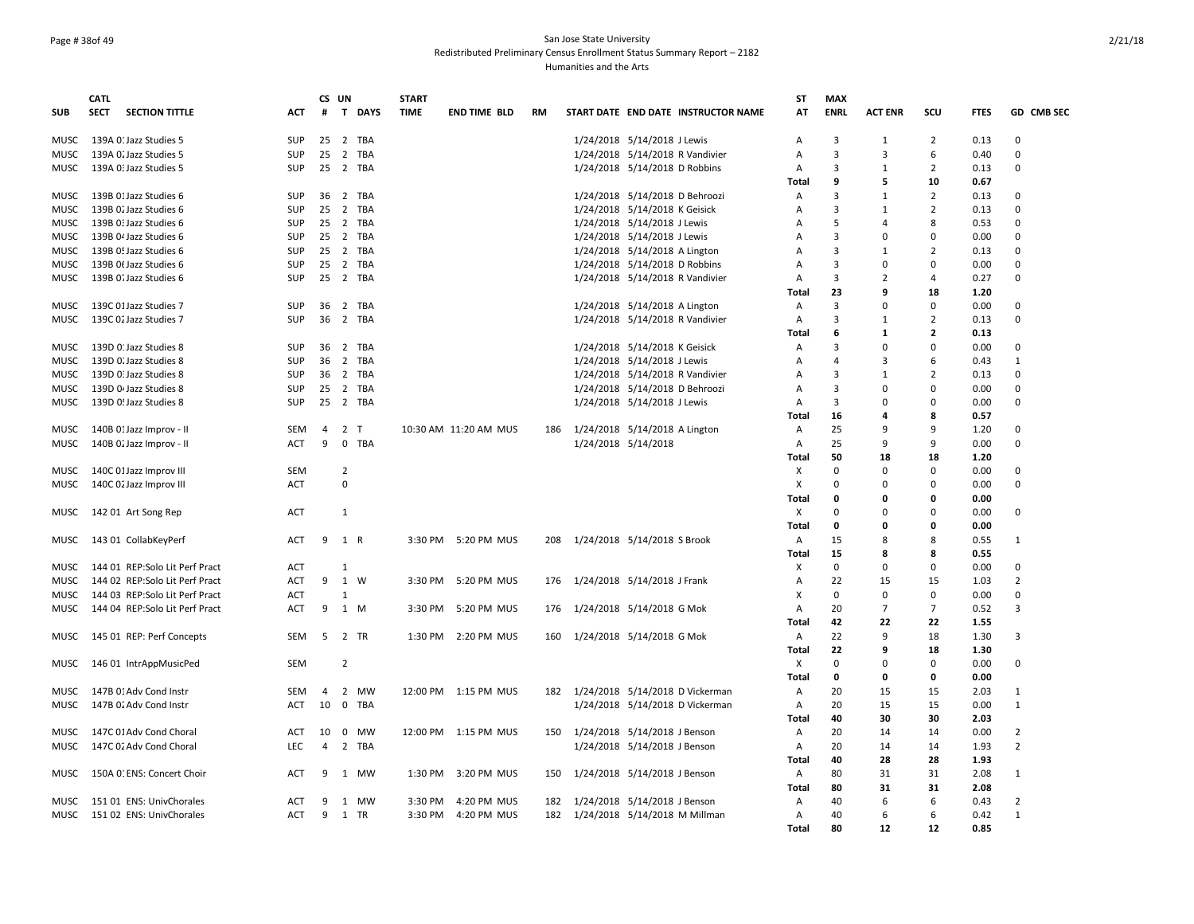San Jose State University
Redistributed Preliminary Census Enrollment Status Summary Report – 2182
Humanities and the Arts

| SUB | CATL SECT | SECTION TITTLE | ACT | CS # | UN T | DAYS | START TIME | END TIME | BLD | RM | START DATE | END DATE | INSTRUCTOR NAME | ST AT | MAX ENRL | ACT ENR | SCU | FTES | GD | CMB SEC |
|---|---|---|---|---|---|---|---|---|---|---|---|---|---|---|---|---|---|---|---|---|
| MUSC | 139A 0: | Jazz Studies 5 | SUP | 25 | 2 | TBA | | | | | 1/24/2018 | 5/14/2018 | J Lewis | A | 3 | 1 | 2 | 0.13 | 0 | |
| MUSC | 139A 0: | Jazz Studies 5 | SUP | 25 | 2 | TBA | | | | | 1/24/2018 | 5/14/2018 | R Vandivier | A | 3 | 3 | 6 | 0.40 | 0 | |
| MUSC | 139A 0: | Jazz Studies 5 | SUP | 25 | 2 | TBA | | | | | 1/24/2018 | 5/14/2018 | D Robbins | A | 3 | 1 | 2 | 0.13 | 0 | |
| | | | | | | | | | | | | | | Total | 9 | 5 | 10 | 0.67 | | |
| MUSC | 139B 0: | Jazz Studies 6 | SUP | 36 | 2 | TBA | | | | | 1/24/2018 | 5/14/2018 | D Behroozi | A | 3 | 1 | 2 | 0.13 | 0 | |
| MUSC | 139B 0: | Jazz Studies 6 | SUP | 25 | 2 | TBA | | | | | 1/24/2018 | 5/14/2018 | K Geisick | A | 3 | 1 | 2 | 0.13 | 0 | |
| MUSC | 139B 0: | Jazz Studies 6 | SUP | 25 | 2 | TBA | | | | | 1/24/2018 | 5/14/2018 | J Lewis | A | 5 | 4 | 8 | 0.53 | 0 | |
| MUSC | 139B 0 | Jazz Studies 6 | SUP | 25 | 2 | TBA | | | | | 1/24/2018 | 5/14/2018 | J Lewis | A | 3 | 0 | 0 | 0.00 | 0 | |
| MUSC | 139B 0! | Jazz Studies 6 | SUP | 25 | 2 | TBA | | | | | 1/24/2018 | 5/14/2018 | A Lington | A | 3 | 1 | 2 | 0.13 | 0 | |
| MUSC | 139B 0( | Jazz Studies 6 | SUP | 25 | 2 | TBA | | | | | 1/24/2018 | 5/14/2018 | D Robbins | A | 3 | 0 | 0 | 0.00 | 0 | |
| MUSC | 139B 0: | Jazz Studies 6 | SUP | 25 | 2 | TBA | | | | | 1/24/2018 | 5/14/2018 | R Vandivier | A | 3 | 2 | 4 | 0.27 | 0 | |
| | | | | | | | | | | | | | | Total | 23 | 9 | 18 | 1.20 | | |
| MUSC | 139C 01 | Jazz Studies 7 | SUP | 36 | 2 | TBA | | | | | 1/24/2018 | 5/14/2018 | A Lington | A | 3 | 0 | 0 | 0.00 | 0 | |
| MUSC | 139C 02 | Jazz Studies 7 | SUP | 36 | 2 | TBA | | | | | 1/24/2018 | 5/14/2018 | R Vandivier | A | 3 | 1 | 2 | 0.13 | 0 | |
| | | | | | | | | | | | | | | Total | 6 | 1 | 2 | 0.13 | | |
| MUSC | 139D 0: | Jazz Studies 8 | SUP | 36 | 2 | TBA | | | | | 1/24/2018 | 5/14/2018 | K Geisick | A | 3 | 0 | 0 | 0.00 | 0 | |
| MUSC | 139D 0: | Jazz Studies 8 | SUP | 36 | 2 | TBA | | | | | 1/24/2018 | 5/14/2018 | J Lewis | A | 4 | 3 | 6 | 0.43 | 1 | |
| MUSC | 139D 0: | Jazz Studies 8 | SUP | 36 | 2 | TBA | | | | | 1/24/2018 | 5/14/2018 | R Vandivier | A | 3 | 1 | 2 | 0.13 | 0 | |
| MUSC | 139D 0 | Jazz Studies 8 | SUP | 25 | 2 | TBA | | | | | 1/24/2018 | 5/14/2018 | D Behroozi | A | 3 | 0 | 0 | 0.00 | 0 | |
| MUSC | 139D 0! | Jazz Studies 8 | SUP | 25 | 2 | TBA | | | | | 1/24/2018 | 5/14/2018 | J Lewis | A | 3 | 0 | 0 | 0.00 | 0 | |
| | | | | | | | | | | | | | | Total | 16 | 4 | 8 | 0.57 | | |
| MUSC | 140B 01 | Jazz Improv - II | SEM | 4 | 2 | T | 10:30 AM | 11:20 AM | MUS | 186 | 1/24/2018 | 5/14/2018 | A Lington | A | 25 | 9 | 9 | 1.20 | 0 | |
| MUSC | 140B 02 | Jazz Improv - II | ACT | 9 | 0 | TBA | | | | | 1/24/2018 | 5/14/2018 | | A | 25 | 9 | 9 | 0.00 | 0 | |
| | | | | | | | | | | | | | | Total | 50 | 18 | 18 | 1.20 | | |
| MUSC | 140C 01 | Jazz Improv III | SEM | | 2 | | | | | | | | | X | 0 | 0 | 0 | 0.00 | 0 | |
| MUSC | 140C 02 | Jazz Improv III | ACT | | 0 | | | | | | | | | X | 0 | 0 | 0 | 0.00 | 0 | |
| | | | | | | | | | | | | | | Total | 0 | 0 | 0 | 0.00 | | |
| MUSC | 142 01 | Art Song Rep | ACT | | 1 | | | | | | | | | X | 0 | 0 | 0 | 0.00 | 0 | |
| | | | | | | | | | | | | | | Total | 0 | 0 | 0 | 0.00 | | |
| MUSC | 143 01 | CollabKeyPerf | ACT | 9 | 1 | R | 3:30 PM | 5:20 PM | MUS | 208 | 1/24/2018 | 5/14/2018 | S Brook | A | 15 | 8 | 8 | 0.55 | 1 | |
| | | | | | | | | | | | | | | Total | 15 | 8 | 8 | 0.55 | | |
| MUSC | 144 01 | REP:Solo Lit Perf Pract | ACT | | 1 | | | | | | | | | X | 0 | 0 | 0 | 0.00 | 0 | |
| MUSC | 144 02 | REP:Solo Lit Perf Pract | ACT | 9 | 1 | W | 3:30 PM | 5:20 PM | MUS | 176 | 1/24/2018 | 5/14/2018 | J Frank | A | 22 | 15 | 15 | 1.03 | 2 | |
| MUSC | 144 03 | REP:Solo Lit Perf Pract | ACT | | 1 | | | | | | | | | X | 0 | 0 | 0 | 0.00 | 0 | |
| MUSC | 144 04 | REP:Solo Lit Perf Pract | ACT | 9 | 1 | M | 3:30 PM | 5:20 PM | MUS | 176 | 1/24/2018 | 5/14/2018 | G Mok | A | 20 | 7 | 7 | 0.52 | 3 | |
| | | | | | | | | | | | | | | Total | 42 | 22 | 22 | 1.55 | | |
| MUSC | 145 01 | REP: Perf Concepts | SEM | 5 | 2 | TR | 1:30 PM | 2:20 PM | MUS | 160 | 1/24/2018 | 5/14/2018 | G Mok | A | 22 | 9 | 18 | 1.30 | 3 | |
| | | | | | | | | | | | | | | Total | 22 | 9 | 18 | 1.30 | | |
| MUSC | 146 01 | IntrAppMusicPed | SEM | | 2 | | | | | | | | | X | 0 | 0 | 0 | 0.00 | 0 | |
| | | | | | | | | | | | | | | Total | 0 | 0 | 0 | 0.00 | | |
| MUSC | 147B 01 | Adv Cond Instr | SEM | 4 | 2 | MW | 12:00 PM | 1:15 PM | MUS | 182 | 1/24/2018 | 5/14/2018 | D Vickerman | A | 20 | 15 | 15 | 2.03 | 1 | |
| MUSC | 147B 02 | Adv Cond Instr | ACT | 10 | 0 | TBA | | | | | 1/24/2018 | 5/14/2018 | D Vickerman | A | 20 | 15 | 15 | 0.00 | 1 | |
| | | | | | | | | | | | | | | Total | 40 | 30 | 30 | 2.03 | | |
| MUSC | 147C 01 | Adv Cond Choral | ACT | 10 | 0 | MW | 12:00 PM | 1:15 PM | MUS | 150 | 1/24/2018 | 5/14/2018 | J Benson | A | 20 | 14 | 14 | 0.00 | 2 | |
| MUSC | 147C 02 | Adv Cond Choral | LEC | 4 | 2 | TBA | | | | | 1/24/2018 | 5/14/2018 | J Benson | A | 20 | 14 | 14 | 1.93 | 2 | |
| | | | | | | | | | | | | | | Total | 40 | 28 | 28 | 1.93 | | |
| MUSC | 150A 0: | ENS: Concert Choir | ACT | 9 | 1 | MW | 1:30 PM | 3:20 PM | MUS | 150 | 1/24/2018 | 5/14/2018 | J Benson | A | 80 | 31 | 31 | 2.08 | 1 | |
| | | | | | | | | | | | | | | Total | 80 | 31 | 31 | 2.08 | | |
| MUSC | 151 01 | ENS: UnivChorales | ACT | 9 | 1 | MW | 3:30 PM | 4:20 PM | MUS | 182 | 1/24/2018 | 5/14/2018 | J Benson | A | 40 | 6 | 6 | 0.43 | 2 | |
| MUSC | 151 02 | ENS: UnivChorales | ACT | 9 | 1 | TR | 3:30 PM | 4:20 PM | MUS | 182 | 1/24/2018 | 5/14/2018 | M Millman | A | 40 | 6 | 6 | 0.42 | 1 | |
| | | | | | | | | | | | | | | Total | 80 | 12 | 12 | 0.85 | | |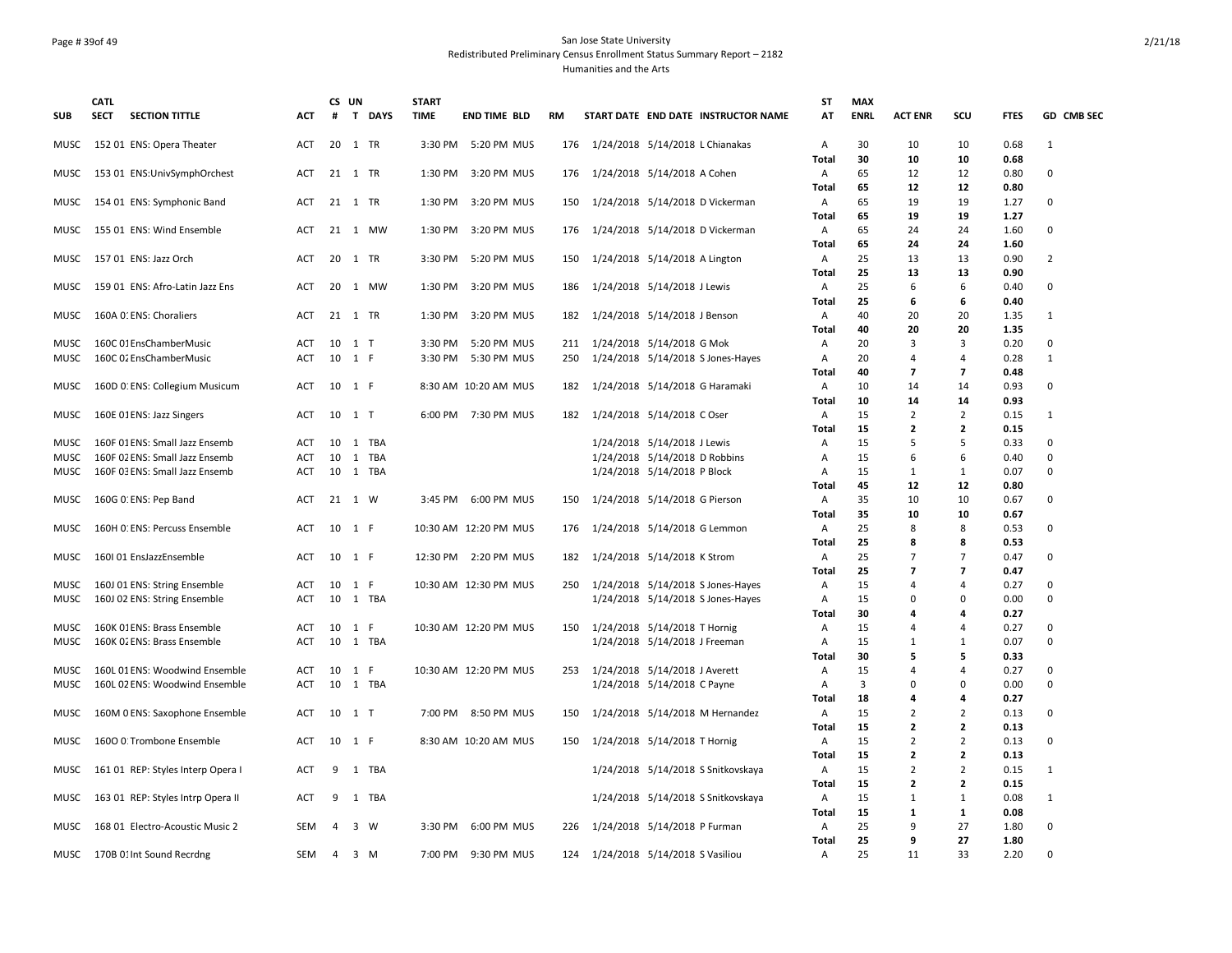San Jose State University
Redistributed Preliminary Census Enrollment Status Summary Report – 2182
Humanities and the Arts

| SUB | CATL SECT | SECTION TITTLE | ACT | CS # | UN T | DAYS | START TIME | END TIME | BLD | RM | START DATE | END DATE | INSTRUCTOR NAME | ST AT | MAX ENRL | ACT ENR | SCU | FTES | GD | CMB SEC |
|---|---|---|---|---|---|---|---|---|---|---|---|---|---|---|---|---|---|---|---|---|
| MUSC | 152 01 | ENS: Opera Theater | ACT | 20 | 1 | TR | 3:30 PM | 5:20 PM | MUS | 176 | 1/24/2018 | 5/14/2018 | L Chianakas | A | 30 | 10 | 10 | 0.68 | 1 | |
| | | | | | | | | | | | | | | **Total** | **30** | **10** | **10** | **0.68** | | |
| MUSC | 153 01 | ENS:UnivSymphOrchest | ACT | 21 | 1 | TR | 1:30 PM | 3:20 PM | MUS | 176 | 1/24/2018 | 5/14/2018 | A Cohen | A | 65 | 12 | 12 | 0.80 | 0 | |
| | | | | | | | | | | | | | | **Total** | **65** | **12** | **12** | **0.80** | | |
| MUSC | 154 01 | ENS: Symphonic Band | ACT | 21 | 1 | TR | 1:30 PM | 3:20 PM | MUS | 150 | 1/24/2018 | 5/14/2018 | D Vickerman | A | 65 | 19 | 19 | 1.27 | 0 | |
| | | | | | | | | | | | | | | **Total** | **65** | **19** | **19** | **1.27** | | |
| MUSC | 155 01 | ENS: Wind Ensemble | ACT | 21 | 1 | MW | 1:30 PM | 3:20 PM | MUS | 176 | 1/24/2018 | 5/14/2018 | D Vickerman | A | 65 | 24 | 24 | 1.60 | 0 | |
| | | | | | | | | | | | | | | **Total** | **65** | **24** | **24** | **1.60** | | |
| MUSC | 157 01 | ENS: Jazz Orch | ACT | 20 | 1 | TR | 3:30 PM | 5:20 PM | MUS | 150 | 1/24/2018 | 5/14/2018 | A Lington | A | 25 | 13 | 13 | 0.90 | 2 | |
| | | | | | | | | | | | | | | **Total** | **25** | **13** | **13** | **0.90** | | |
| MUSC | 159 01 | ENS: Afro-Latin Jazz Ens | ACT | 20 | 1 | MW | 1:30 PM | 3:20 PM | MUS | 186 | 1/24/2018 | 5/14/2018 | J Lewis | A | 25 | 6 | 6 | 0.40 | 0 | |
| | | | | | | | | | | | | | | **Total** | **25** | **6** | **6** | **0.40** | | |
| MUSC | 160A 01 | ENS: Choraliers | ACT | 21 | 1 | TR | 1:30 PM | 3:20 PM | MUS | 182 | 1/24/2018 | 5/14/2018 | J Benson | A | 40 | 20 | 20 | 1.35 | 1 | |
| | | | | | | | | | | | | | | **Total** | **40** | **20** | **20** | **1.35** | | |
| MUSC | 160C 01 | EnsChamberMusic | ACT | 10 | 1 | T | 3:30 PM | 5:20 PM | MUS | 211 | 1/24/2018 | 5/14/2018 | G Mok | A | 20 | 3 | 3 | 0.20 | 0 | |
| MUSC | 160C 02 | EnsChamberMusic | ACT | 10 | 1 | F | 3:30 PM | 5:30 PM | MUS | 250 | 1/24/2018 | 5/14/2018 | S Jones-Hayes | A | 20 | 4 | 4 | 0.28 | 1 | |
| | | | | | | | | | | | | | | **Total** | **40** | **7** | **7** | **0.48** | | |
| MUSC | 160D 01 | ENS: Collegium Musicum | ACT | 10 | 1 | F | 8:30 AM | 10:20 AM | MUS | 182 | 1/24/2018 | 5/14/2018 | G Haramaki | A | 10 | 14 | 14 | 0.93 | 0 | |
| | | | | | | | | | | | | | | **Total** | **10** | **14** | **14** | **0.93** | | |
| MUSC | 160E 01 | ENS: Jazz Singers | ACT | 10 | 1 | T | 6:00 PM | 7:30 PM | MUS | 182 | 1/24/2018 | 5/14/2018 | C Oser | A | 15 | 2 | 2 | 0.15 | 1 | |
| | | | | | | | | | | | | | | **Total** | **15** | **2** | **2** | **0.15** | | |
| MUSC | 160F 01 | ENS: Small Jazz Ensemb | ACT | 10 | 1 | TBA | | | | | 1/24/2018 | 5/14/2018 | J Lewis | A | 15 | 5 | 5 | 0.33 | 0 | |
| MUSC | 160F 02 | ENS: Small Jazz Ensemb | ACT | 10 | 1 | TBA | | | | | 1/24/2018 | 5/14/2018 | D Robbins | A | 15 | 6 | 6 | 0.40 | 0 | |
| MUSC | 160F 03 | ENS: Small Jazz Ensemb | ACT | 10 | 1 | TBA | | | | | 1/24/2018 | 5/14/2018 | P Block | A | 15 | 1 | 1 | 0.07 | 0 | |
| | | | | | | | | | | | | | | **Total** | **45** | **12** | **12** | **0.80** | | |
| MUSC | 160G 01 | ENS: Pep Band | ACT | 21 | 1 | W | 3:45 PM | 6:00 PM | MUS | 150 | 1/24/2018 | 5/14/2018 | G Pierson | A | 35 | 10 | 10 | 0.67 | 0 | |
| | | | | | | | | | | | | | | **Total** | **35** | **10** | **10** | **0.67** | | |
| MUSC | 160H 01 | ENS: Percuss Ensemble | ACT | 10 | 1 | F | 10:30 AM | 12:20 PM | MUS | 176 | 1/24/2018 | 5/14/2018 | G Lemmon | A | 25 | 8 | 8 | 0.53 | 0 | |
| | | | | | | | | | | | | | | **Total** | **25** | **8** | **8** | **0.53** | | |
| MUSC | 160I 01 | EnsJazzEnsemble | ACT | 10 | 1 | F | 12:30 PM | 2:20 PM | MUS | 182 | 1/24/2018 | 5/14/2018 | K Strom | A | 25 | 7 | 7 | 0.47 | 0 | |
| | | | | | | | | | | | | | | **Total** | **25** | **7** | **7** | **0.47** | | |
| MUSC | 160J 01 | ENS: String Ensemble | ACT | 10 | 1 | F | 10:30 AM | 12:30 PM | MUS | 250 | 1/24/2018 | 5/14/2018 | S Jones-Hayes | A | 15 | 4 | 4 | 0.27 | 0 | |
| MUSC | 160J 02 | ENS: String Ensemble | ACT | 10 | 1 | TBA | | | | | 1/24/2018 | 5/14/2018 | S Jones-Hayes | A | 15 | 0 | 0 | 0.00 | 0 | |
| | | | | | | | | | | | | | | **Total** | **30** | **4** | **4** | **0.27** | | |
| MUSC | 160K 01 | ENS: Brass Ensemble | ACT | 10 | 1 | F | 10:30 AM | 12:20 PM | MUS | 150 | 1/24/2018 | 5/14/2018 | T Hornig | A | 15 | 4 | 4 | 0.27 | 0 | |
| MUSC | 160K 02 | ENS: Brass Ensemble | ACT | 10 | 1 | TBA | | | | | 1/24/2018 | 5/14/2018 | J Freeman | A | 15 | 1 | 1 | 0.07 | 0 | |
| | | | | | | | | | | | | | | **Total** | **30** | **5** | **5** | **0.33** | | |
| MUSC | 160L 01 | ENS: Woodwind Ensemble | ACT | 10 | 1 | F | 10:30 AM | 12:20 PM | MUS | 253 | 1/24/2018 | 5/14/2018 | J Averett | A | 15 | 4 | 4 | 0.27 | 0 | |
| MUSC | 160L 02 | ENS: Woodwind Ensemble | ACT | 10 | 1 | TBA | | | | | 1/24/2018 | 5/14/2018 | C Payne | A | 3 | 0 | 0 | 0.00 | 0 | |
| | | | | | | | | | | | | | | **Total** | **18** | **4** | **4** | **0.27** | | |
| MUSC | 160M 01 | ENS: Saxophone Ensemble | ACT | 10 | 1 | T | 7:00 PM | 8:50 PM | MUS | 150 | 1/24/2018 | 5/14/2018 | M Hernandez | A | 15 | 2 | 2 | 0.13 | 0 | |
| | | | | | | | | | | | | | | **Total** | **15** | **2** | **2** | **0.13** | | |
| MUSC | 160O 01 | Trombone Ensemble | ACT | 10 | 1 | F | 8:30 AM | 10:20 AM | MUS | 150 | 1/24/2018 | 5/14/2018 | T Hornig | A | 15 | 2 | 2 | 0.13 | 0 | |
| | | | | | | | | | | | | | | **Total** | **15** | **2** | **2** | **0.13** | | |
| MUSC | 161 01 | REP: Styles Interp Opera I | ACT | 9 | 1 | TBA | | | | | 1/24/2018 | 5/14/2018 | S Snitkovskaya | A | 15 | 2 | 2 | 0.15 | 1 | |
| | | | | | | | | | | | | | | **Total** | **15** | **2** | **2** | **0.15** | | |
| MUSC | 163 01 | REP: Styles Intrp Opera II | ACT | 9 | 1 | TBA | | | | | 1/24/2018 | 5/14/2018 | S Snitkovskaya | A | 15 | 1 | 1 | 0.08 | 1 | |
| | | | | | | | | | | | | | | **Total** | **15** | **1** | **1** | **0.08** | | |
| MUSC | 168 01 | Electro-Acoustic Music 2 | SEM | 4 | 3 | W | 3:30 PM | 6:00 PM | MUS | 226 | 1/24/2018 | 5/14/2018 | P Furman | A | 25 | 9 | 27 | 1.80 | 0 | |
| | | | | | | | | | | | | | | **Total** | **25** | **9** | **27** | **1.80** | | |
| MUSC | 170B 01 | Int Sound Recrdng | SEM | 4 | 3 | M | 7:00 PM | 9:30 PM | MUS | 124 | 1/24/2018 | 5/14/2018 | S Vasiliou | A | 25 | 11 | 33 | 2.20 | 0 | |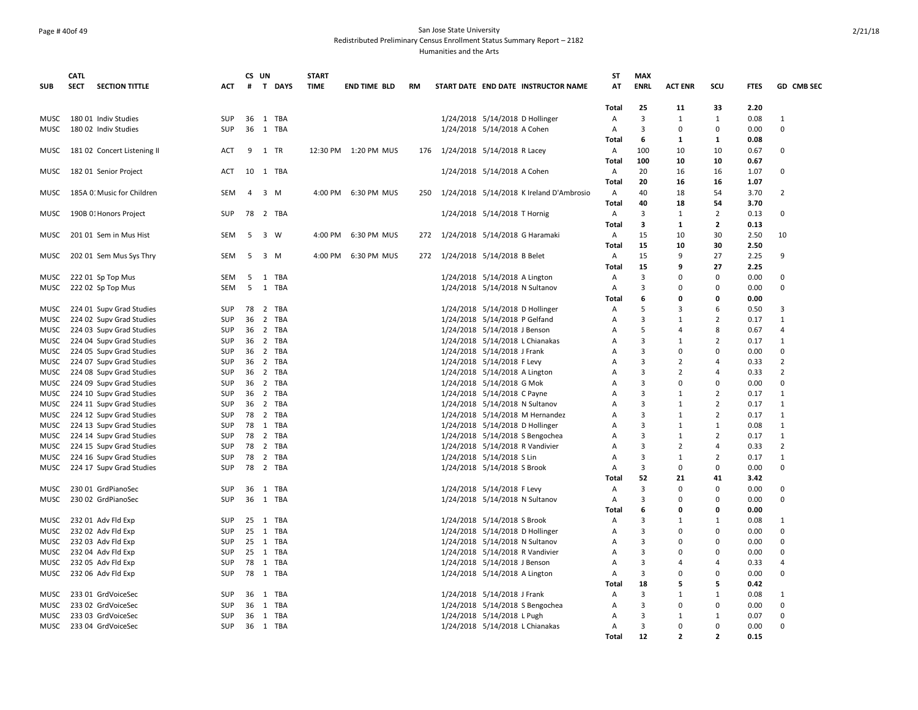San Jose State University
Redistributed Preliminary Census Enrollment Status Summary Report – 2182
Humanities and the Arts

| SUB | CATL SECT | SECTION TITTLE | ACT | CS # | UN T | DAYS | START TIME | END TIME | BLD | RM | START DATE | END DATE | INSTRUCTOR NAME | ST AT | MAX ENRL | ACT ENR | SCU | FTES | GD | CMB SEC |
|---|---|---|---|---|---|---|---|---|---|---|---|---|---|---|---|---|---|---|---|---|
| | | | | | | | | | | | | | | Total | 25 | 11 | 33 | 2.20 | | |
| MUSC | 180 01 | Indiv Studies | SUP | 36 | 1 | TBA | | | | | 1/24/2018 | 5/14/2018 | D Hollinger | A | 3 | 1 | 1 | 0.08 | 1 | |
| MUSC | 180 02 | Indiv Studies | SUP | 36 | 1 | TBA | | | | | 1/24/2018 | 5/14/2018 | A Cohen | A | 3 | 0 | 0 | 0.00 | 0 | |
| | | | | | | | | | | | | | | Total | 6 | 1 | 1 | 0.08 | | |
| MUSC | 181 02 | Concert Listening II | ACT | 9 | 1 | TR | 12:30 PM | 1:20 PM | MUS | 176 | 1/24/2018 | 5/14/2018 | R Lacey | A | 100 | 10 | 10 | 0.67 | 0 | |
| | | | | | | | | | | | | | | Total | 100 | 10 | 10 | 0.67 | | |
| MUSC | 182 01 | Senior Project | ACT | 10 | 1 | TBA | | | | | 1/24/2018 | 5/14/2018 | A Cohen | A | 20 | 16 | 16 | 1.07 | 0 | |
| | | | | | | | | | | | | | | Total | 20 | 16 | 16 | 1.07 | | |
| MUSC | 185A 01 | Music for Children | SEM | 4 | 3 | M | 4:00 PM | 6:30 PM | MUS | 250 | 1/24/2018 | 5/14/2018 | K Ireland D'Ambrosio | A | 40 | 18 | 54 | 3.70 | 2 | |
| | | | | | | | | | | | | | | Total | 40 | 18 | 54 | 3.70 | | |
| MUSC | 190B 01 | Honors Project | SUP | 78 | 2 | TBA | | | | | 1/24/2018 | 5/14/2018 | T Hornig | A | 3 | 1 | 2 | 0.13 | 0 | |
| | | | | | | | | | | | | | | Total | 3 | 1 | 2 | 0.13 | | |
| MUSC | 201 01 | Sem in Mus Hist | SEM | 5 | 3 | W | 4:00 PM | 6:30 PM | MUS | 272 | 1/24/2018 | 5/14/2018 | G Haramaki | A | 15 | 10 | 30 | 2.50 | 10 | |
| | | | | | | | | | | | | | | Total | 15 | 10 | 30 | 2.50 | | |
| MUSC | 202 01 | Sem Mus Sys Thry | SEM | 5 | 3 | M | 4:00 PM | 6:30 PM | MUS | 272 | 1/24/2018 | 5/14/2018 | B Belet | A | 15 | 9 | 27 | 2.25 | 9 | |
| | | | | | | | | | | | | | | Total | 15 | 9 | 27 | 2.25 | | |
| MUSC | 222 01 | Sp Top Mus | SEM | 5 | 1 | TBA | | | | | 1/24/2018 | 5/14/2018 | A Lington | A | 3 | 0 | 0 | 0.00 | 0 | |
| MUSC | 222 02 | Sp Top Mus | SEM | 5 | 1 | TBA | | | | | 1/24/2018 | 5/14/2018 | N Sultanov | A | 3 | 0 | 0 | 0.00 | 0 | |
| | | | | | | | | | | | | | | Total | 6 | 0 | 0 | 0.00 | | |
| MUSC | 224 01 | Supv Grad Studies | SUP | 78 | 2 | TBA | | | | | 1/24/2018 | 5/14/2018 | D Hollinger | A | 5 | 3 | 6 | 0.50 | 3 | |
| MUSC | 224 02 | Supv Grad Studies | SUP | 36 | 2 | TBA | | | | | 1/24/2018 | 5/14/2018 | P Gelfand | A | 3 | 1 | 2 | 0.17 | 1 | |
| MUSC | 224 03 | Supv Grad Studies | SUP | 36 | 2 | TBA | | | | | 1/24/2018 | 5/14/2018 | J Benson | A | 5 | 4 | 8 | 0.67 | 4 | |
| MUSC | 224 04 | Supv Grad Studies | SUP | 36 | 2 | TBA | | | | | 1/24/2018 | 5/14/2018 | L Chianakas | A | 3 | 1 | 2 | 0.17 | 1 | |
| MUSC | 224 05 | Supv Grad Studies | SUP | 36 | 2 | TBA | | | | | 1/24/2018 | 5/14/2018 | J Frank | A | 3 | 0 | 0 | 0.00 | 0 | |
| MUSC | 224 07 | Supv Grad Studies | SUP | 36 | 2 | TBA | | | | | 1/24/2018 | 5/14/2018 | F Levy | A | 3 | 2 | 4 | 0.33 | 2 | |
| MUSC | 224 08 | Supv Grad Studies | SUP | 36 | 2 | TBA | | | | | 1/24/2018 | 5/14/2018 | A Lington | A | 3 | 2 | 4 | 0.33 | 2 | |
| MUSC | 224 09 | Supv Grad Studies | SUP | 36 | 2 | TBA | | | | | 1/24/2018 | 5/14/2018 | G Mok | A | 3 | 0 | 0 | 0.00 | 0 | |
| MUSC | 224 10 | Supv Grad Studies | SUP | 36 | 2 | TBA | | | | | 1/24/2018 | 5/14/2018 | C Payne | A | 3 | 1 | 2 | 0.17 | 1 | |
| MUSC | 224 11 | Supv Grad Studies | SUP | 36 | 2 | TBA | | | | | 1/24/2018 | 5/14/2018 | N Sultanov | A | 3 | 1 | 2 | 0.17 | 1 | |
| MUSC | 224 12 | Supv Grad Studies | SUP | 78 | 2 | TBA | | | | | 1/24/2018 | 5/14/2018 | M Hernandez | A | 3 | 1 | 2 | 0.17 | 1 | |
| MUSC | 224 13 | Supv Grad Studies | SUP | 78 | 1 | TBA | | | | | 1/24/2018 | 5/14/2018 | D Hollinger | A | 3 | 1 | 1 | 0.08 | 1 | |
| MUSC | 224 14 | Supv Grad Studies | SUP | 78 | 2 | TBA | | | | | 1/24/2018 | 5/14/2018 | S Bengochea | A | 3 | 1 | 2 | 0.17 | 1 | |
| MUSC | 224 15 | Supv Grad Studies | SUP | 78 | 2 | TBA | | | | | 1/24/2018 | 5/14/2018 | R Vandivier | A | 3 | 2 | 4 | 0.33 | 2 | |
| MUSC | 224 16 | Supv Grad Studies | SUP | 78 | 2 | TBA | | | | | 1/24/2018 | 5/14/2018 | S Lin | A | 3 | 1 | 2 | 0.17 | 1 | |
| MUSC | 224 17 | Supv Grad Studies | SUP | 78 | 2 | TBA | | | | | 1/24/2018 | 5/14/2018 | S Brook | A | 3 | 0 | 0 | 0.00 | 0 | |
| | | | | | | | | | | | | | | Total | 52 | 21 | 41 | 3.42 | | |
| MUSC | 230 01 | GrdPianoSec | SUP | 36 | 1 | TBA | | | | | 1/24/2018 | 5/14/2018 | F Levy | A | 3 | 0 | 0 | 0.00 | 0 | |
| MUSC | 230 02 | GrdPianoSec | SUP | 36 | 1 | TBA | | | | | 1/24/2018 | 5/14/2018 | N Sultanov | A | 3 | 0 | 0 | 0.00 | 0 | |
| | | | | | | | | | | | | | | Total | 6 | 0 | 0 | 0.00 | | |
| MUSC | 232 01 | Adv Fld Exp | SUP | 25 | 1 | TBA | | | | | 1/24/2018 | 5/14/2018 | S Brook | A | 3 | 1 | 1 | 0.08 | 1 | |
| MUSC | 232 02 | Adv Fld Exp | SUP | 25 | 1 | TBA | | | | | 1/24/2018 | 5/14/2018 | D Hollinger | A | 3 | 0 | 0 | 0.00 | 0 | |
| MUSC | 232 03 | Adv Fld Exp | SUP | 25 | 1 | TBA | | | | | 1/24/2018 | 5/14/2018 | N Sultanov | A | 3 | 0 | 0 | 0.00 | 0 | |
| MUSC | 232 04 | Adv Fld Exp | SUP | 25 | 1 | TBA | | | | | 1/24/2018 | 5/14/2018 | R Vandivier | A | 3 | 0 | 0 | 0.00 | 0 | |
| MUSC | 232 05 | Adv Fld Exp | SUP | 78 | 1 | TBA | | | | | 1/24/2018 | 5/14/2018 | J Benson | A | 3 | 4 | 4 | 0.33 | 4 | |
| MUSC | 232 06 | Adv Fld Exp | SUP | 78 | 1 | TBA | | | | | 1/24/2018 | 5/14/2018 | A Lington | A | 3 | 0 | 0 | 0.00 | 0 | |
| | | | | | | | | | | | | | | Total | 18 | 5 | 5 | 0.42 | | |
| MUSC | 233 01 | GrdVoiceSec | SUP | 36 | 1 | TBA | | | | | 1/24/2018 | 5/14/2018 | J Frank | A | 3 | 1 | 1 | 0.08 | 1 | |
| MUSC | 233 02 | GrdVoiceSec | SUP | 36 | 1 | TBA | | | | | 1/24/2018 | 5/14/2018 | S Bengochea | A | 3 | 0 | 0 | 0.00 | 0 | |
| MUSC | 233 03 | GrdVoiceSec | SUP | 36 | 1 | TBA | | | | | 1/24/2018 | 5/14/2018 | L Pugh | A | 3 | 1 | 1 | 0.07 | 0 | |
| MUSC | 233 04 | GrdVoiceSec | SUP | 36 | 1 | TBA | | | | | 1/24/2018 | 5/14/2018 | L Chianakas | A | 3 | 0 | 0 | 0.00 | 0 | |
| | | | | | | | | | | | | | | Total | 12 | 2 | 2 | 0.15 | | |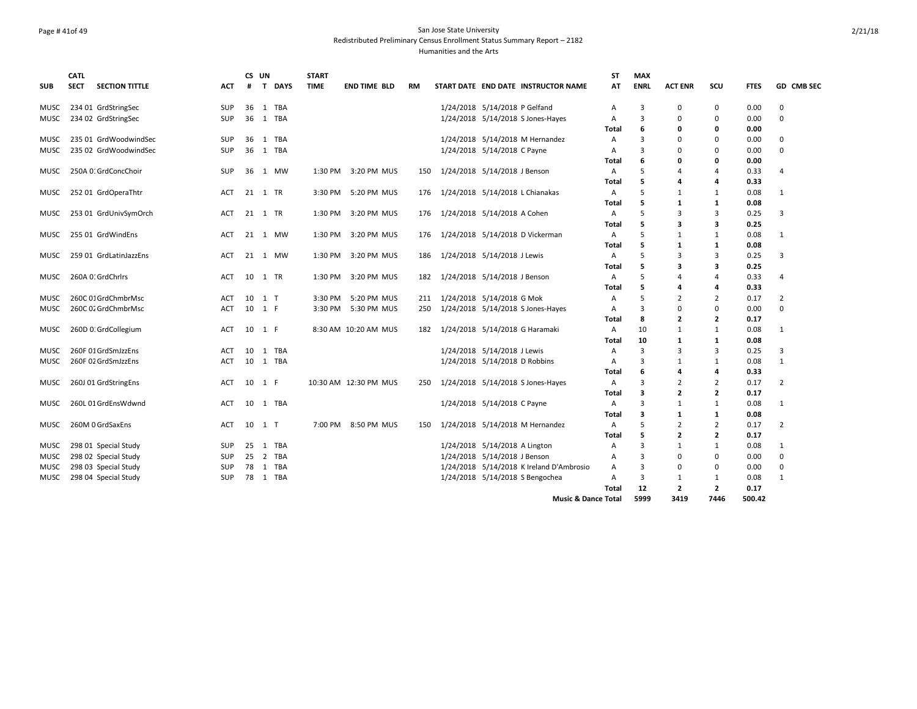# San Jose State University
## Redistributed Preliminary Census Enrollment Status Summary Report – 2182
### Humanities and the Arts

| SUB | CATL SECT | SECTION TITTLE | ACT | CS # | UN T | DAYS | START TIME | END TIME | BLD | RM | START DATE | END DATE | INSTRUCTOR NAME | ST AT | MAX ENRL | ACT ENR | SCU | FTES | GD | CMB SEC |
|---|---|---|---|---|---|---|---|---|---|---|---|---|---|---|---|---|---|---|---|---|
| MUSC | 234 01 | GrdStringSec | SUP | 36 | 1 | TBA | | | | | 1/24/2018 | 5/14/2018 | P Gelfand | A | 3 | 0 | 0 | 0.00 | 0 | |
| MUSC | 234 02 | GrdStringSec | SUP | 36 | 1 | TBA | | | | | 1/24/2018 | 5/14/2018 | S Jones-Hayes | A | 3 | 0 | 0 | 0.00 | 0 | |
| | | | | | | | | | | | | | | **Total** | **6** | **0** | **0** | **0.00** | | |
| MUSC | 235 01 | GrdWoodwindSec | SUP | 36 | 1 | TBA | | | | | 1/24/2018 | 5/14/2018 | M Hernandez | A | 3 | 0 | 0 | 0.00 | 0 | |
| MUSC | 235 02 | GrdWoodwindSec | SUP | 36 | 1 | TBA | | | | | 1/24/2018 | 5/14/2018 | C Payne | A | 3 | 0 | 0 | 0.00 | 0 | |
| | | | | | | | | | | | | | | **Total** | **6** | **0** | **0** | **0.00** | | |
| MUSC | 250A 01 | GrdConcChoir | SUP | 36 | 1 | MW | 1:30 PM | 3:20 PM | MUS | 150 | 1/24/2018 | 5/14/2018 | J Benson | A | 5 | 4 | 4 | 0.33 | 4 | |
| | | | | | | | | | | | | | | **Total** | **5** | **4** | **4** | **0.33** | | |
| MUSC | 252 01 | GrdOperaThtr | ACT | 21 | 1 | TR | 3:30 PM | 5:20 PM | MUS | 176 | 1/24/2018 | 5/14/2018 | L Chianakas | A | 5 | 1 | 1 | 0.08 | 1 | |
| | | | | | | | | | | | | | | **Total** | **5** | **1** | **1** | **0.08** | | |
| MUSC | 253 01 | GrdUnivSymOrch | ACT | 21 | 1 | TR | 1:30 PM | 3:20 PM | MUS | 176 | 1/24/2018 | 5/14/2018 | A Cohen | A | 5 | 3 | 3 | 0.25 | 3 | |
| | | | | | | | | | | | | | | **Total** | **5** | **3** | **3** | **0.25** | | |
| MUSC | 255 01 | GrdWindEns | ACT | 21 | 1 | MW | 1:30 PM | 3:20 PM | MUS | 176 | 1/24/2018 | 5/14/2018 | D Vickerman | A | 5 | 1 | 1 | 0.08 | 1 | |
| | | | | | | | | | | | | | | **Total** | **5** | **1** | **1** | **0.08** | | |
| MUSC | 259 01 | GrdLatinJazzEns | ACT | 21 | 1 | MW | 1:30 PM | 3:20 PM | MUS | 186 | 1/24/2018 | 5/14/2018 | J Lewis | A | 5 | 3 | 3 | 0.25 | 3 | |
| | | | | | | | | | | | | | | **Total** | **5** | **3** | **3** | **0.25** | | |
| MUSC | 260A 01 | GrdChrlrs | ACT | 10 | 1 | TR | 1:30 PM | 3:20 PM | MUS | 182 | 1/24/2018 | 5/14/2018 | J Benson | A | 5 | 4 | 4 | 0.33 | 4 | |
| | | | | | | | | | | | | | | **Total** | **5** | **4** | **4** | **0.33** | | |
| MUSC | 260C 01 | GrdChmbrMsc | ACT | 10 | 1 | T | 3:30 PM | 5:20 PM | MUS | 211 | 1/24/2018 | 5/14/2018 | G Mok | A | 5 | 2 | 2 | 0.17 | 2 | |
| MUSC | 260C 02 | GrdChmbrMsc | ACT | 10 | 1 | F | 3:30 PM | 5:30 PM | MUS | 250 | 1/24/2018 | 5/14/2018 | S Jones-Hayes | A | 3 | 0 | 0 | 0.00 | 0 | |
| | | | | | | | | | | | | | | **Total** | **8** | **2** | **2** | **0.17** | | |
| MUSC | 260D 01 | GrdCollegium | ACT | 10 | 1 | F | 8:30 AM | 10:20 AM | MUS | 182 | 1/24/2018 | 5/14/2018 | G Haramaki | A | 10 | 1 | 1 | 0.08 | 1 | |
| | | | | | | | | | | | | | | **Total** | **10** | **1** | **1** | **0.08** | | |
| MUSC | 260F 01 | GrdSmJzzEns | ACT | 10 | 1 | TBA | | | | | 1/24/2018 | 5/14/2018 | J Lewis | A | 3 | 3 | 3 | 0.25 | 3 | |
| MUSC | 260F 02 | GrdSmJzzEns | ACT | 10 | 1 | TBA | | | | | 1/24/2018 | 5/14/2018 | D Robbins | A | 3 | 1 | 1 | 0.08 | 1 | |
| | | | | | | | | | | | | | | **Total** | **6** | **4** | **4** | **0.33** | | |
| MUSC | 260J 01 | GrdStringEns | ACT | 10 | 1 | F | 10:30 AM | 12:30 PM | MUS | 250 | 1/24/2018 | 5/14/2018 | S Jones-Hayes | A | 3 | 2 | 2 | 0.17 | 2 | |
| | | | | | | | | | | | | | | **Total** | **3** | **2** | **2** | **0.17** | | |
| MUSC | 260L 01 | GrdEnsWdwnd | ACT | 10 | 1 | TBA | | | | | 1/24/2018 | 5/14/2018 | C Payne | A | 3 | 1 | 1 | 0.08 | 1 | |
| | | | | | | | | | | | | | | **Total** | **3** | **1** | **1** | **0.08** | | |
| MUSC | 260M 01 | GrdSaxEns | ACT | 10 | 1 | T | 7:00 PM | 8:50 PM | MUS | 150 | 1/24/2018 | 5/14/2018 | M Hernandez | A | 5 | 2 | 2 | 0.17 | 2 | |
| | | | | | | | | | | | | | | **Total** | **5** | **2** | **2** | **0.17** | | |
| MUSC | 298 01 | Special Study | SUP | 25 | 1 | TBA | | | | | 1/24/2018 | 5/14/2018 | A Lington | A | 3 | 1 | 1 | 0.08 | 1 | |
| MUSC | 298 02 | Special Study | SUP | 25 | 2 | TBA | | | | | 1/24/2018 | 5/14/2018 | J Benson | A | 3 | 0 | 0 | 0.00 | 0 | |
| MUSC | 298 03 | Special Study | SUP | 78 | 1 | TBA | | | | | 1/24/2018 | 5/14/2018 | K Ireland D'Ambrosio | A | 3 | 0 | 0 | 0.00 | 0 | |
| MUSC | 298 04 | Special Study | SUP | 78 | 1 | TBA | | | | | 1/24/2018 | 5/14/2018 | S Bengochea | A | 3 | 1 | 1 | 0.08 | 1 | |
| | | | | | | | | | | | | | | **Total** | **12** | **2** | **2** | **0.17** | | |
| | | | | | | | | | | | | | **Music & Dance Total** | | **5999** | **3419** | **7446** | **500.42** | | |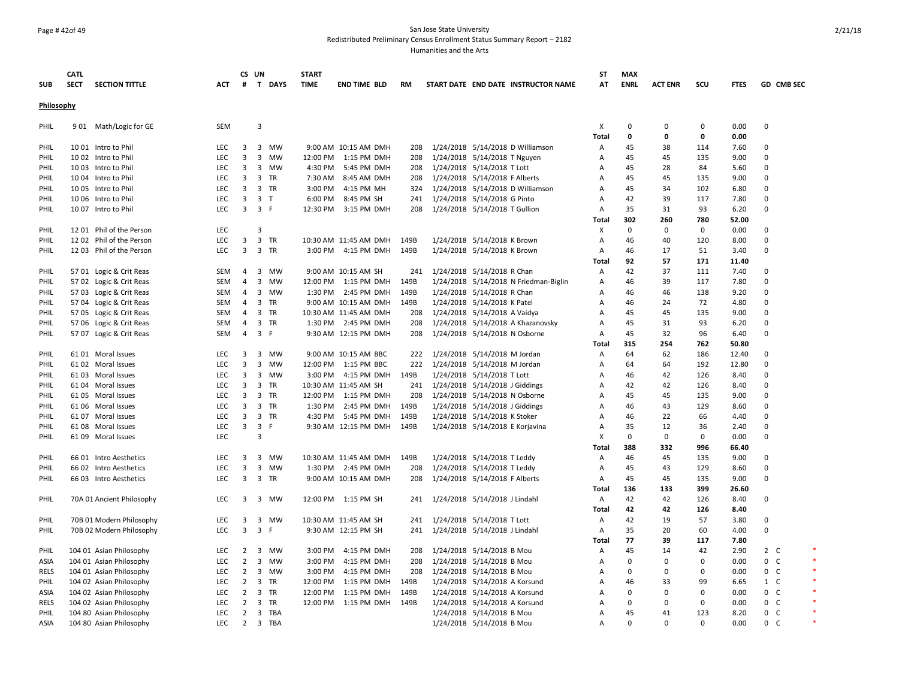San Jose State University
Redistributed Preliminary Census Enrollment Status Summary Report – 2182
Humanities and the Arts

| SUB | CATL SECT | SECTION TITTLE | ACT | CS # | UN T | DAYS | START TIME | END TIME | BLD | RM | START DATE | END DATE | INSTRUCTOR NAME | ST AT | MAX ENRL | ACT ENR | SCU | FTES | GD | CMB SEC | |
|---|---|---|---|---|---|---|---|---|---|---|---|---|---|---|---|---|---|---|---|---|---|
| **Philosophy** | | | | | | | | | | | | | | | | | | | | | |
| PHIL | 9 01 | Math/Logic for GE | SEM | | 3 | | | | | | | | | X | 0 | 0 | 0 | 0.00 | 0 | | |
| | | | | | | | | | | | | | | Total | 0 | 0 | 0 | 0.00 | | | |
| PHIL | 10 01 | Intro to Phil | LEC | 3 | 3 | MW | 9:00 AM | 10:15 AM | DMH | 208 | 1/24/2018 | 5/14/2018 | D Williamson | A | 45 | 38 | 114 | 7.60 | 0 | | |
| PHIL | 10 02 | Intro to Phil | LEC | 3 | 3 | MW | 12:00 PM | 1:15 PM | DMH | 208 | 1/24/2018 | 5/14/2018 | T Nguyen | A | 45 | 45 | 135 | 9.00 | 0 | | |
| PHIL | 10 03 | Intro to Phil | LEC | 3 | 3 | MW | 4:30 PM | 5:45 PM | DMH | 208 | 1/24/2018 | 5/14/2018 | T Lott | A | 45 | 28 | 84 | 5.60 | 0 | | |
| PHIL | 10 04 | Intro to Phil | LEC | 3 | 3 | TR | 7:30 AM | 8:45 AM | DMH | 208 | 1/24/2018 | 5/14/2018 | F Alberts | A | 45 | 45 | 135 | 9.00 | 0 | | |
| PHIL | 10 05 | Intro to Phil | LEC | 3 | 3 | TR | 3:00 PM | 4:15 PM | MH | 324 | 1/24/2018 | 5/14/2018 | D Williamson | A | 45 | 34 | 102 | 6.80 | 0 | | |
| PHIL | 10 06 | Intro to Phil | LEC | 3 | 3 | T | 6:00 PM | 8:45 PM | SH | 241 | 1/24/2018 | 5/14/2018 | G Pinto | A | 42 | 39 | 117 | 7.80 | 0 | | |
| PHIL | 10 07 | Intro to Phil | LEC | 3 | 3 | F | 12:30 PM | 3:15 PM | DMH | 208 | 1/24/2018 | 5/14/2018 | T Gullion | A | 35 | 31 | 93 | 6.20 | 0 | | |
| | | | | | | | | | | | | | | Total | 302 | 260 | 780 | 52.00 | | | |
| PHIL | 12 01 | Phil of the Person | LEC | | 3 | | | | | | | | | X | 0 | 0 | 0 | 0.00 | 0 | | |
| PHIL | 12 02 | Phil of the Person | LEC | 3 | 3 | TR | 10:30 AM | 11:45 AM | DMH | 149B | 1/24/2018 | 5/14/2018 | K Brown | A | 46 | 40 | 120 | 8.00 | 0 | | |
| PHIL | 12 03 | Phil of the Person | LEC | 3 | 3 | TR | 3:00 PM | 4:15 PM | DMH | 149B | 1/24/2018 | 5/14/2018 | K Brown | A | 46 | 17 | 51 | 3.40 | 0 | | |
| | | | | | | | | | | | | | | Total | 92 | 57 | 171 | 11.40 | | | |
| PHIL | 57 01 | Logic & Crit Reas | SEM | 4 | 3 | MW | 9:00 AM | 10:15 AM | SH | 241 | 1/24/2018 | 5/14/2018 | R Chan | A | 42 | 37 | 111 | 7.40 | 0 | | |
| PHIL | 57 02 | Logic & Crit Reas | SEM | 4 | 3 | MW | 12:00 PM | 1:15 PM | DMH | 149B | 1/24/2018 | 5/14/2018 | N Friedman-Biglin | A | 46 | 39 | 117 | 7.80 | 0 | | |
| PHIL | 57 03 | Logic & Crit Reas | SEM | 4 | 3 | MW | 1:30 PM | 2:45 PM | DMH | 149B | 1/24/2018 | 5/14/2018 | R Chan | A | 46 | 46 | 138 | 9.20 | 0 | | |
| PHIL | 57 04 | Logic & Crit Reas | SEM | 4 | 3 | TR | 9:00 AM | 10:15 AM | DMH | 149B | 1/24/2018 | 5/14/2018 | K Patel | A | 46 | 24 | 72 | 4.80 | 0 | | |
| PHIL | 57 05 | Logic & Crit Reas | SEM | 4 | 3 | TR | 10:30 AM | 11:45 AM | DMH | 208 | 1/24/2018 | 5/14/2018 | A Vaidya | A | 45 | 45 | 135 | 9.00 | 0 | | |
| PHIL | 57 06 | Logic & Crit Reas | SEM | 4 | 3 | TR | 1:30 PM | 2:45 PM | DMH | 208 | 1/24/2018 | 5/14/2018 | A Khazanovsky | A | 45 | 31 | 93 | 6.20 | 0 | | |
| PHIL | 57 07 | Logic & Crit Reas | SEM | 4 | 3 | F | 9:30 AM | 12:15 PM | DMH | 208 | 1/24/2018 | 5/14/2018 | N Osborne | A | 45 | 32 | 96 | 6.40 | 0 | | |
| | | | | | | | | | | | | | | Total | 315 | 254 | 762 | 50.80 | | | |
| PHIL | 61 01 | Moral Issues | LEC | 3 | 3 | MW | 9:00 AM | 10:15 AM | BBC | 222 | 1/24/2018 | 5/14/2018 | M Jordan | A | 64 | 62 | 186 | 12.40 | 0 | | |
| PHIL | 61 02 | Moral Issues | LEC | 3 | 3 | MW | 12:00 PM | 1:15 PM | BBC | 222 | 1/24/2018 | 5/14/2018 | M Jordan | A | 64 | 64 | 192 | 12.80 | 0 | | |
| PHIL | 61 03 | Moral Issues | LEC | 3 | 3 | MW | 3:00 PM | 4:15 PM | DMH | 149B | 1/24/2018 | 5/14/2018 | T Lott | A | 46 | 42 | 126 | 8.40 | 0 | | |
| PHIL | 61 04 | Moral Issues | LEC | 3 | 3 | TR | 10:30 AM | 11:45 AM | SH | 241 | 1/24/2018 | 5/14/2018 | J Giddings | A | 42 | 42 | 126 | 8.40 | 0 | | |
| PHIL | 61 05 | Moral Issues | LEC | 3 | 3 | TR | 12:00 PM | 1:15 PM | DMH | 208 | 1/24/2018 | 5/14/2018 | N Osborne | A | 45 | 45 | 135 | 9.00 | 0 | | |
| PHIL | 61 06 | Moral Issues | LEC | 3 | 3 | TR | 1:30 PM | 2:45 PM | DMH | 149B | 1/24/2018 | 5/14/2018 | J Giddings | A | 46 | 43 | 129 | 8.60 | 0 | | |
| PHIL | 61 07 | Moral Issues | LEC | 3 | 3 | TR | 4:30 PM | 5:45 PM | DMH | 149B | 1/24/2018 | 5/14/2018 | K Stoker | A | 46 | 22 | 66 | 4.40 | 0 | | |
| PHIL | 61 08 | Moral Issues | LEC | 3 | 3 | F | 9:30 AM | 12:15 PM | DMH | 149B | 1/24/2018 | 5/14/2018 | E Korjavina | A | 35 | 12 | 36 | 2.40 | 0 | | |
| PHIL | 61 09 | Moral Issues | LEC | | 3 | | | | | | | | | X | 0 | 0 | 0 | 0.00 | 0 | | |
| | | | | | | | | | | | | | | Total | 388 | 332 | 996 | 66.40 | | | |
| PHIL | 66 01 | Intro Aesthetics | LEC | 3 | 3 | MW | 10:30 AM | 11:45 AM | DMH | 149B | 1/24/2018 | 5/14/2018 | T Leddy | A | 46 | 45 | 135 | 9.00 | 0 | | |
| PHIL | 66 02 | Intro Aesthetics | LEC | 3 | 3 | MW | 1:30 PM | 2:45 PM | DMH | 208 | 1/24/2018 | 5/14/2018 | T Leddy | A | 45 | 43 | 129 | 8.60 | 0 | | |
| PHIL | 66 03 | Intro Aesthetics | LEC | 3 | 3 | TR | 9:00 AM | 10:15 AM | DMH | 208 | 1/24/2018 | 5/14/2018 | F Alberts | A | 45 | 45 | 135 | 9.00 | 0 | | |
| | | | | | | | | | | | | | | Total | 136 | 133 | 399 | 26.60 | | | |
| PHIL | 70A 01 | Ancient Philosophy | LEC | 3 | 3 | MW | 12:00 PM | 1:15 PM | SH | 241 | 1/24/2018 | 5/14/2018 | J Lindahl | A | 42 | 42 | 126 | 8.40 | 0 | | |
| | | | | | | | | | | | | | | Total | 42 | 42 | 126 | 8.40 | | | |
| PHIL | 70B 01 | Modern Philosophy | LEC | 3 | 3 | MW | 10:30 AM | 11:45 AM | SH | 241 | 1/24/2018 | 5/14/2018 | T Lott | A | 42 | 19 | 57 | 3.80 | 0 | | |
| PHIL | 70B 02 | Modern Philosophy | LEC | 3 | 3 | F | 9:30 AM | 12:15 PM | SH | 241 | 1/24/2018 | 5/14/2018 | J Lindahl | A | 35 | 20 | 60 | 4.00 | 0 | | |
| | | | | | | | | | | | | | | Total | 77 | 39 | 117 | 7.80 | | | |
| PHIL | 104 01 | Asian Philosophy | LEC | 2 | 3 | MW | 3:00 PM | 4:15 PM | DMH | 208 | 1/24/2018 | 5/14/2018 | B Mou | A | 45 | 14 | 42 | 2.90 | 2 | C | * |
| ASIA | 104 01 | Asian Philosophy | LEC | 2 | 3 | MW | 3:00 PM | 4:15 PM | DMH | 208 | 1/24/2018 | 5/14/2018 | B Mou | A | 0 | 0 | 0 | 0.00 | 0 | C | * |
| RELS | 104 01 | Asian Philosophy | LEC | 2 | 3 | MW | 3:00 PM | 4:15 PM | DMH | 208 | 1/24/2018 | 5/14/2018 | B Mou | A | 0 | 0 | 0 | 0.00 | 0 | C | * |
| PHIL | 104 02 | Asian Philosophy | LEC | 2 | 3 | TR | 12:00 PM | 1:15 PM | DMH | 149B | 1/24/2018 | 5/14/2018 | A Korsund | A | 46 | 33 | 99 | 6.65 | 1 | C | * |
| ASIA | 104 02 | Asian Philosophy | LEC | 2 | 3 | TR | 12:00 PM | 1:15 PM | DMH | 149B | 1/24/2018 | 5/14/2018 | A Korsund | A | 0 | 0 | 0 | 0.00 | 0 | C | * |
| RELS | 104 02 | Asian Philosophy | LEC | 2 | 3 | TR | 12:00 PM | 1:15 PM | DMH | 149B | 1/24/2018 | 5/14/2018 | A Korsund | A | 0 | 0 | 0 | 0.00 | 0 | C | * |
| PHIL | 104 80 | Asian Philosophy | LEC | 2 | 3 | TBA | | | | | 1/24/2018 | 5/14/2018 | B Mou | A | 45 | 41 | 123 | 8.20 | 0 | C | * |
| ASIA | 104 80 | Asian Philosophy | LEC | 2 | 3 | TBA | | | | | 1/24/2018 | 5/14/2018 | B Mou | A | 0 | 0 | 0 | 0.00 | 0 | C | * |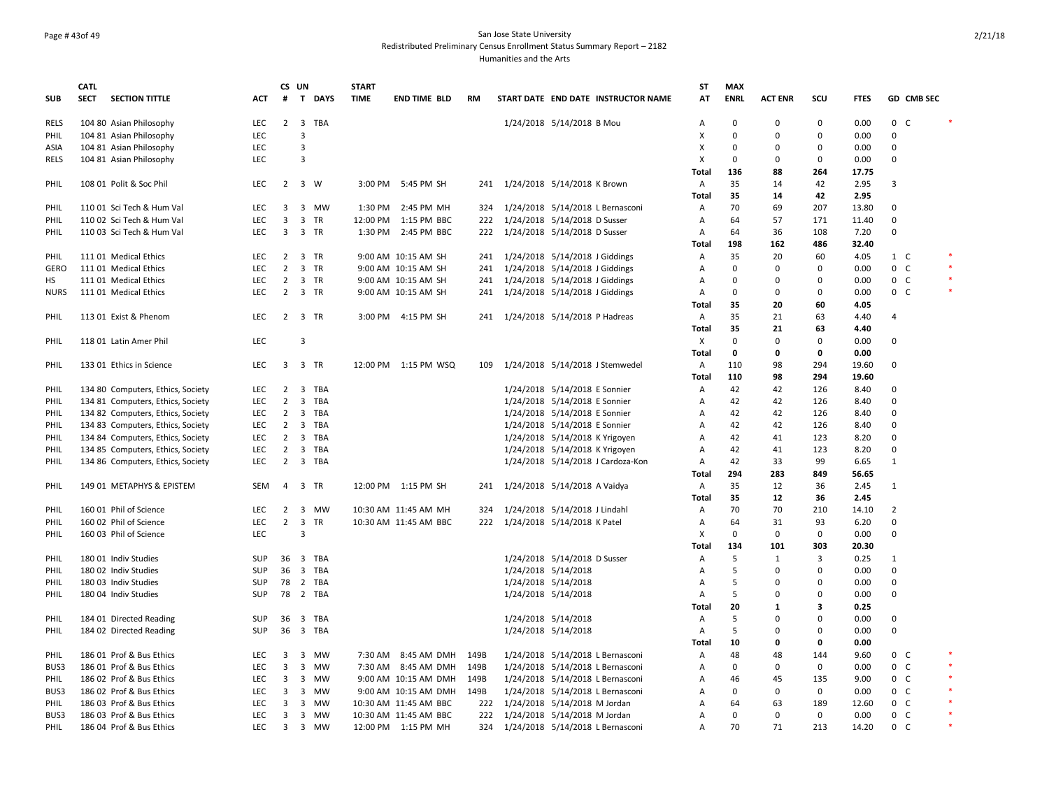San Jose State University
Redistributed Preliminary Census Enrollment Status Summary Report – 2182
Humanities and the Arts

| SUB | CATL SECT | SECTION TITTLE | ACT | CS # | UN T | DAYS | START TIME | END TIME | BLD | RM | START DATE | END DATE | INSTRUCTOR NAME | ST AT | MAX ENRL | ACT ENR | SCU | FTES | GD | CMB SEC |
|---|---|---|---|---|---|---|---|---|---|---|---|---|---|---|---|---|---|---|---|---|
| RELS | 104 80 | Asian Philosophy | LEC | 2 | 3 | TBA | | | | | 1/24/2018 | 5/14/2018 | B Mou | A | 0 | 0 | 0 | 0.00 | 0 | C * |
| PHIL | 104 81 | Asian Philosophy | LEC | | 3 | | | | | | | | | X | 0 | 0 | 0 | 0.00 | 0 | |
| ASIA | 104 81 | Asian Philosophy | LEC | | 3 | | | | | | | | | X | 0 | 0 | 0 | 0.00 | 0 | |
| RELS | 104 81 | Asian Philosophy | LEC | | 3 | | | | | | | | | X | 0 | 0 | 0 | 0.00 | 0 | |
| | | | | | | | | | | | | | | Total | 136 | 88 | 264 | 17.75 | | |
| PHIL | 108 01 | Polit & Soc Phil | LEC | 2 | 3 | W | 3:00 PM | 5:45 PM | SH | 241 | 1/24/2018 | 5/14/2018 | K Brown | A | 35 | 14 | 42 | 2.95 | 3 | |
| | | | | | | | | | | | | | | Total | 35 | 14 | 42 | 2.95 | | |
| PHIL | 110 01 | Sci Tech & Hum Val | LEC | 3 | 3 | MW | 1:30 PM | 2:45 PM | MH | 324 | 1/24/2018 | 5/14/2018 | L Bernasconi | A | 70 | 69 | 207 | 13.80 | 0 | |
| PHIL | 110 02 | Sci Tech & Hum Val | LEC | 3 | 3 | TR | 12:00 PM | 1:15 PM | BBC | 222 | 1/24/2018 | 5/14/2018 | D Susser | A | 64 | 57 | 171 | 11.40 | 0 | |
| PHIL | 110 03 | Sci Tech & Hum Val | LEC | 3 | 3 | TR | 1:30 PM | 2:45 PM | BBC | 222 | 1/24/2018 | 5/14/2018 | D Susser | A | 64 | 36 | 108 | 7.20 | 0 | |
| | | | | | | | | | | | | | | Total | 198 | 162 | 486 | 32.40 | | |
| PHIL | 111 01 | Medical Ethics | LEC | 2 | 3 | TR | 9:00 AM | 10:15 AM | SH | 241 | 1/24/2018 | 5/14/2018 | J Giddings | A | 35 | 20 | 60 | 4.05 | 1 | C * |
| GERO | 111 01 | Medical Ethics | LEC | 2 | 3 | TR | 9:00 AM | 10:15 AM | SH | 241 | 1/24/2018 | 5/14/2018 | J Giddings | A | 0 | 0 | 0 | 0.00 | 0 | C * |
| HS | 111 01 | Medical Ethics | LEC | 2 | 3 | TR | 9:00 AM | 10:15 AM | SH | 241 | 1/24/2018 | 5/14/2018 | J Giddings | A | 0 | 0 | 0 | 0.00 | 0 | C * |
| NURS | 111 01 | Medical Ethics | LEC | 2 | 3 | TR | 9:00 AM | 10:15 AM | SH | 241 | 1/24/2018 | 5/14/2018 | J Giddings | A | 0 | 0 | 0 | 0.00 | 0 | C * |
| | | | | | | | | | | | | | | Total | 35 | 20 | 60 | 4.05 | | |
| PHIL | 113 01 | Exist & Phenom | LEC | 2 | 3 | TR | 3:00 PM | 4:15 PM | SH | 241 | 1/24/2018 | 5/14/2018 | P Hadreas | A | 35 | 21 | 63 | 4.40 | 4 | |
| | | | | | | | | | | | | | | Total | 35 | 21 | 63 | 4.40 | | |
| PHIL | 118 01 | Latin Amer Phil | LEC | | 3 | | | | | | | | | X | 0 | 0 | 0 | 0.00 | 0 | |
| | | | | | | | | | | | | | | Total | 0 | 0 | 0 | 0.00 | | |
| PHIL | 133 01 | Ethics in Science | LEC | 3 | 3 | TR | 12:00 PM | 1:15 PM | WSQ | 109 | 1/24/2018 | 5/14/2018 | J Stemwedel | A | 110 | 98 | 294 | 19.60 | 0 | |
| | | | | | | | | | | | | | | Total | 110 | 98 | 294 | 19.60 | | |
| PHIL | 134 80 | Computers, Ethics, Society | LEC | 2 | 3 | TBA | | | | | 1/24/2018 | 5/14/2018 | E Sonnier | A | 42 | 42 | 126 | 8.40 | 0 | |
| PHIL | 134 81 | Computers, Ethics, Society | LEC | 2 | 3 | TBA | | | | | 1/24/2018 | 5/14/2018 | E Sonnier | A | 42 | 42 | 126 | 8.40 | 0 | |
| PHIL | 134 82 | Computers, Ethics, Society | LEC | 2 | 3 | TBA | | | | | 1/24/2018 | 5/14/2018 | E Sonnier | A | 42 | 42 | 126 | 8.40 | 0 | |
| PHIL | 134 83 | Computers, Ethics, Society | LEC | 2 | 3 | TBA | | | | | 1/24/2018 | 5/14/2018 | E Sonnier | A | 42 | 42 | 126 | 8.40 | 0 | |
| PHIL | 134 84 | Computers, Ethics, Society | LEC | 2 | 3 | TBA | | | | | 1/24/2018 | 5/14/2018 | K Yrigoyen | A | 42 | 41 | 123 | 8.20 | 0 | |
| PHIL | 134 85 | Computers, Ethics, Society | LEC | 2 | 3 | TBA | | | | | 1/24/2018 | 5/14/2018 | K Yrigoyen | A | 42 | 41 | 123 | 8.20 | 0 | |
| PHIL | 134 86 | Computers, Ethics, Society | LEC | 2 | 3 | TBA | | | | | 1/24/2018 | 5/14/2018 | J Cardoza-Kon | A | 42 | 33 | 99 | 6.65 | 1 | |
| | | | | | | | | | | | | | | Total | 294 | 283 | 849 | 56.65 | | |
| PHIL | 149 01 | METAPHYS & EPISTEM | SEM | 4 | 3 | TR | 12:00 PM | 1:15 PM | SH | 241 | 1/24/2018 | 5/14/2018 | A Vaidya | A | 35 | 12 | 36 | 2.45 | 1 | |
| | | | | | | | | | | | | | | Total | 35 | 12 | 36 | 2.45 | | |
| PHIL | 160 01 | Phil of Science | LEC | 2 | 3 | MW | 10:30 AM | 11:45 AM | MH | 324 | 1/24/2018 | 5/14/2018 | J Lindahl | A | 70 | 70 | 210 | 14.10 | 2 | |
| PHIL | 160 02 | Phil of Science | LEC | 2 | 3 | TR | 10:30 AM | 11:45 AM | BBC | 222 | 1/24/2018 | 5/14/2018 | K Patel | A | 64 | 31 | 93 | 6.20 | 0 | |
| PHIL | 160 03 | Phil of Science | LEC | | 3 | | | | | | | | | X | 0 | 0 | 0 | 0.00 | 0 | |
| | | | | | | | | | | | | | | Total | 134 | 101 | 303 | 20.30 | | |
| PHIL | 180 01 | Indiv Studies | SUP | 36 | 3 | TBA | | | | | 1/24/2018 | 5/14/2018 | D Susser | A | 5 | 1 | 3 | 0.25 | 1 | |
| PHIL | 180 02 | Indiv Studies | SUP | 36 | 3 | TBA | | | | | 1/24/2018 | 5/14/2018 | | A | 5 | 0 | 0 | 0.00 | 0 | |
| PHIL | 180 03 | Indiv Studies | SUP | 78 | 2 | TBA | | | | | 1/24/2018 | 5/14/2018 | | A | 5 | 0 | 0 | 0.00 | 0 | |
| PHIL | 180 04 | Indiv Studies | SUP | 78 | 2 | TBA | | | | | 1/24/2018 | 5/14/2018 | | A | 5 | 0 | 0 | 0.00 | 0 | |
| | | | | | | | | | | | | | | Total | 20 | 1 | 3 | 0.25 | | |
| PHIL | 184 01 | Directed Reading | SUP | 36 | 3 | TBA | | | | | 1/24/2018 | 5/14/2018 | | A | 5 | 0 | 0 | 0.00 | 0 | |
| PHIL | 184 02 | Directed Reading | SUP | 36 | 3 | TBA | | | | | 1/24/2018 | 5/14/2018 | | A | 5 | 0 | 0 | 0.00 | 0 | |
| | | | | | | | | | | | | | | Total | 10 | 0 | 0 | 0.00 | | |
| PHIL | 186 01 | Prof & Bus Ethics | LEC | 3 | 3 | MW | 7:30 AM | 8:45 AM | DMH | 149B | 1/24/2018 | 5/14/2018 | L Bernasconi | A | 48 | 48 | 144 | 9.60 | 0 | C * |
| BUS3 | 186 01 | Prof & Bus Ethics | LEC | 3 | 3 | MW | 7:30 AM | 8:45 AM | DMH | 149B | 1/24/2018 | 5/14/2018 | L Bernasconi | A | 0 | 0 | 0 | 0.00 | 0 | C * |
| PHIL | 186 02 | Prof & Bus Ethics | LEC | 3 | 3 | MW | 9:00 AM | 10:15 AM | DMH | 149B | 1/24/2018 | 5/14/2018 | L Bernasconi | A | 46 | 45 | 135 | 9.00 | 0 | C * |
| BUS3 | 186 02 | Prof & Bus Ethics | LEC | 3 | 3 | MW | 9:00 AM | 10:15 AM | DMH | 149B | 1/24/2018 | 5/14/2018 | L Bernasconi | A | 0 | 0 | 0 | 0.00 | 0 | C * |
| PHIL | 186 03 | Prof & Bus Ethics | LEC | 3 | 3 | MW | 10:30 AM | 11:45 AM | BBC | 222 | 1/24/2018 | 5/14/2018 | M Jordan | A | 64 | 63 | 189 | 12.60 | 0 | C * |
| BUS3 | 186 03 | Prof & Bus Ethics | LEC | 3 | 3 | MW | 10:30 AM | 11:45 AM | BBC | 222 | 1/24/2018 | 5/14/2018 | M Jordan | A | 0 | 0 | 0 | 0.00 | 0 | C * |
| PHIL | 186 04 | Prof & Bus Ethics | LEC | 3 | 3 | MW | 12:00 PM | 1:15 PM | MH | 324 | 1/24/2018 | 5/14/2018 | L Bernasconi | A | 70 | 71 | 213 | 14.20 | 0 | C * |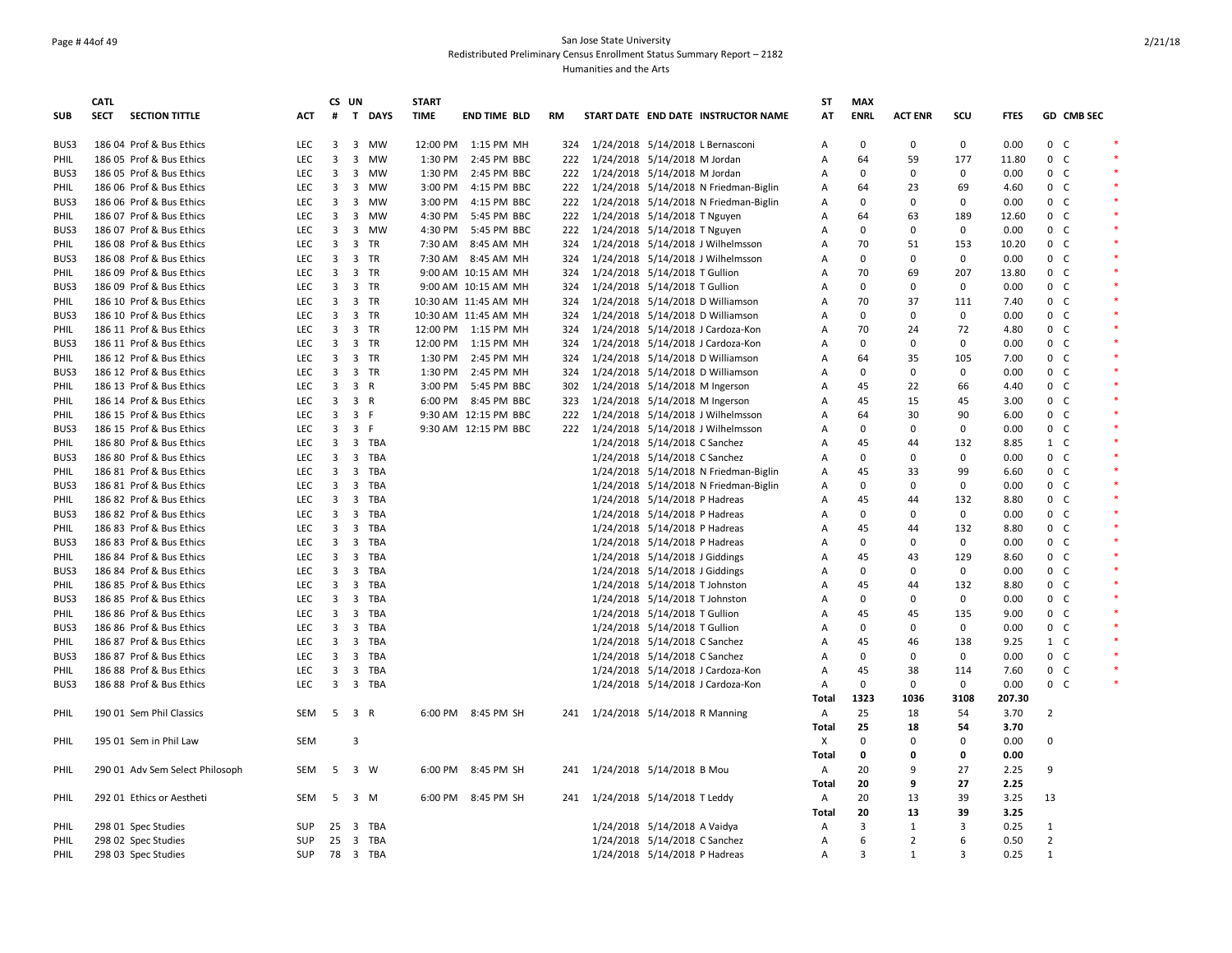San Jose State University
Redistributed Preliminary Census Enrollment Status Summary Report – 2182
Humanities and the Arts

| SUB | CATL SECT | SECTION TITTLE | ACT | CS # | UN T | DAYS | START TIME | END TIME | BLD | RM | START DATE | END DATE | INSTRUCTOR NAME | ST AT | MAX ENRL | ACT ENR | SCU | FTES | GD | CMB SEC | |
|---|---|---|---|---|---|---|---|---|---|---|---|---|---|---|---|---|---|---|---|---|---|
| BUS3 | 186 04 | Prof & Bus Ethics | LEC | 3 | 3 | MW | 12:00 PM | 1:15 PM | MH | 324 | 1/24/2018 | 5/14/2018 | L Bernasconi | A | 0 | 0 | 0 | 0.00 | 0 | C | * |
| PHIL | 186 05 | Prof & Bus Ethics | LEC | 3 | 3 | MW | 1:30 PM | 2:45 PM | BBC | 222 | 1/24/2018 | 5/14/2018 | M Jordan | A | 64 | 59 | 177 | 11.80 | 0 | C | * |
| BUS3 | 186 05 | Prof & Bus Ethics | LEC | 3 | 3 | MW | 1:30 PM | 2:45 PM | BBC | 222 | 1/24/2018 | 5/14/2018 | M Jordan | A | 0 | 0 | 0 | 0.00 | 0 | C | * |
| PHIL | 186 06 | Prof & Bus Ethics | LEC | 3 | 3 | MW | 3:00 PM | 4:15 PM | BBC | 222 | 1/24/2018 | 5/14/2018 | N Friedman-Biglin | A | 64 | 23 | 69 | 4.60 | 0 | C | * |
| BUS3 | 186 06 | Prof & Bus Ethics | LEC | 3 | 3 | MW | 3:00 PM | 4:15 PM | BBC | 222 | 1/24/2018 | 5/14/2018 | N Friedman-Biglin | A | 0 | 0 | 0 | 0.00 | 0 | C | * |
| PHIL | 186 07 | Prof & Bus Ethics | LEC | 3 | 3 | MW | 4:30 PM | 5:45 PM | BBC | 222 | 1/24/2018 | 5/14/2018 | T Nguyen | A | 64 | 63 | 189 | 12.60 | 0 | C | * |
| BUS3 | 186 07 | Prof & Bus Ethics | LEC | 3 | 3 | MW | 4:30 PM | 5:45 PM | BBC | 222 | 1/24/2018 | 5/14/2018 | T Nguyen | A | 0 | 0 | 0 | 0.00 | 0 | C | * |
| PHIL | 186 08 | Prof & Bus Ethics | LEC | 3 | 3 | TR | 7:30 AM | 8:45 AM | MH | 324 | 1/24/2018 | 5/14/2018 | J Wilhelmsson | A | 70 | 51 | 153 | 10.20 | 0 | C | * |
| BUS3 | 186 08 | Prof & Bus Ethics | LEC | 3 | 3 | TR | 7:30 AM | 8:45 AM | MH | 324 | 1/24/2018 | 5/14/2018 | J Wilhelmsson | A | 0 | 0 | 0 | 0.00 | 0 | C | * |
| PHIL | 186 09 | Prof & Bus Ethics | LEC | 3 | 3 | TR | 9:00 AM | 10:15 AM | MH | 324 | 1/24/2018 | 5/14/2018 | T Gullion | A | 70 | 69 | 207 | 13.80 | 0 | C | * |
| BUS3 | 186 09 | Prof & Bus Ethics | LEC | 3 | 3 | TR | 9:00 AM | 10:15 AM | MH | 324 | 1/24/2018 | 5/14/2018 | T Gullion | A | 0 | 0 | 0 | 0.00 | 0 | C | * |
| PHIL | 186 10 | Prof & Bus Ethics | LEC | 3 | 3 | TR | 10:30 AM | 11:45 AM | MH | 324 | 1/24/2018 | 5/14/2018 | D Williamson | A | 70 | 37 | 111 | 7.40 | 0 | C | * |
| BUS3 | 186 10 | Prof & Bus Ethics | LEC | 3 | 3 | TR | 10:30 AM | 11:45 AM | MH | 324 | 1/24/2018 | 5/14/2018 | D Williamson | A | 0 | 0 | 0 | 0.00 | 0 | C | * |
| PHIL | 186 11 | Prof & Bus Ethics | LEC | 3 | 3 | TR | 12:00 PM | 1:15 PM | MH | 324 | 1/24/2018 | 5/14/2018 | J Cardoza-Kon | A | 70 | 24 | 72 | 4.80 | 0 | C | * |
| BUS3 | 186 11 | Prof & Bus Ethics | LEC | 3 | 3 | TR | 12:00 PM | 1:15 PM | MH | 324 | 1/24/2018 | 5/14/2018 | J Cardoza-Kon | A | 0 | 0 | 0 | 0.00 | 0 | C | * |
| PHIL | 186 12 | Prof & Bus Ethics | LEC | 3 | 3 | TR | 1:30 PM | 2:45 PM | MH | 324 | 1/24/2018 | 5/14/2018 | D Williamson | A | 64 | 35 | 105 | 7.00 | 0 | C | * |
| BUS3 | 186 12 | Prof & Bus Ethics | LEC | 3 | 3 | TR | 1:30 PM | 2:45 PM | MH | 324 | 1/24/2018 | 5/14/2018 | D Williamson | A | 0 | 0 | 0 | 0.00 | 0 | C | * |
| PHIL | 186 13 | Prof & Bus Ethics | LEC | 3 | 3 | R | 3:00 PM | 5:45 PM | BBC | 302 | 1/24/2018 | 5/14/2018 | M Ingerson | A | 45 | 22 | 66 | 4.40 | 0 | C | * |
| PHIL | 186 14 | Prof & Bus Ethics | LEC | 3 | 3 | R | 6:00 PM | 8:45 PM | BBC | 323 | 1/24/2018 | 5/14/2018 | M Ingerson | A | 45 | 15 | 45 | 3.00 | 0 | C | * |
| PHIL | 186 15 | Prof & Bus Ethics | LEC | 3 | 3 | F | 9:30 AM | 12:15 PM | BBC | 222 | 1/24/2018 | 5/14/2018 | J Wilhelmsson | A | 64 | 30 | 90 | 6.00 | 0 | C | * |
| BUS3 | 186 15 | Prof & Bus Ethics | LEC | 3 | 3 | F | 9:30 AM | 12:15 PM | BBC | 222 | 1/24/2018 | 5/14/2018 | J Wilhelmsson | A | 0 | 0 | 0 | 0.00 | 0 | C | * |
| PHIL | 186 80 | Prof & Bus Ethics | LEC | 3 | 3 | TBA | | | | | 1/24/2018 | 5/14/2018 | C Sanchez | A | 45 | 44 | 132 | 8.85 | 1 | C | * |
| BUS3 | 186 80 | Prof & Bus Ethics | LEC | 3 | 3 | TBA | | | | | 1/24/2018 | 5/14/2018 | C Sanchez | A | 0 | 0 | 0 | 0.00 | 0 | C | * |
| PHIL | 186 81 | Prof & Bus Ethics | LEC | 3 | 3 | TBA | | | | | 1/24/2018 | 5/14/2018 | N Friedman-Biglin | A | 45 | 33 | 99 | 6.60 | 0 | C | * |
| BUS3 | 186 81 | Prof & Bus Ethics | LEC | 3 | 3 | TBA | | | | | 1/24/2018 | 5/14/2018 | N Friedman-Biglin | A | 0 | 0 | 0 | 0.00 | 0 | C | * |
| PHIL | 186 82 | Prof & Bus Ethics | LEC | 3 | 3 | TBA | | | | | 1/24/2018 | 5/14/2018 | P Hadreas | A | 45 | 44 | 132 | 8.80 | 0 | C | * |
| BUS3 | 186 82 | Prof & Bus Ethics | LEC | 3 | 3 | TBA | | | | | 1/24/2018 | 5/14/2018 | P Hadreas | A | 0 | 0 | 0 | 0.00 | 0 | C | * |
| PHIL | 186 83 | Prof & Bus Ethics | LEC | 3 | 3 | TBA | | | | | 1/24/2018 | 5/14/2018 | P Hadreas | A | 45 | 44 | 132 | 8.80 | 0 | C | * |
| BUS3 | 186 83 | Prof & Bus Ethics | LEC | 3 | 3 | TBA | | | | | 1/24/2018 | 5/14/2018 | P Hadreas | A | 0 | 0 | 0 | 0.00 | 0 | C | * |
| PHIL | 186 84 | Prof & Bus Ethics | LEC | 3 | 3 | TBA | | | | | 1/24/2018 | 5/14/2018 | J Giddings | A | 45 | 43 | 129 | 8.60 | 0 | C | * |
| BUS3 | 186 84 | Prof & Bus Ethics | LEC | 3 | 3 | TBA | | | | | 1/24/2018 | 5/14/2018 | J Giddings | A | 0 | 0 | 0 | 0.00 | 0 | C | * |
| PHIL | 186 85 | Prof & Bus Ethics | LEC | 3 | 3 | TBA | | | | | 1/24/2018 | 5/14/2018 | T Johnston | A | 45 | 44 | 132 | 8.80 | 0 | C | * |
| BUS3 | 186 85 | Prof & Bus Ethics | LEC | 3 | 3 | TBA | | | | | 1/24/2018 | 5/14/2018 | T Johnston | A | 0 | 0 | 0 | 0.00 | 0 | C | * |
| PHIL | 186 86 | Prof & Bus Ethics | LEC | 3 | 3 | TBA | | | | | 1/24/2018 | 5/14/2018 | T Gullion | A | 45 | 45 | 135 | 9.00 | 0 | C | * |
| BUS3 | 186 86 | Prof & Bus Ethics | LEC | 3 | 3 | TBA | | | | | 1/24/2018 | 5/14/2018 | T Gullion | A | 0 | 0 | 0 | 0.00 | 0 | C | * |
| PHIL | 186 87 | Prof & Bus Ethics | LEC | 3 | 3 | TBA | | | | | 1/24/2018 | 5/14/2018 | C Sanchez | A | 45 | 46 | 138 | 9.25 | 1 | C | * |
| BUS3 | 186 87 | Prof & Bus Ethics | LEC | 3 | 3 | TBA | | | | | 1/24/2018 | 5/14/2018 | C Sanchez | A | 0 | 0 | 0 | 0.00 | 0 | C | * |
| PHIL | 186 88 | Prof & Bus Ethics | LEC | 3 | 3 | TBA | | | | | 1/24/2018 | 5/14/2018 | J Cardoza-Kon | A | 45 | 38 | 114 | 7.60 | 0 | C | * |
| BUS3 | 186 88 | Prof & Bus Ethics | LEC | 3 | 3 | TBA | | | | | 1/24/2018 | 5/14/2018 | J Cardoza-Kon | A | 0 | 0 | 0 | 0.00 | 0 | C | * |
| | | | | | | | | | | | | | | Total | 1323 | 1036 | 3108 | 207.30 | | | |
| PHIL | 190 01 | Sem Phil Classics | SEM | 5 | 3 | R | 6:00 PM | 8:45 PM | SH | 241 | 1/24/2018 | 5/14/2018 | R Manning | A | 25 | 18 | 54 | 3.70 | 2 | | |
| | | | | | | | | | | | | | | Total | 25 | 18 | 54 | 3.70 | | | |
| PHIL | 195 01 | Sem in Phil Law | SEM | | 3 | | | | | | | | | X | 0 | 0 | 0 | 0.00 | 0 | | |
| | | | | | | | | | | | | | | Total | 0 | 0 | 0 | 0.00 | | | |
| PHIL | 290 01 | Adv Sem Select Philosoph | SEM | 5 | 3 | W | 6:00 PM | 8:45 PM | SH | 241 | 1/24/2018 | 5/14/2018 | B Mou | A | 20 | 9 | 27 | 2.25 | 9 | | |
| | | | | | | | | | | | | | | Total | 20 | 9 | 27 | 2.25 | | | |
| PHIL | 292 01 | Ethics or Aestheti | SEM | 5 | 3 | M | 6:00 PM | 8:45 PM | SH | 241 | 1/24/2018 | 5/14/2018 | T Leddy | A | 20 | 13 | 39 | 3.25 | 13 | | |
| | | | | | | | | | | | | | | Total | 20 | 13 | 39 | 3.25 | | | |
| PHIL | 298 01 | Spec Studies | SUP | 25 | 3 | TBA | | | | | 1/24/2018 | 5/14/2018 | A Vaidya | A | 3 | 1 | 3 | 0.25 | 1 | | |
| PHIL | 298 02 | Spec Studies | SUP | 25 | 3 | TBA | | | | | 1/24/2018 | 5/14/2018 | C Sanchez | A | 6 | 2 | 6 | 0.50 | 2 | | |
| PHIL | 298 03 | Spec Studies | SUP | 78 | 3 | TBA | | | | | 1/24/2018 | 5/14/2018 | P Hadreas | A | 3 | 1 | 3 | 0.25 | 1 | | |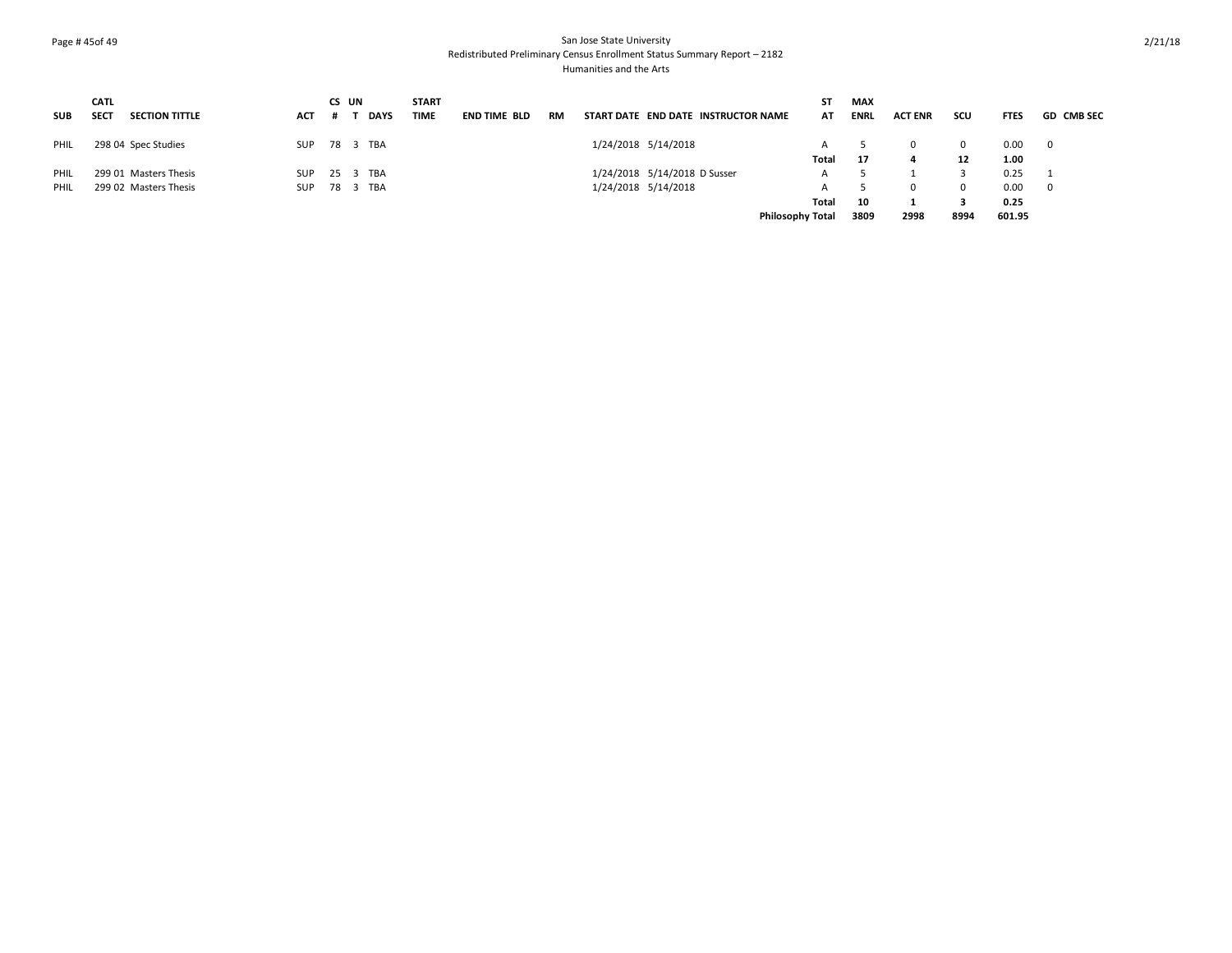| SUB | CATL SECT | SECTION TITTLE | ACT | CS # | UN T | DAYS | START TIME | END TIME | BLD | RM | START DATE | END DATE | INSTRUCTOR NAME | ST AT | MAX ENRL | ACT ENR | SCU | FTES | GD | CMB SEC |
|---|---|---|---|---|---|---|---|---|---|---|---|---|---|---|---|---|---|---|---|---|
| PHIL | 298 04 | Spec Studies | SUP | 78 | 3 | TBA | | | | | 1/24/2018 | 5/14/2018 | | A | 5 | 0 | 0 | 0.00 | 0 | |
| | | | | | | | | | | | | | | **Total** | **17** | **4** | **12** | **1.00** | | |
| PHIL | 299 01 | Masters Thesis | SUP | 25 | 3 | TBA | | | | | 1/24/2018 | 5/14/2018 | D Susser | A | 5 | 1 | 3 | 0.25 | 1 | |
| PHIL | 299 02 | Masters Thesis | SUP | 78 | 3 | TBA | | | | | 1/24/2018 | 5/14/2018 | | A | 5 | 0 | 0 | 0.00 | 0 | |
| | | | | | | | | | | | | | | **Total** | **10** | **1** | **3** | **0.25** | | |
| | | | | | | | | | | | | | | **Philosophy Total** | **3809** | **2998** | **8994** | **601.95** | | |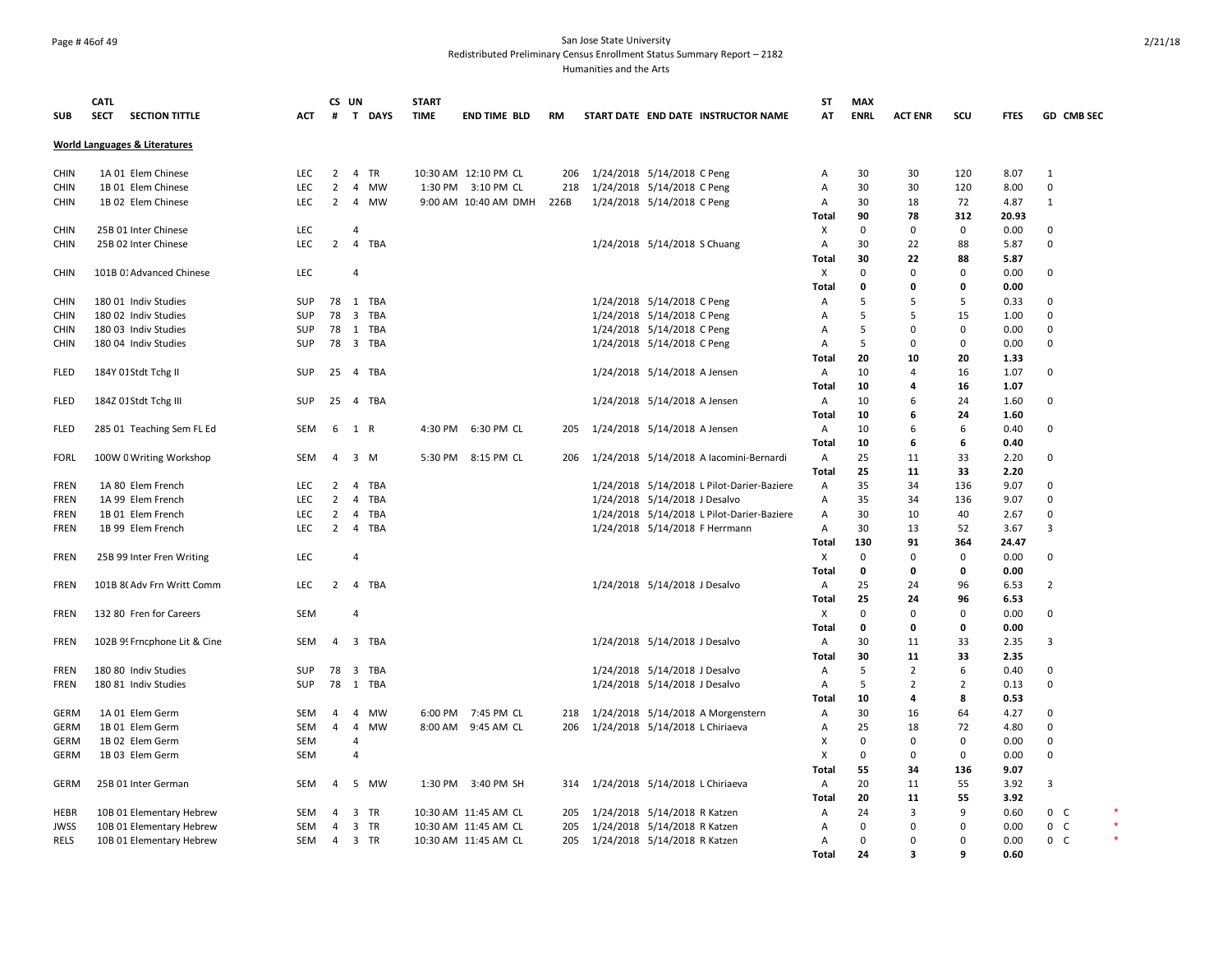San Jose State University
Redistributed Preliminary Census Enrollment Status Summary Report – 2182
Humanities and the Arts

| SUB | CATL SECT | SECTION TITTLE | ACT | CS # | UN T | DAYS | START TIME | END TIME | BLD | RM | START DATE | END DATE | INSTRUCTOR NAME | ST AT | MAX ENRL | ACT ENR | SCU | FTES | GD | CMB SEC | |
|---|---|---|---|---|---|---|---|---|---|---|---|---|---|---|---|---|---|---|---|---|---|
| **World Languages & Literatures** | | | | | | | | | | | | | | | | | | | | | |
| CHIN | 1A 01 | Elem Chinese | LEC | 2 | 4 | TR | 10:30 AM | 12:10 PM | CL | 206 | 1/24/2018 | 5/14/2018 | C Peng | A | 30 | 30 | 120 | 8.07 | 1 | | |
| CHIN | 1B 01 | Elem Chinese | LEC | 2 | 4 | MW | 1:30 PM | 3:10 PM | CL | 218 | 1/24/2018 | 5/14/2018 | C Peng | A | 30 | 30 | 120 | 8.00 | 0 | | |
| CHIN | 1B 02 | Elem Chinese | LEC | 2 | 4 | MW | 9:00 AM | 10:40 AM | DMH | 226B | 1/24/2018 | 5/14/2018 | C Peng | A | 30 | 18 | 72 | 4.87 | 1 | | |
| | | | | | | | | | | | | | | **Total** | **90** | **78** | **312** | **20.93** | | | |
| CHIN | 25B 01 | Inter Chinese | LEC | | 4 | | | | | | | | | X | 0 | 0 | 0 | 0.00 | 0 | | |
| CHIN | 25B 02 | Inter Chinese | LEC | 2 | 4 | TBA | | | | | 1/24/2018 | 5/14/2018 | S Chuang | A | 30 | 22 | 88 | 5.87 | 0 | | |
| | | | | | | | | | | | | | | **Total** | **30** | **22** | **88** | **5.87** | | | |
| CHIN | 101B 01 | Advanced Chinese | LEC | | 4 | | | | | | | | | X | 0 | 0 | 0 | 0.00 | 0 | | |
| | | | | | | | | | | | | | | **Total** | **0** | **0** | **0** | **0.00** | | | |
| CHIN | 180 01 | Indiv Studies | SUP | 78 | 1 | TBA | | | | | 1/24/2018 | 5/14/2018 | C Peng | A | 5 | 5 | 5 | 0.33 | 0 | | |
| CHIN | 180 02 | Indiv Studies | SUP | 78 | 3 | TBA | | | | | 1/24/2018 | 5/14/2018 | C Peng | A | 5 | 5 | 15 | 1.00 | 0 | | |
| CHIN | 180 03 | Indiv Studies | SUP | 78 | 1 | TBA | | | | | 1/24/2018 | 5/14/2018 | C Peng | A | 5 | 0 | 0 | 0.00 | 0 | | |
| CHIN | 180 04 | Indiv Studies | SUP | 78 | 3 | TBA | | | | | 1/24/2018 | 5/14/2018 | C Peng | A | 5 | 0 | 0 | 0.00 | 0 | | |
| | | | | | | | | | | | | | | **Total** | **20** | **10** | **20** | **1.33** | | | |
| FLED | 184Y 01 | Stdt Tchg II | SUP | 25 | 4 | TBA | | | | | 1/24/2018 | 5/14/2018 | A Jensen | A | 10 | 4 | 16 | 1.07 | 0 | | |
| | | | | | | | | | | | | | | **Total** | **10** | **4** | **16** | **1.07** | | | |
| FLED | 184Z 01 | Stdt Tchg III | SUP | 25 | 4 | TBA | | | | | 1/24/2018 | 5/14/2018 | A Jensen | A | 10 | 6 | 24 | 1.60 | 0 | | |
| | | | | | | | | | | | | | | **Total** | **10** | **6** | **24** | **1.60** | | | |
| FLED | 285 01 | Teaching Sem FL Ed | SEM | 6 | 1 | R | 4:30 PM | 6:30 PM | CL | 205 | 1/24/2018 | 5/14/2018 | A Jensen | A | 10 | 6 | 6 | 0.40 | 0 | | |
| | | | | | | | | | | | | | | **Total** | **10** | **6** | **6** | **0.40** | | | |
| FORL | 100W 01 | Writing Workshop | SEM | 4 | 3 | M | 5:30 PM | 8:15 PM | CL | 206 | 1/24/2018 | 5/14/2018 | A Iacomini-Bernardi | A | 25 | 11 | 33 | 2.20 | 0 | | |
| | | | | | | | | | | | | | | **Total** | **25** | **11** | **33** | **2.20** | | | |
| FREN | 1A 80 | Elem French | LEC | 2 | 4 | TBA | | | | | 1/24/2018 | 5/14/2018 | L Pilot-Darier-Baziere | A | 35 | 34 | 136 | 9.07 | 0 | | |
| FREN | 1A 99 | Elem French | LEC | 2 | 4 | TBA | | | | | 1/24/2018 | 5/14/2018 | J Desalvo | A | 35 | 34 | 136 | 9.07 | 0 | | |
| FREN | 1B 01 | Elem French | LEC | 2 | 4 | TBA | | | | | 1/24/2018 | 5/14/2018 | L Pilot-Darier-Baziere | A | 30 | 10 | 40 | 2.67 | 0 | | |
| FREN | 1B 99 | Elem French | LEC | 2 | 4 | TBA | | | | | 1/24/2018 | 5/14/2018 | F Herrmann | A | 30 | 13 | 52 | 3.67 | 3 | | |
| | | | | | | | | | | | | | | **Total** | **130** | **91** | **364** | **24.47** | | | |
| FREN | 25B 99 | Inter Fren Writing | LEC | | 4 | | | | | | | | | X | 0 | 0 | 0 | 0.00 | 0 | | |
| | | | | | | | | | | | | | | **Total** | **0** | **0** | **0** | **0.00** | | | |
| FREN | 101B 80 | Adv Frn Writt Comm | LEC | 2 | 4 | TBA | | | | | 1/24/2018 | 5/14/2018 | J Desalvo | A | 25 | 24 | 96 | 6.53 | 2 | | |
| | | | | | | | | | | | | | | **Total** | **25** | **24** | **96** | **6.53** | | | |
| FREN | 132 80 | Fren for Careers | SEM | | 4 | | | | | | | | | X | 0 | 0 | 0 | 0.00 | 0 | | |
| | | | | | | | | | | | | | | **Total** | **0** | **0** | **0** | **0.00** | | | |
| FREN | 102B 99 | Frncphone Lit & Cine | SEM | 4 | 3 | TBA | | | | | 1/24/2018 | 5/14/2018 | J Desalvo | A | 30 | 11 | 33 | 2.35 | 3 | | |
| | | | | | | | | | | | | | | **Total** | **30** | **11** | **33** | **2.35** | | | |
| FREN | 180 80 | Indiv Studies | SUP | 78 | 3 | TBA | | | | | 1/24/2018 | 5/14/2018 | J Desalvo | A | 5 | 2 | 6 | 0.40 | 0 | | |
| FREN | 180 81 | Indiv Studies | SUP | 78 | 1 | TBA | | | | | 1/24/2018 | 5/14/2018 | J Desalvo | A | 5 | 2 | 2 | 0.13 | 0 | | |
| | | | | | | | | | | | | | | **Total** | **10** | **4** | **8** | **0.53** | | | |
| GERM | 1A 01 | Elem Germ | SEM | 4 | 4 | MW | 6:00 PM | 7:45 PM | CL | 218 | 1/24/2018 | 5/14/2018 | A Morgenstern | A | 30 | 16 | 64 | 4.27 | 0 | | |
| GERM | 1B 01 | Elem Germ | SEM | 4 | 4 | MW | 8:00 AM | 9:45 AM | CL | 206 | 1/24/2018 | 5/14/2018 | L Chiriaeva | A | 25 | 18 | 72 | 4.80 | 0 | | |
| GERM | 1B 02 | Elem Germ | SEM | | 4 | | | | | | | | | X | 0 | 0 | 0 | 0.00 | 0 | | |
| GERM | 1B 03 | Elem Germ | SEM | | 4 | | | | | | | | | X | 0 | 0 | 0 | 0.00 | 0 | | |
| | | | | | | | | | | | | | | **Total** | **55** | **34** | **136** | **9.07** | | | |
| GERM | 25B 01 | Inter German | SEM | 4 | 5 | MW | 1:30 PM | 3:40 PM | SH | 314 | 1/24/2018 | 5/14/2018 | L Chiriaeva | A | 20 | 11 | 55 | 3.92 | 3 | | |
| | | | | | | | | | | | | | | **Total** | **20** | **11** | **55** | **3.92** | | | |
| HEBR | 10B 01 | Elementary Hebrew | SEM | 4 | 3 | TR | 10:30 AM | 11:45 AM | CL | 205 | 1/24/2018 | 5/14/2018 | R Katzen | A | 24 | 3 | 9 | 0.60 | 0 | C | * |
| JWSS | 10B 01 | Elementary Hebrew | SEM | 4 | 3 | TR | 10:30 AM | 11:45 AM | CL | 205 | 1/24/2018 | 5/14/2018 | R Katzen | A | 0 | 0 | 0 | 0.00 | 0 | C | * |
| RELS | 10B 01 | Elementary Hebrew | SEM | 4 | 3 | TR | 10:30 AM | 11:45 AM | CL | 205 | 1/24/2018 | 5/14/2018 | R Katzen | A | 0 | 0 | 0 | 0.00 | 0 | C | * |
| | | | | | | | | | | | | | | **Total** | **24** | **3** | **9** | **0.60** | | | |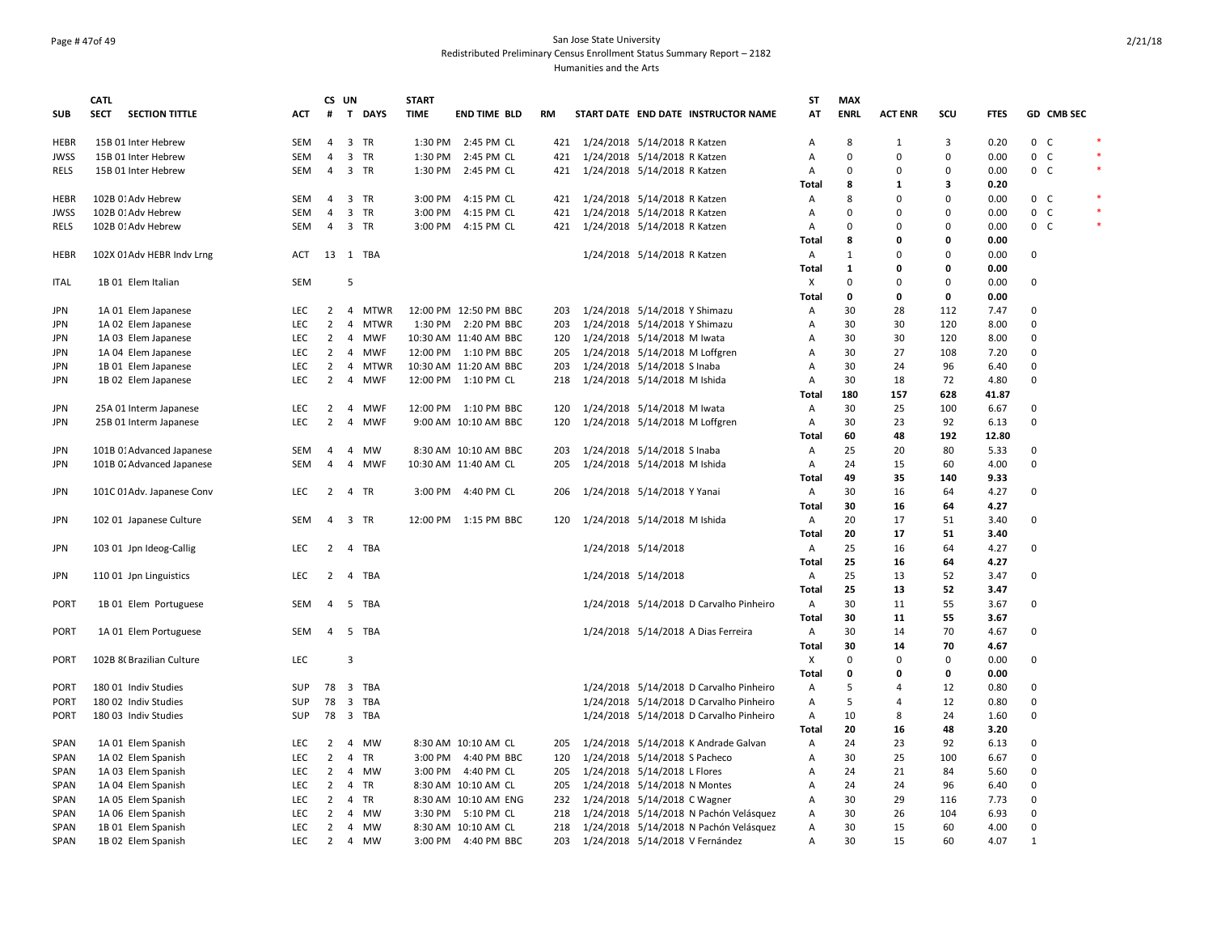San Jose State University
Redistributed Preliminary Census Enrollment Status Summary Report – 2182
Humanities and the Arts

| SUB | CATL SECT | SECTION TITTLE | ACT | CS # | UN T | DAYS | START TIME | END TIME | BLD | RM | START DATE | END DATE | INSTRUCTOR NAME | ST AT | MAX ENRL | ACT ENR | SCU | FTES | GD | CMB SEC |
|---|---|---|---|---|---|---|---|---|---|---|---|---|---|---|---|---|---|---|---|---|
| HEBR | 15B 01 | Inter Hebrew | SEM | 4 | 3 | TR | 1:30 PM | 2:45 PM | CL | 421 | 1/24/2018 | 5/14/2018 | R Katzen | A | 8 | 1 | 3 | 0.20 | 0 | C * |
| JWSS | 15B 01 | Inter Hebrew | SEM | 4 | 3 | TR | 1:30 PM | 2:45 PM | CL | 421 | 1/24/2018 | 5/14/2018 | R Katzen | A | 0 | 0 | 0 | 0.00 | 0 | C * |
| RELS | 15B 01 | Inter Hebrew | SEM | 4 | 3 | TR | 1:30 PM | 2:45 PM | CL | 421 | 1/24/2018 | 5/14/2018 | R Katzen | A | 0 | 0 | 0 | 0.00 | 0 | C * |
| | | | | | | | | | | | | | | **Total** | **8** | **1** | **3** | **0.20** | | |
| HEBR | 102B 01 | Adv Hebrew | SEM | 4 | 3 | TR | 3:00 PM | 4:15 PM | CL | 421 | 1/24/2018 | 5/14/2018 | R Katzen | A | 8 | 0 | 0 | 0.00 | 0 | C * |
| JWSS | 102B 01 | Adv Hebrew | SEM | 4 | 3 | TR | 3:00 PM | 4:15 PM | CL | 421 | 1/24/2018 | 5/14/2018 | R Katzen | A | 0 | 0 | 0 | 0.00 | 0 | C * |
| RELS | 102B 01 | Adv Hebrew | SEM | 4 | 3 | TR | 3:00 PM | 4:15 PM | CL | 421 | 1/24/2018 | 5/14/2018 | R Katzen | A | 0 | 0 | 0 | 0.00 | 0 | C * |
| | | | | | | | | | | | | | | **Total** | **8** | **0** | **0** | **0.00** | | |
| HEBR | 102X 01 | Adv HEBR Indv Lrng | ACT | 13 | 1 | TBA | | | | | 1/24/2018 | 5/14/2018 | R Katzen | A | 1 | 0 | 0 | 0.00 | 0 | |
| | | | | | | | | | | | | | | **Total** | **1** | **0** | **0** | **0.00** | | |
| ITAL | 1B 01 | Elem Italian | SEM | | 5 | | | | | | | | | X | 0 | 0 | 0 | 0.00 | 0 | |
| | | | | | | | | | | | | | | **Total** | **0** | **0** | **0** | **0.00** | | |
| JPN | 1A 01 | Elem Japanese | LEC | 2 | 4 | MTWR | 12:00 PM | 12:50 PM | BBC | 203 | 1/24/2018 | 5/14/2018 | Y Shimazu | A | 30 | 28 | 112 | 7.47 | 0 | |
| JPN | 1A 02 | Elem Japanese | LEC | 2 | 4 | MTWR | 1:30 PM | 2:20 PM | BBC | 203 | 1/24/2018 | 5/14/2018 | Y Shimazu | A | 30 | 30 | 120 | 8.00 | 0 | |
| JPN | 1A 03 | Elem Japanese | LEC | 2 | 4 | MWF | 10:30 AM | 11:40 AM | BBC | 120 | 1/24/2018 | 5/14/2018 | M Iwata | A | 30 | 30 | 120 | 8.00 | 0 | |
| JPN | 1A 04 | Elem Japanese | LEC | 2 | 4 | MWF | 12:00 PM | 1:10 PM | BBC | 205 | 1/24/2018 | 5/14/2018 | M Loffgren | A | 30 | 27 | 108 | 7.20 | 0 | |
| JPN | 1B 01 | Elem Japanese | LEC | 2 | 4 | MTWR | 10:30 AM | 11:20 AM | BBC | 203 | 1/24/2018 | 5/14/2018 | S Inaba | A | 30 | 24 | 96 | 6.40 | 0 | |
| JPN | 1B 02 | Elem Japanese | LEC | 2 | 4 | MWF | 12:00 PM | 1:10 PM | CL | 218 | 1/24/2018 | 5/14/2018 | M Ishida | A | 30 | 18 | 72 | 4.80 | 0 | |
| | | | | | | | | | | | | | | **Total** | **180** | **157** | **628** | **41.87** | | |
| JPN | 25A 01 | Interm Japanese | LEC | 2 | 4 | MWF | 12:00 PM | 1:10 PM | BBC | 120 | 1/24/2018 | 5/14/2018 | M Iwata | A | 30 | 25 | 100 | 6.67 | 0 | |
| JPN | 25B 01 | Interm Japanese | LEC | 2 | 4 | MWF | 9:00 AM | 10:10 AM | BBC | 120 | 1/24/2018 | 5/14/2018 | M Loffgren | A | 30 | 23 | 92 | 6.13 | 0 | |
| | | | | | | | | | | | | | | **Total** | **60** | **48** | **192** | **12.80** | | |
| JPN | 101B 01 | Advanced Japanese | SEM | 4 | 4 | MW | 8:30 AM | 10:10 AM | BBC | 203 | 1/24/2018 | 5/14/2018 | S Inaba | A | 25 | 20 | 80 | 5.33 | 0 | |
| JPN | 101B 02 | Advanced Japanese | SEM | 4 | 4 | MWF | 10:30 AM | 11:40 AM | CL | 205 | 1/24/2018 | 5/14/2018 | M Ishida | A | 24 | 15 | 60 | 4.00 | 0 | |
| | | | | | | | | | | | | | | **Total** | **49** | **35** | **140** | **9.33** | | |
| JPN | 101C 01 | Adv. Japanese Conv | LEC | 2 | 4 | TR | 3:00 PM | 4:40 PM | CL | 206 | 1/24/2018 | 5/14/2018 | Y Yanai | A | 30 | 16 | 64 | 4.27 | 0 | |
| | | | | | | | | | | | | | | **Total** | **30** | **16** | **64** | **4.27** | | |
| JPN | 102 01 | Japanese Culture | SEM | 4 | 3 | TR | 12:00 PM | 1:15 PM | BBC | 120 | 1/24/2018 | 5/14/2018 | M Ishida | A | 20 | 17 | 51 | 3.40 | 0 | |
| | | | | | | | | | | | | | | **Total** | **20** | **17** | **51** | **3.40** | | |
| JPN | 103 01 | Jpn Ideog-Callig | LEC | 2 | 4 | TBA | | | | | 1/24/2018 | 5/14/2018 | | A | 25 | 16 | 64 | 4.27 | 0 | |
| | | | | | | | | | | | | | | **Total** | **25** | **16** | **64** | **4.27** | | |
| JPN | 110 01 | Jpn Linguistics | LEC | 2 | 4 | TBA | | | | | 1/24/2018 | 5/14/2018 | | A | 25 | 13 | 52 | 3.47 | 0 | |
| | | | | | | | | | | | | | | **Total** | **25** | **13** | **52** | **3.47** | | |
| PORT | 1B 01 | Elem Portuguese | SEM | 4 | 5 | TBA | | | | | 1/24/2018 | 5/14/2018 | D Carvalho Pinheiro | A | 30 | 11 | 55 | 3.67 | 0 | |
| | | | | | | | | | | | | | | **Total** | **30** | **11** | **55** | **3.67** | | |
| PORT | 1A 01 | Elem Portuguese | SEM | 4 | 5 | TBA | | | | | 1/24/2018 | 5/14/2018 | A Dias Ferreira | A | 30 | 14 | 70 | 4.67 | 0 | |
| | | | | | | | | | | | | | | **Total** | **30** | **14** | **70** | **4.67** | | |
| PORT | 102B 80 | Brazilian Culture | LEC | | 3 | | | | | | | | | X | 0 | 0 | 0 | 0.00 | 0 | |
| | | | | | | | | | | | | | | **Total** | **0** | **0** | **0** | **0.00** | | |
| PORT | 180 01 | Indiv Studies | SUP | 78 | 3 | TBA | | | | | 1/24/2018 | 5/14/2018 | D Carvalho Pinheiro | A | 5 | 4 | 12 | 0.80 | 0 | |
| PORT | 180 02 | Indiv Studies | SUP | 78 | 3 | TBA | | | | | 1/24/2018 | 5/14/2018 | D Carvalho Pinheiro | A | 5 | 4 | 12 | 0.80 | 0 | |
| PORT | 180 03 | Indiv Studies | SUP | 78 | 3 | TBA | | | | | 1/24/2018 | 5/14/2018 | D Carvalho Pinheiro | A | 10 | 8 | 24 | 1.60 | 0 | |
| | | | | | | | | | | | | | | **Total** | **20** | **16** | **48** | **3.20** | | |
| SPAN | 1A 01 | Elem Spanish | LEC | 2 | 4 | MW | 8:30 AM | 10:10 AM | CL | 205 | 1/24/2018 | 5/14/2018 | K Andrade Galvan | A | 24 | 23 | 92 | 6.13 | 0 | |
| SPAN | 1A 02 | Elem Spanish | LEC | 2 | 4 | TR | 3:00 PM | 4:40 PM | BBC | 120 | 1/24/2018 | 5/14/2018 | S Pacheco | A | 30 | 25 | 100 | 6.67 | 0 | |
| SPAN | 1A 03 | Elem Spanish | LEC | 2 | 4 | MW | 3:00 PM | 4:40 PM | CL | 205 | 1/24/2018 | 5/14/2018 | L Flores | A | 24 | 21 | 84 | 5.60 | 0 | |
| SPAN | 1A 04 | Elem Spanish | LEC | 2 | 4 | TR | 8:30 AM | 10:10 AM | CL | 205 | 1/24/2018 | 5/14/2018 | N Montes | A | 24 | 24 | 96 | 6.40 | 0 | |
| SPAN | 1A 05 | Elem Spanish | LEC | 2 | 4 | TR | 8:30 AM | 10:10 AM | ENG | 232 | 1/24/2018 | 5/14/2018 | C Wagner | A | 30 | 29 | 116 | 7.73 | 0 | |
| SPAN | 1A 06 | Elem Spanish | LEC | 2 | 4 | MW | 3:30 PM | 5:10 PM | CL | 218 | 1/24/2018 | 5/14/2018 | N Pachón Velásquez | A | 30 | 26 | 104 | 6.93 | 0 | |
| SPAN | 1B 01 | Elem Spanish | LEC | 2 | 4 | MW | 8:30 AM | 10:10 AM | CL | 218 | 1/24/2018 | 5/14/2018 | N Pachón Velásquez | A | 30 | 15 | 60 | 4.00 | 0 | |
| SPAN | 1B 02 | Elem Spanish | LEC | 2 | 4 | MW | 3:00 PM | 4:40 PM | BBC | 203 | 1/24/2018 | 5/14/2018 | V Fernández | A | 30 | 15 | 60 | 4.07 | 1 | |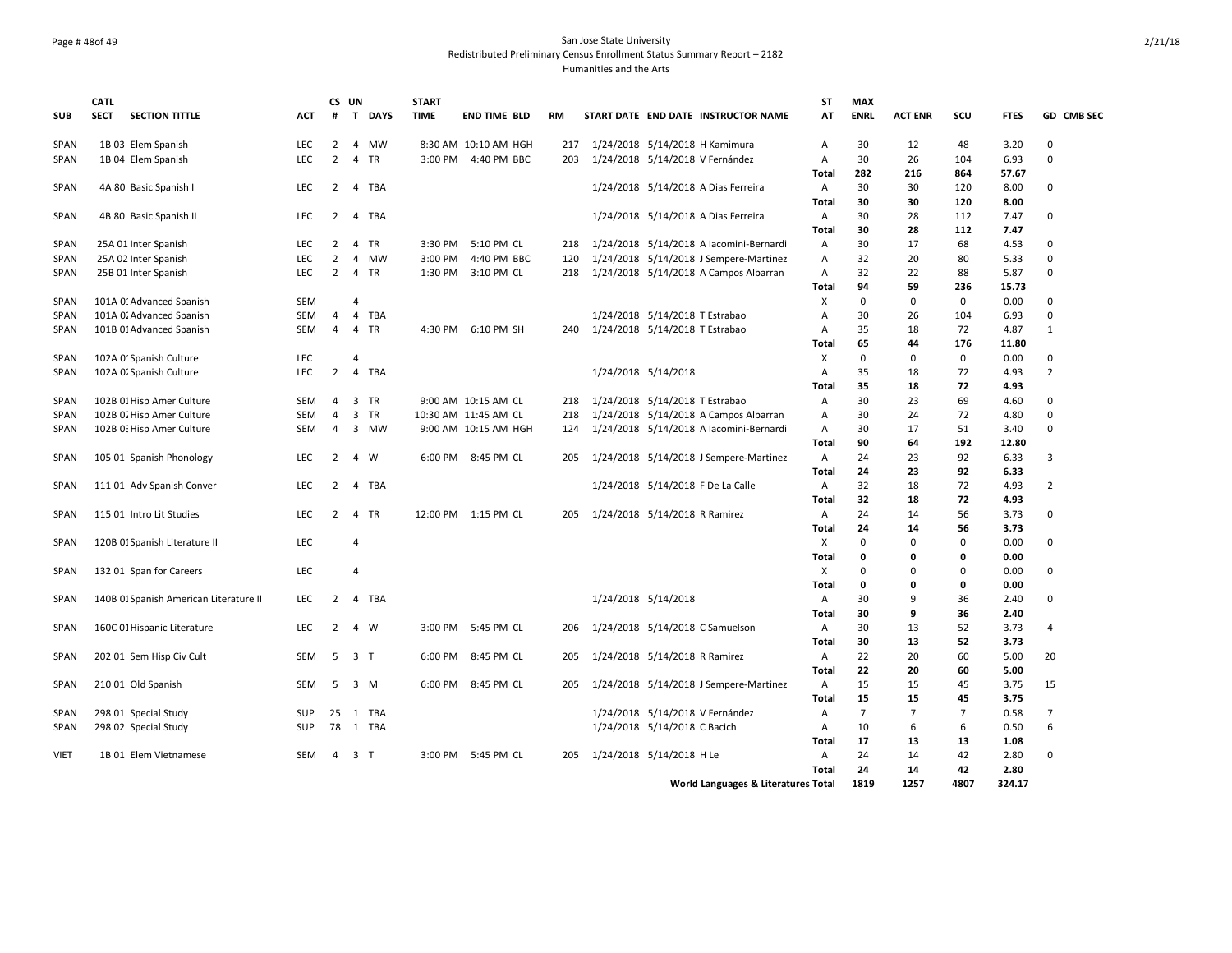San Jose State University
Redistributed Preliminary Census Enrollment Status Summary Report – 2182
Humanities and the Arts

| SUB | CATL SECT | SECTION TITTLE | ACT | CS # | UN T | DAYS | START TIME | END TIME | BLD | RM | START DATE | END DATE | INSTRUCTOR NAME | ST AT | MAX ENRL | ACT ENR | SCU | FTES | GD | CMB SEC |
|---|---|---|---|---|---|---|---|---|---|---|---|---|---|---|---|---|---|---|---|---|
| SPAN | 1B 03 | Elem Spanish | LEC | 2 | 4 | MW | 8:30 AM | 10:10 AM | HGH | 217 | 1/24/2018 | 5/14/2018 | H Kamimura | A | 30 | 12 | 48 | 3.20 | 0 | |
| SPAN | 1B 04 | Elem Spanish | LEC | 2 | 4 | TR | 3:00 PM | 4:40 PM | BBC | 203 | 1/24/2018 | 5/14/2018 | V Fernández | A | 30 | 26 | 104 | 6.93 | 0 | |
| | | | | | | | | | | | | | | **Total** | **282** | **216** | **864** | **57.67** | | |
| SPAN | 4A 80 | Basic Spanish I | LEC | 2 | 4 | TBA | | | | | 1/24/2018 | 5/14/2018 | A Dias Ferreira | A | 30 | 30 | 120 | 8.00 | 0 | |
| | | | | | | | | | | | | | | **Total** | **30** | **30** | **120** | **8.00** | | |
| SPAN | 4B 80 | Basic Spanish II | LEC | 2 | 4 | TBA | | | | | 1/24/2018 | 5/14/2018 | A Dias Ferreira | A | 30 | 28 | 112 | 7.47 | 0 | |
| | | | | | | | | | | | | | | **Total** | **30** | **28** | **112** | **7.47** | | |
| SPAN | 25A 01 | Inter Spanish | LEC | 2 | 4 | TR | 3:30 PM | 5:10 PM | CL | 218 | 1/24/2018 | 5/14/2018 | A Iacomini-Bernardi | A | 30 | 17 | 68 | 4.53 | 0 | |
| SPAN | 25A 02 | Inter Spanish | LEC | 2 | 4 | MW | 3:00 PM | 4:40 PM | BBC | 120 | 1/24/2018 | 5/14/2018 | J Sempere-Martinez | A | 32 | 20 | 80 | 5.33 | 0 | |
| SPAN | 25B 01 | Inter Spanish | LEC | 2 | 4 | TR | 1:30 PM | 3:10 PM | CL | 218 | 1/24/2018 | 5/14/2018 | A Campos Albarran | A | 32 | 22 | 88 | 5.87 | 0 | |
| | | | | | | | | | | | | | | **Total** | **94** | **59** | **236** | **15.73** | | |
| SPAN | 101A 0: | Advanced Spanish | SEM | | 4 | | | | | | | | | X | 0 | 0 | 0 | 0.00 | 0 | |
| SPAN | 101A 0: | Advanced Spanish | SEM | 4 | 4 | TBA | | | | | 1/24/2018 | 5/14/2018 | T Estrabao | A | 30 | 26 | 104 | 6.93 | 0 | |
| SPAN | 101B 0: | Advanced Spanish | SEM | 4 | 4 | TR | 4:30 PM | 6:10 PM | SH | 240 | 1/24/2018 | 5/14/2018 | T Estrabao | A | 35 | 18 | 72 | 4.87 | 1 | |
| | | | | | | | | | | | | | | **Total** | **65** | **44** | **176** | **11.80** | | |
| SPAN | 102A 0: | Spanish Culture | LEC | | 4 | | | | | | | | | X | 0 | 0 | 0 | 0.00 | 0 | |
| SPAN | 102A 0: | Spanish Culture | LEC | 2 | 4 | TBA | | | | | 1/24/2018 | 5/14/2018 | | A | 35 | 18 | 72 | 4.93 | 2 | |
| | | | | | | | | | | | | | | **Total** | **35** | **18** | **72** | **4.93** | | |
| SPAN | 102B 0: | Hisp Amer Culture | SEM | 4 | 3 | TR | 9:00 AM | 10:15 AM | CL | 218 | 1/24/2018 | 5/14/2018 | T Estrabao | A | 30 | 23 | 69 | 4.60 | 0 | |
| SPAN | 102B 0: | Hisp Amer Culture | SEM | 4 | 3 | TR | 10:30 AM | 11:45 AM | CL | 218 | 1/24/2018 | 5/14/2018 | A Campos Albarran | A | 30 | 24 | 72 | 4.80 | 0 | |
| SPAN | 102B 0: | Hisp Amer Culture | SEM | 4 | 3 | MW | 9:00 AM | 10:15 AM | HGH | 124 | 1/24/2018 | 5/14/2018 | A Iacomini-Bernardi | A | 30 | 17 | 51 | 3.40 | 0 | |
| | | | | | | | | | | | | | | **Total** | **90** | **64** | **192** | **12.80** | | |
| SPAN | 105 01 | Spanish Phonology | LEC | 2 | 4 | W | 6:00 PM | 8:45 PM | CL | 205 | 1/24/2018 | 5/14/2018 | J Sempere-Martinez | A | 24 | 23 | 92 | 6.33 | 3 | |
| | | | | | | | | | | | | | | **Total** | **24** | **23** | **92** | **6.33** | | |
| SPAN | 111 01 | Adv Spanish Conver | LEC | 2 | 4 | TBA | | | | | 1/24/2018 | 5/14/2018 | F De La Calle | A | 32 | 18 | 72 | 4.93 | 2 | |
| | | | | | | | | | | | | | | **Total** | **32** | **18** | **72** | **4.93** | | |
| SPAN | 115 01 | Intro Lit Studies | LEC | 2 | 4 | TR | 12:00 PM | 1:15 PM | CL | 205 | 1/24/2018 | 5/14/2018 | R Ramirez | A | 24 | 14 | 56 | 3.73 | 0 | |
| | | | | | | | | | | | | | | **Total** | **24** | **14** | **56** | **3.73** | | |
| SPAN | 120B 0: | Spanish Literature II | LEC | | 4 | | | | | | | | | X | 0 | 0 | 0 | 0.00 | 0 | |
| | | | | | | | | | | | | | | **Total** | **0** | **0** | **0** | **0.00** | | |
| SPAN | 132 01 | Span for Careers | LEC | | 4 | | | | | | | | | X | 0 | 0 | 0 | 0.00 | 0 | |
| | | | | | | | | | | | | | | **Total** | **0** | **0** | **0** | **0.00** | | |
| SPAN | 140B 0: | Spanish American Literature II | LEC | 2 | 4 | TBA | | | | | 1/24/2018 | 5/14/2018 | | A | 30 | 9 | 36 | 2.40 | 0 | |
| | | | | | | | | | | | | | | **Total** | **30** | **9** | **36** | **2.40** | | |
| SPAN | 160C 01 | Hispanic Literature | LEC | 2 | 4 | W | 3:00 PM | 5:45 PM | CL | 206 | 1/24/2018 | 5/14/2018 | C Samuelson | A | 30 | 13 | 52 | 3.73 | 4 | |
| | | | | | | | | | | | | | | **Total** | **30** | **13** | **52** | **3.73** | | |
| SPAN | 202 01 | Sem Hisp Civ Cult | SEM | 5 | 3 | T | 6:00 PM | 8:45 PM | CL | 205 | 1/24/2018 | 5/14/2018 | R Ramirez | A | 22 | 20 | 60 | 5.00 | 20 | |
| | | | | | | | | | | | | | | **Total** | **22** | **20** | **60** | **5.00** | | |
| SPAN | 210 01 | Old Spanish | SEM | 5 | 3 | M | 6:00 PM | 8:45 PM | CL | 205 | 1/24/2018 | 5/14/2018 | J Sempere-Martinez | A | 15 | 15 | 45 | 3.75 | 15 | |
| | | | | | | | | | | | | | | **Total** | **15** | **15** | **45** | **3.75** | | |
| SPAN | 298 01 | Special Study | SUP | 25 | 1 | TBA | | | | | 1/24/2018 | 5/14/2018 | V Fernández | A | 7 | 7 | 7 | 0.58 | 7 | |
| SPAN | 298 02 | Special Study | SUP | 78 | 1 | TBA | | | | | 1/24/2018 | 5/14/2018 | C Bacich | A | 10 | 6 | 6 | 0.50 | 6 | |
| | | | | | | | | | | | | | | **Total** | **17** | **13** | **13** | **1.08** | | |
| VIET | 1B 01 | Elem Vietnamese | SEM | 4 | 3 | T | 3:00 PM | 5:45 PM | CL | 205 | 1/24/2018 | 5/14/2018 | H Le | A | 24 | 14 | 42 | 2.80 | 0 | |
| | | | | | | | | | | | | | | **Total** | **24** | **14** | **42** | **2.80** | | |
| | | | | | | | | | | | | | **World Languages & Literatures Total** | | **1819** | **1257** | **4807** | **324.17** | | |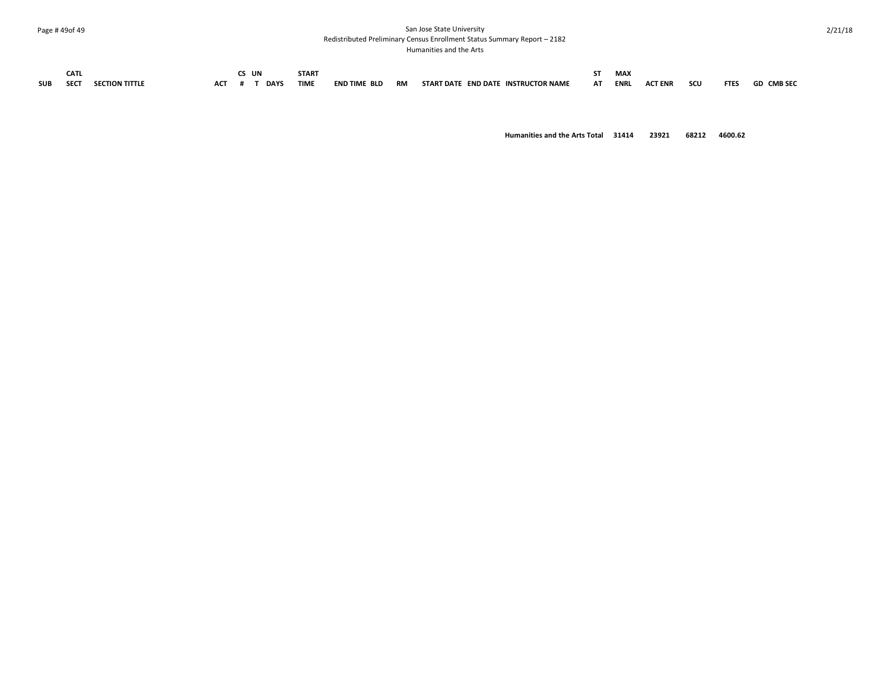| SUB | CATL SECT | SECTION TITTLE | ACT | CS # | UN T | DAYS | START TIME | END TIME | BLD | RM | START DATE | END DATE | INSTRUCTOR NAME | ST AT | MAX ENRL | ACT ENR | SCU | FTES | GD | CMB SEC |
|---|---|---|---|---|---|---|---|---|---|---|---|---|---|---|---|---|---|---|---|---|
| | | | | | | | | | | | | | **Humanities and the Arts Total** | | **31414** | **23921** | **68212** | **4600.62** | | |